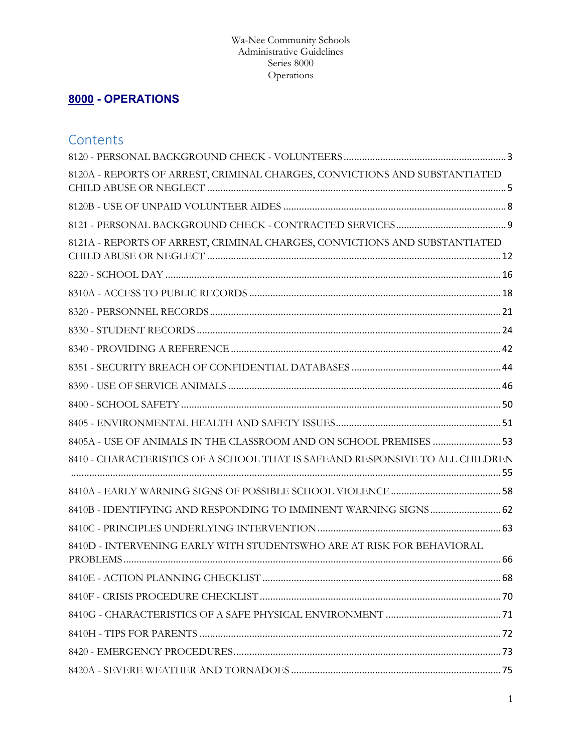Wa-Nee Community Schools
Administrative Guidelines
Series 8000
Operations

## 8000 - OPERATIONS

## Contents

8120 - PERSONAL BACKGROUND CHECK - VOLUNTEERS ........ 3

8120A - REPORTS OF ARREST, CRIMINAL CHARGES, CONVICTIONS AND SUBSTANTIATED CHILD ABUSE OR NEGLECT ........ 5

8120B - USE OF UNPAID VOLUNTEER AIDES ........ 8

8121 - PERSONAL BACKGROUND CHECK - CONTRACTED SERVICES ........ 9

8121A - REPORTS OF ARREST, CRIMINAL CHARGES, CONVICTIONS AND SUBSTANTIATED CHILD ABUSE OR NEGLECT ........ 12

8220 - SCHOOL DAY ........ 16

8310A - ACCESS TO PUBLIC RECORDS ........ 18

8320 - PERSONNEL RECORDS ........ 21

8330 - STUDENT RECORDS ........ 24

8340 - PROVIDING A REFERENCE ........ 42

8351 - SECURITY BREACH OF CONFIDENTIAL DATABASES ........ 44

8390 - USE OF SERVICE ANIMALS ........ 46

8400 - SCHOOL SAFETY ........ 50

8405 - ENVIRONMENTAL HEALTH AND SAFETY ISSUES ........ 51

8405A - USE OF ANIMALS IN THE CLASSROOM AND ON SCHOOL PREMISES ........ 53

8410 - CHARACTERISTICS OF A SCHOOL THAT IS SAFEAND RESPONSIVE TO ALL CHILDREN ........ 55

8410A - EARLY WARNING SIGNS OF POSSIBLE SCHOOL VIOLENCE ........ 58

8410B - IDENTIFYING AND RESPONDING TO IMMINENT WARNING SIGNS ........ 62

8410C - PRINCIPLES UNDERLYING INTERVENTION ........ 63

8410D - INTERVENING EARLY WITH STUDENTSWHO ARE AT RISK FOR BEHAVIORAL PROBLEMS ........ 66

8410E - ACTION PLANNING CHECKLIST ........ 68

8410F - CRISIS PROCEDURE CHECKLIST ........ 70

8410G - CHARACTERISTICS OF A SAFE PHYSICAL ENVIRONMENT ........ 71

8410H - TIPS FOR PARENTS ........ 72

8420 - EMERGENCY PROCEDURES ........ 73

8420A - SEVERE WEATHER AND TORNADOES ........ 75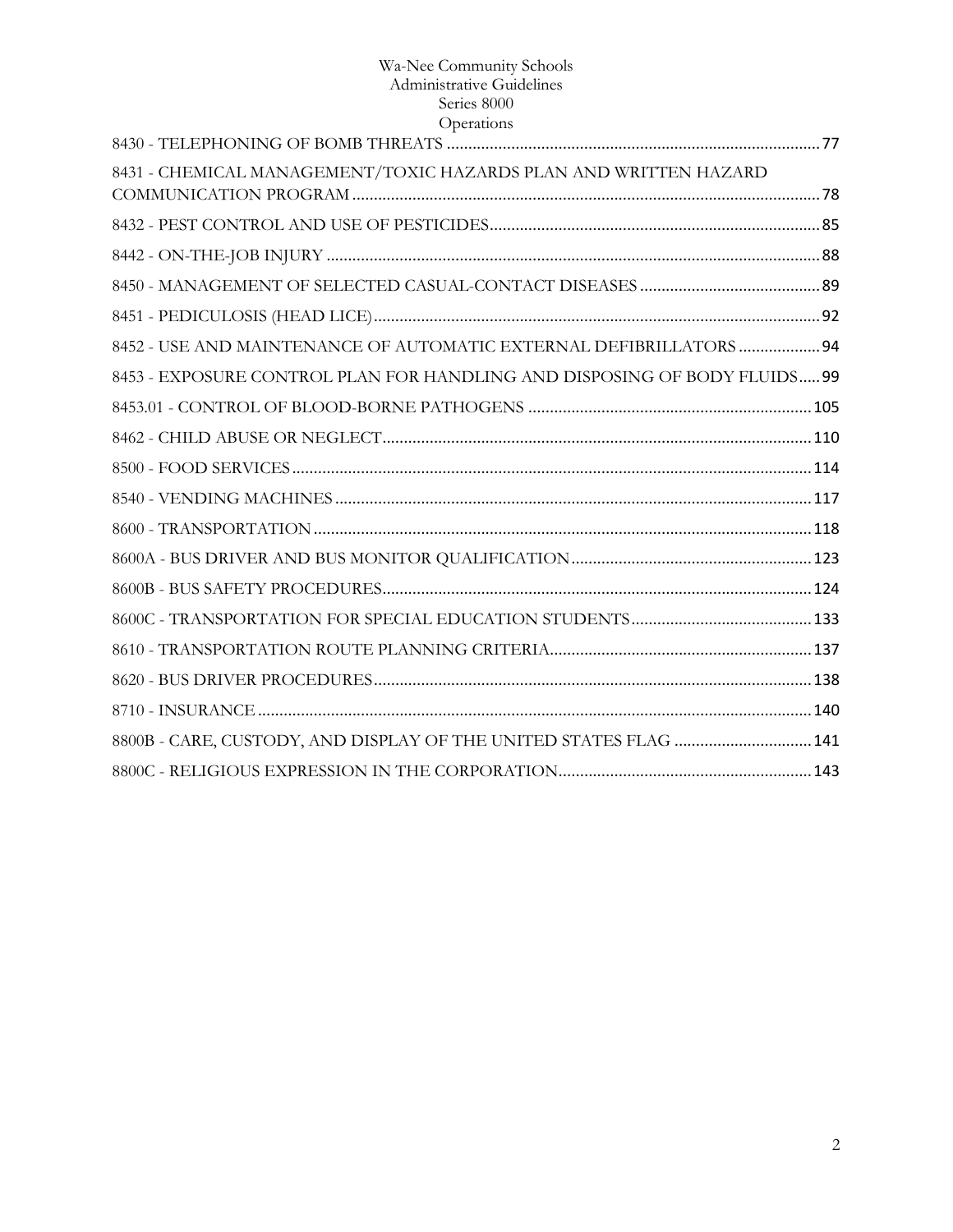8430 - TELEPHONING OF BOMB THREATS ........................................................................................ 77

8431 - CHEMICAL MANAGEMENT/TOXIC HAZARDS PLAN AND WRITTEN HAZARD COMMUNICATION PROGRAM ........................................................................................ 78

8432 - PEST CONTROL AND USE OF PESTICIDES ........................................................................................ 85

8442 - ON-THE-JOB INJURY ........................................................................................ 88

8450 - MANAGEMENT OF SELECTED CASUAL-CONTACT DISEASES ........................................................................................ 89

8451 - PEDICULOSIS (HEAD LICE) ........................................................................................ 92

8452 - USE AND MAINTENANCE OF AUTOMATIC EXTERNAL DEFIBRILLATORS ........................................................................................ 94

8453 - EXPOSURE CONTROL PLAN FOR HANDLING AND DISPOSING OF BODY FLUIDS ..... 99

8453.01 - CONTROL OF BLOOD-BORNE PATHOGENS ........................................................................................ 105

8462 - CHILD ABUSE OR NEGLECT ........................................................................................ 110

8500 - FOOD SERVICES ........................................................................................ 114

8540 - VENDING MACHINES ........................................................................................ 117

8600 - TRANSPORTATION ........................................................................................ 118

8600A - BUS DRIVER AND BUS MONITOR QUALIFICATION ........................................................................................ 123

8600B - BUS SAFETY PROCEDURES ........................................................................................ 124

8600C - TRANSPORTATION FOR SPECIAL EDUCATION STUDENTS ........................................................................................ 133

8610 - TRANSPORTATION ROUTE PLANNING CRITERIA ........................................................................................ 137

8620 - BUS DRIVER PROCEDURES ........................................................................................ 138

8710 - INSURANCE ........................................................................................ 140

8800B - CARE, CUSTODY, AND DISPLAY OF THE UNITED STATES FLAG ........................................................................................ 141

8800C - RELIGIOUS EXPRESSION IN THE CORPORATION ........................................................................................ 143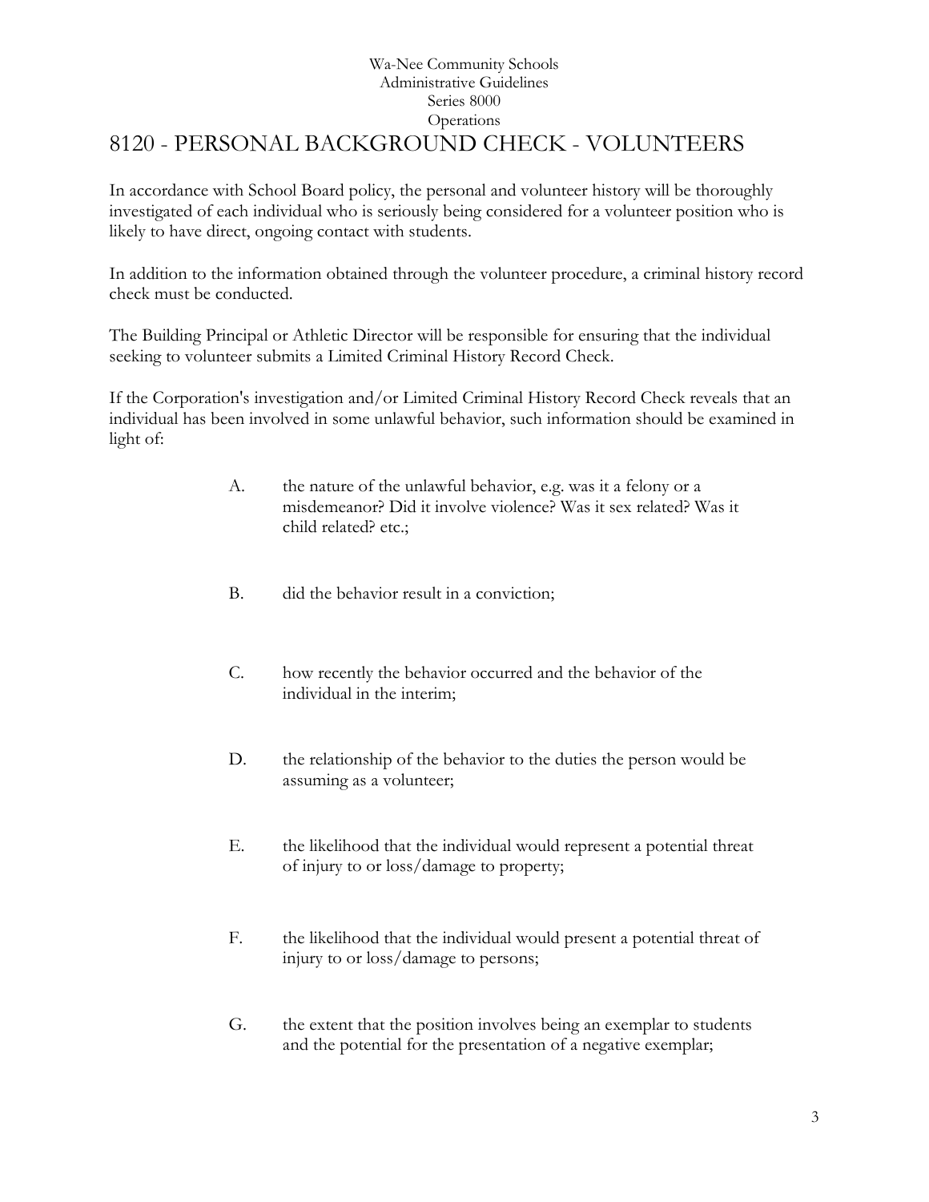Wa-Nee Community Schools
Administrative Guidelines
Series 8000
Operations

# 8120 - PERSONAL BACKGROUND CHECK - VOLUNTEERS

In accordance with School Board policy, the personal and volunteer history will be thoroughly investigated of each individual who is seriously being considered for a volunteer position who is likely to have direct, ongoing contact with students.

In addition to the information obtained through the volunteer procedure, a criminal history record check must be conducted.

The Building Principal or Athletic Director will be responsible for ensuring that the individual seeking to volunteer submits a Limited Criminal History Record Check.

If the Corporation's investigation and/or Limited Criminal History Record Check reveals that an individual has been involved in some unlawful behavior, such information should be examined in light of:

A. the nature of the unlawful behavior, e.g. was it a felony or a misdemeanor? Did it involve violence? Was it sex related? Was it child related? etc.;

B. did the behavior result in a conviction;

C. how recently the behavior occurred and the behavior of the individual in the interim;

D. the relationship of the behavior to the duties the person would be assuming as a volunteer;

E. the likelihood that the individual would represent a potential threat of injury to or loss/damage to property;

F. the likelihood that the individual would present a potential threat of injury to or loss/damage to persons;

G. the extent that the position involves being an exemplar to students and the potential for the presentation of a negative exemplar;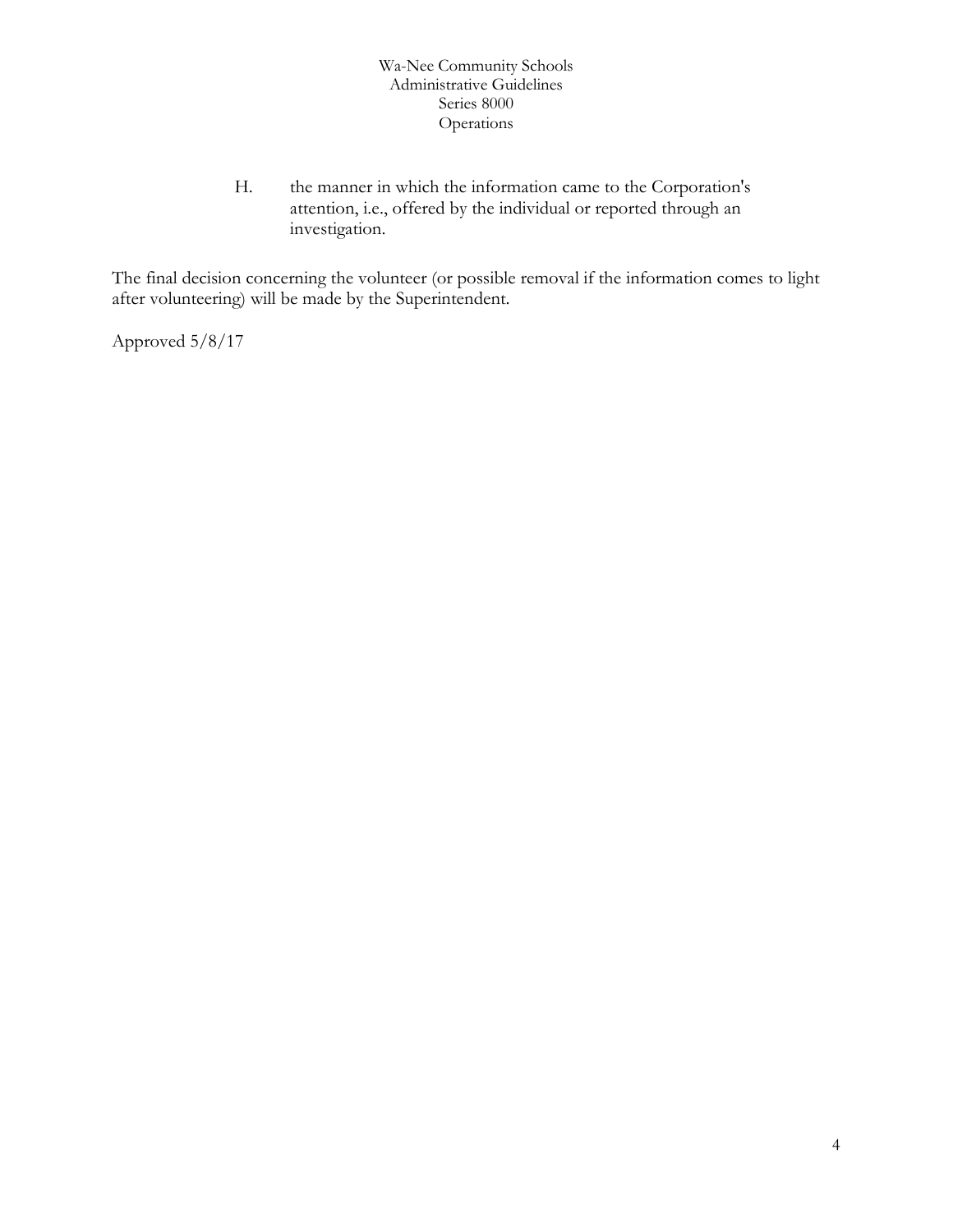H. the manner in which the information came to the Corporation's attention, i.e., offered by the individual or reported through an investigation.

The final decision concerning the volunteer (or possible removal if the information comes to light after volunteering) will be made by the Superintendent.

Approved 5/8/17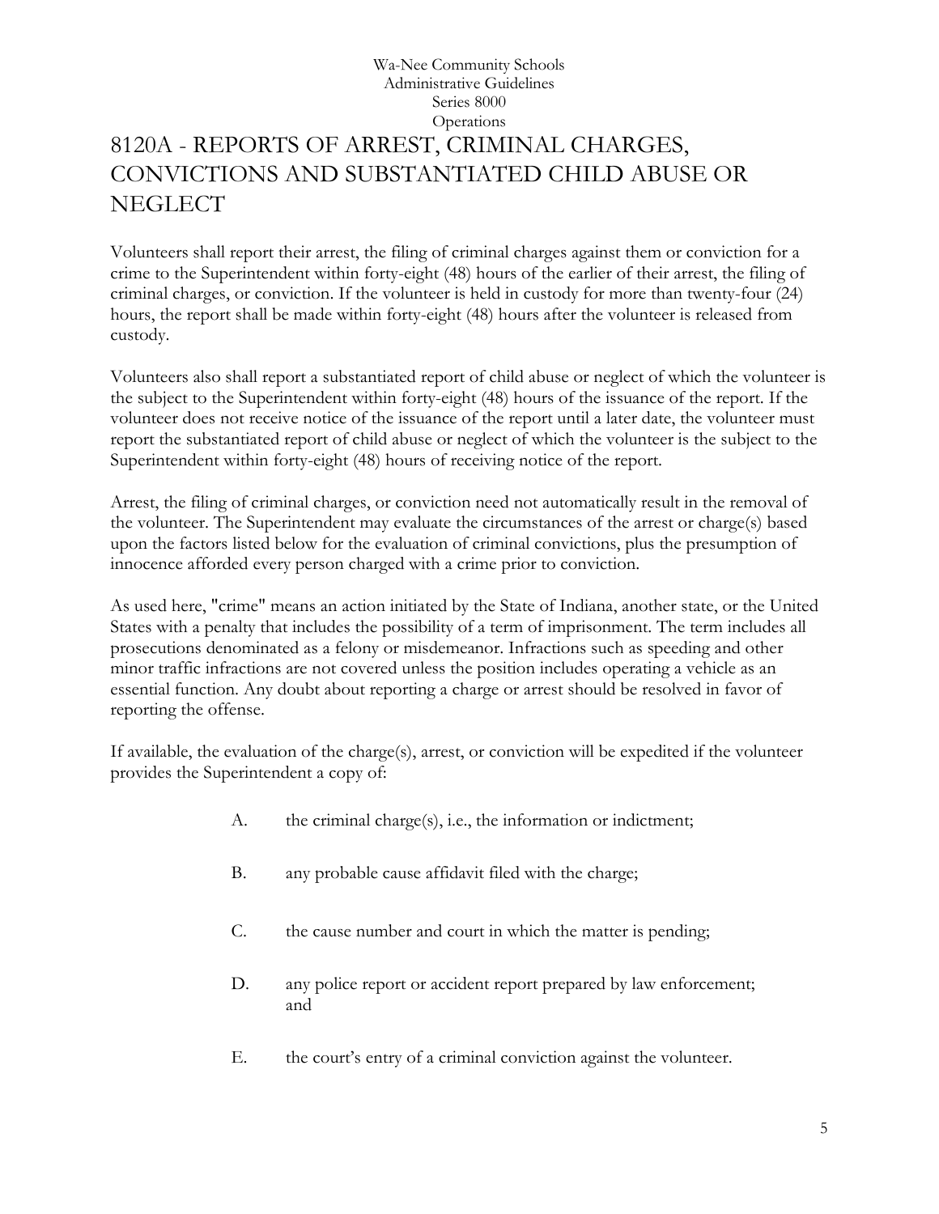# 8120A - REPORTS OF ARREST, CRIMINAL CHARGES, CONVICTIONS AND SUBSTANTIATED CHILD ABUSE OR NEGLECT

Volunteers shall report their arrest, the filing of criminal charges against them or conviction for a crime to the Superintendent within forty-eight (48) hours of the earlier of their arrest, the filing of criminal charges, or conviction. If the volunteer is held in custody for more than twenty-four (24) hours, the report shall be made within forty-eight (48) hours after the volunteer is released from custody.

Volunteers also shall report a substantiated report of child abuse or neglect of which the volunteer is the subject to the Superintendent within forty-eight (48) hours of the issuance of the report. If the volunteer does not receive notice of the issuance of the report until a later date, the volunteer must report the substantiated report of child abuse or neglect of which the volunteer is the subject to the Superintendent within forty-eight (48) hours of receiving notice of the report.

Arrest, the filing of criminal charges, or conviction need not automatically result in the removal of the volunteer. The Superintendent may evaluate the circumstances of the arrest or charge(s) based upon the factors listed below for the evaluation of criminal convictions, plus the presumption of innocence afforded every person charged with a crime prior to conviction.

As used here, "crime" means an action initiated by the State of Indiana, another state, or the United States with a penalty that includes the possibility of a term of imprisonment. The term includes all prosecutions denominated as a felony or misdemeanor. Infractions such as speeding and other minor traffic infractions are not covered unless the position includes operating a vehicle as an essential function. Any doubt about reporting a charge or arrest should be resolved in favor of reporting the offense.

If available, the evaluation of the charge(s), arrest, or conviction will be expedited if the volunteer provides the Superintendent a copy of:

A. the criminal charge(s), i.e., the information or indictment;

B. any probable cause affidavit filed with the charge;

C. the cause number and court in which the matter is pending;

D. any police report or accident report prepared by law enforcement; and

E. the court's entry of a criminal conviction against the volunteer.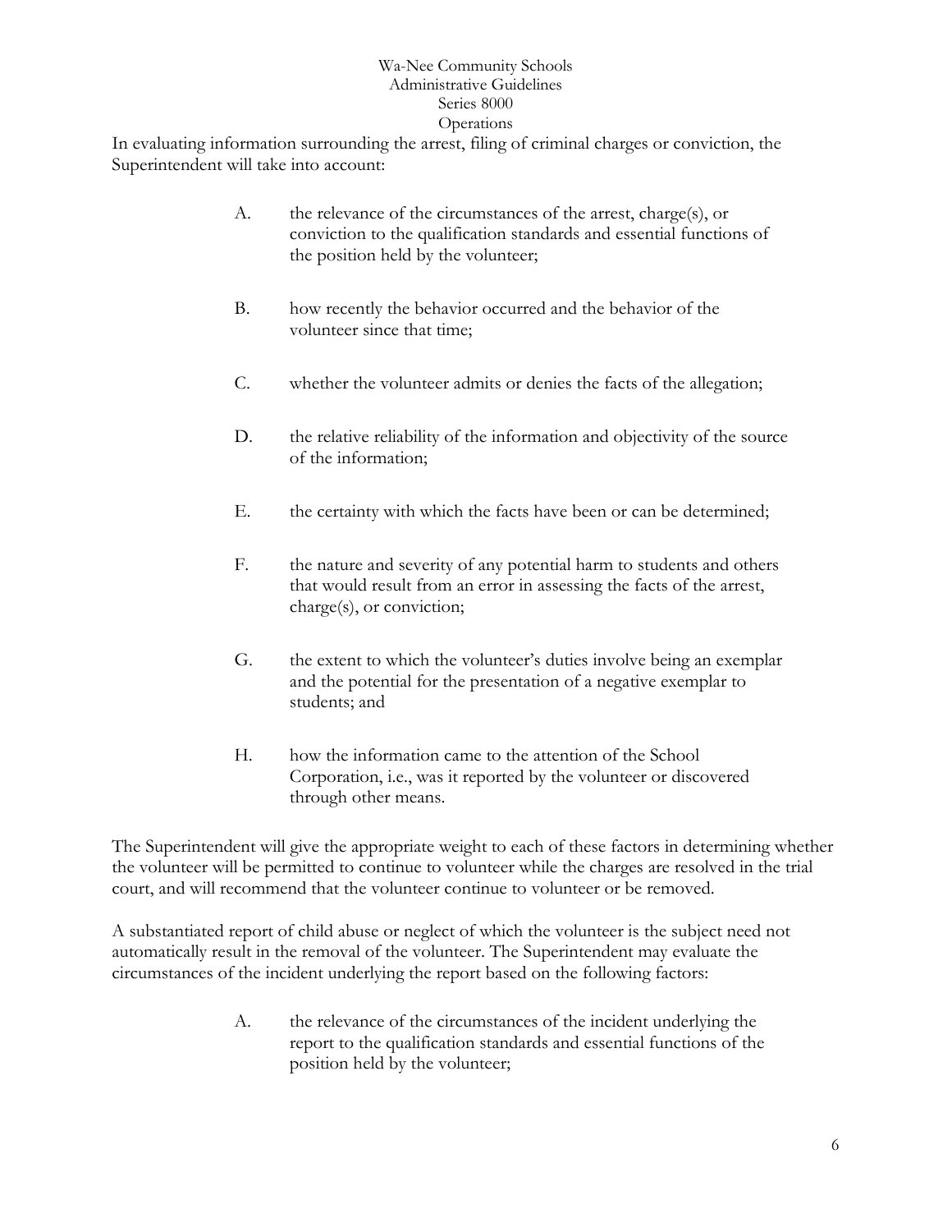In evaluating information surrounding the arrest, filing of criminal charges or conviction, the Superintendent will take into account:

A. the relevance of the circumstances of the arrest, charge(s), or conviction to the qualification standards and essential functions of the position held by the volunteer;

B. how recently the behavior occurred and the behavior of the volunteer since that time;

C. whether the volunteer admits or denies the facts of the allegation;

D. the relative reliability of the information and objectivity of the source of the information;

E. the certainty with which the facts have been or can be determined;

F. the nature and severity of any potential harm to students and others that would result from an error in assessing the facts of the arrest, charge(s), or conviction;

G. the extent to which the volunteer's duties involve being an exemplar and the potential for the presentation of a negative exemplar to students; and

H. how the information came to the attention of the School Corporation, i.e., was it reported by the volunteer or discovered through other means.

The Superintendent will give the appropriate weight to each of these factors in determining whether the volunteer will be permitted to continue to volunteer while the charges are resolved in the trial court, and will recommend that the volunteer continue to volunteer or be removed.

A substantiated report of child abuse or neglect of which the volunteer is the subject need not automatically result in the removal of the volunteer. The Superintendent may evaluate the circumstances of the incident underlying the report based on the following factors:

A. the relevance of the circumstances of the incident underlying the report to the qualification standards and essential functions of the position held by the volunteer;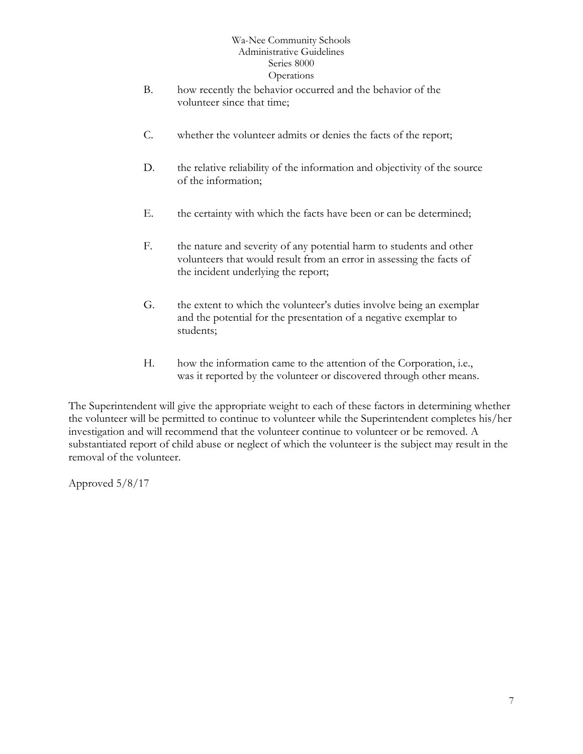B. how recently the behavior occurred and the behavior of the volunteer since that time;

C. whether the volunteer admits or denies the facts of the report;

D. the relative reliability of the information and objectivity of the source of the information;

E. the certainty with which the facts have been or can be determined;

F. the nature and severity of any potential harm to students and other volunteers that would result from an error in assessing the facts of the incident underlying the report;

G. the extent to which the volunteer's duties involve being an exemplar and the potential for the presentation of a negative exemplar to students;

H. how the information came to the attention of the Corporation, i.e., was it reported by the volunteer or discovered through other means.

The Superintendent will give the appropriate weight to each of these factors in determining whether the volunteer will be permitted to continue to volunteer while the Superintendent completes his/her investigation and will recommend that the volunteer continue to volunteer or be removed. A substantiated report of child abuse or neglect of which the volunteer is the subject may result in the removal of the volunteer.

Approved 5/8/17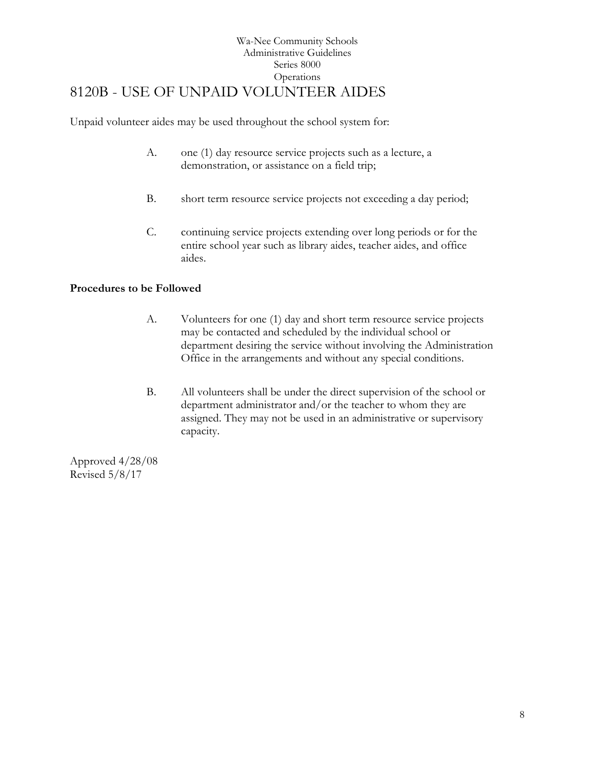# 8120B - USE OF UNPAID VOLUNTEER AIDES

Unpaid volunteer aides may be used throughout the school system for:

A. one (1) day resource service projects such as a lecture, a demonstration, or assistance on a field trip;

B. short term resource service projects not exceeding a day period;

C. continuing service projects extending over long periods or for the entire school year such as library aides, teacher aides, and office aides.

**Procedures to be Followed**

A. Volunteers for one (1) day and short term resource service projects may be contacted and scheduled by the individual school or department desiring the service without involving the Administration Office in the arrangements and without any special conditions.

B. All volunteers shall be under the direct supervision of the school or department administrator and/or the teacher to whom they are assigned. They may not be used in an administrative or supervisory capacity.

Approved 4/28/08
Revised 5/8/17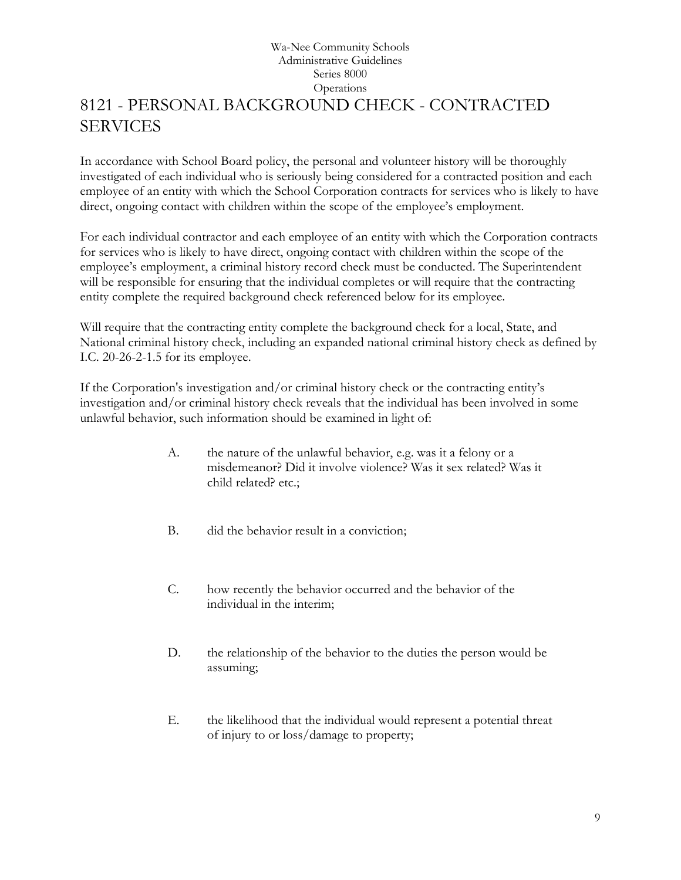# 8121 - PERSONAL BACKGROUND CHECK - CONTRACTED SERVICES

In accordance with School Board policy, the personal and volunteer history will be thoroughly investigated of each individual who is seriously being considered for a contracted position and each employee of an entity with which the School Corporation contracts for services who is likely to have direct, ongoing contact with children within the scope of the employee's employment.

For each individual contractor and each employee of an entity with which the Corporation contracts for services who is likely to have direct, ongoing contact with children within the scope of the employee's employment, a criminal history record check must be conducted. The Superintendent will be responsible for ensuring that the individual completes or will require that the contracting entity complete the required background check referenced below for its employee.

Will require that the contracting entity complete the background check for a local, State, and National criminal history check, including an expanded national criminal history check as defined by I.C. 20-26-2-1.5 for its employee.

If the Corporation's investigation and/or criminal history check or the contracting entity's investigation and/or criminal history check reveals that the individual has been involved in some unlawful behavior, such information should be examined in light of:

A. the nature of the unlawful behavior, e.g. was it a felony or a misdemeanor? Did it involve violence? Was it sex related? Was it child related? etc.;

B. did the behavior result in a conviction;

C. how recently the behavior occurred and the behavior of the individual in the interim;

D. the relationship of the behavior to the duties the person would be assuming;

E. the likelihood that the individual would represent a potential threat of injury to or loss/damage to property;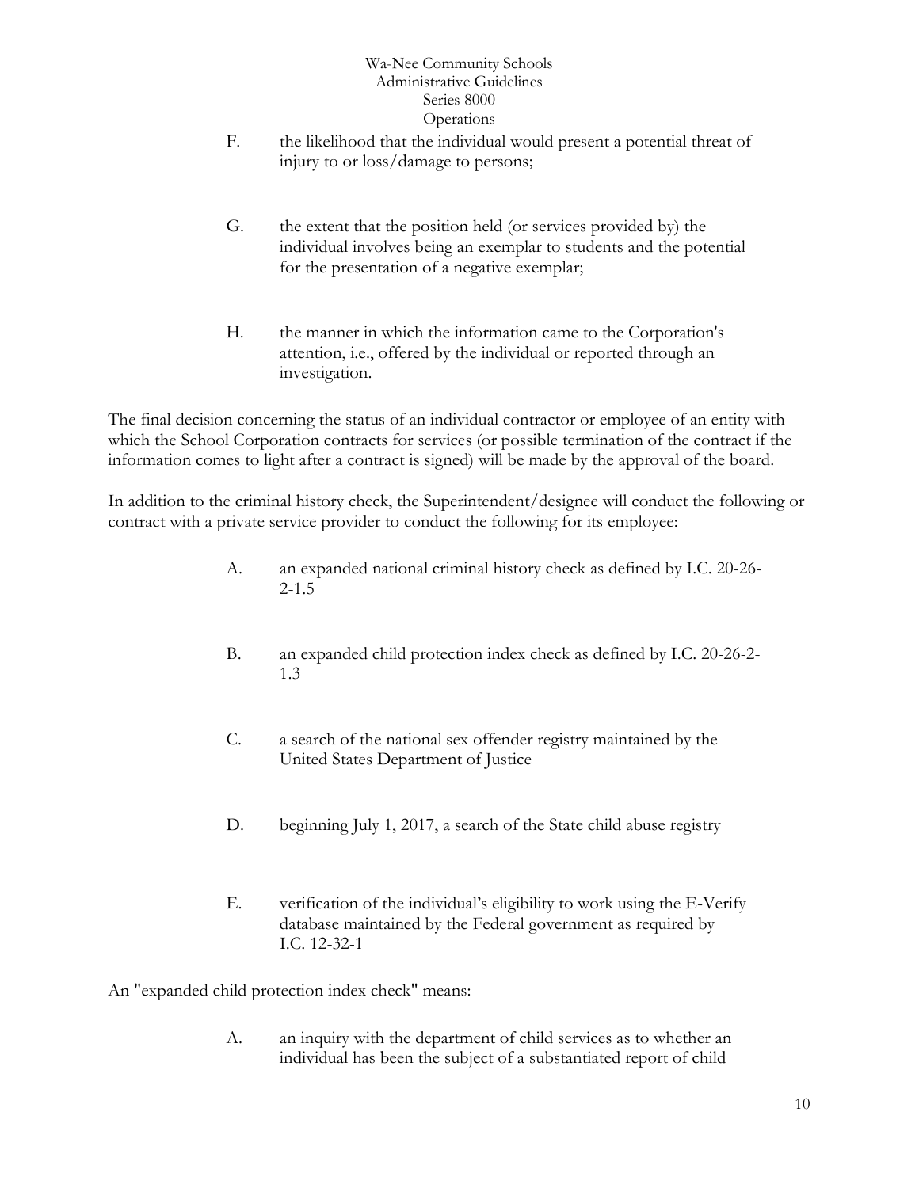F. the likelihood that the individual would present a potential threat of injury to or loss/damage to persons;

G. the extent that the position held (or services provided by) the individual involves being an exemplar to students and the potential for the presentation of a negative exemplar;

H. the manner in which the information came to the Corporation's attention, i.e., offered by the individual or reported through an investigation.

The final decision concerning the status of an individual contractor or employee of an entity with which the School Corporation contracts for services (or possible termination of the contract if the information comes to light after a contract is signed) will be made by the approval of the board.

In addition to the criminal history check, the Superintendent/designee will conduct the following or contract with a private service provider to conduct the following for its employee:

A. an expanded national criminal history check as defined by I.C. 20-26-2-1.5

B. an expanded child protection index check as defined by I.C. 20-26-2-1.3

C. a search of the national sex offender registry maintained by the United States Department of Justice

D. beginning July 1, 2017, a search of the State child abuse registry

E. verification of the individual's eligibility to work using the E-Verify database maintained by the Federal government as required by I.C. 12-32-1

An "expanded child protection index check" means:

A. an inquiry with the department of child services as to whether an individual has been the subject of a substantiated report of child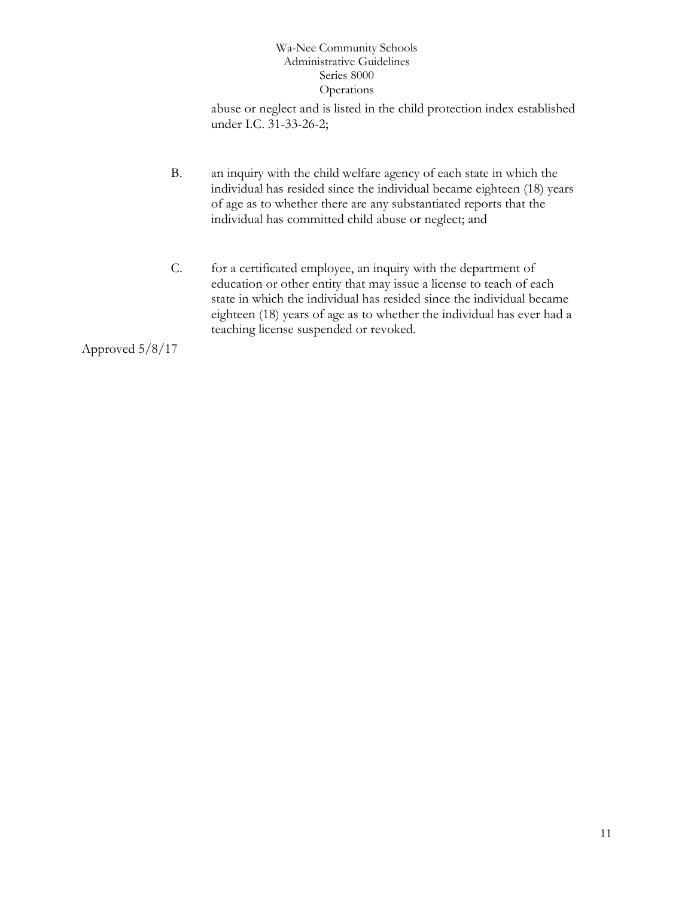abuse or neglect and is listed in the child protection index established under I.C. 31-33-26-2;

B. an inquiry with the child welfare agency of each state in which the individual has resided since the individual became eighteen (18) years of age as to whether there are any substantiated reports that the individual has committed child abuse or neglect; and

C. for a certificated employee, an inquiry with the department of education or other entity that may issue a license to teach of each state in which the individual has resided since the individual became eighteen (18) years of age as to whether the individual has ever had a teaching license suspended or revoked.

Approved 5/8/17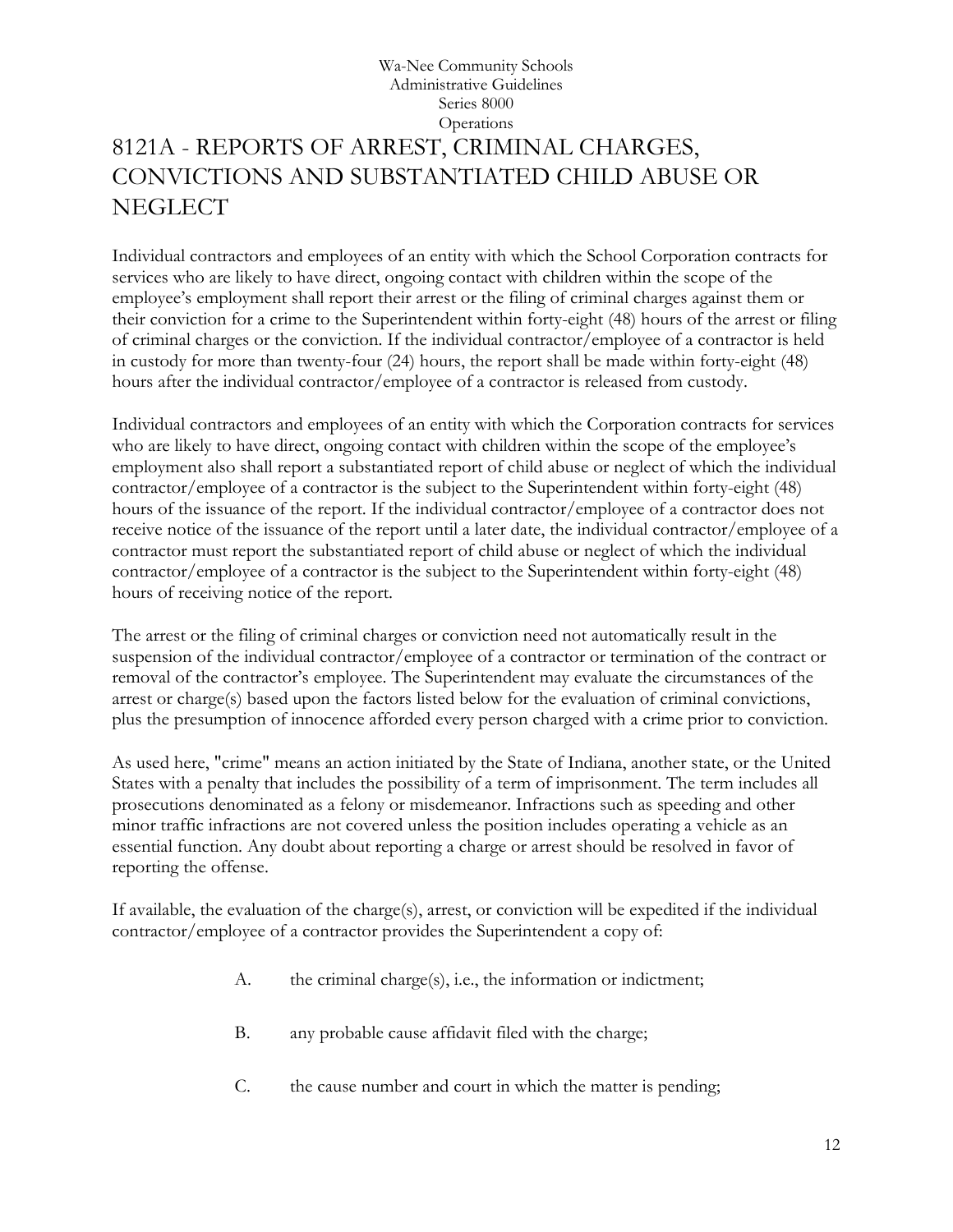Wa-Nee Community Schools
Administrative Guidelines
Series 8000
Operations

# 8121A - REPORTS OF ARREST, CRIMINAL CHARGES, CONVICTIONS AND SUBSTANTIATED CHILD ABUSE OR NEGLECT

Individual contractors and employees of an entity with which the School Corporation contracts for services who are likely to have direct, ongoing contact with children within the scope of the employee's employment shall report their arrest or the filing of criminal charges against them or their conviction for a crime to the Superintendent within forty-eight (48) hours of the arrest or filing of criminal charges or the conviction. If the individual contractor/employee of a contractor is held in custody for more than twenty-four (24) hours, the report shall be made within forty-eight (48) hours after the individual contractor/employee of a contractor is released from custody.

Individual contractors and employees of an entity with which the Corporation contracts for services who are likely to have direct, ongoing contact with children within the scope of the employee's employment also shall report a substantiated report of child abuse or neglect of which the individual contractor/employee of a contractor is the subject to the Superintendent within forty-eight (48) hours of the issuance of the report. If the individual contractor/employee of a contractor does not receive notice of the issuance of the report until a later date, the individual contractor/employee of a contractor must report the substantiated report of child abuse or neglect of which the individual contractor/employee of a contractor is the subject to the Superintendent within forty-eight (48) hours of receiving notice of the report.

The arrest or the filing of criminal charges or conviction need not automatically result in the suspension of the individual contractor/employee of a contractor or termination of the contract or removal of the contractor's employee. The Superintendent may evaluate the circumstances of the arrest or charge(s) based upon the factors listed below for the evaluation of criminal convictions, plus the presumption of innocence afforded every person charged with a crime prior to conviction.

As used here, "crime" means an action initiated by the State of Indiana, another state, or the United States with a penalty that includes the possibility of a term of imprisonment. The term includes all prosecutions denominated as a felony or misdemeanor. Infractions such as speeding and other minor traffic infractions are not covered unless the position includes operating a vehicle as an essential function. Any doubt about reporting a charge or arrest should be resolved in favor of reporting the offense.

If available, the evaluation of the charge(s), arrest, or conviction will be expedited if the individual contractor/employee of a contractor provides the Superintendent a copy of:

A. the criminal charge(s), i.e., the information or indictment;

B. any probable cause affidavit filed with the charge;

C. the cause number and court in which the matter is pending;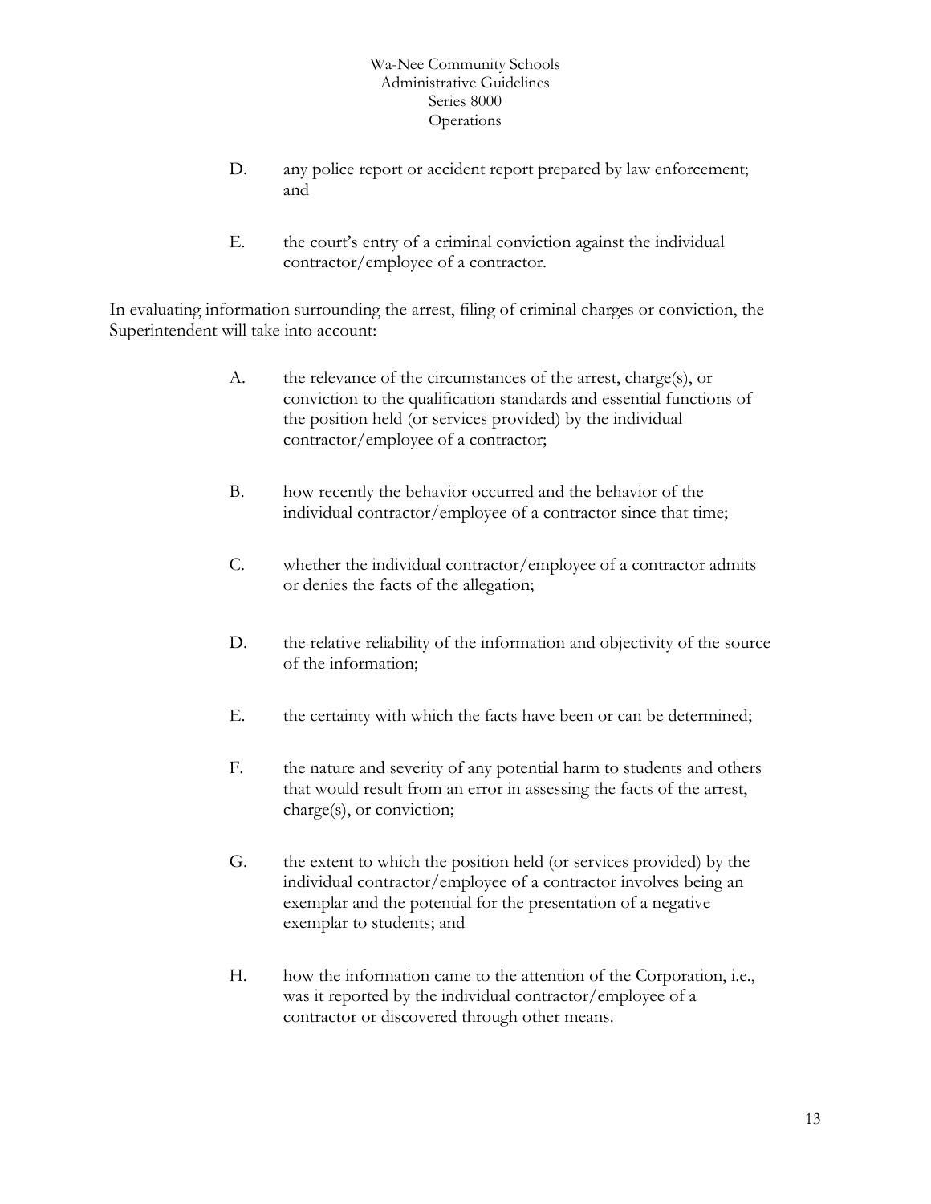D. any police report or accident report prepared by law enforcement; and

E. the court's entry of a criminal conviction against the individual contractor/employee of a contractor.

In evaluating information surrounding the arrest, filing of criminal charges or conviction, the Superintendent will take into account:

A. the relevance of the circumstances of the arrest, charge(s), or conviction to the qualification standards and essential functions of the position held (or services provided) by the individual contractor/employee of a contractor;

B. how recently the behavior occurred and the behavior of the individual contractor/employee of a contractor since that time;

C. whether the individual contractor/employee of a contractor admits or denies the facts of the allegation;

D. the relative reliability of the information and objectivity of the source of the information;

E. the certainty with which the facts have been or can be determined;

F. the nature and severity of any potential harm to students and others that would result from an error in assessing the facts of the arrest, charge(s), or conviction;

G. the extent to which the position held (or services provided) by the individual contractor/employee of a contractor involves being an exemplar and the potential for the presentation of a negative exemplar to students; and

H. how the information came to the attention of the Corporation, i.e., was it reported by the individual contractor/employee of a contractor or discovered through other means.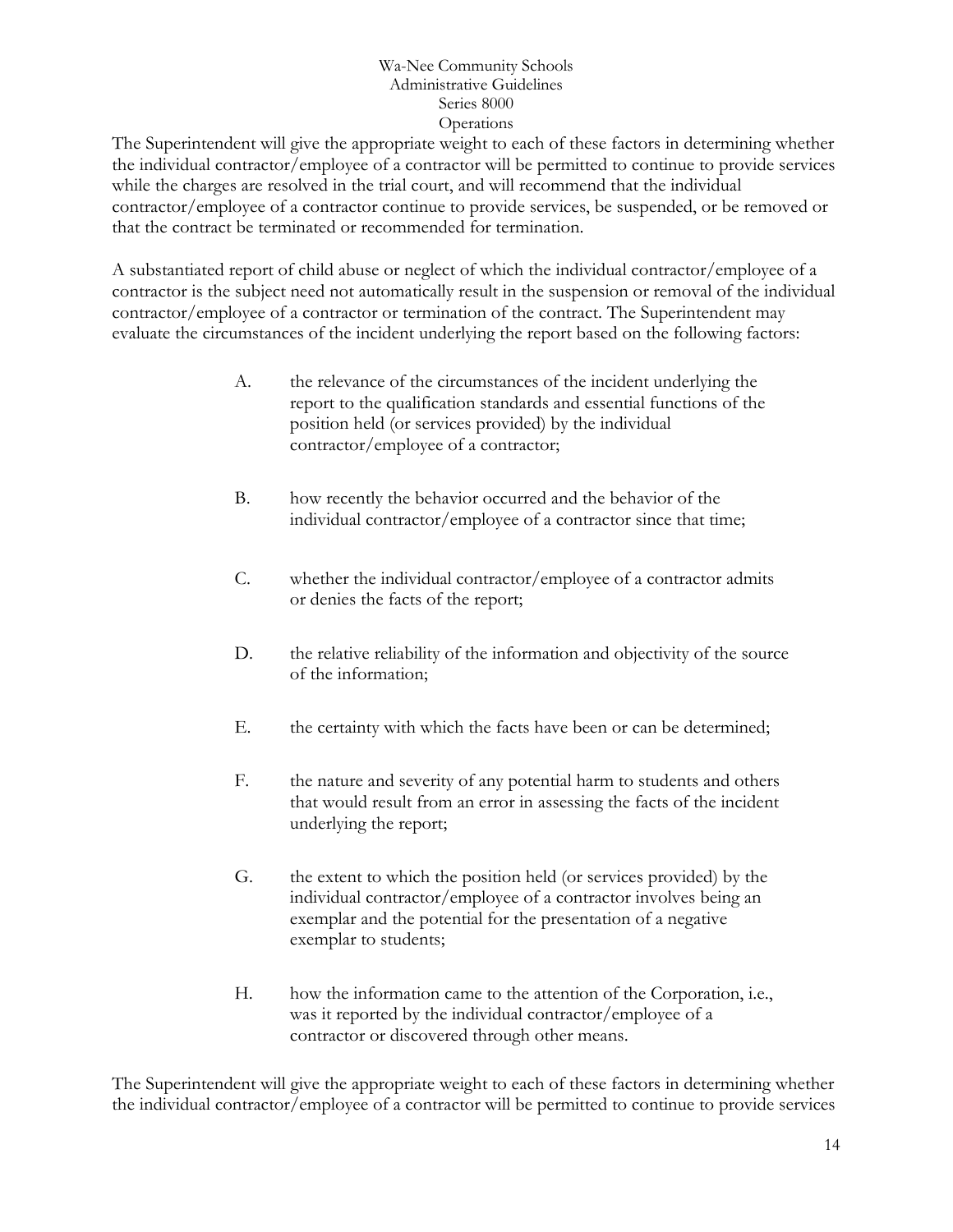The Superintendent will give the appropriate weight to each of these factors in determining whether the individual contractor/employee of a contractor will be permitted to continue to provide services while the charges are resolved in the trial court, and will recommend that the individual contractor/employee of a contractor continue to provide services, be suspended, or be removed or that the contract be terminated or recommended for termination.

A substantiated report of child abuse or neglect of which the individual contractor/employee of a contractor is the subject need not automatically result in the suspension or removal of the individual contractor/employee of a contractor or termination of the contract. The Superintendent may evaluate the circumstances of the incident underlying the report based on the following factors:

A. the relevance of the circumstances of the incident underlying the report to the qualification standards and essential functions of the position held (or services provided) by the individual contractor/employee of a contractor;

B. how recently the behavior occurred and the behavior of the individual contractor/employee of a contractor since that time;

C. whether the individual contractor/employee of a contractor admits or denies the facts of the report;

D. the relative reliability of the information and objectivity of the source of the information;

E. the certainty with which the facts have been or can be determined;

F. the nature and severity of any potential harm to students and others that would result from an error in assessing the facts of the incident underlying the report;

G. the extent to which the position held (or services provided) by the individual contractor/employee of a contractor involves being an exemplar and the potential for the presentation of a negative exemplar to students;

H. how the information came to the attention of the Corporation, i.e., was it reported by the individual contractor/employee of a contractor or discovered through other means.

The Superintendent will give the appropriate weight to each of these factors in determining whether the individual contractor/employee of a contractor will be permitted to continue to provide services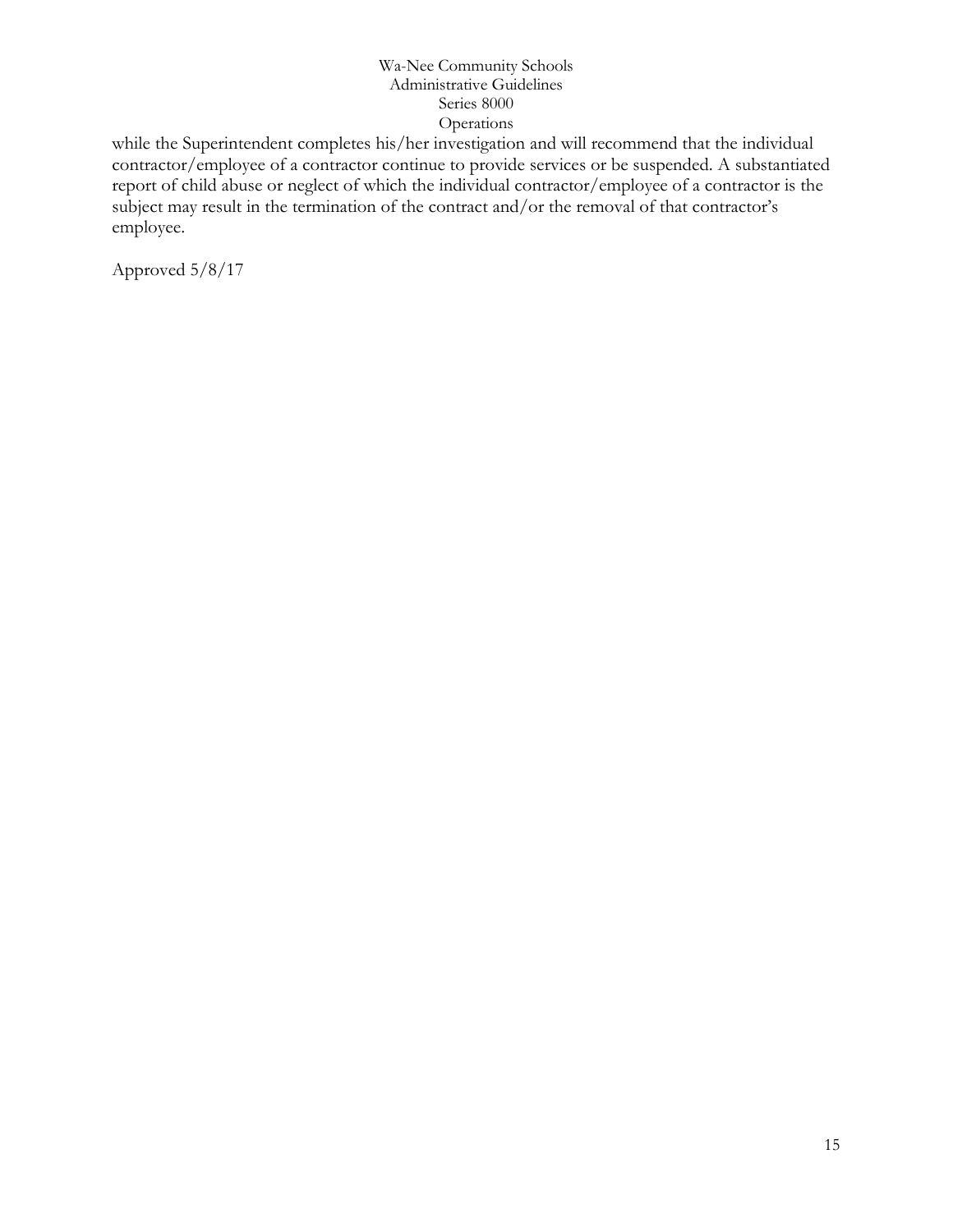while the Superintendent completes his/her investigation and will recommend that the individual contractor/employee of a contractor continue to provide services or be suspended. A substantiated report of child abuse or neglect of which the individual contractor/employee of a contractor is the subject may result in the termination of the contract and/or the removal of that contractor's employee.

Approved 5/8/17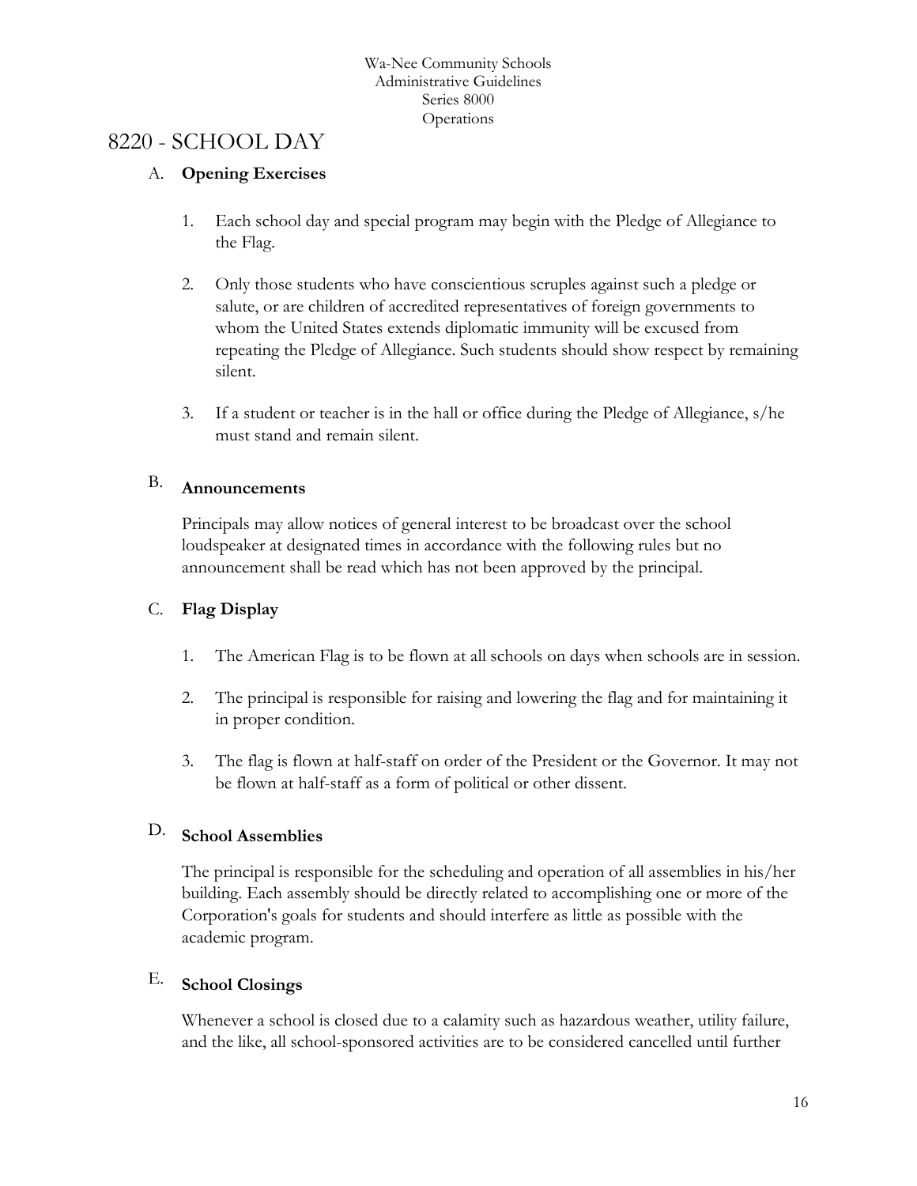# 8220 - SCHOOL DAY

## A. Opening Exercises

1. Each school day and special program may begin with the Pledge of Allegiance to the Flag.

2. Only those students who have conscientious scruples against such a pledge or salute, or are children of accredited representatives of foreign governments to whom the United States extends diplomatic immunity will be excused from repeating the Pledge of Allegiance. Such students should show respect by remaining silent.

3. If a student or teacher is in the hall or office during the Pledge of Allegiance, s/he must stand and remain silent.

## B. Announcements

Principals may allow notices of general interest to be broadcast over the school loudspeaker at designated times in accordance with the following rules but no announcement shall be read which has not been approved by the principal.

## C. Flag Display

1. The American Flag is to be flown at all schools on days when schools are in session.

2. The principal is responsible for raising and lowering the flag and for maintaining it in proper condition.

3. The flag is flown at half-staff on order of the President or the Governor. It may not be flown at half-staff as a form of political or other dissent.

## D. School Assemblies

The principal is responsible for the scheduling and operation of all assemblies in his/her building. Each assembly should be directly related to accomplishing one or more of the Corporation's goals for students and should interfere as little as possible with the academic program.

## E. School Closings

Whenever a school is closed due to a calamity such as hazardous weather, utility failure, and the like, all school-sponsored activities are to be considered cancelled until further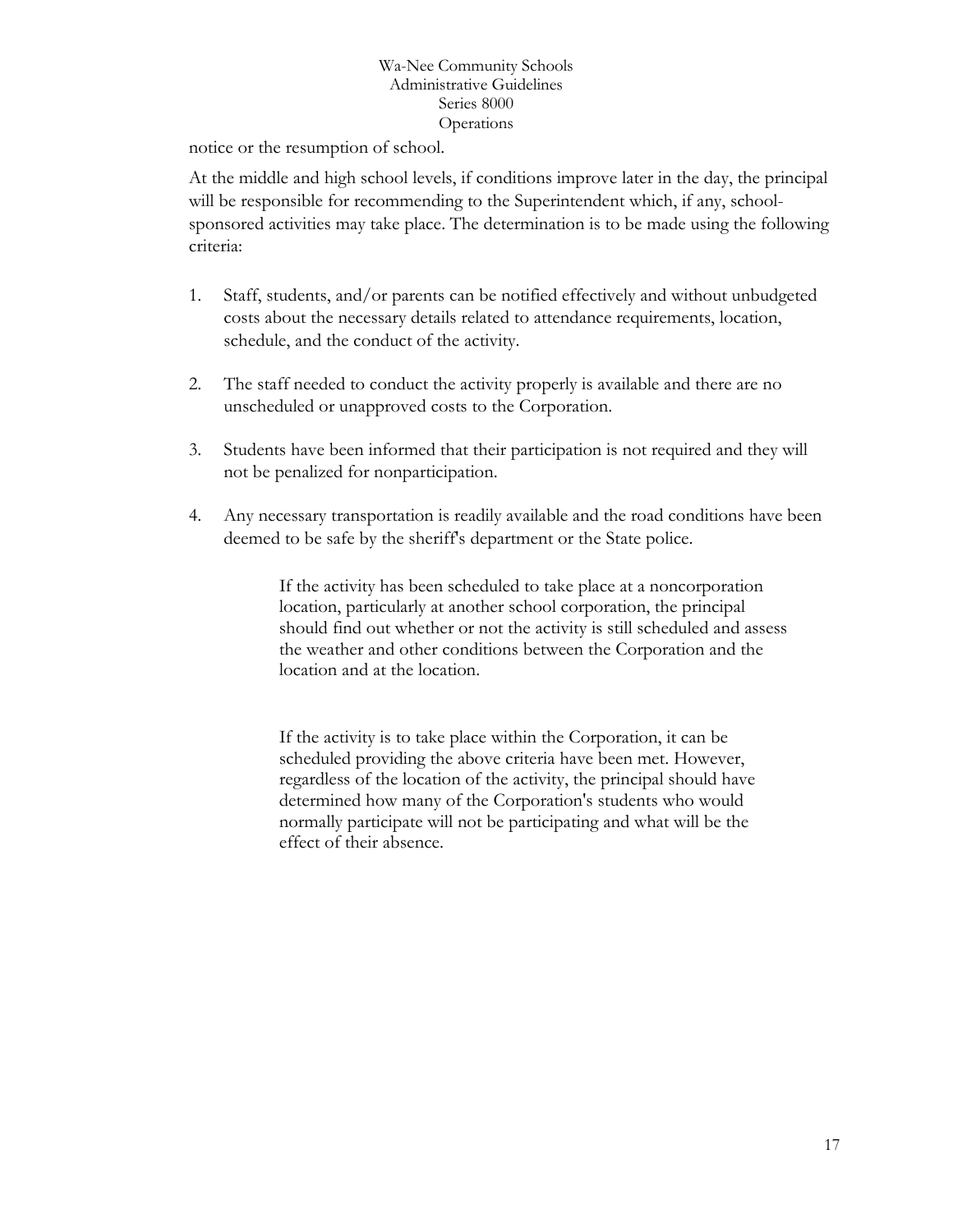notice or the resumption of school.

At the middle and high school levels, if conditions improve later in the day, the principal will be responsible for recommending to the Superintendent which, if any, school-sponsored activities may take place. The determination is to be made using the following criteria:

1. Staff, students, and/or parents can be notified effectively and without unbudgeted costs about the necessary details related to attendance requirements, location, schedule, and the conduct of the activity.

2. The staff needed to conduct the activity properly is available and there are no unscheduled or unapproved costs to the Corporation.

3. Students have been informed that their participation is not required and they will not be penalized for nonparticipation.

4. Any necessary transportation is readily available and the road conditions have been deemed to be safe by the sheriff's department or the State police.

    If the activity has been scheduled to take place at a noncorporation location, particularly at another school corporation, the principal should find out whether or not the activity is still scheduled and assess the weather and other conditions between the Corporation and the location and at the location.

    If the activity is to take place within the Corporation, it can be scheduled providing the above criteria have been met. However, regardless of the location of the activity, the principal should have determined how many of the Corporation's students who would normally participate will not be participating and what will be the effect of their absence.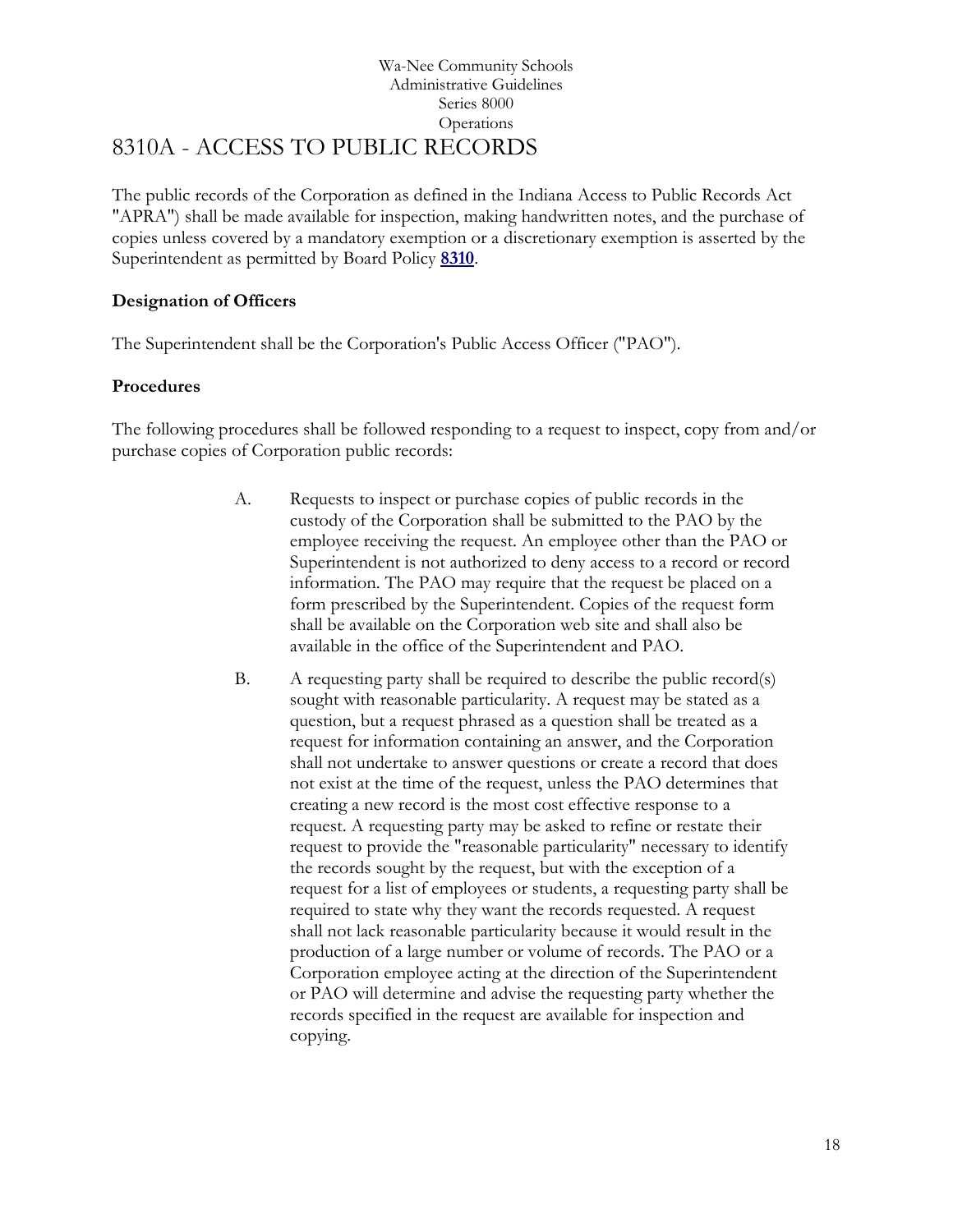Wa-Nee Community Schools
Administrative Guidelines
Series 8000
Operations

# 8310A - ACCESS TO PUBLIC RECORDS

The public records of the Corporation as defined in the Indiana Access to Public Records Act "APRA") shall be made available for inspection, making handwritten notes, and the purchase of copies unless covered by a mandatory exemption or a discretionary exemption is asserted by the Superintendent as permitted by Board Policy **8310**.

**Designation of Officers**

The Superintendent shall be the Corporation's Public Access Officer ("PAO").

**Procedures**

The following procedures shall be followed responding to a request to inspect, copy from and/or purchase copies of Corporation public records:

A. Requests to inspect or purchase copies of public records in the custody of the Corporation shall be submitted to the PAO by the employee receiving the request. An employee other than the PAO or Superintendent is not authorized to deny access to a record or record information. The PAO may require that the request be placed on a form prescribed by the Superintendent. Copies of the request form shall be available on the Corporation web site and shall also be available in the office of the Superintendent and PAO.

B. A requesting party shall be required to describe the public record(s) sought with reasonable particularity. A request may be stated as a question, but a request phrased as a question shall be treated as a request for information containing an answer, and the Corporation shall not undertake to answer questions or create a record that does not exist at the time of the request, unless the PAO determines that creating a new record is the most cost effective response to a request. A requesting party may be asked to refine or restate their request to provide the "reasonable particularity" necessary to identify the records sought by the request, but with the exception of a request for a list of employees or students, a requesting party shall be required to state why they want the records requested. A request shall not lack reasonable particularity because it would result in the production of a large number or volume of records. The PAO or a Corporation employee acting at the direction of the Superintendent or PAO will determine and advise the requesting party whether the records specified in the request are available for inspection and copying.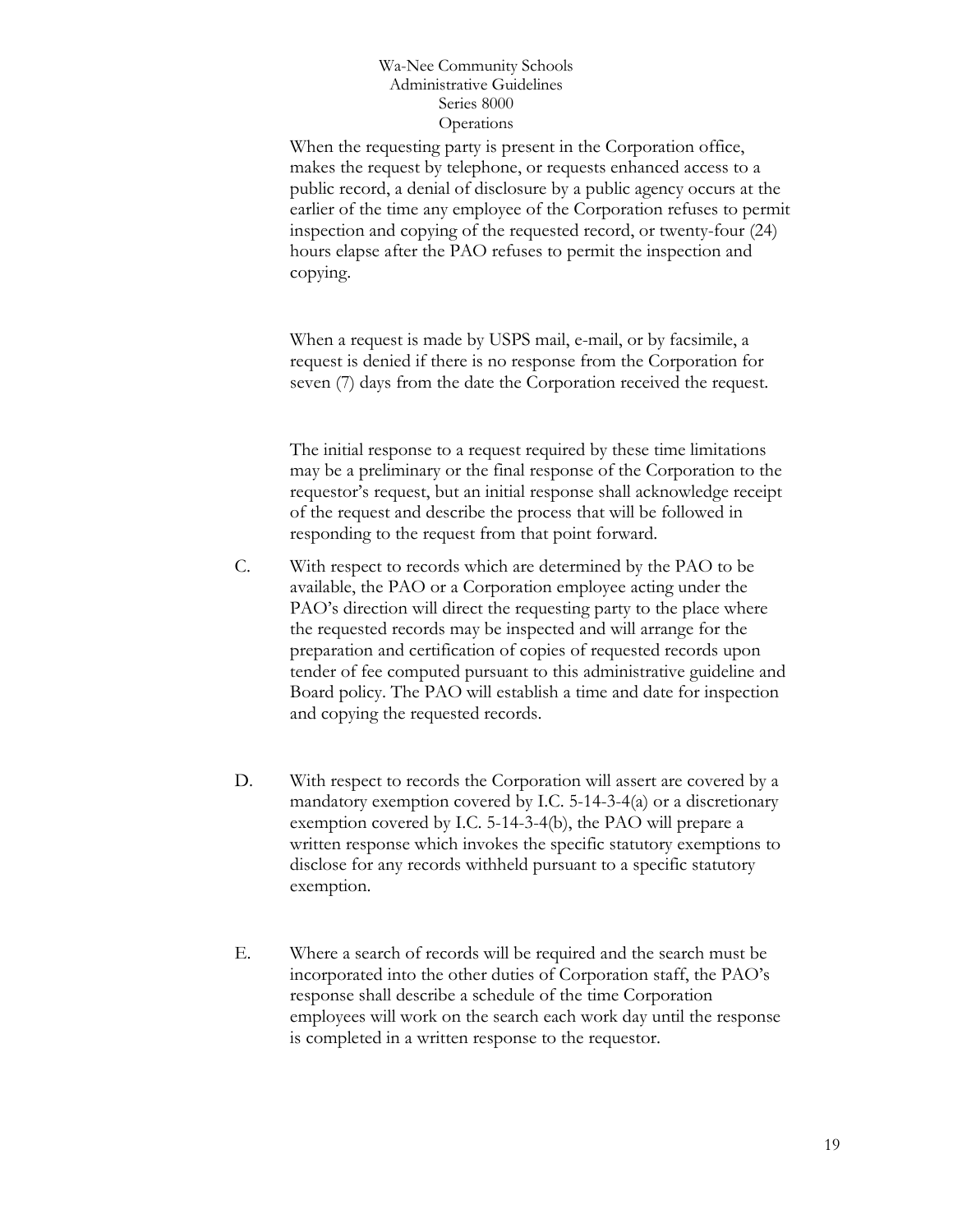When the requesting party is present in the Corporation office, makes the request by telephone, or requests enhanced access to a public record, a denial of disclosure by a public agency occurs at the earlier of the time any employee of the Corporation refuses to permit inspection and copying of the requested record, or twenty-four (24) hours elapse after the PAO refuses to permit the inspection and copying.

When a request is made by USPS mail, e-mail, or by facsimile, a request is denied if there is no response from the Corporation for seven (7) days from the date the Corporation received the request.

The initial response to a request required by these time limitations may be a preliminary or the final response of the Corporation to the requestor's request, but an initial response shall acknowledge receipt of the request and describe the process that will be followed in responding to the request from that point forward.

C. With respect to records which are determined by the PAO to be available, the PAO or a Corporation employee acting under the PAO's direction will direct the requesting party to the place where the requested records may be inspected and will arrange for the preparation and certification of copies of requested records upon tender of fee computed pursuant to this administrative guideline and Board policy. The PAO will establish a time and date for inspection and copying the requested records.

D. With respect to records the Corporation will assert are covered by a mandatory exemption covered by I.C. 5-14-3-4(a) or a discretionary exemption covered by I.C. 5-14-3-4(b), the PAO will prepare a written response which invokes the specific statutory exemptions to disclose for any records withheld pursuant to a specific statutory exemption.

E. Where a search of records will be required and the search must be incorporated into the other duties of Corporation staff, the PAO's response shall describe a schedule of the time Corporation employees will work on the search each work day until the response is completed in a written response to the requestor.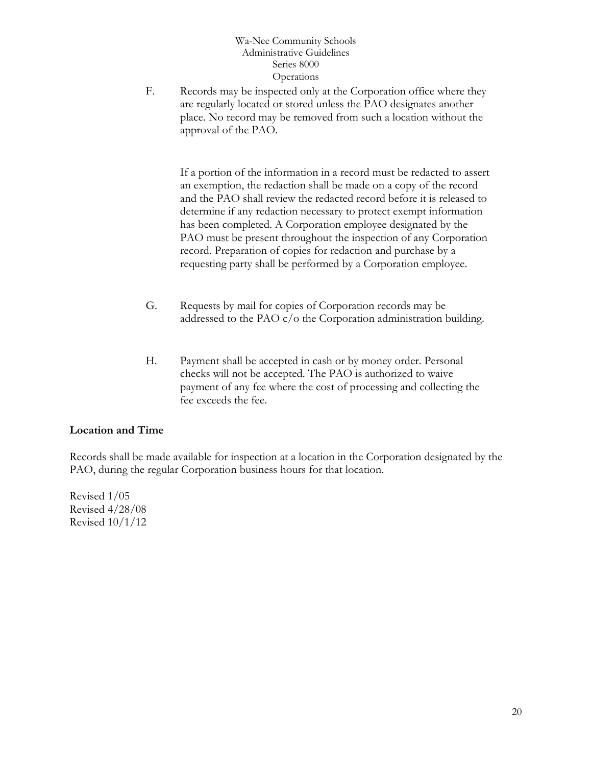F. Records may be inspected only at the Corporation office where they are regularly located or stored unless the PAO designates another place. No record may be removed from such a location without the approval of the PAO.

If a portion of the information in a record must be redacted to assert an exemption, the redaction shall be made on a copy of the record and the PAO shall review the redacted record before it is released to determine if any redaction necessary to protect exempt information has been completed. A Corporation employee designated by the PAO must be present throughout the inspection of any Corporation record. Preparation of copies for redaction and purchase by a requesting party shall be performed by a Corporation employee.

G. Requests by mail for copies of Corporation records may be addressed to the PAO c/o the Corporation administration building.

H. Payment shall be accepted in cash or by money order. Personal checks will not be accepted. The PAO is authorized to waive payment of any fee where the cost of processing and collecting the fee exceeds the fee.

**Location and Time**

Records shall be made available for inspection at a location in the Corporation designated by the PAO, during the regular Corporation business hours for that location.

Revised 1/05
Revised 4/28/08
Revised 10/1/12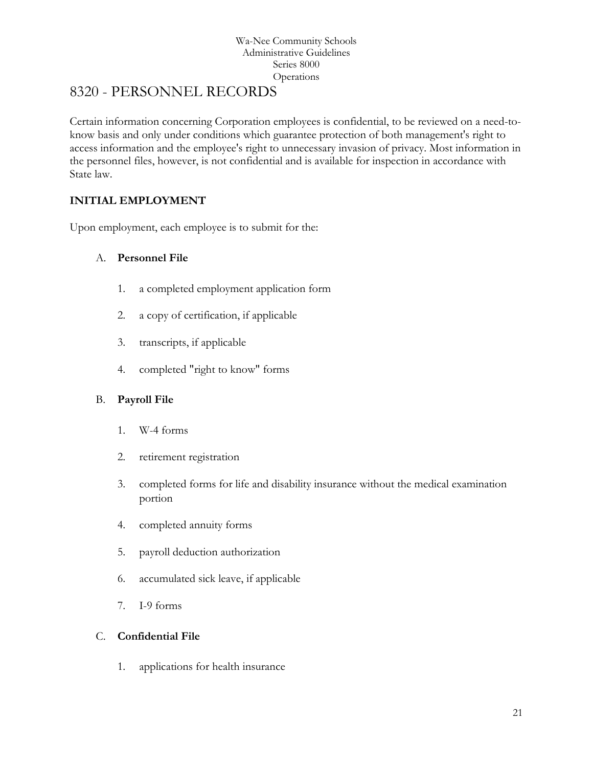# 8320 - PERSONNEL RECORDS

Certain information concerning Corporation employees is confidential, to be reviewed on a need-to-know basis and only under conditions which guarantee protection of both management's right to access information and the employee's right to unnecessary invasion of privacy. Most information in the personnel files, however, is not confidential and is available for inspection in accordance with State law.

## INITIAL EMPLOYMENT

Upon employment, each employee is to submit for the:

A. **Personnel File**

1. a completed employment application form
2. a copy of certification, if applicable
3. transcripts, if applicable
4. completed "right to know" forms

B. **Payroll File**

1. W-4 forms
2. retirement registration
3. completed forms for life and disability insurance without the medical examination portion
4. completed annuity forms
5. payroll deduction authorization
6. accumulated sick leave, if applicable
7. I-9 forms

C. **Confidential File**

1. applications for health insurance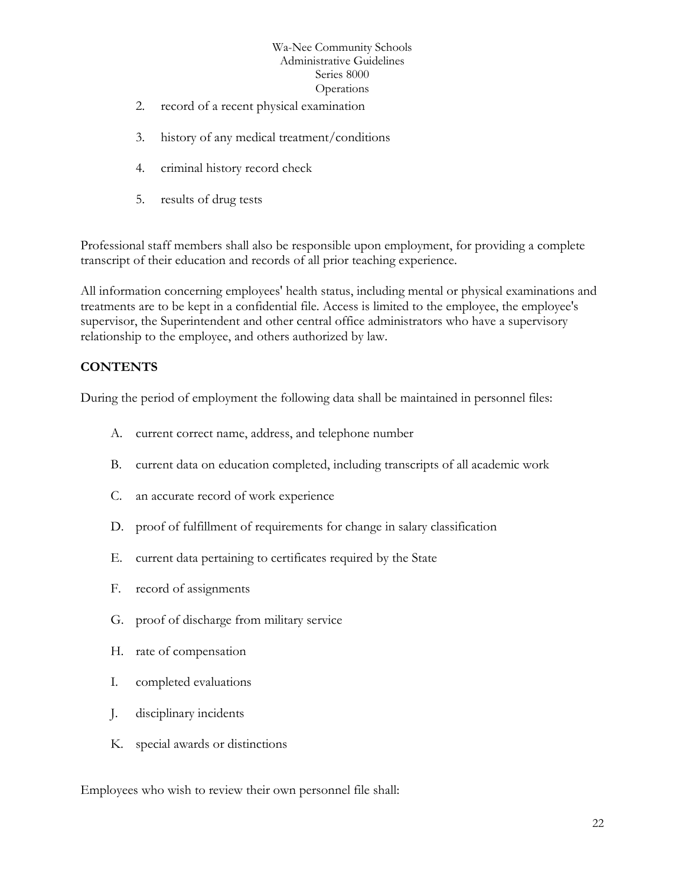2. record of a recent physical examination

3. history of any medical treatment/conditions

4. criminal history record check

5. results of drug tests

Professional staff members shall also be responsible upon employment, for providing a complete transcript of their education and records of all prior teaching experience.

All information concerning employees' health status, including mental or physical examinations and treatments are to be kept in a confidential file. Access is limited to the employee, the employee's supervisor, the Superintendent and other central office administrators who have a supervisory relationship to the employee, and others authorized by law.

**CONTENTS**

During the period of employment the following data shall be maintained in personnel files:

A. current correct name, address, and telephone number

B. current data on education completed, including transcripts of all academic work

C. an accurate record of work experience

D. proof of fulfillment of requirements for change in salary classification

E. current data pertaining to certificates required by the State

F. record of assignments

G. proof of discharge from military service

H. rate of compensation

I. completed evaluations

J. disciplinary incidents

K. special awards or distinctions

Employees who wish to review their own personnel file shall: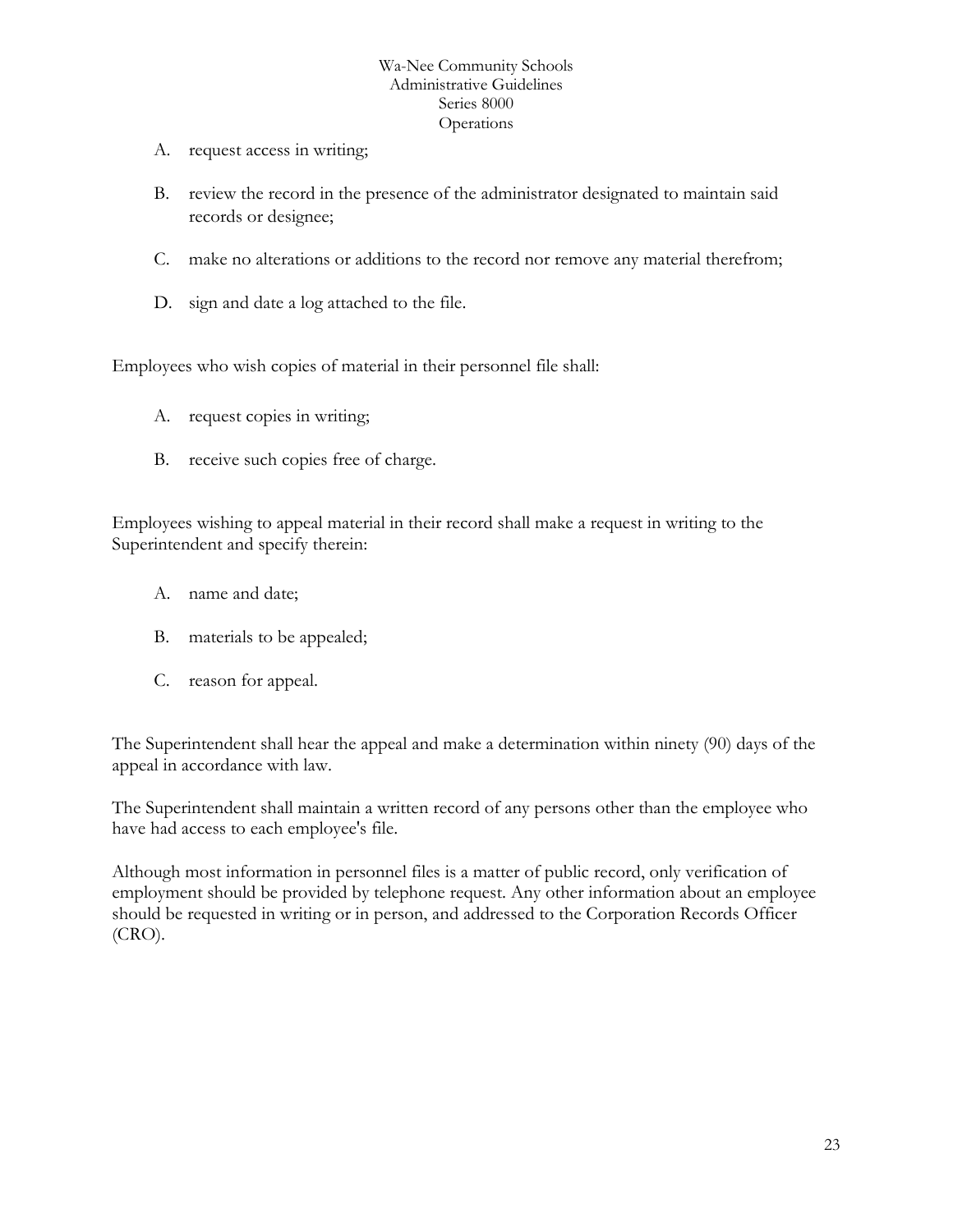A. request access in writing;

B. review the record in the presence of the administrator designated to maintain said records or designee;

C. make no alterations or additions to the record nor remove any material therefrom;

D. sign and date a log attached to the file.

Employees who wish copies of material in their personnel file shall:

A. request copies in writing;

B. receive such copies free of charge.

Employees wishing to appeal material in their record shall make a request in writing to the Superintendent and specify therein:

A. name and date;

B. materials to be appealed;

C. reason for appeal.

The Superintendent shall hear the appeal and make a determination within ninety (90) days of the appeal in accordance with law.

The Superintendent shall maintain a written record of any persons other than the employee who have had access to each employee's file.

Although most information in personnel files is a matter of public record, only verification of employment should be provided by telephone request. Any other information about an employee should be requested in writing or in person, and addressed to the Corporation Records Officer (CRO).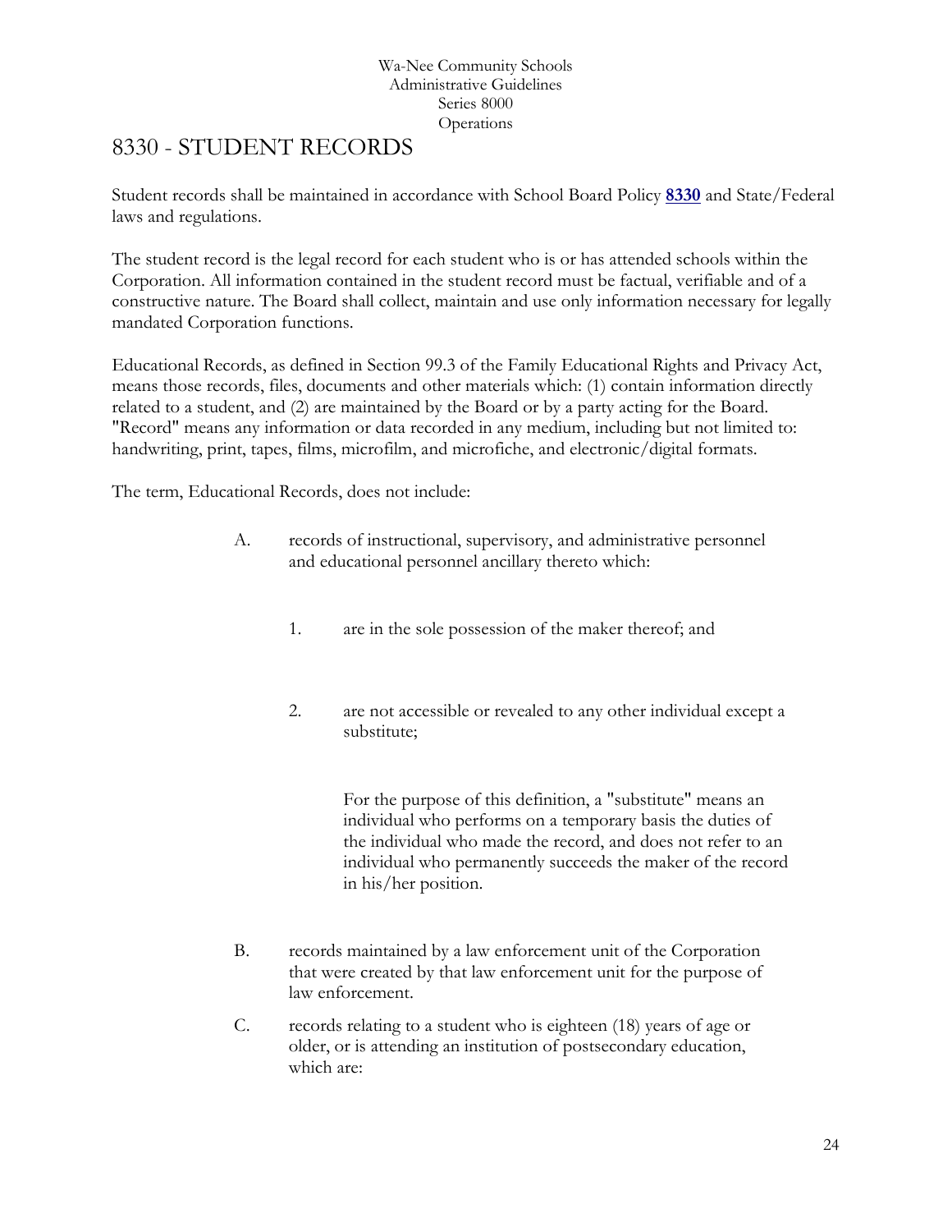Wa-Nee Community Schools
Administrative Guidelines
Series 8000
Operations

# 8330 - STUDENT RECORDS

Student records shall be maintained in accordance with School Board Policy **8330** and State/Federal laws and regulations.

The student record is the legal record for each student who is or has attended schools within the Corporation. All information contained in the student record must be factual, verifiable and of a constructive nature. The Board shall collect, maintain and use only information necessary for legally mandated Corporation functions.

Educational Records, as defined in Section 99.3 of the Family Educational Rights and Privacy Act, means those records, files, documents and other materials which: (1) contain information directly related to a student, and (2) are maintained by the Board or by a party acting for the Board. "Record" means any information or data recorded in any medium, including but not limited to: handwriting, print, tapes, films, microfilm, and microfiche, and electronic/digital formats.

The term, Educational Records, does not include:

A. records of instructional, supervisory, and administrative personnel and educational personnel ancillary thereto which:

    1. are in the sole possession of the maker thereof; and

    2. are not accessible or revealed to any other individual except a substitute;

        For the purpose of this definition, a "substitute" means an individual who performs on a temporary basis the duties of the individual who made the record, and does not refer to an individual who permanently succeeds the maker of the record in his/her position.

B. records maintained by a law enforcement unit of the Corporation that were created by that law enforcement unit for the purpose of law enforcement.

C. records relating to a student who is eighteen (18) years of age or older, or is attending an institution of postsecondary education, which are: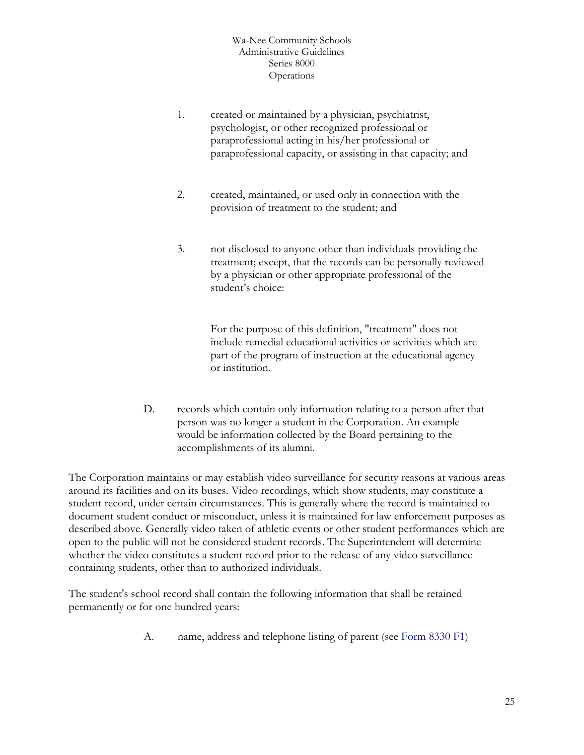1. created or maintained by a physician, psychiatrist, psychologist, or other recognized professional or paraprofessional acting in his/her professional or paraprofessional capacity, or assisting in that capacity; and

2. created, maintained, or used only in connection with the provision of treatment to the student; and

3. not disclosed to anyone other than individuals providing the treatment; except, that the records can be personally reviewed by a physician or other appropriate professional of the student's choice:

   For the purpose of this definition, "treatment" does not include remedial educational activities or activities which are part of the program of instruction at the educational agency or institution.

D. records which contain only information relating to a person after that person was no longer a student in the Corporation. An example would be information collected by the Board pertaining to the accomplishments of its alumni.

The Corporation maintains or may establish video surveillance for security reasons at various areas around its facilities and on its buses. Video recordings, which show students, may constitute a student record, under certain circumstances. This is generally where the record is maintained to document student conduct or misconduct, unless it is maintained for law enforcement purposes as described above. Generally video taken of athletic events or other student performances which are open to the public will not be considered student records. The Superintendent will determine whether the video constitutes a student record prior to the release of any video surveillance containing students, other than to authorized individuals.

The student's school record shall contain the following information that shall be retained permanently or for one hundred years:

A. name, address and telephone listing of parent (see Form 8330 F1)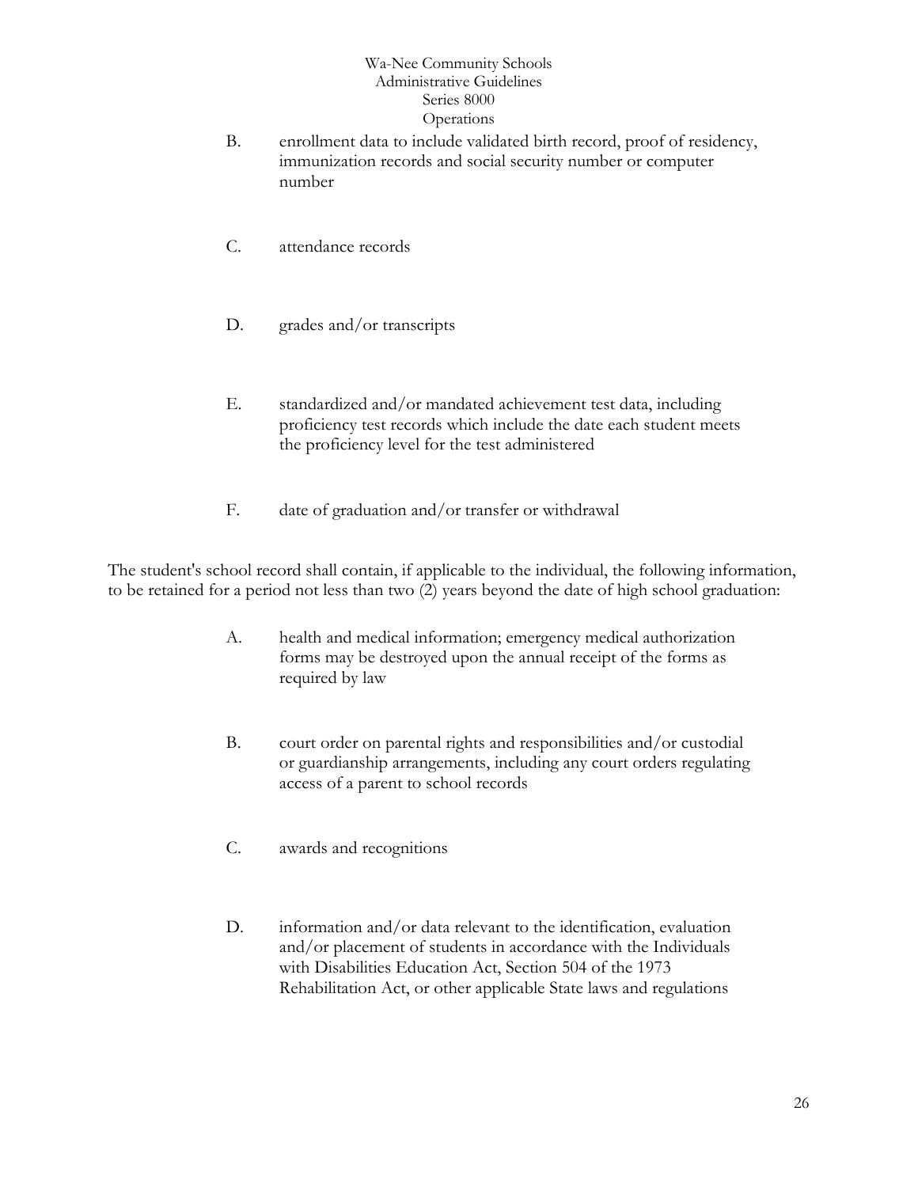B. enrollment data to include validated birth record, proof of residency, immunization records and social security number or computer number

C. attendance records

D. grades and/or transcripts

E. standardized and/or mandated achievement test data, including proficiency test records which include the date each student meets the proficiency level for the test administered

F. date of graduation and/or transfer or withdrawal

The student's school record shall contain, if applicable to the individual, the following information, to be retained for a period not less than two (2) years beyond the date of high school graduation:

A. health and medical information; emergency medical authorization forms may be destroyed upon the annual receipt of the forms as required by law

B. court order on parental rights and responsibilities and/or custodial or guardianship arrangements, including any court orders regulating access of a parent to school records

C. awards and recognitions

D. information and/or data relevant to the identification, evaluation and/or placement of students in accordance with the Individuals with Disabilities Education Act, Section 504 of the 1973 Rehabilitation Act, or other applicable State laws and regulations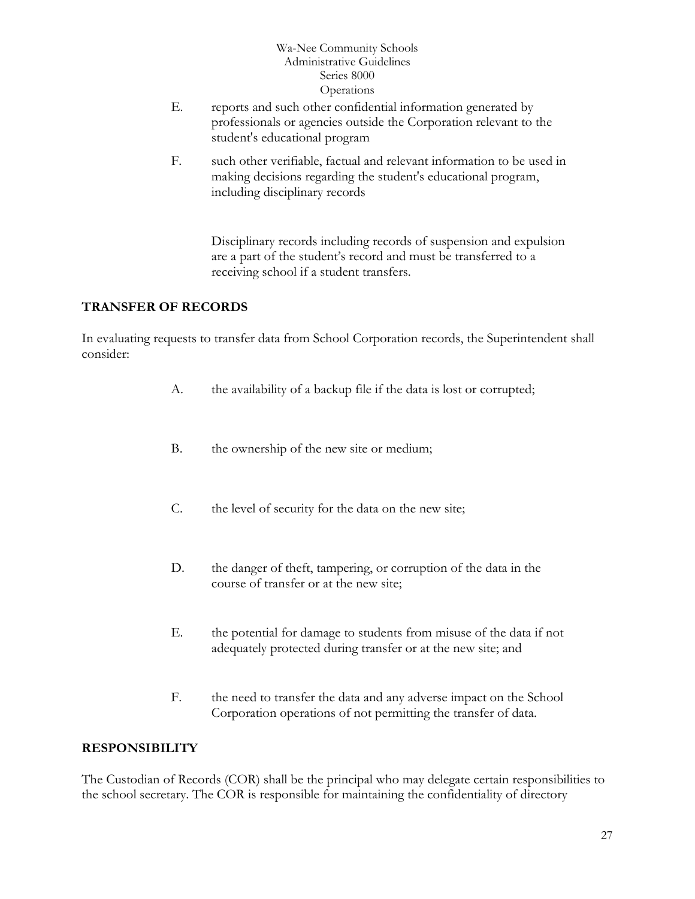E. reports and such other confidential information generated by professionals or agencies outside the Corporation relevant to the student's educational program

F. such other verifiable, factual and relevant information to be used in making decisions regarding the student's educational program, including disciplinary records

Disciplinary records including records of suspension and expulsion are a part of the student's record and must be transferred to a receiving school if a student transfers.

## TRANSFER OF RECORDS

In evaluating requests to transfer data from School Corporation records, the Superintendent shall consider:

A. the availability of a backup file if the data is lost or corrupted;

B. the ownership of the new site or medium;

C. the level of security for the data on the new site;

D. the danger of theft, tampering, or corruption of the data in the course of transfer or at the new site;

E. the potential for damage to students from misuse of the data if not adequately protected during transfer or at the new site; and

F. the need to transfer the data and any adverse impact on the School Corporation operations of not permitting the transfer of data.

## RESPONSIBILITY

The Custodian of Records (COR) shall be the principal who may delegate certain responsibilities to the school secretary. The COR is responsible for maintaining the confidentiality of directory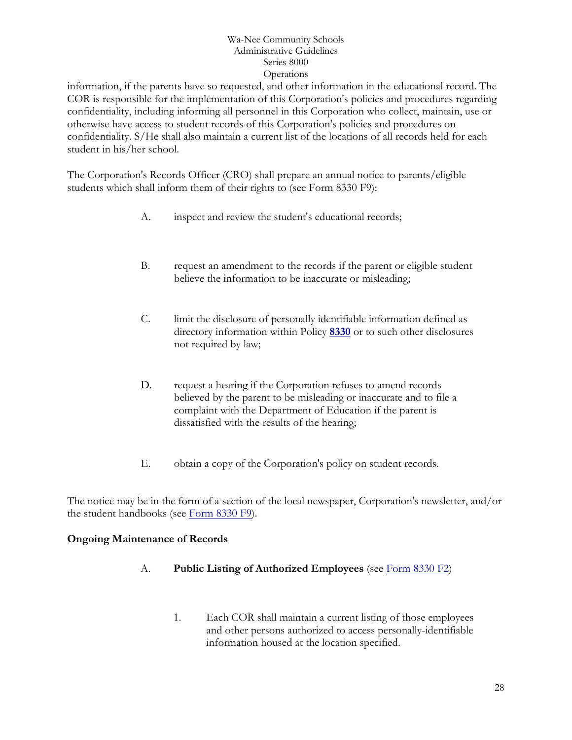information, if the parents have so requested, and other information in the educational record. The COR is responsible for the implementation of this Corporation's policies and procedures regarding confidentiality, including informing all personnel in this Corporation who collect, maintain, use or otherwise have access to student records of this Corporation's policies and procedures on confidentiality. S/He shall also maintain a current list of the locations of all records held for each student in his/her school.

The Corporation's Records Officer (CRO) shall prepare an annual notice to parents/eligible students which shall inform them of their rights to (see Form 8330 F9):

A. inspect and review the student's educational records;

B. request an amendment to the records if the parent or eligible student believe the information to be inaccurate or misleading;

C. limit the disclosure of personally identifiable information defined as directory information within Policy **8330** or to such other disclosures not required by law;

D. request a hearing if the Corporation refuses to amend records believed by the parent to be misleading or inaccurate and to file a complaint with the Department of Education if the parent is dissatisfied with the results of the hearing;

E. obtain a copy of the Corporation's policy on student records.

The notice may be in the form of a section of the local newspaper, Corporation's newsletter, and/or the student handbooks (see Form 8330 F9).

**Ongoing Maintenance of Records**

A. **Public Listing of Authorized Employees** (see Form 8330 F2)

   1. Each COR shall maintain a current listing of those employees and other persons authorized to access personally-identifiable information housed at the location specified.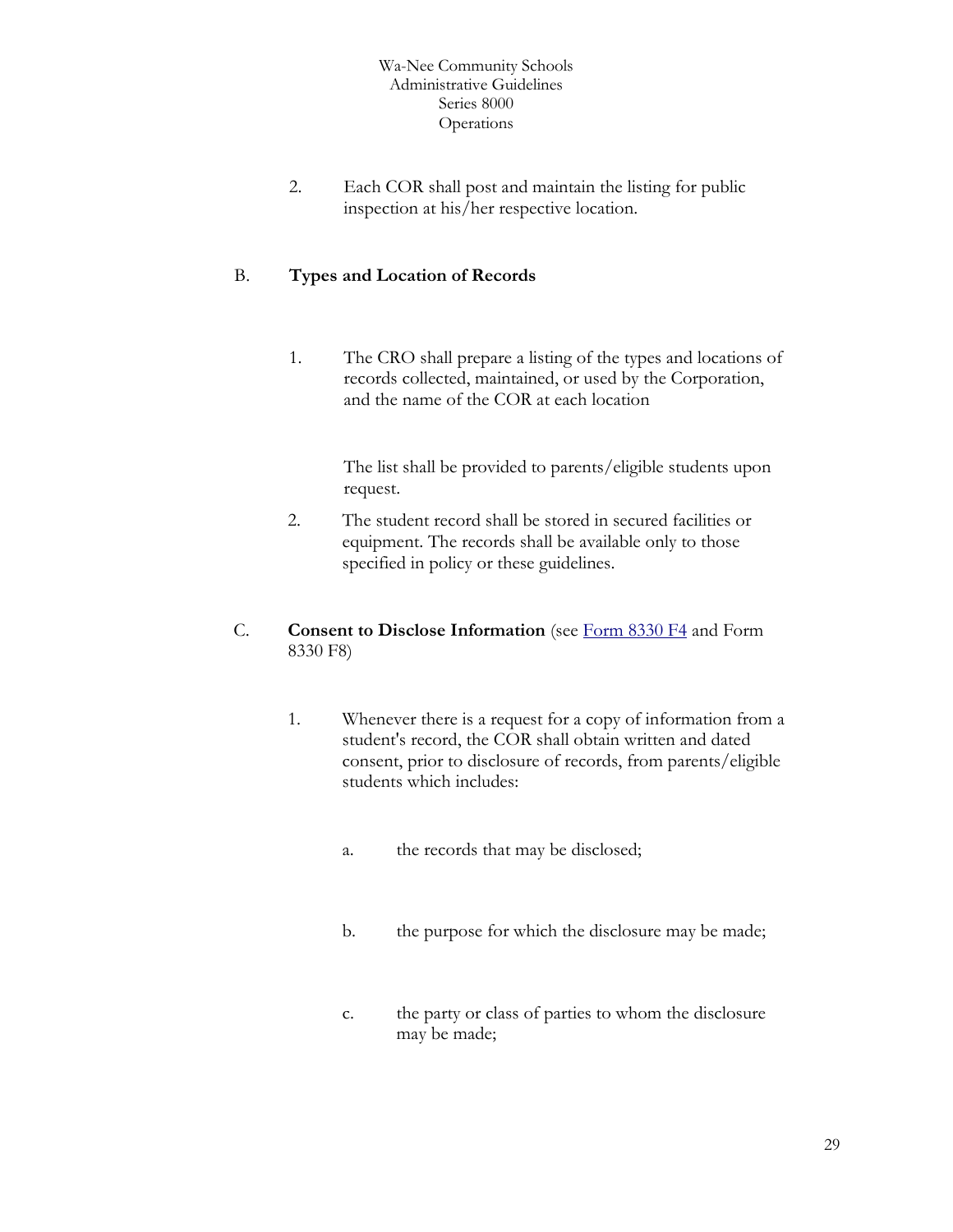2. Each COR shall post and maintain the listing for public inspection at his/her respective location.

B. **Types and Location of Records**

1. The CRO shall prepare a listing of the types and locations of records collected, maintained, or used by the Corporation, and the name of the COR at each location

   The list shall be provided to parents/eligible students upon request.

2. The student record shall be stored in secured facilities or equipment. The records shall be available only to those specified in policy or these guidelines.

C. **Consent to Disclose Information** (see Form 8330 F4 and Form 8330 F8)

1. Whenever there is a request for a copy of information from a student's record, the COR shall obtain written and dated consent, prior to disclosure of records, from parents/eligible students which includes:

   a. the records that may be disclosed;

   b. the purpose for which the disclosure may be made;

   c. the party or class of parties to whom the disclosure may be made;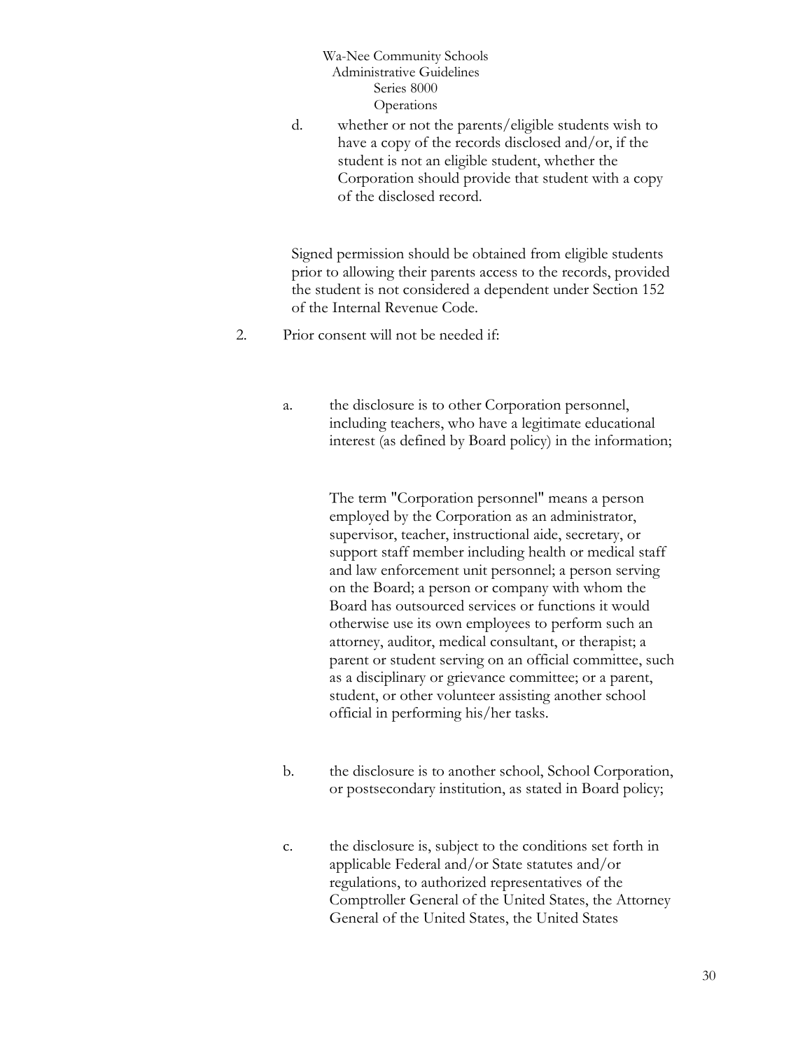d. whether or not the parents/eligible students wish to have a copy of the records disclosed and/or, if the student is not an eligible student, whether the Corporation should provide that student with a copy of the disclosed record.

Signed permission should be obtained from eligible students prior to allowing their parents access to the records, provided the student is not considered a dependent under Section 152 of the Internal Revenue Code.

2. Prior consent will not be needed if:

   a. the disclosure is to other Corporation personnel, including teachers, who have a legitimate educational interest (as defined by Board policy) in the information;

      The term "Corporation personnel" means a person employed by the Corporation as an administrator, supervisor, teacher, instructional aide, secretary, or support staff member including health or medical staff and law enforcement unit personnel; a person serving on the Board; a person or company with whom the Board has outsourced services or functions it would otherwise use its own employees to perform such an attorney, auditor, medical consultant, or therapist; a parent or student serving on an official committee, such as a disciplinary or grievance committee; or a parent, student, or other volunteer assisting another school official in performing his/her tasks.

   b. the disclosure is to another school, School Corporation, or postsecondary institution, as stated in Board policy;

   c. the disclosure is, subject to the conditions set forth in applicable Federal and/or State statutes and/or regulations, to authorized representatives of the Comptroller General of the United States, the Attorney General of the United States, the United States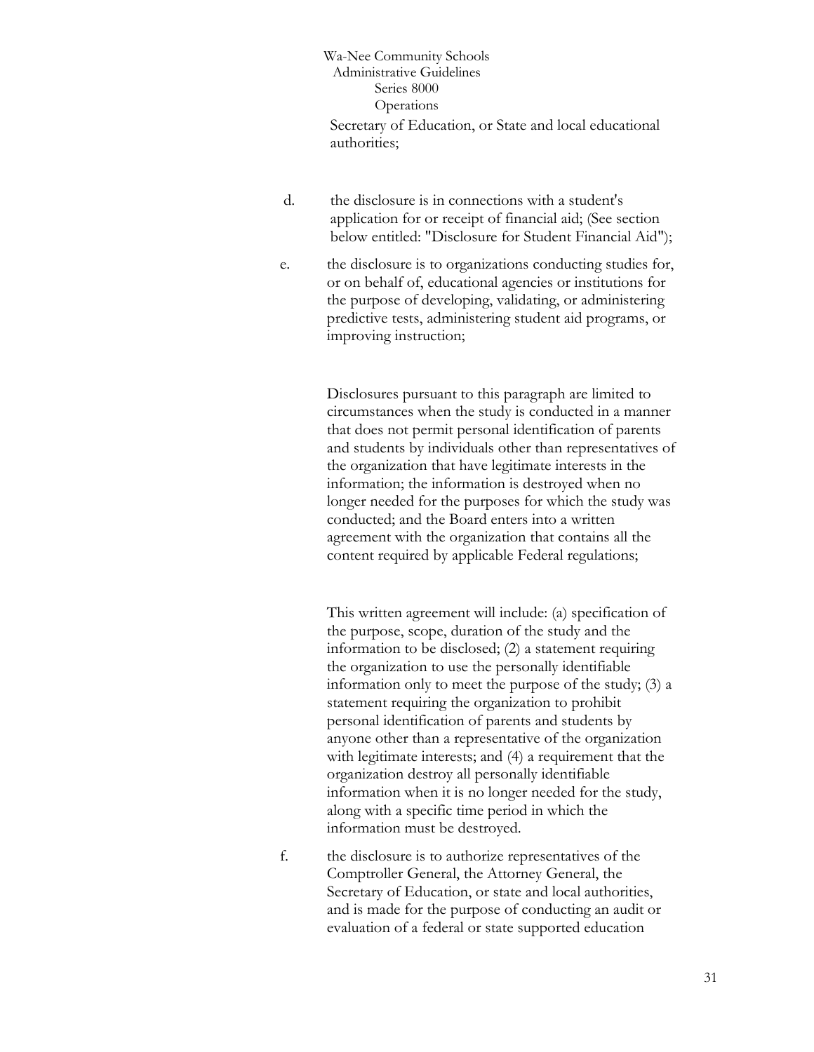Secretary of Education, or State and local educational authorities;

d. the disclosure is in connections with a student's application for or receipt of financial aid; (See section below entitled: "Disclosure for Student Financial Aid");

e. the disclosure is to organizations conducting studies for, or on behalf of, educational agencies or institutions for the purpose of developing, validating, or administering predictive tests, administering student aid programs, or improving instruction;

   Disclosures pursuant to this paragraph are limited to circumstances when the study is conducted in a manner that does not permit personal identification of parents and students by individuals other than representatives of the organization that have legitimate interests in the information; the information is destroyed when no longer needed for the purposes for which the study was conducted; and the Board enters into a written agreement with the organization that contains all the content required by applicable Federal regulations;

   This written agreement will include: (a) specification of the purpose, scope, duration of the study and the information to be disclosed; (2) a statement requiring the organization to use the personally identifiable information only to meet the purpose of the study; (3) a statement requiring the organization to prohibit personal identification of parents and students by anyone other than a representative of the organization with legitimate interests; and (4) a requirement that the organization destroy all personally identifiable information when it is no longer needed for the study, along with a specific time period in which the information must be destroyed.

f. the disclosure is to authorize representatives of the Comptroller General, the Attorney General, the Secretary of Education, or state and local authorities, and is made for the purpose of conducting an audit or evaluation of a federal or state supported education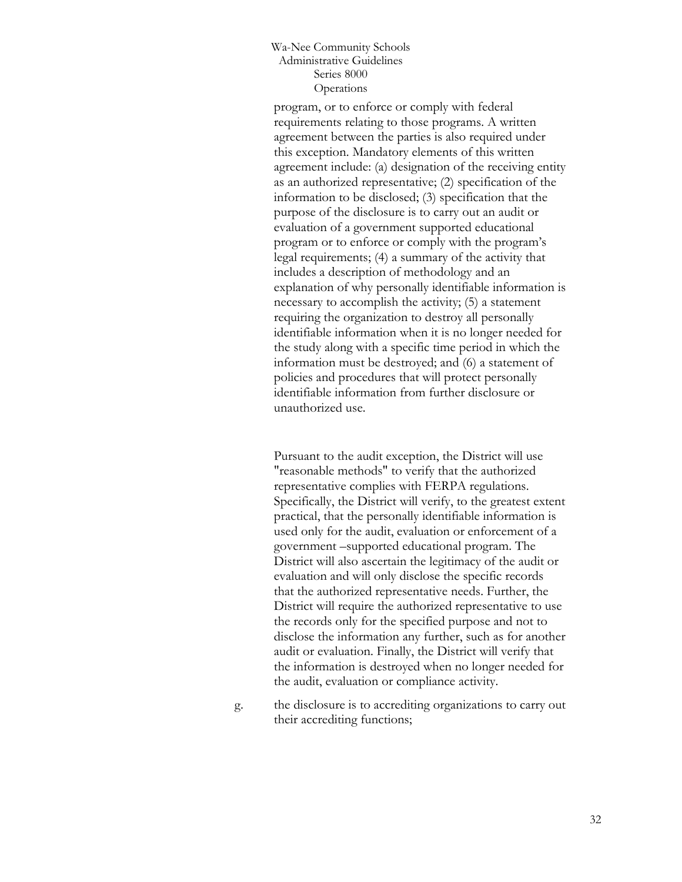program, or to enforce or comply with federal requirements relating to those programs. A written agreement between the parties is also required under this exception. Mandatory elements of this written agreement include: (a) designation of the receiving entity as an authorized representative; (2) specification of the information to be disclosed; (3) specification that the purpose of the disclosure is to carry out an audit or evaluation of a government supported educational program or to enforce or comply with the program's legal requirements; (4) a summary of the activity that includes a description of methodology and an explanation of why personally identifiable information is necessary to accomplish the activity; (5) a statement requiring the organization to destroy all personally identifiable information when it is no longer needed for the study along with a specific time period in which the information must be destroyed; and (6) a statement of policies and procedures that will protect personally identifiable information from further disclosure or unauthorized use.

Pursuant to the audit exception, the District will use "reasonable methods" to verify that the authorized representative complies with FERPA regulations. Specifically, the District will verify, to the greatest extent practical, that the personally identifiable information is used only for the audit, evaluation or enforcement of a government –supported educational program. The District will also ascertain the legitimacy of the audit or evaluation and will only disclose the specific records that the authorized representative needs. Further, the District will require the authorized representative to use the records only for the specified purpose and not to disclose the information any further, such as for another audit or evaluation. Finally, the District will verify that the information is destroyed when no longer needed for the audit, evaluation or compliance activity.

g. the disclosure is to accrediting organizations to carry out their accrediting functions;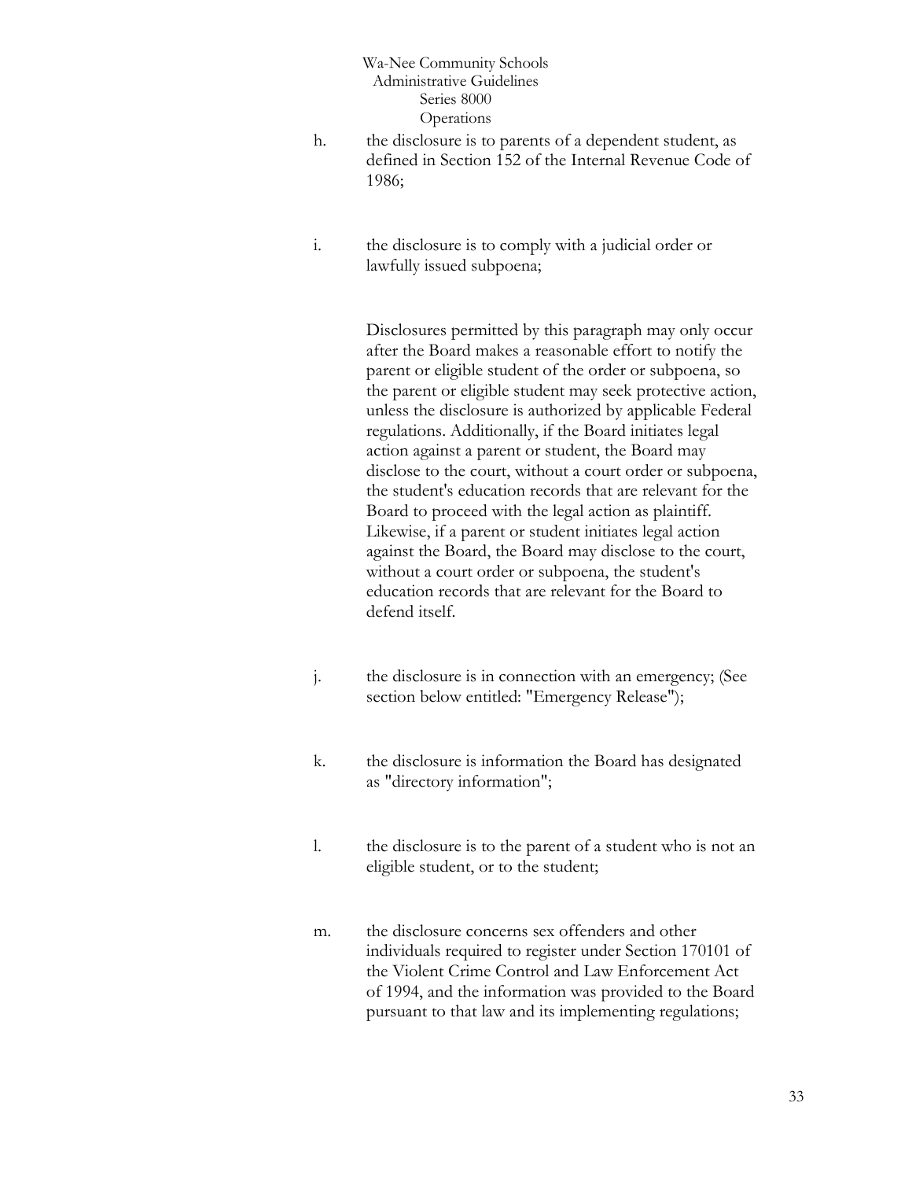h. the disclosure is to parents of a dependent student, as defined in Section 152 of the Internal Revenue Code of 1986;

i. the disclosure is to comply with a judicial order or lawfully issued subpoena;

   Disclosures permitted by this paragraph may only occur after the Board makes a reasonable effort to notify the parent or eligible student of the order or subpoena, so the parent or eligible student may seek protective action, unless the disclosure is authorized by applicable Federal regulations. Additionally, if the Board initiates legal action against a parent or student, the Board may disclose to the court, without a court order or subpoena, the student's education records that are relevant for the Board to proceed with the legal action as plaintiff. Likewise, if a parent or student initiates legal action against the Board, the Board may disclose to the court, without a court order or subpoena, the student's education records that are relevant for the Board to defend itself.

j. the disclosure is in connection with an emergency; (See section below entitled: "Emergency Release");

k. the disclosure is information the Board has designated as "directory information";

l. the disclosure is to the parent of a student who is not an eligible student, or to the student;

m. the disclosure concerns sex offenders and other individuals required to register under Section 170101 of the Violent Crime Control and Law Enforcement Act of 1994, and the information was provided to the Board pursuant to that law and its implementing regulations;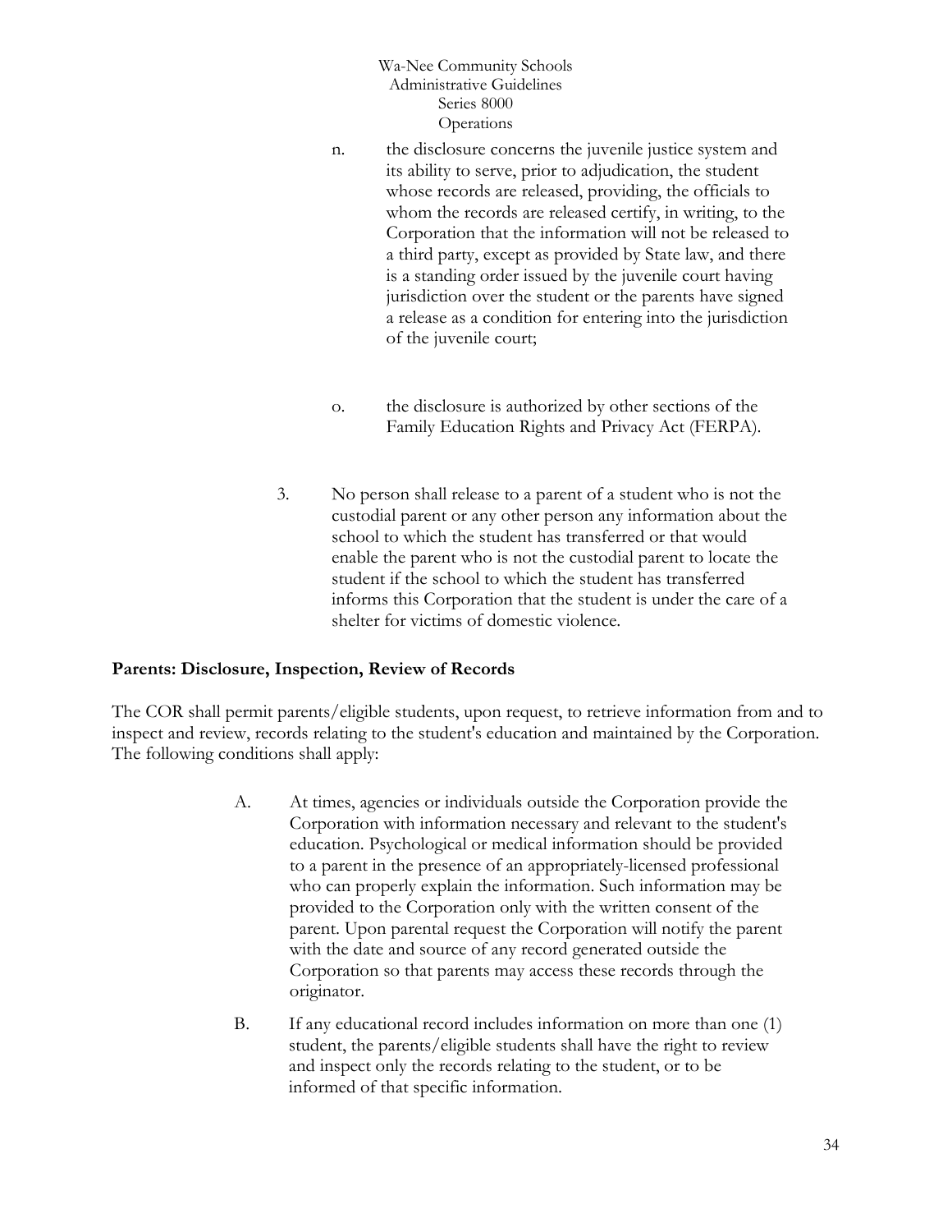n. the disclosure concerns the juvenile justice system and its ability to serve, prior to adjudication, the student whose records are released, providing, the officials to whom the records are released certify, in writing, to the Corporation that the information will not be released to a third party, except as provided by State law, and there is a standing order issued by the juvenile court having jurisdiction over the student or the parents have signed a release as a condition for entering into the jurisdiction of the juvenile court;

o. the disclosure is authorized by other sections of the Family Education Rights and Privacy Act (FERPA).

3. No person shall release to a parent of a student who is not the custodial parent or any other person any information about the school to which the student has transferred or that would enable the parent who is not the custodial parent to locate the student if the school to which the student has transferred informs this Corporation that the student is under the care of a shelter for victims of domestic violence.

**Parents: Disclosure, Inspection, Review of Records**

The COR shall permit parents/eligible students, upon request, to retrieve information from and to inspect and review, records relating to the student's education and maintained by the Corporation. The following conditions shall apply:

A. At times, agencies or individuals outside the Corporation provide the Corporation with information necessary and relevant to the student's education. Psychological or medical information should be provided to a parent in the presence of an appropriately-licensed professional who can properly explain the information. Such information may be provided to the Corporation only with the written consent of the parent. Upon parental request the Corporation will notify the parent with the date and source of any record generated outside the Corporation so that parents may access these records through the originator.

B. If any educational record includes information on more than one (1) student, the parents/eligible students shall have the right to review and inspect only the records relating to the student, or to be informed of that specific information.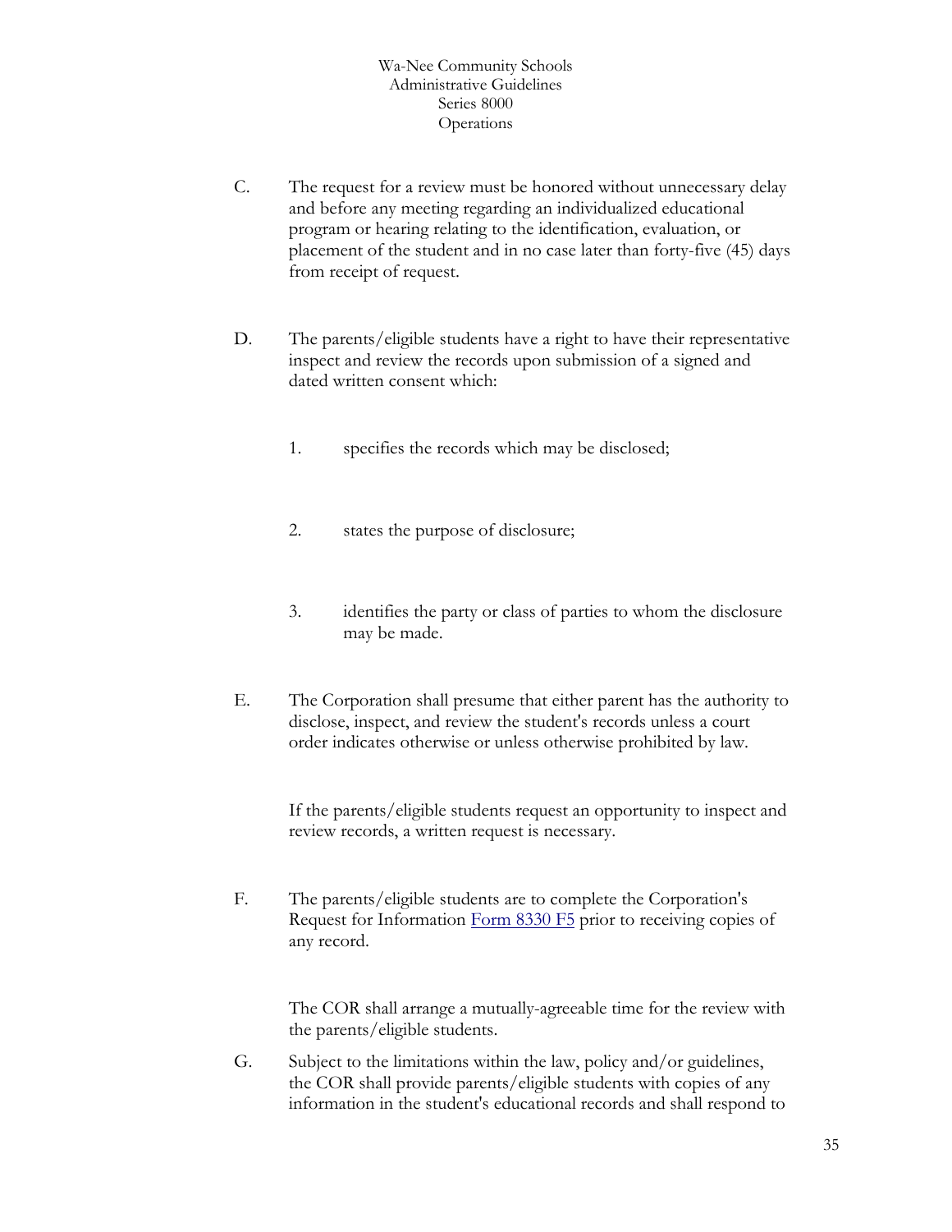C. The request for a review must be honored without unnecessary delay and before any meeting regarding an individualized educational program or hearing relating to the identification, evaluation, or placement of the student and in no case later than forty-five (45) days from receipt of request.

D. The parents/eligible students have a right to have their representative inspect and review the records upon submission of a signed and dated written consent which:

   1. specifies the records which may be disclosed;

   2. states the purpose of disclosure;

   3. identifies the party or class of parties to whom the disclosure may be made.

E. The Corporation shall presume that either parent has the authority to disclose, inspect, and review the student's records unless a court order indicates otherwise or unless otherwise prohibited by law.

   If the parents/eligible students request an opportunity to inspect and review records, a written request is necessary.

F. The parents/eligible students are to complete the Corporation's Request for Information Form 8330 F5 prior to receiving copies of any record.

   The COR shall arrange a mutually-agreeable time for the review with the parents/eligible students.

G. Subject to the limitations within the law, policy and/or guidelines, the COR shall provide parents/eligible students with copies of any information in the student's educational records and shall respond to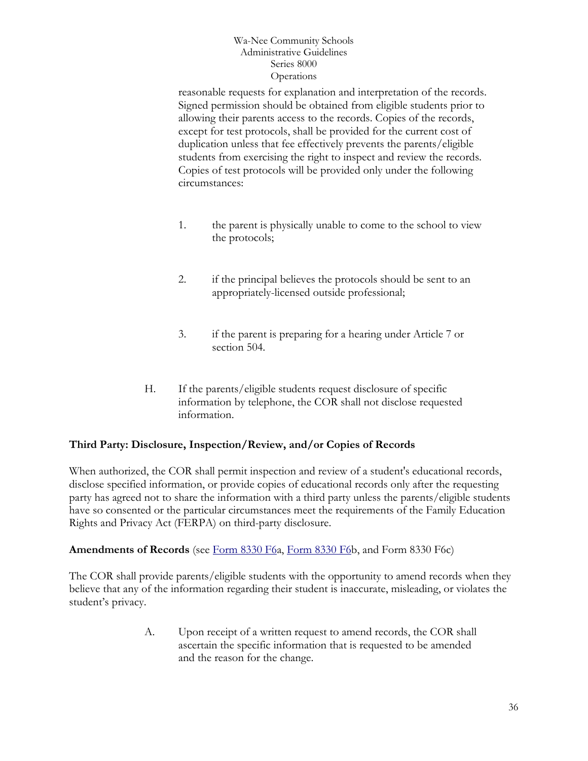reasonable requests for explanation and interpretation of the records. Signed permission should be obtained from eligible students prior to allowing their parents access to the records. Copies of the records, except for test protocols, shall be provided for the current cost of duplication unless that fee effectively prevents the parents/eligible students from exercising the right to inspect and review the records. Copies of test protocols will be provided only under the following circumstances:

1. the parent is physically unable to come to the school to view the protocols;

2. if the principal believes the protocols should be sent to an appropriately-licensed outside professional;

3. if the parent is preparing for a hearing under Article 7 or section 504.

H. If the parents/eligible students request disclosure of specific information by telephone, the COR shall not disclose requested information.

**Third Party: Disclosure, Inspection/Review, and/or Copies of Records**

When authorized, the COR shall permit inspection and review of a student's educational records, disclose specified information, or provide copies of educational records only after the requesting party has agreed not to share the information with a third party unless the parents/eligible students have so consented or the particular circumstances meet the requirements of the Family Education Rights and Privacy Act (FERPA) on third-party disclosure.

**Amendments of Records** (see Form 8330 F6a, Form 8330 F6b, and Form 8330 F6c)

The COR shall provide parents/eligible students with the opportunity to amend records when they believe that any of the information regarding their student is inaccurate, misleading, or violates the student's privacy.

A. Upon receipt of a written request to amend records, the COR shall ascertain the specific information that is requested to be amended and the reason for the change.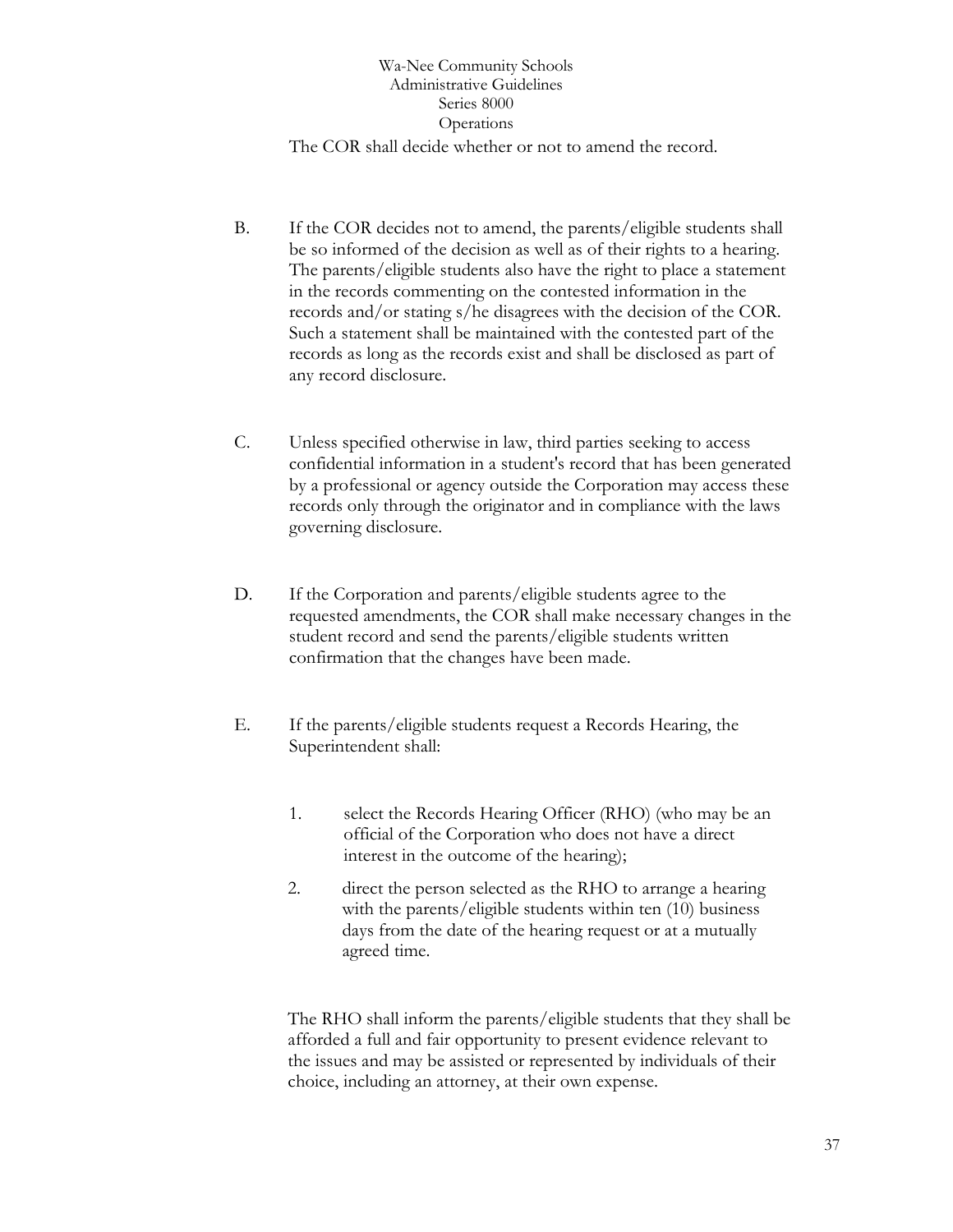The COR shall decide whether or not to amend the record.

B. If the COR decides not to amend, the parents/eligible students shall be so informed of the decision as well as of their rights to a hearing. The parents/eligible students also have the right to place a statement in the records commenting on the contested information in the records and/or stating s/he disagrees with the decision of the COR. Such a statement shall be maintained with the contested part of the records as long as the records exist and shall be disclosed as part of any record disclosure.

C. Unless specified otherwise in law, third parties seeking to access confidential information in a student's record that has been generated by a professional or agency outside the Corporation may access these records only through the originator and in compliance with the laws governing disclosure.

D. If the Corporation and parents/eligible students agree to the requested amendments, the COR shall make necessary changes in the student record and send the parents/eligible students written confirmation that the changes have been made.

E. If the parents/eligible students request a Records Hearing, the Superintendent shall:

   1. select the Records Hearing Officer (RHO) (who may be an official of the Corporation who does not have a direct interest in the outcome of the hearing);

   2. direct the person selected as the RHO to arrange a hearing with the parents/eligible students within ten (10) business days from the date of the hearing request or at a mutually agreed time.

   The RHO shall inform the parents/eligible students that they shall be afforded a full and fair opportunity to present evidence relevant to the issues and may be assisted or represented by individuals of their choice, including an attorney, at their own expense.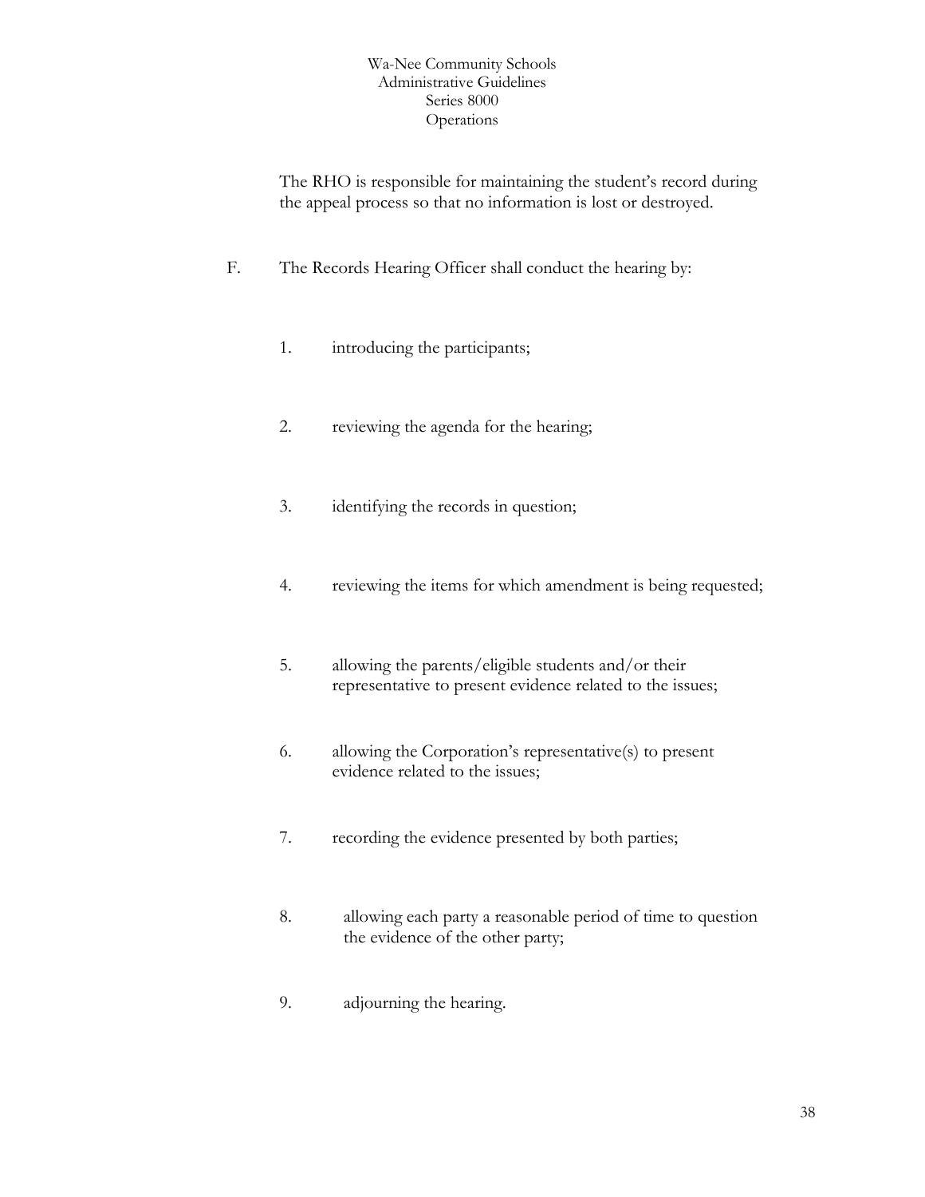The RHO is responsible for maintaining the student's record during the appeal process so that no information is lost or destroyed.

F. The Records Hearing Officer shall conduct the hearing by:

1. introducing the participants;

2. reviewing the agenda for the hearing;

3. identifying the records in question;

4. reviewing the items for which amendment is being requested;

5. allowing the parents/eligible students and/or their representative to present evidence related to the issues;

6. allowing the Corporation's representative(s) to present evidence related to the issues;

7. recording the evidence presented by both parties;

8. allowing each party a reasonable period of time to question the evidence of the other party;

9. adjourning the hearing.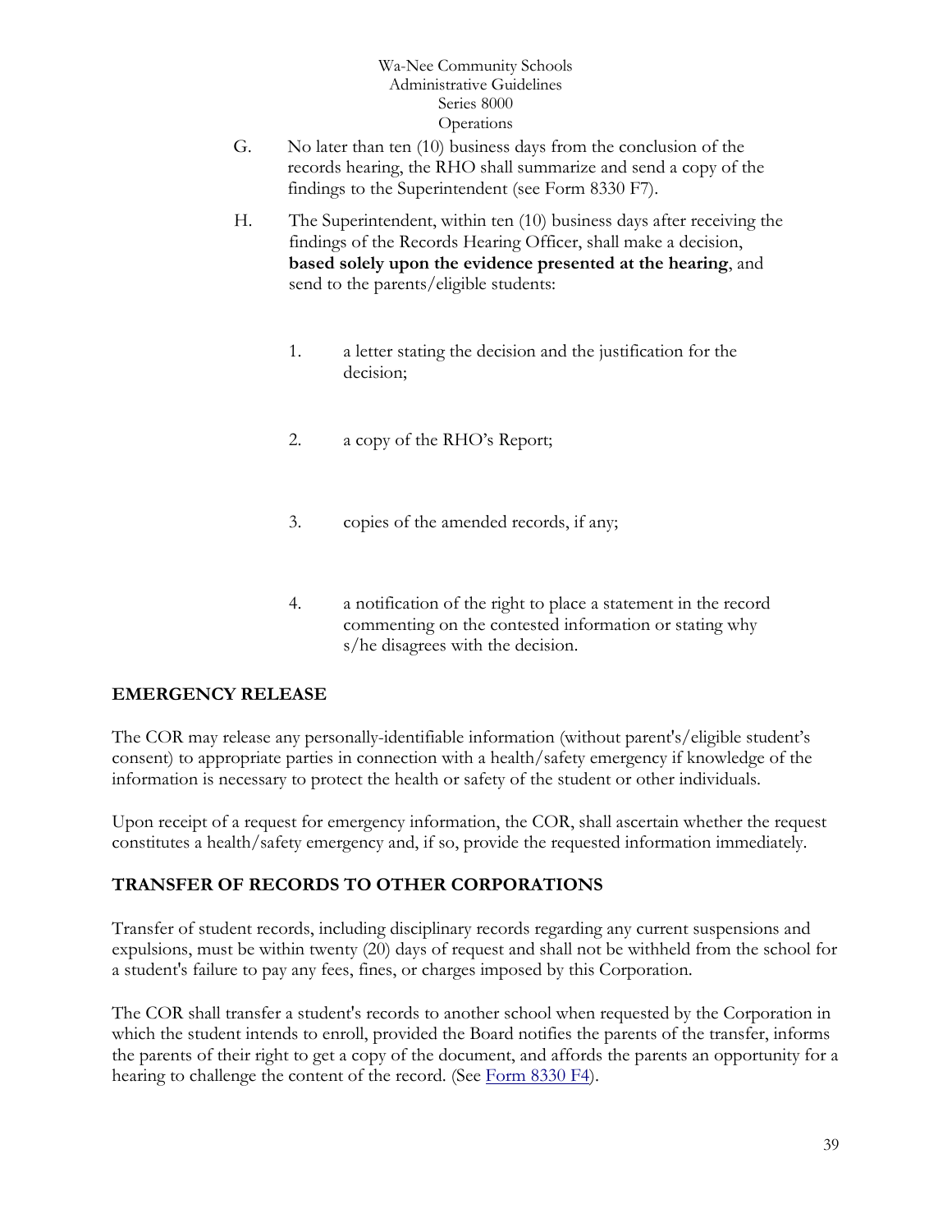G. No later than ten (10) business days from the conclusion of the records hearing, the RHO shall summarize and send a copy of the findings to the Superintendent (see Form 8330 F7).

H. The Superintendent, within ten (10) business days after receiving the findings of the Records Hearing Officer, shall make a decision, **based solely upon the evidence presented at the hearing**, and send to the parents/eligible students:

   1. a letter stating the decision and the justification for the decision;

   2. a copy of the RHO's Report;

   3. copies of the amended records, if any;

   4. a notification of the right to place a statement in the record commenting on the contested information or stating why s/he disagrees with the decision.

## EMERGENCY RELEASE

The COR may release any personally-identifiable information (without parent's/eligible student's consent) to appropriate parties in connection with a health/safety emergency if knowledge of the information is necessary to protect the health or safety of the student or other individuals.

Upon receipt of a request for emergency information, the COR, shall ascertain whether the request constitutes a health/safety emergency and, if so, provide the requested information immediately.

## TRANSFER OF RECORDS TO OTHER CORPORATIONS

Transfer of student records, including disciplinary records regarding any current suspensions and expulsions, must be within twenty (20) days of request and shall not be withheld from the school for a student's failure to pay any fees, fines, or charges imposed by this Corporation.

The COR shall transfer a student's records to another school when requested by the Corporation in which the student intends to enroll, provided the Board notifies the parents of the transfer, informs the parents of their right to get a copy of the document, and affords the parents an opportunity for a hearing to challenge the content of the record. (See Form 8330 F4).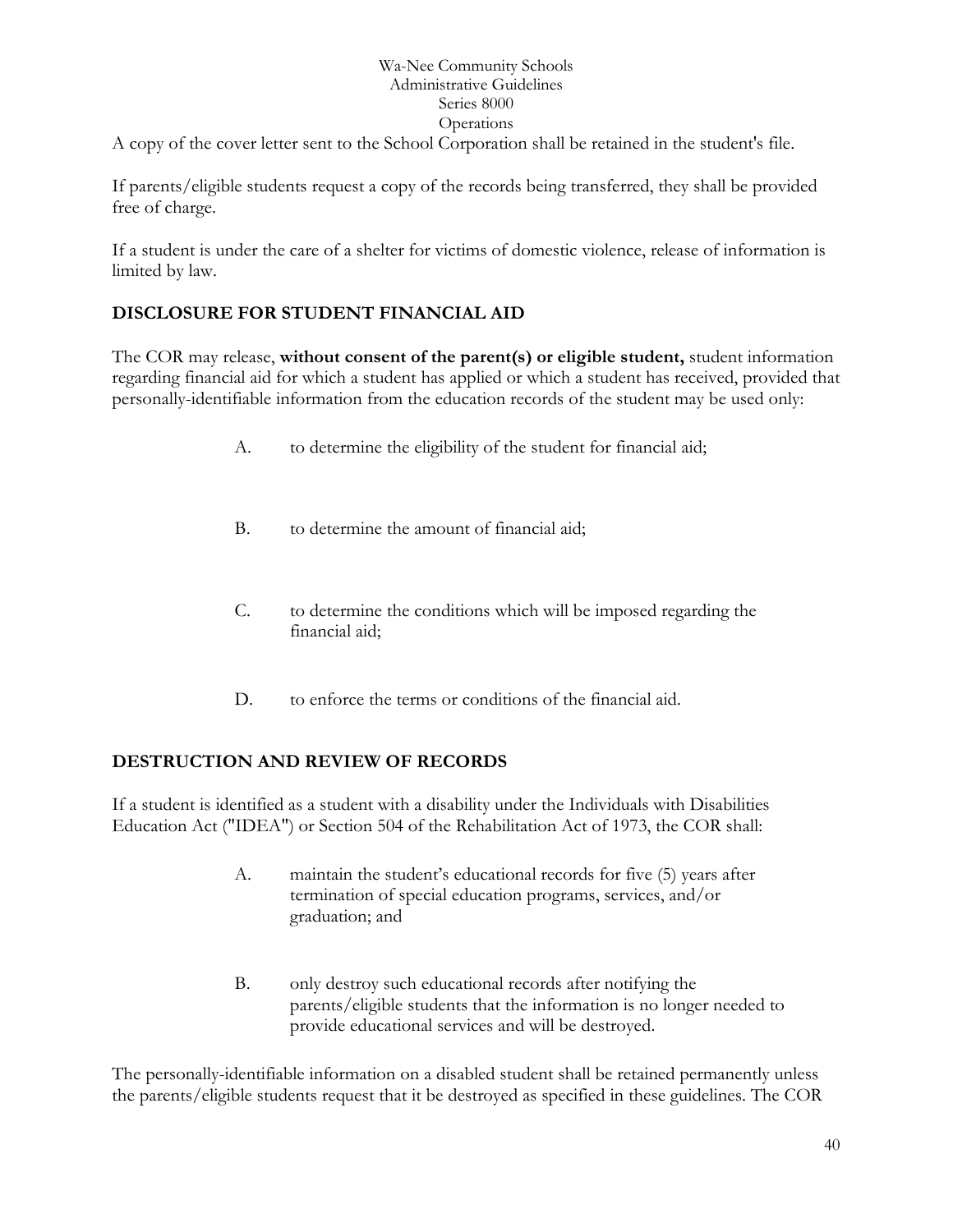A copy of the cover letter sent to the School Corporation shall be retained in the student's file.

If parents/eligible students request a copy of the records being transferred, they shall be provided free of charge.

If a student is under the care of a shelter for victims of domestic violence, release of information is limited by law.

## DISCLOSURE FOR STUDENT FINANCIAL AID

The COR may release, **without consent of the parent(s) or eligible student,** student information regarding financial aid for which a student has applied or which a student has received, provided that personally-identifiable information from the education records of the student may be used only:

A. to determine the eligibility of the student for financial aid;

B. to determine the amount of financial aid;

C. to determine the conditions which will be imposed regarding the financial aid;

D. to enforce the terms or conditions of the financial aid.

## DESTRUCTION AND REVIEW OF RECORDS

If a student is identified as a student with a disability under the Individuals with Disabilities Education Act ("IDEA") or Section 504 of the Rehabilitation Act of 1973, the COR shall:

A. maintain the student's educational records for five (5) years after termination of special education programs, services, and/or graduation; and

B. only destroy such educational records after notifying the parents/eligible students that the information is no longer needed to provide educational services and will be destroyed.

The personally-identifiable information on a disabled student shall be retained permanently unless the parents/eligible students request that it be destroyed as specified in these guidelines. The COR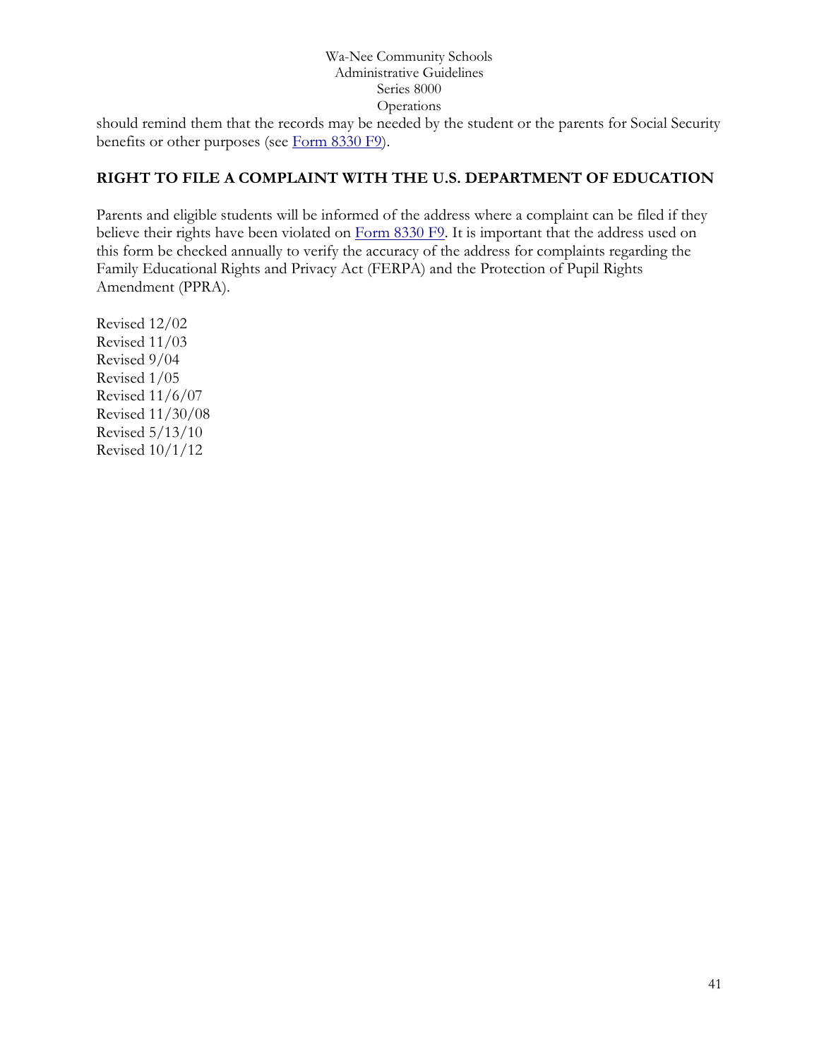should remind them that the records may be needed by the student or the parents for Social Security benefits or other purposes (see Form 8330 F9).

## RIGHT TO FILE A COMPLAINT WITH THE U.S. DEPARTMENT OF EDUCATION

Parents and eligible students will be informed of the address where a complaint can be filed if they believe their rights have been violated on Form 8330 F9. It is important that the address used on this form be checked annually to verify the accuracy of the address for complaints regarding the Family Educational Rights and Privacy Act (FERPA) and the Protection of Pupil Rights Amendment (PPRA).

Revised 12/02
Revised 11/03
Revised 9/04
Revised 1/05
Revised 11/6/07
Revised 11/30/08
Revised 5/13/10
Revised 10/1/12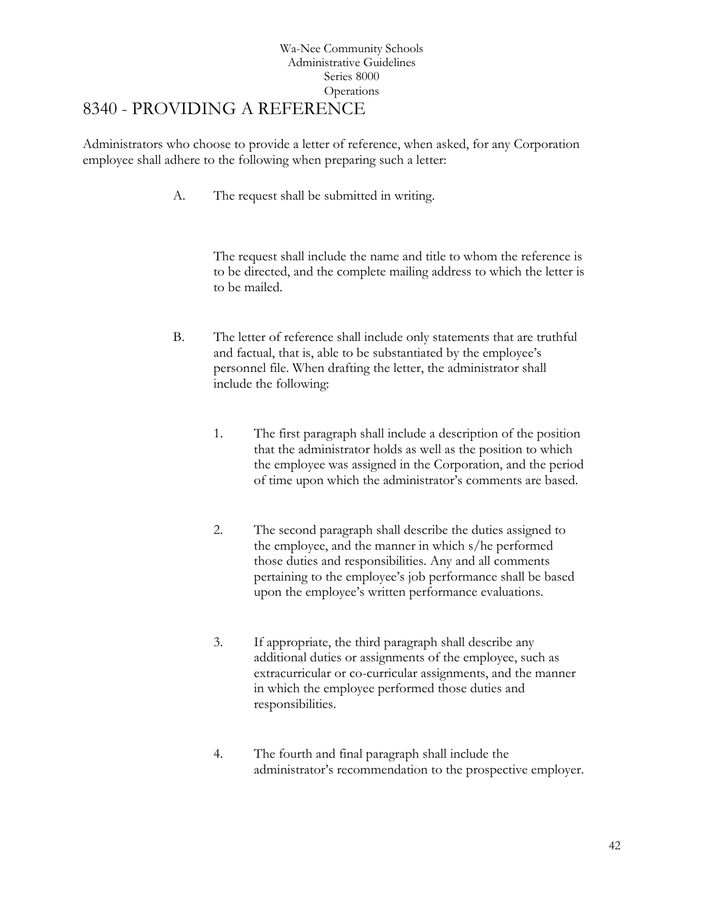Wa-Nee Community Schools
Administrative Guidelines
Series 8000
Operations

# 8340 - PROVIDING A REFERENCE

Administrators who choose to provide a letter of reference, when asked, for any Corporation employee shall adhere to the following when preparing such a letter:

A. The request shall be submitted in writing.

   The request shall include the name and title to whom the reference is to be directed, and the complete mailing address to which the letter is to be mailed.

B. The letter of reference shall include only statements that are truthful and factual, that is, able to be substantiated by the employee's personnel file. When drafting the letter, the administrator shall include the following:

   1. The first paragraph shall include a description of the position that the administrator holds as well as the position to which the employee was assigned in the Corporation, and the period of time upon which the administrator's comments are based.

   2. The second paragraph shall describe the duties assigned to the employee, and the manner in which s/he performed those duties and responsibilities. Any and all comments pertaining to the employee's job performance shall be based upon the employee's written performance evaluations.

   3. If appropriate, the third paragraph shall describe any additional duties or assignments of the employee, such as extracurricular or co-curricular assignments, and the manner in which the employee performed those duties and responsibilities.

   4. The fourth and final paragraph shall include the administrator's recommendation to the prospective employer.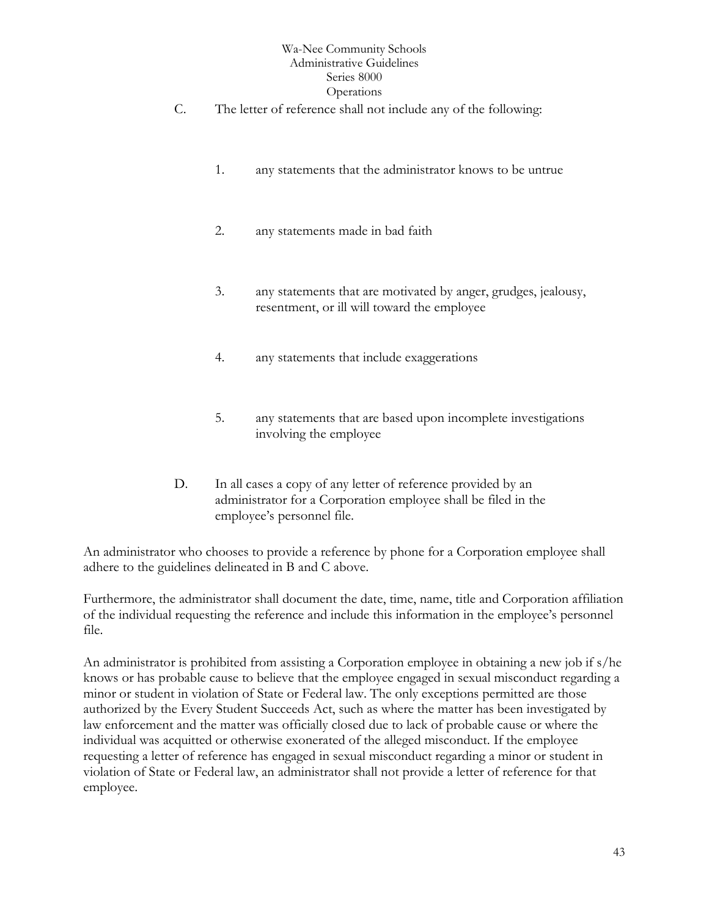C. The letter of reference shall not include any of the following:

1. any statements that the administrator knows to be untrue

2. any statements made in bad faith

3. any statements that are motivated by anger, grudges, jealousy, resentment, or ill will toward the employee

4. any statements that include exaggerations

5. any statements that are based upon incomplete investigations involving the employee

D. In all cases a copy of any letter of reference provided by an administrator for a Corporation employee shall be filed in the employee's personnel file.

An administrator who chooses to provide a reference by phone for a Corporation employee shall adhere to the guidelines delineated in B and C above.

Furthermore, the administrator shall document the date, time, name, title and Corporation affiliation of the individual requesting the reference and include this information in the employee's personnel file.

An administrator is prohibited from assisting a Corporation employee in obtaining a new job if s/he knows or has probable cause to believe that the employee engaged in sexual misconduct regarding a minor or student in violation of State or Federal law. The only exceptions permitted are those authorized by the Every Student Succeeds Act, such as where the matter has been investigated by law enforcement and the matter was officially closed due to lack of probable cause or where the individual was acquitted or otherwise exonerated of the alleged misconduct. If the employee requesting a letter of reference has engaged in sexual misconduct regarding a minor or student in violation of State or Federal law, an administrator shall not provide a letter of reference for that employee.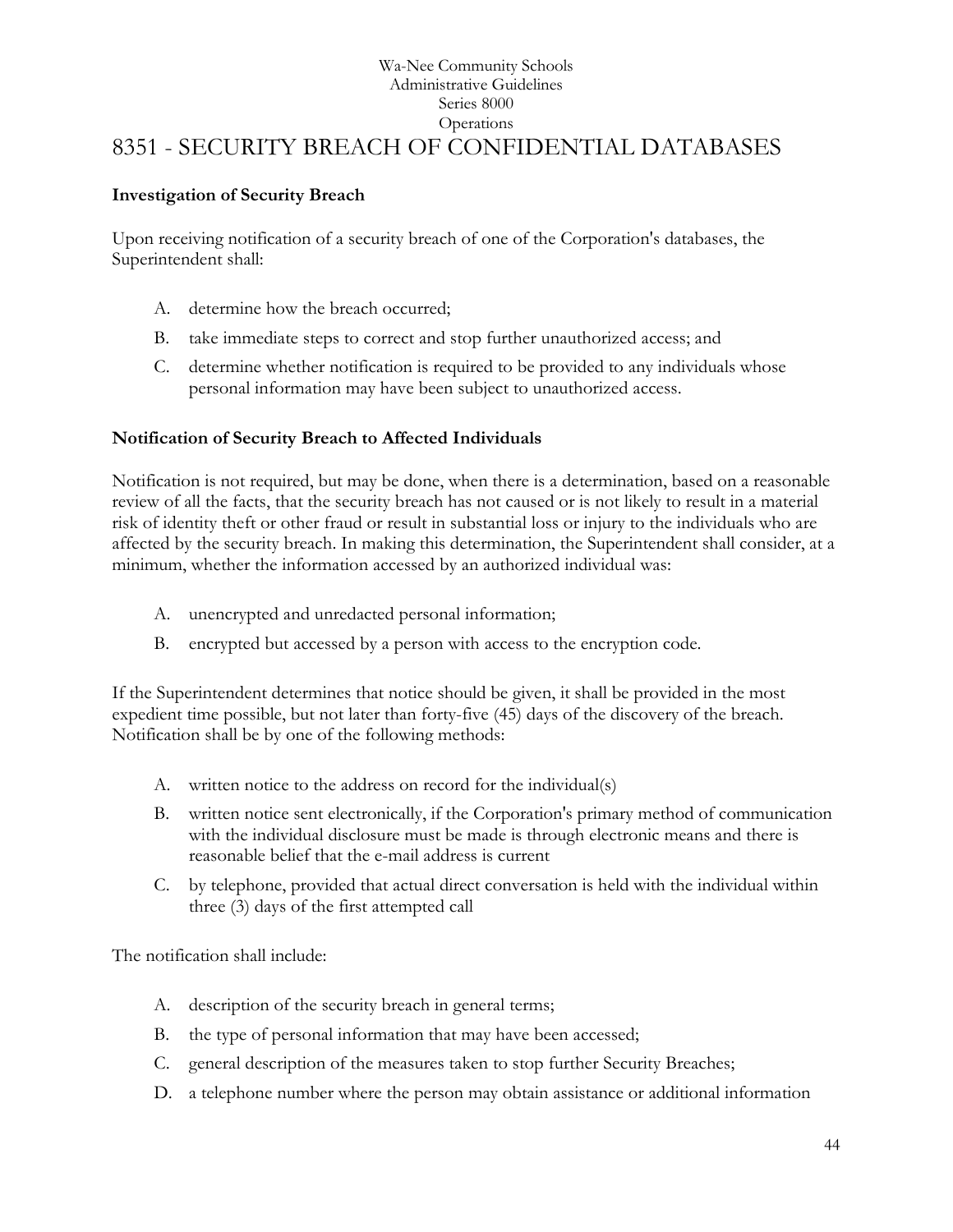Wa-Nee Community Schools
Administrative Guidelines
Series 8000
Operations

# 8351 - SECURITY BREACH OF CONFIDENTIAL DATABASES

**Investigation of Security Breach**

Upon receiving notification of a security breach of one of the Corporation's databases, the Superintendent shall:

A. determine how the breach occurred;

B. take immediate steps to correct and stop further unauthorized access; and

C. determine whether notification is required to be provided to any individuals whose personal information may have been subject to unauthorized access.

**Notification of Security Breach to Affected Individuals**

Notification is not required, but may be done, when there is a determination, based on a reasonable review of all the facts, that the security breach has not caused or is not likely to result in a material risk of identity theft or other fraud or result in substantial loss or injury to the individuals who are affected by the security breach. In making this determination, the Superintendent shall consider, at a minimum, whether the information accessed by an authorized individual was:

A. unencrypted and unredacted personal information;

B. encrypted but accessed by a person with access to the encryption code.

If the Superintendent determines that notice should be given, it shall be provided in the most expedient time possible, but not later than forty-five (45) days of the discovery of the breach. Notification shall be by one of the following methods:

A. written notice to the address on record for the individual(s)

B. written notice sent electronically, if the Corporation's primary method of communication with the individual disclosure must be made is through electronic means and there is reasonable belief that the e-mail address is current

C. by telephone, provided that actual direct conversation is held with the individual within three (3) days of the first attempted call

The notification shall include:

A. description of the security breach in general terms;

B. the type of personal information that may have been accessed;

C. general description of the measures taken to stop further Security Breaches;

D. a telephone number where the person may obtain assistance or additional information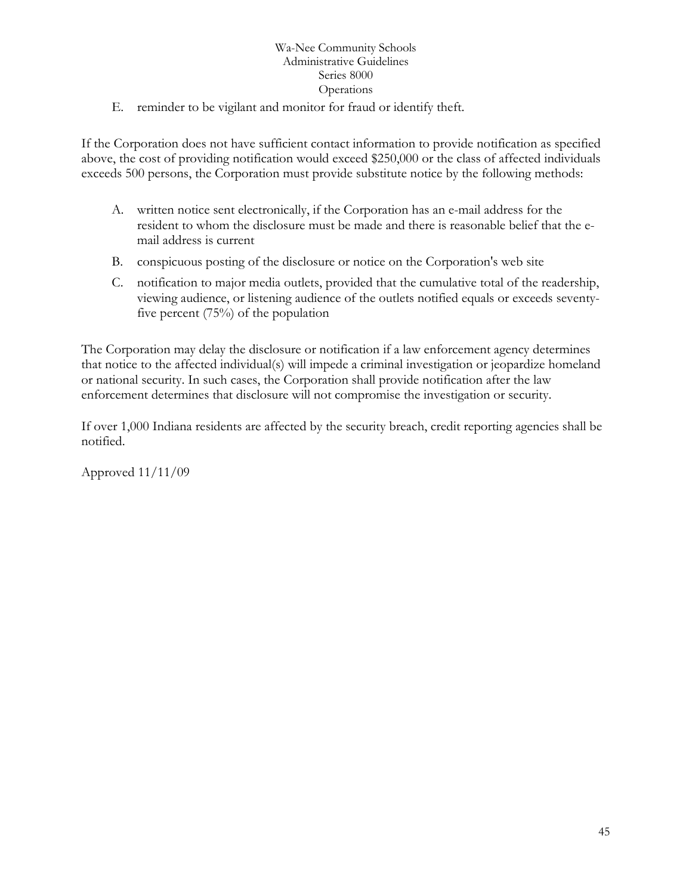E. reminder to be vigilant and monitor for fraud or identify theft.

If the Corporation does not have sufficient contact information to provide notification as specified above, the cost of providing notification would exceed $250,000 or the class of affected individuals exceeds 500 persons, the Corporation must provide substitute notice by the following methods:

A. written notice sent electronically, if the Corporation has an e-mail address for the resident to whom the disclosure must be made and there is reasonable belief that the e-mail address is current

B. conspicuous posting of the disclosure or notice on the Corporation's web site

C. notification to major media outlets, provided that the cumulative total of the readership, viewing audience, or listening audience of the outlets notified equals or exceeds seventy-five percent (75%) of the population

The Corporation may delay the disclosure or notification if a law enforcement agency determines that notice to the affected individual(s) will impede a criminal investigation or jeopardize homeland or national security. In such cases, the Corporation shall provide notification after the law enforcement determines that disclosure will not compromise the investigation or security.

If over 1,000 Indiana residents are affected by the security breach, credit reporting agencies shall be notified.

Approved 11/11/09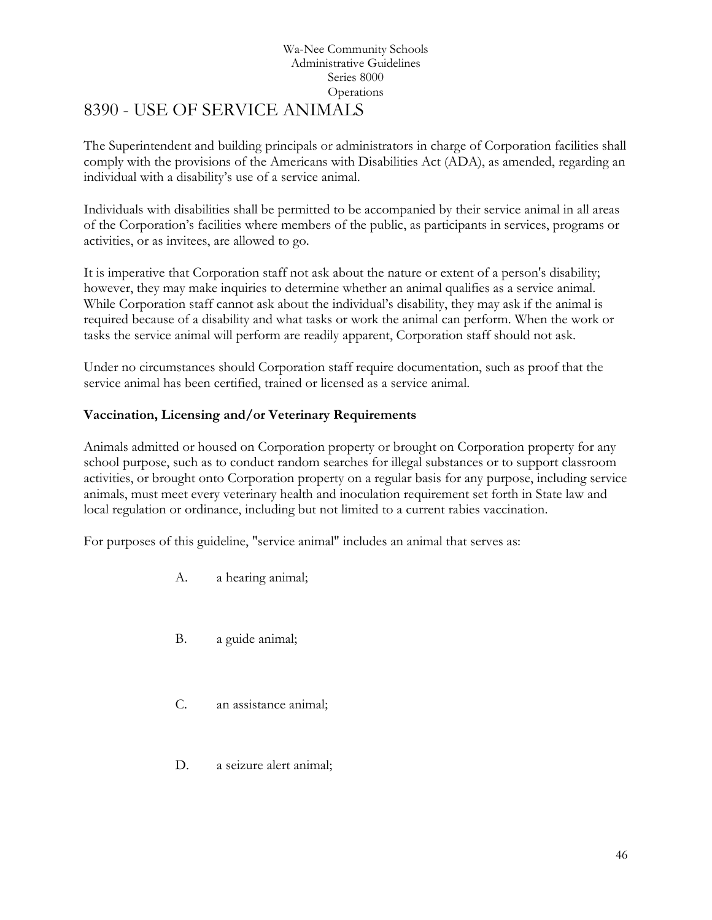Wa-Nee Community Schools
Administrative Guidelines
Series 8000
Operations

# 8390 - USE OF SERVICE ANIMALS

The Superintendent and building principals or administrators in charge of Corporation facilities shall comply with the provisions of the Americans with Disabilities Act (ADA), as amended, regarding an individual with a disability's use of a service animal.

Individuals with disabilities shall be permitted to be accompanied by their service animal in all areas of the Corporation's facilities where members of the public, as participants in services, programs or activities, or as invitees, are allowed to go.

It is imperative that Corporation staff not ask about the nature or extent of a person's disability; however, they may make inquiries to determine whether an animal qualifies as a service animal. While Corporation staff cannot ask about the individual's disability, they may ask if the animal is required because of a disability and what tasks or work the animal can perform. When the work or tasks the service animal will perform are readily apparent, Corporation staff should not ask.

Under no circumstances should Corporation staff require documentation, such as proof that the service animal has been certified, trained or licensed as a service animal.

**Vaccination, Licensing and/or Veterinary Requirements**

Animals admitted or housed on Corporation property or brought on Corporation property for any school purpose, such as to conduct random searches for illegal substances or to support classroom activities, or brought onto Corporation property on a regular basis for any purpose, including service animals, must meet every veterinary health and inoculation requirement set forth in State law and local regulation or ordinance, including but not limited to a current rabies vaccination.

For purposes of this guideline, "service animal" includes an animal that serves as:

A. a hearing animal;

B. a guide animal;

C. an assistance animal;

D. a seizure alert animal;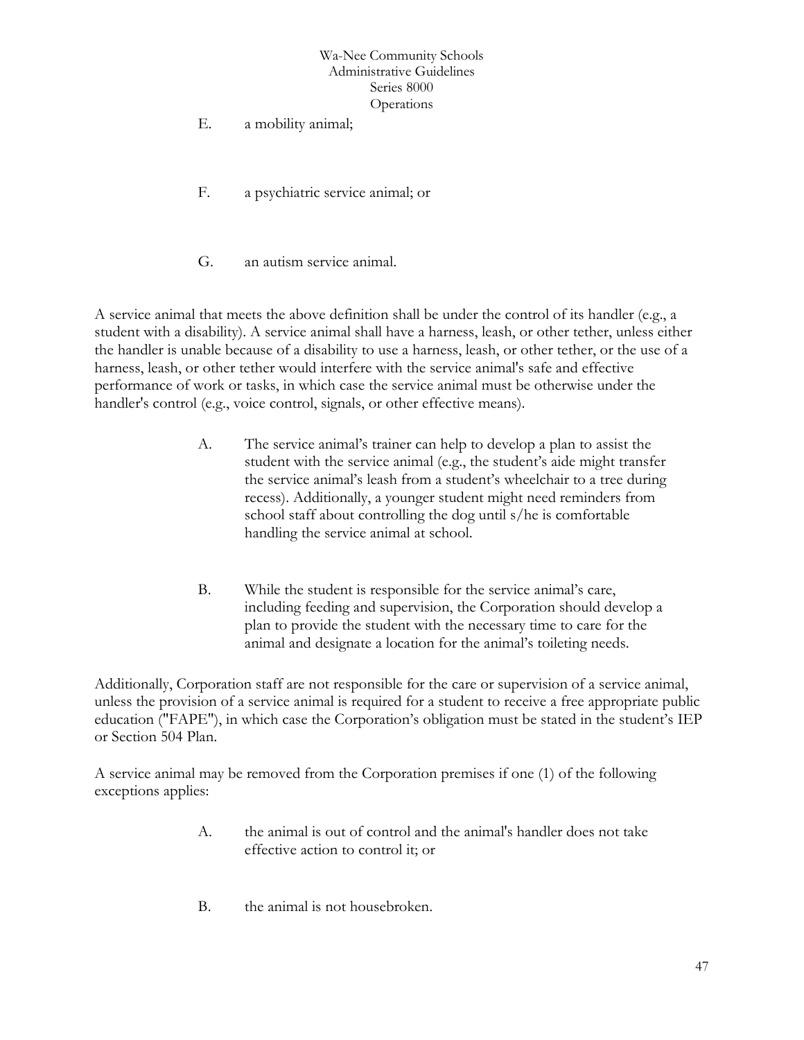E. a mobility animal;

F. a psychiatric service animal; or

G. an autism service animal.

A service animal that meets the above definition shall be under the control of its handler (e.g., a student with a disability). A service animal shall have a harness, leash, or other tether, unless either the handler is unable because of a disability to use a harness, leash, or other tether, or the use of a harness, leash, or other tether would interfere with the service animal's safe and effective performance of work or tasks, in which case the service animal must be otherwise under the handler's control (e.g., voice control, signals, or other effective means).

A. The service animal's trainer can help to develop a plan to assist the student with the service animal (e.g., the student's aide might transfer the service animal's leash from a student's wheelchair to a tree during recess). Additionally, a younger student might need reminders from school staff about controlling the dog until s/he is comfortable handling the service animal at school.

B. While the student is responsible for the service animal's care, including feeding and supervision, the Corporation should develop a plan to provide the student with the necessary time to care for the animal and designate a location for the animal's toileting needs.

Additionally, Corporation staff are not responsible for the care or supervision of a service animal, unless the provision of a service animal is required for a student to receive a free appropriate public education ("FAPE"), in which case the Corporation's obligation must be stated in the student's IEP or Section 504 Plan.

A service animal may be removed from the Corporation premises if one (1) of the following exceptions applies:

A. the animal is out of control and the animal's handler does not take effective action to control it; or

B. the animal is not housebroken.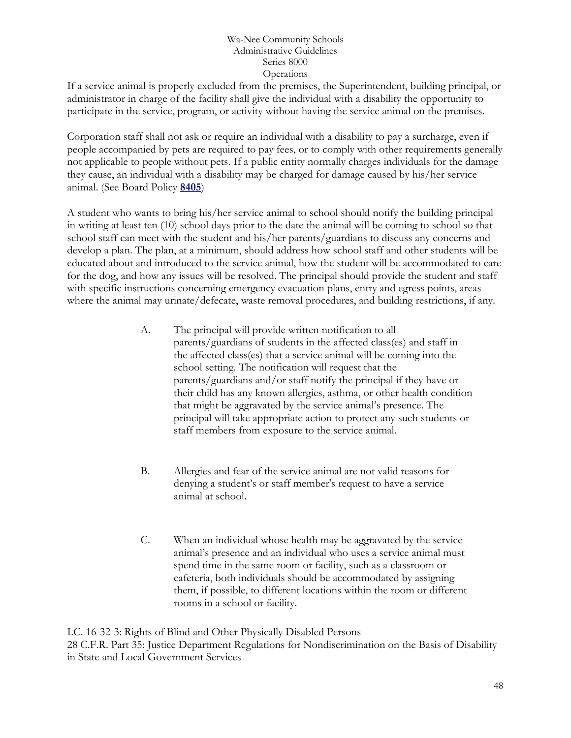If a service animal is properly excluded from the premises, the Superintendent, building principal, or administrator in charge of the facility shall give the individual with a disability the opportunity to participate in the service, program, or activity without having the service animal on the premises.

Corporation staff shall not ask or require an individual with a disability to pay a surcharge, even if people accompanied by pets are required to pay fees, or to comply with other requirements generally not applicable to people without pets. If a public entity normally charges individuals for the damage they cause, an individual with a disability may be charged for damage caused by his/her service animal. (See Board Policy **8405**)

A student who wants to bring his/her service animal to school should notify the building principal in writing at least ten (10) school days prior to the date the animal will be coming to school so that school staff can meet with the student and his/her parents/guardians to discuss any concerns and develop a plan. The plan, at a minimum, should address how school staff and other students will be educated about and introduced to the service animal, how the student will be accommodated to care for the dog, and how any issues will be resolved. The principal should provide the student and staff with specific instructions concerning emergency evacuation plans, entry and egress points, areas where the animal may urinate/defecate, waste removal procedures, and building restrictions, if any.

A. The principal will provide written notification to all parents/guardians of students in the affected class(es) and staff in the affected class(es) that a service animal will be coming into the school setting. The notification will request that the parents/guardians and/or staff notify the principal if they have or their child has any known allergies, asthma, or other health condition that might be aggravated by the service animal's presence. The principal will take appropriate action to protect any such students or staff members from exposure to the service animal.

B. Allergies and fear of the service animal are not valid reasons for denying a student's or staff member's request to have a service animal at school.

C. When an individual whose health may be aggravated by the service animal's presence and an individual who uses a service animal must spend time in the same room or facility, such as a classroom or cafeteria, both individuals should be accommodated by assigning them, if possible, to different locations within the room or different rooms in a school or facility.

I.C. 16-32-3: Rights of Blind and Other Physically Disabled Persons
28 C.F.R. Part 35: Justice Department Regulations for Nondiscrimination on the Basis of Disability in State and Local Government Services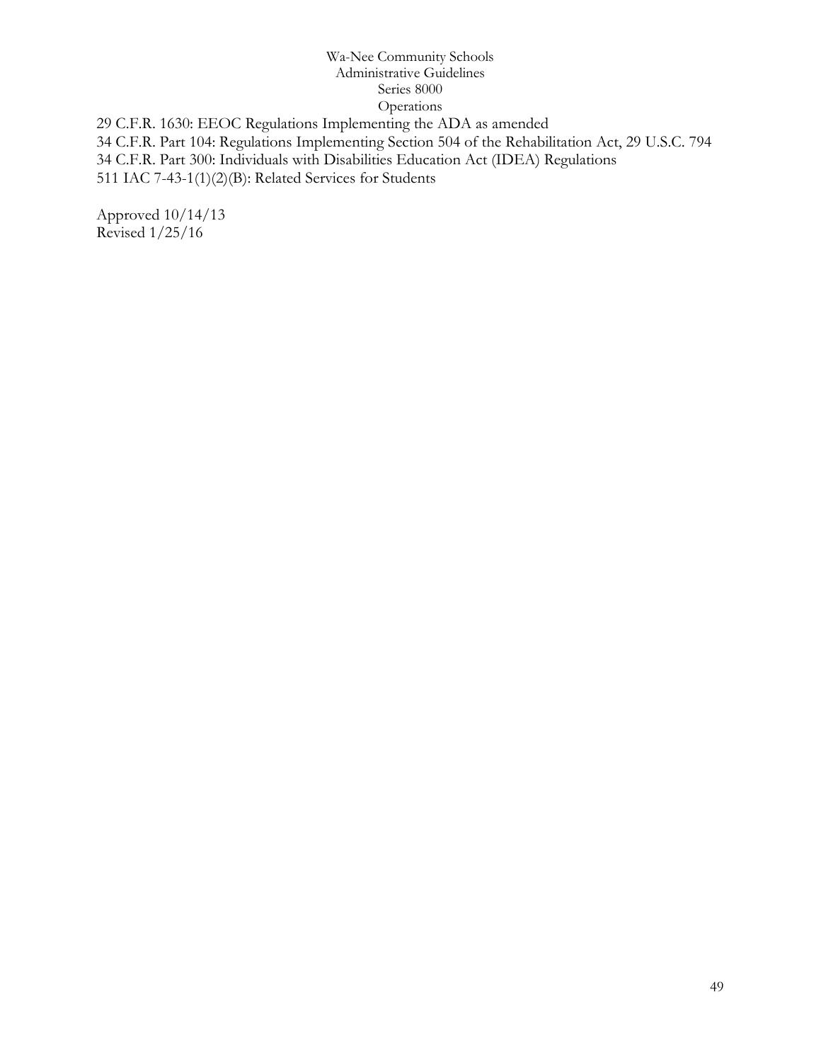29 C.F.R. 1630: EEOC Regulations Implementing the ADA as amended
34 C.F.R. Part 104: Regulations Implementing Section 504 of the Rehabilitation Act, 29 U.S.C. 794
34 C.F.R. Part 300: Individuals with Disabilities Education Act (IDEA) Regulations
511 IAC 7-43-1(1)(2)(B): Related Services for Students

Approved 10/14/13
Revised 1/25/16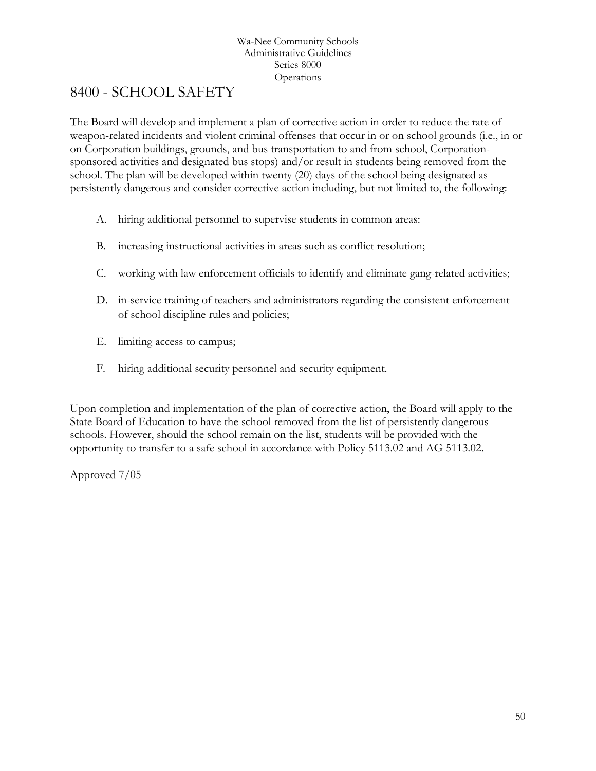# 8400 - SCHOOL SAFETY

The Board will develop and implement a plan of corrective action in order to reduce the rate of weapon-related incidents and violent criminal offenses that occur in or on school grounds (i.e., in or on Corporation buildings, grounds, and bus transportation to and from school, Corporation-sponsored activities and designated bus stops) and/or result in students being removed from the school. The plan will be developed within twenty (20) days of the school being designated as persistently dangerous and consider corrective action including, but not limited to, the following:

A. hiring additional personnel to supervise students in common areas:

B. increasing instructional activities in areas such as conflict resolution;

C. working with law enforcement officials to identify and eliminate gang-related activities;

D. in-service training of teachers and administrators regarding the consistent enforcement of school discipline rules and policies;

E. limiting access to campus;

F. hiring additional security personnel and security equipment.

Upon completion and implementation of the plan of corrective action, the Board will apply to the State Board of Education to have the school removed from the list of persistently dangerous schools. However, should the school remain on the list, students will be provided with the opportunity to transfer to a safe school in accordance with Policy 5113.02 and AG 5113.02.

Approved 7/05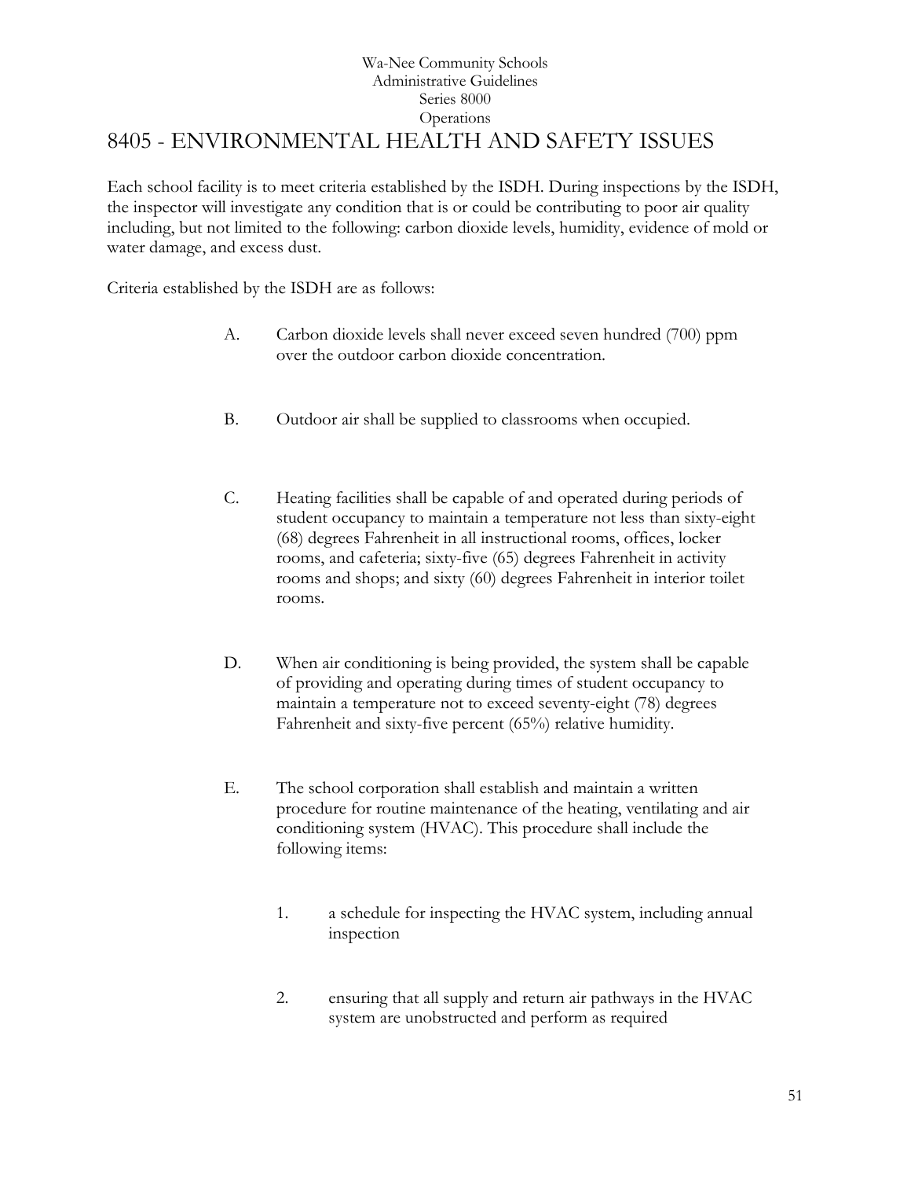Wa-Nee Community Schools
Administrative Guidelines
Series 8000
Operations

# 8405 - ENVIRONMENTAL HEALTH AND SAFETY ISSUES

Each school facility is to meet criteria established by the ISDH. During inspections by the ISDH, the inspector will investigate any condition that is or could be contributing to poor air quality including, but not limited to the following: carbon dioxide levels, humidity, evidence of mold or water damage, and excess dust.

Criteria established by the ISDH are as follows:

A. Carbon dioxide levels shall never exceed seven hundred (700) ppm over the outdoor carbon dioxide concentration.

B. Outdoor air shall be supplied to classrooms when occupied.

C. Heating facilities shall be capable of and operated during periods of student occupancy to maintain a temperature not less than sixty-eight (68) degrees Fahrenheit in all instructional rooms, offices, locker rooms, and cafeteria; sixty-five (65) degrees Fahrenheit in activity rooms and shops; and sixty (60) degrees Fahrenheit in interior toilet rooms.

D. When air conditioning is being provided, the system shall be capable of providing and operating during times of student occupancy to maintain a temperature not to exceed seventy-eight (78) degrees Fahrenheit and sixty-five percent (65%) relative humidity.

E. The school corporation shall establish and maintain a written procedure for routine maintenance of the heating, ventilating and air conditioning system (HVAC). This procedure shall include the following items:

   1. a schedule for inspecting the HVAC system, including annual inspection

   2. ensuring that all supply and return air pathways in the HVAC system are unobstructed and perform as required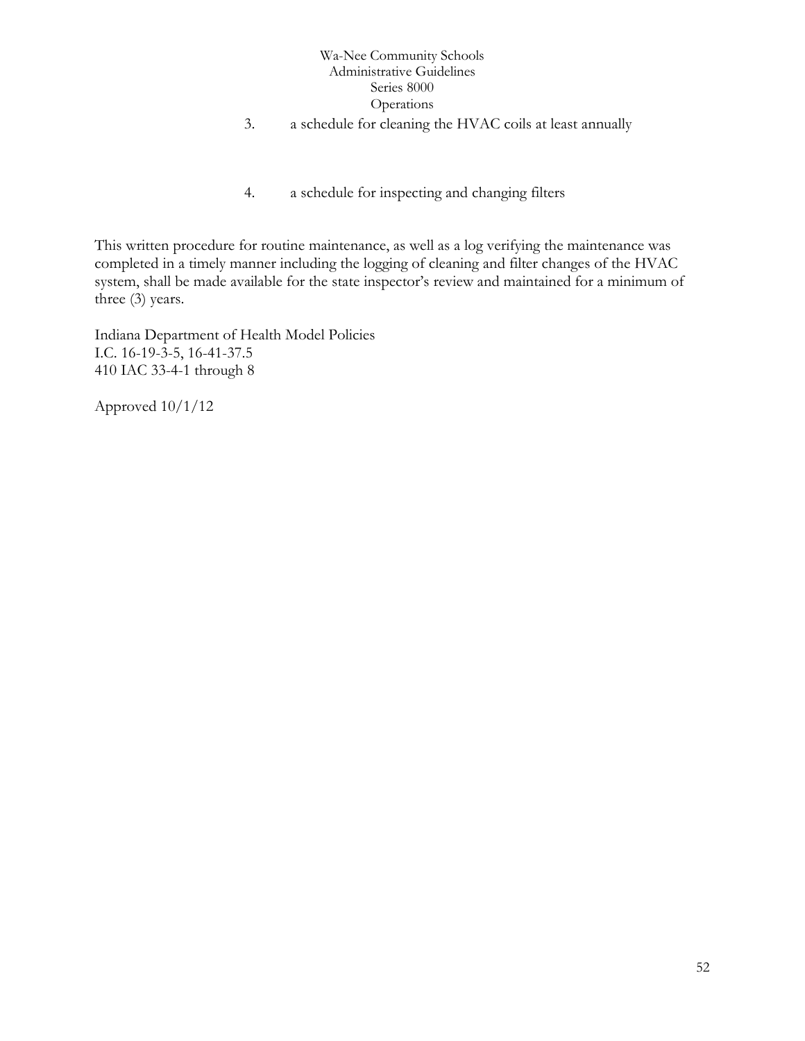3. a schedule for cleaning the HVAC coils at least annually

4. a schedule for inspecting and changing filters

This written procedure for routine maintenance, as well as a log verifying the maintenance was completed in a timely manner including the logging of cleaning and filter changes of the HVAC system, shall be made available for the state inspector's review and maintained for a minimum of three (3) years.

Indiana Department of Health Model Policies
I.C. 16-19-3-5, 16-41-37.5
410 IAC 33-4-1 through 8

Approved 10/1/12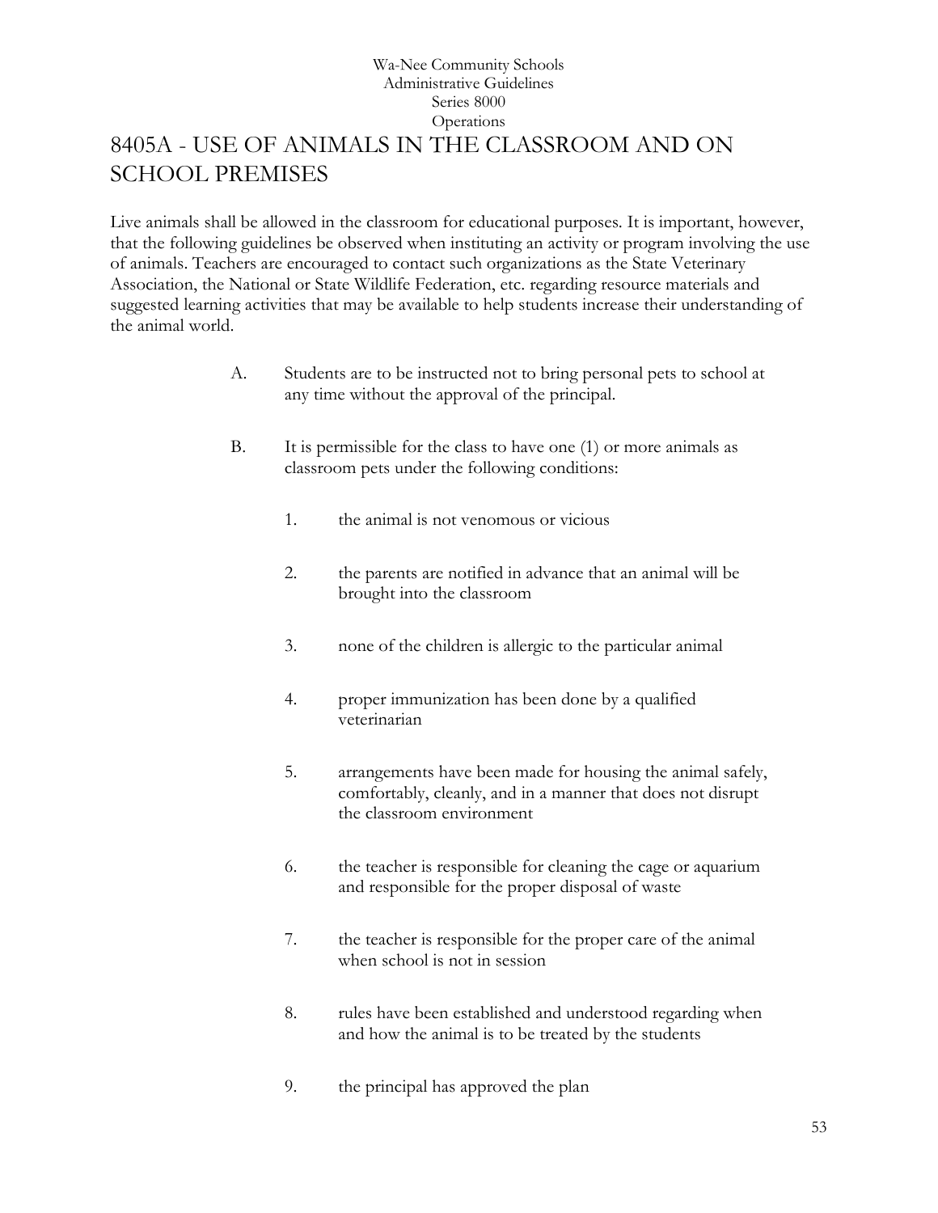Wa-Nee Community Schools
Administrative Guidelines
Series 8000
Operations

# 8405A - USE OF ANIMALS IN THE CLASSROOM AND ON SCHOOL PREMISES

Live animals shall be allowed in the classroom for educational purposes. It is important, however, that the following guidelines be observed when instituting an activity or program involving the use of animals. Teachers are encouraged to contact such organizations as the State Veterinary Association, the National or State Wildlife Federation, etc. regarding resource materials and suggested learning activities that may be available to help students increase their understanding of the animal world.

A. Students are to be instructed not to bring personal pets to school at any time without the approval of the principal.

B. It is permissible for the class to have one (1) or more animals as classroom pets under the following conditions:

1. the animal is not venomous or vicious
2. the parents are notified in advance that an animal will be brought into the classroom
3. none of the children is allergic to the particular animal
4. proper immunization has been done by a qualified veterinarian
5. arrangements have been made for housing the animal safely, comfortably, cleanly, and in a manner that does not disrupt the classroom environment
6. the teacher is responsible for cleaning the cage or aquarium and responsible for the proper disposal of waste
7. the teacher is responsible for the proper care of the animal when school is not in session
8. rules have been established and understood regarding when and how the animal is to be treated by the students
9. the principal has approved the plan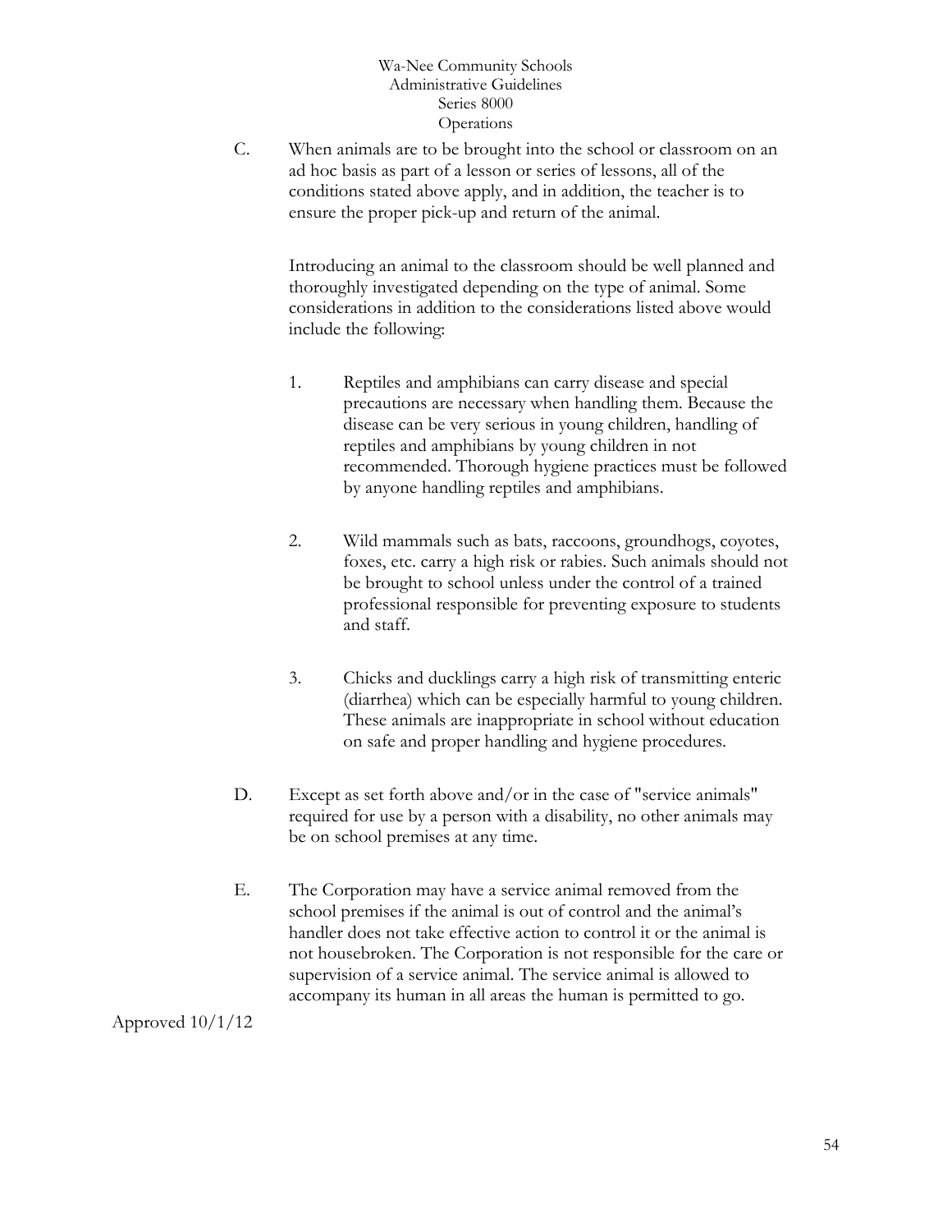C. When animals are to be brought into the school or classroom on an ad hoc basis as part of a lesson or series of lessons, all of the conditions stated above apply, and in addition, the teacher is to ensure the proper pick-up and return of the animal.

   Introducing an animal to the classroom should be well planned and thoroughly investigated depending on the type of animal. Some considerations in addition to the considerations listed above would include the following:

   1. Reptiles and amphibians can carry disease and special precautions are necessary when handling them. Because the disease can be very serious in young children, handling of reptiles and amphibians by young children in not recommended. Thorough hygiene practices must be followed by anyone handling reptiles and amphibians.

   2. Wild mammals such as bats, raccoons, groundhogs, coyotes, foxes, etc. carry a high risk or rabies. Such animals should not be brought to school unless under the control of a trained professional responsible for preventing exposure to students and staff.

   3. Chicks and ducklings carry a high risk of transmitting enteric (diarrhea) which can be especially harmful to young children. These animals are inappropriate in school without education on safe and proper handling and hygiene procedures.

D. Except as set forth above and/or in the case of "service animals" required for use by a person with a disability, no other animals may be on school premises at any time.

E. The Corporation may have a service animal removed from the school premises if the animal is out of control and the animal's handler does not take effective action to control it or the animal is not housebroken. The Corporation is not responsible for the care or supervision of a service animal. The service animal is allowed to accompany its human in all areas the human is permitted to go.

Approved 10/1/12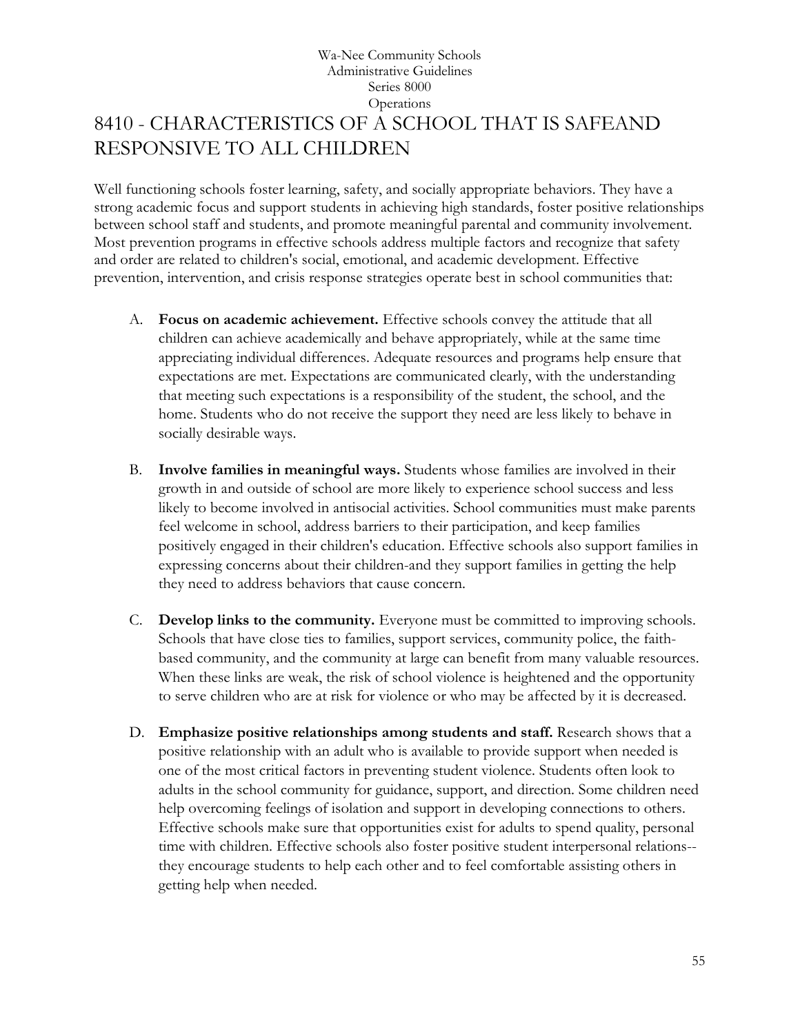Wa-Nee Community Schools
Administrative Guidelines
Series 8000
Operations

# 8410 - CHARACTERISTICS OF A SCHOOL THAT IS SAFEAND RESPONSIVE TO ALL CHILDREN

Well functioning schools foster learning, safety, and socially appropriate behaviors. They have a strong academic focus and support students in achieving high standards, foster positive relationships between school staff and students, and promote meaningful parental and community involvement. Most prevention programs in effective schools address multiple factors and recognize that safety and order are related to children's social, emotional, and academic development. Effective prevention, intervention, and crisis response strategies operate best in school communities that:

A. **Focus on academic achievement.** Effective schools convey the attitude that all children can achieve academically and behave appropriately, while at the same time appreciating individual differences. Adequate resources and programs help ensure that expectations are met. Expectations are communicated clearly, with the understanding that meeting such expectations is a responsibility of the student, the school, and the home. Students who do not receive the support they need are less likely to behave in socially desirable ways.

B. **Involve families in meaningful ways.** Students whose families are involved in their growth in and outside of school are more likely to experience school success and less likely to become involved in antisocial activities. School communities must make parents feel welcome in school, address barriers to their participation, and keep families positively engaged in their children's education. Effective schools also support families in expressing concerns about their children-and they support families in getting the help they need to address behaviors that cause concern.

C. **Develop links to the community.** Everyone must be committed to improving schools. Schools that have close ties to families, support services, community police, the faith-based community, and the community at large can benefit from many valuable resources. When these links are weak, the risk of school violence is heightened and the opportunity to serve children who are at risk for violence or who may be affected by it is decreased.

D. **Emphasize positive relationships among students and staff.** Research shows that a positive relationship with an adult who is available to provide support when needed is one of the most critical factors in preventing student violence. Students often look to adults in the school community for guidance, support, and direction. Some children need help overcoming feelings of isolation and support in developing connections to others. Effective schools make sure that opportunities exist for adults to spend quality, personal time with children. Effective schools also foster positive student interpersonal relations--they encourage students to help each other and to feel comfortable assisting others in getting help when needed.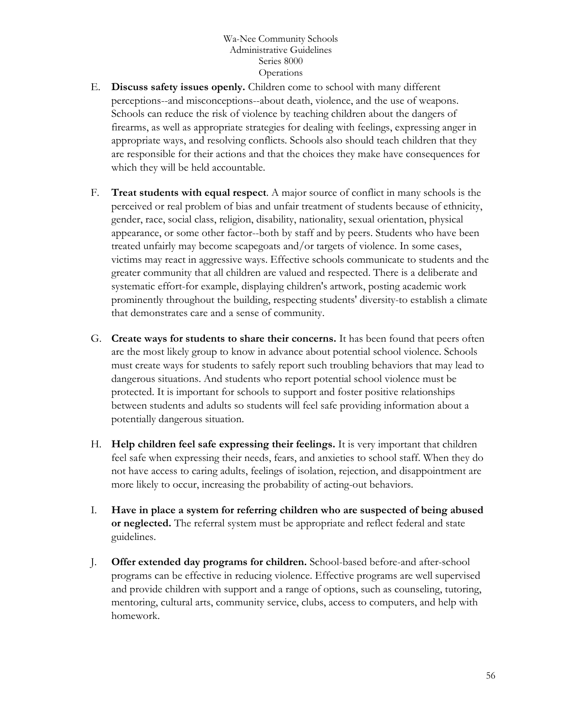E. **Discuss safety issues openly.** Children come to school with many different perceptions--and misconceptions--about death, violence, and the use of weapons. Schools can reduce the risk of violence by teaching children about the dangers of firearms, as well as appropriate strategies for dealing with feelings, expressing anger in appropriate ways, and resolving conflicts. Schools also should teach children that they are responsible for their actions and that the choices they make have consequences for which they will be held accountable.

F. **Treat students with equal respect**. A major source of conflict in many schools is the perceived or real problem of bias and unfair treatment of students because of ethnicity, gender, race, social class, religion, disability, nationality, sexual orientation, physical appearance, or some other factor--both by staff and by peers. Students who have been treated unfairly may become scapegoats and/or targets of violence. In some cases, victims may react in aggressive ways. Effective schools communicate to students and the greater community that all children are valued and respected. There is a deliberate and systematic effort-for example, displaying children's artwork, posting academic work prominently throughout the building, respecting students' diversity-to establish a climate that demonstrates care and a sense of community.

G. **Create ways for students to share their concerns.** It has been found that peers often are the most likely group to know in advance about potential school violence. Schools must create ways for students to safely report such troubling behaviors that may lead to dangerous situations. And students who report potential school violence must be protected. It is important for schools to support and foster positive relationships between students and adults so students will feel safe providing information about a potentially dangerous situation.

H. **Help children feel safe expressing their feelings.** It is very important that children feel safe when expressing their needs, fears, and anxieties to school staff. When they do not have access to caring adults, feelings of isolation, rejection, and disappointment are more likely to occur, increasing the probability of acting-out behaviors.

I. **Have in place a system for referring children who are suspected of being abused or neglected.** The referral system must be appropriate and reflect federal and state guidelines.

J. **Offer extended day programs for children.** School-based before-and after-school programs can be effective in reducing violence. Effective programs are well supervised and provide children with support and a range of options, such as counseling, tutoring, mentoring, cultural arts, community service, clubs, access to computers, and help with homework.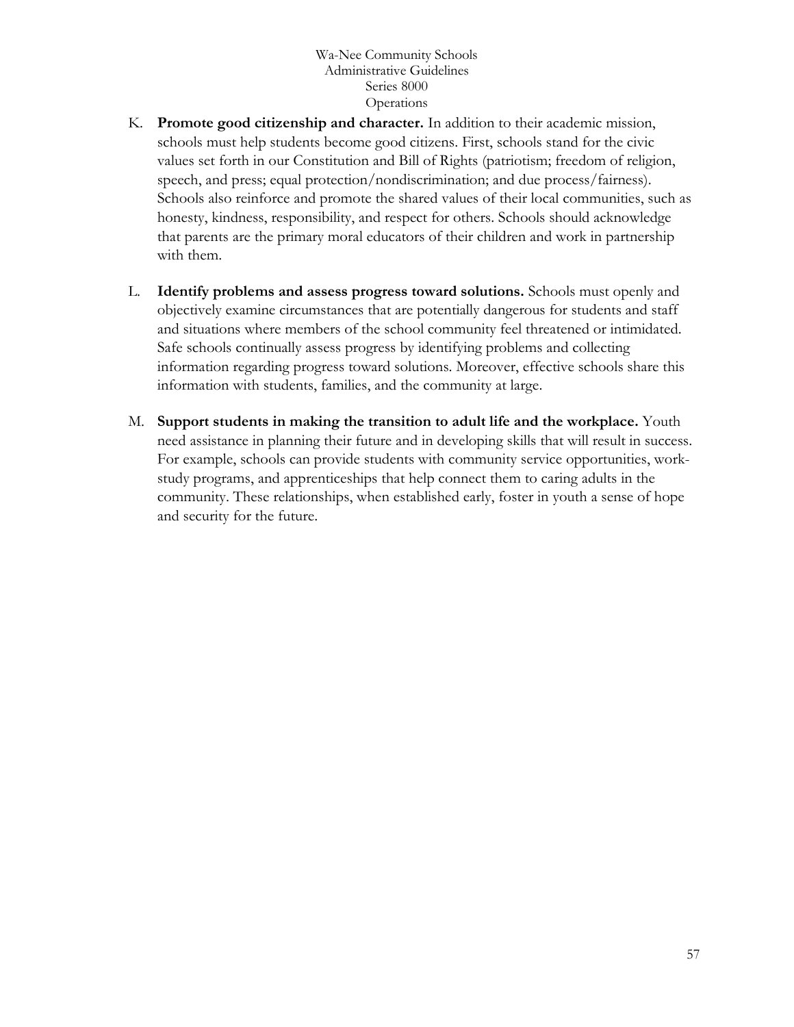K. **Promote good citizenship and character.** In addition to their academic mission, schools must help students become good citizens. First, schools stand for the civic values set forth in our Constitution and Bill of Rights (patriotism; freedom of religion, speech, and press; equal protection/nondiscrimination; and due process/fairness). Schools also reinforce and promote the shared values of their local communities, such as honesty, kindness, responsibility, and respect for others. Schools should acknowledge that parents are the primary moral educators of their children and work in partnership with them.

L. **Identify problems and assess progress toward solutions.** Schools must openly and objectively examine circumstances that are potentially dangerous for students and staff and situations where members of the school community feel threatened or intimidated. Safe schools continually assess progress by identifying problems and collecting information regarding progress toward solutions. Moreover, effective schools share this information with students, families, and the community at large.

M. **Support students in making the transition to adult life and the workplace.** Youth need assistance in planning their future and in developing skills that will result in success. For example, schools can provide students with community service opportunities, work-study programs, and apprenticeships that help connect them to caring adults in the community. These relationships, when established early, foster in youth a sense of hope and security for the future.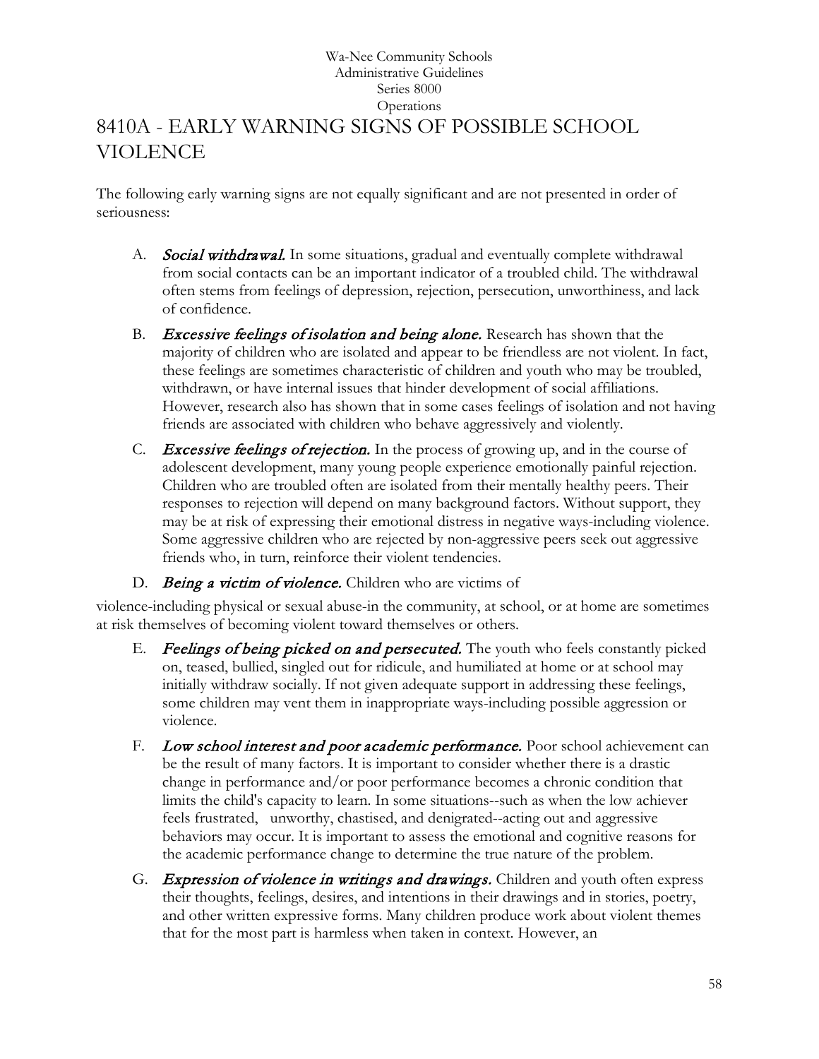Wa-Nee Community Schools
Administrative Guidelines
Series 8000
Operations

# 8410A - EARLY WARNING SIGNS OF POSSIBLE SCHOOL VIOLENCE

The following early warning signs are not equally significant and are not presented in order of seriousness:

A. ***Social withdrawal.*** In some situations, gradual and eventually complete withdrawal from social contacts can be an important indicator of a troubled child. The withdrawal often stems from feelings of depression, rejection, persecution, unworthiness, and lack of confidence.

B. ***Excessive feelings of isolation and being alone.*** Research has shown that the majority of children who are isolated and appear to be friendless are not violent. In fact, these feelings are sometimes characteristic of children and youth who may be troubled, withdrawn, or have internal issues that hinder development of social affiliations. However, research also has shown that in some cases feelings of isolation and not having friends are associated with children who behave aggressively and violently.

C. ***Excessive feelings of rejection.*** In the process of growing up, and in the course of adolescent development, many young people experience emotionally painful rejection. Children who are troubled often are isolated from their mentally healthy peers. Their responses to rejection will depend on many background factors. Without support, they may be at risk of expressing their emotional distress in negative ways-including violence. Some aggressive children who are rejected by non-aggressive peers seek out aggressive friends who, in turn, reinforce their violent tendencies.

D. ***Being a victim of violence.*** Children who are victims of violence-including physical or sexual abuse-in the community, at school, or at home are sometimes at risk themselves of becoming violent toward themselves or others.

E. ***Feelings of being picked on and persecuted.*** The youth who feels constantly picked on, teased, bullied, singled out for ridicule, and humiliated at home or at school may initially withdraw socially. If not given adequate support in addressing these feelings, some children may vent them in inappropriate ways-including possible aggression or violence.

F. ***Low school interest and poor academic performance.*** Poor school achievement can be the result of many factors. It is important to consider whether there is a drastic change in performance and/or poor performance becomes a chronic condition that limits the child's capacity to learn. In some situations--such as when the low achiever feels frustrated, unworthy, chastised, and denigrated--acting out and aggressive behaviors may occur. It is important to assess the emotional and cognitive reasons for the academic performance change to determine the true nature of the problem.

G. ***Expression of violence in writings and drawings.*** Children and youth often express their thoughts, feelings, desires, and intentions in their drawings and in stories, poetry, and other written expressive forms. Many children produce work about violent themes that for the most part is harmless when taken in context. However, an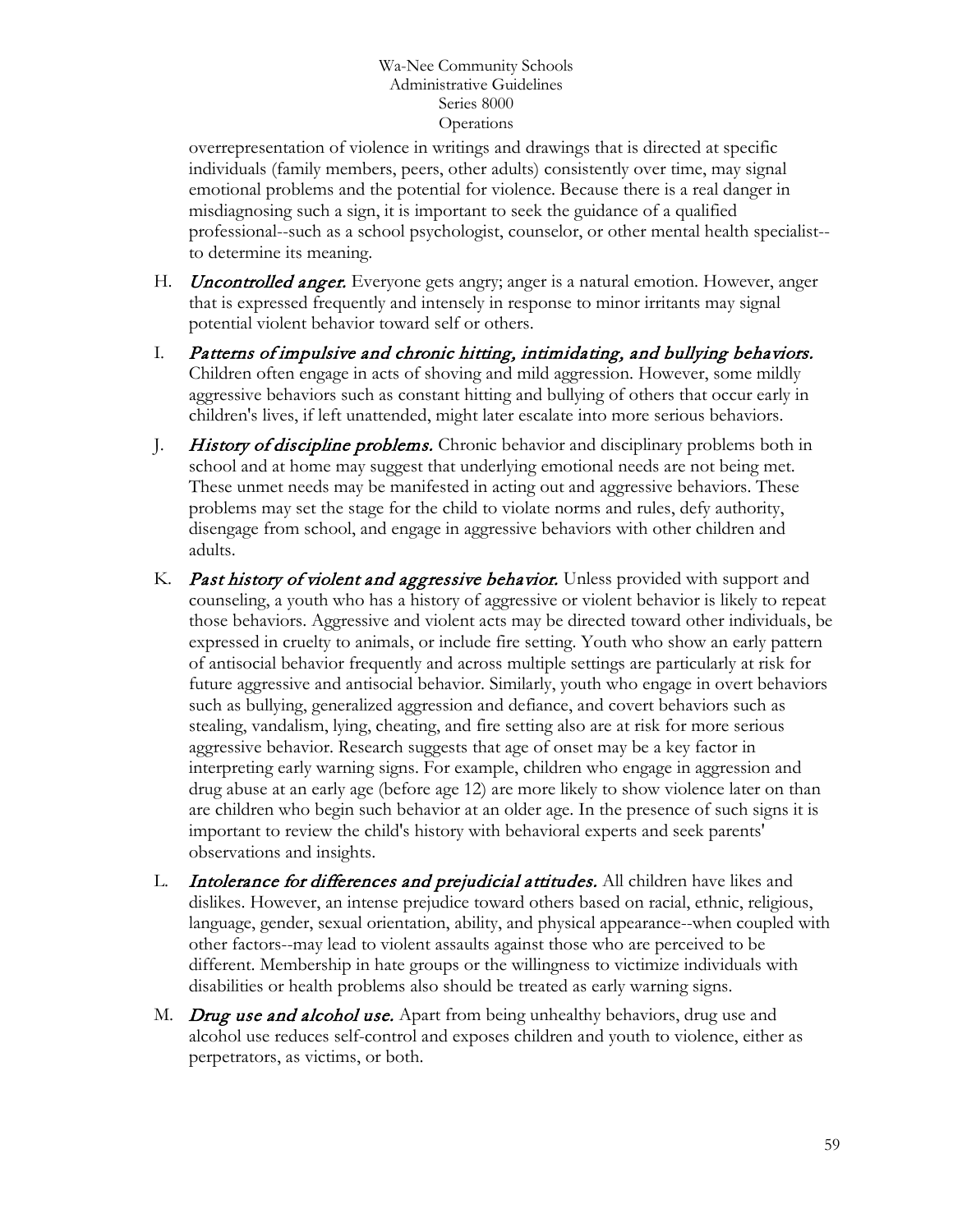overrepresentation of violence in writings and drawings that is directed at specific individuals (family members, peers, other adults) consistently over time, may signal emotional problems and the potential for violence. Because there is a real danger in misdiagnosing such a sign, it is important to seek the guidance of a qualified professional--such as a school psychologist, counselor, or other mental health specialist--to determine its meaning.

H. ***Uncontrolled anger.*** Everyone gets angry; anger is a natural emotion. However, anger that is expressed frequently and intensely in response to minor irritants may signal potential violent behavior toward self or others.

I. ***Patterns of impulsive and chronic hitting, intimidating, and bullying behaviors.*** Children often engage in acts of shoving and mild aggression. However, some mildly aggressive behaviors such as constant hitting and bullying of others that occur early in children's lives, if left unattended, might later escalate into more serious behaviors.

J. ***History of discipline problems.*** Chronic behavior and disciplinary problems both in school and at home may suggest that underlying emotional needs are not being met. These unmet needs may be manifested in acting out and aggressive behaviors. These problems may set the stage for the child to violate norms and rules, defy authority, disengage from school, and engage in aggressive behaviors with other children and adults.

K. ***Past history of violent and aggressive behavior.*** Unless provided with support and counseling, a youth who has a history of aggressive or violent behavior is likely to repeat those behaviors. Aggressive and violent acts may be directed toward other individuals, be expressed in cruelty to animals, or include fire setting. Youth who show an early pattern of antisocial behavior frequently and across multiple settings are particularly at risk for future aggressive and antisocial behavior. Similarly, youth who engage in overt behaviors such as bullying, generalized aggression and defiance, and covert behaviors such as stealing, vandalism, lying, cheating, and fire setting also are at risk for more serious aggressive behavior. Research suggests that age of onset may be a key factor in interpreting early warning signs. For example, children who engage in aggression and drug abuse at an early age (before age 12) are more likely to show violence later on than are children who begin such behavior at an older age. In the presence of such signs it is important to review the child's history with behavioral experts and seek parents' observations and insights.

L. ***Intolerance for differences and prejudicial attitudes.*** All children have likes and dislikes. However, an intense prejudice toward others based on racial, ethnic, religious, language, gender, sexual orientation, ability, and physical appearance--when coupled with other factors--may lead to violent assaults against those who are perceived to be different. Membership in hate groups or the willingness to victimize individuals with disabilities or health problems also should be treated as early warning signs.

M. ***Drug use and alcohol use.*** Apart from being unhealthy behaviors, drug use and alcohol use reduces self-control and exposes children and youth to violence, either as perpetrators, as victims, or both.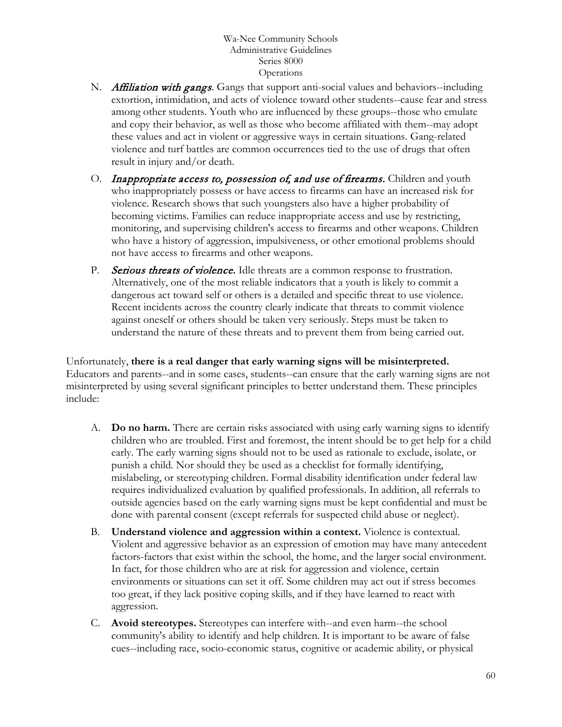N. *Affiliation with gangs*. Gangs that support anti-social values and behaviors--including extortion, intimidation, and acts of violence toward other students--cause fear and stress among other students. Youth who are influenced by these groups--those who emulate and copy their behavior, as well as those who become affiliated with them--may adopt these values and act in violent or aggressive ways in certain situations. Gang-related violence and turf battles are common occurrences tied to the use of drugs that often result in injury and/or death.

O. *Inappropriate access to, possession of, and use of firearms.* Children and youth who inappropriately possess or have access to firearms can have an increased risk for violence. Research shows that such youngsters also have a higher probability of becoming victims. Families can reduce inappropriate access and use by restricting, monitoring, and supervising children's access to firearms and other weapons. Children who have a history of aggression, impulsiveness, or other emotional problems should not have access to firearms and other weapons.

P. *Serious threats of violence.* Idle threats are a common response to frustration. Alternatively, one of the most reliable indicators that a youth is likely to commit a dangerous act toward self or others is a detailed and specific threat to use violence. Recent incidents across the country clearly indicate that threats to commit violence against oneself or others should be taken very seriously. Steps must be taken to understand the nature of these threats and to prevent them from being carried out.

Unfortunately, **there is a real danger that early warning signs will be misinterpreted.** Educators and parents--and in some cases, students--can ensure that the early warning signs are not misinterpreted by using several significant principles to better understand them. These principles include:

A. **Do no harm.** There are certain risks associated with using early warning signs to identify children who are troubled. First and foremost, the intent should be to get help for a child early. The early warning signs should not to be used as rationale to exclude, isolate, or punish a child. Nor should they be used as a checklist for formally identifying, mislabeling, or stereotyping children. Formal disability identification under federal law requires individualized evaluation by qualified professionals. In addition, all referrals to outside agencies based on the early warning signs must be kept confidential and must be done with parental consent (except referrals for suspected child abuse or neglect).

B. **Understand violence and aggression within a context.** Violence is contextual. Violent and aggressive behavior as an expression of emotion may have many antecedent factors-factors that exist within the school, the home, and the larger social environment. In fact, for those children who are at risk for aggression and violence, certain environments or situations can set it off. Some children may act out if stress becomes too great, if they lack positive coping skills, and if they have learned to react with aggression.

C. **Avoid stereotypes.** Stereotypes can interfere with--and even harm--the school community's ability to identify and help children. It is important to be aware of false cues--including race, socio-economic status, cognitive or academic ability, or physical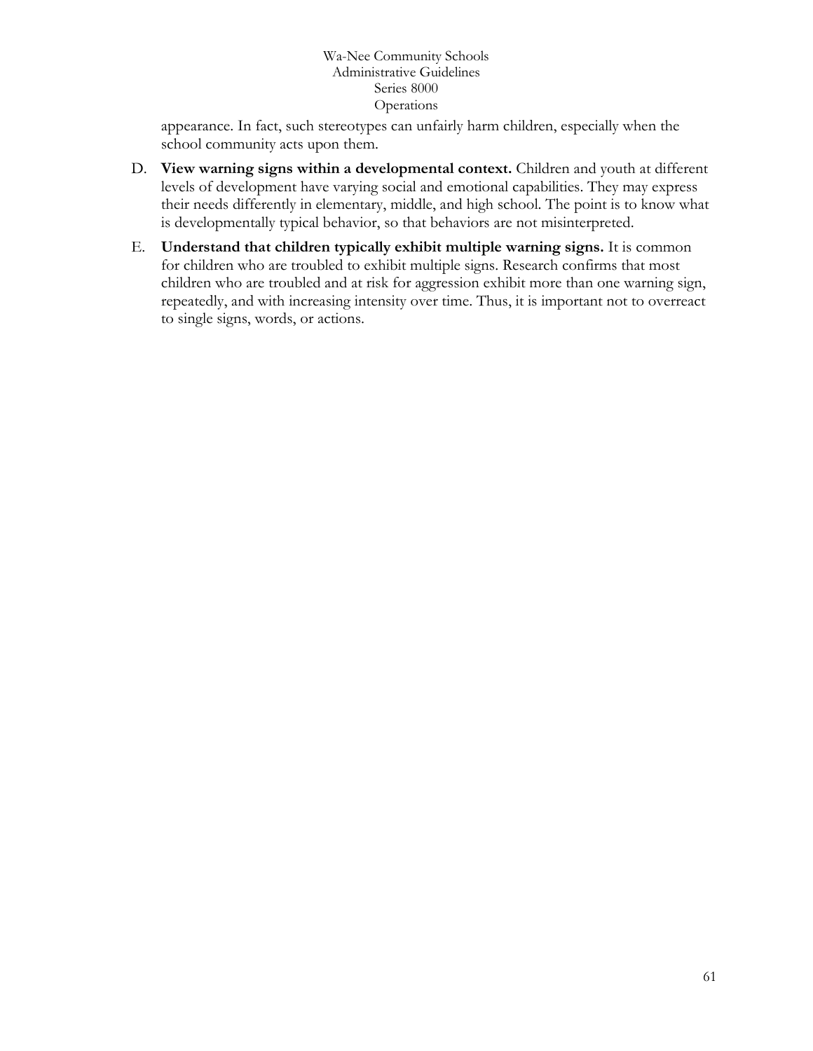appearance. In fact, such stereotypes can unfairly harm children, especially when the school community acts upon them.

D. **View warning signs within a developmental context.** Children and youth at different levels of development have varying social and emotional capabilities. They may express their needs differently in elementary, middle, and high school. The point is to know what is developmentally typical behavior, so that behaviors are not misinterpreted.

E. **Understand that children typically exhibit multiple warning signs.** It is common for children who are troubled to exhibit multiple signs. Research confirms that most children who are troubled and at risk for aggression exhibit more than one warning sign, repeatedly, and with increasing intensity over time. Thus, it is important not to overreact to single signs, words, or actions.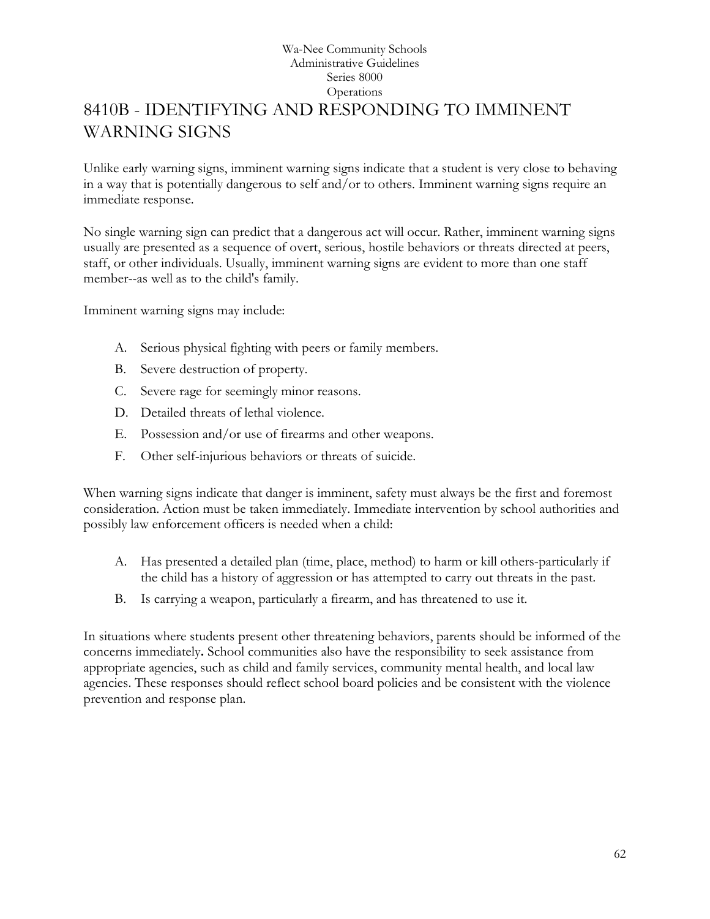# 8410B - IDENTIFYING AND RESPONDING TO IMMINENT WARNING SIGNS

Unlike early warning signs, imminent warning signs indicate that a student is very close to behaving in a way that is potentially dangerous to self and/or to others. Imminent warning signs require an immediate response.

No single warning sign can predict that a dangerous act will occur. Rather, imminent warning signs usually are presented as a sequence of overt, serious, hostile behaviors or threats directed at peers, staff, or other individuals. Usually, imminent warning signs are evident to more than one staff member--as well as to the child's family.

Imminent warning signs may include:

A. Serious physical fighting with peers or family members.

B. Severe destruction of property.

C. Severe rage for seemingly minor reasons.

D. Detailed threats of lethal violence.

E. Possession and/or use of firearms and other weapons.

F. Other self-injurious behaviors or threats of suicide.

When warning signs indicate that danger is imminent, safety must always be the first and foremost consideration. Action must be taken immediately. Immediate intervention by school authorities and possibly law enforcement officers is needed when a child:

A. Has presented a detailed plan (time, place, method) to harm or kill others-particularly if the child has a history of aggression or has attempted to carry out threats in the past.

B. Is carrying a weapon, particularly a firearm, and has threatened to use it.

In situations where students present other threatening behaviors, parents should be informed of the concerns immediately**.** School communities also have the responsibility to seek assistance from appropriate agencies, such as child and family services, community mental health, and local law agencies. These responses should reflect school board policies and be consistent with the violence prevention and response plan.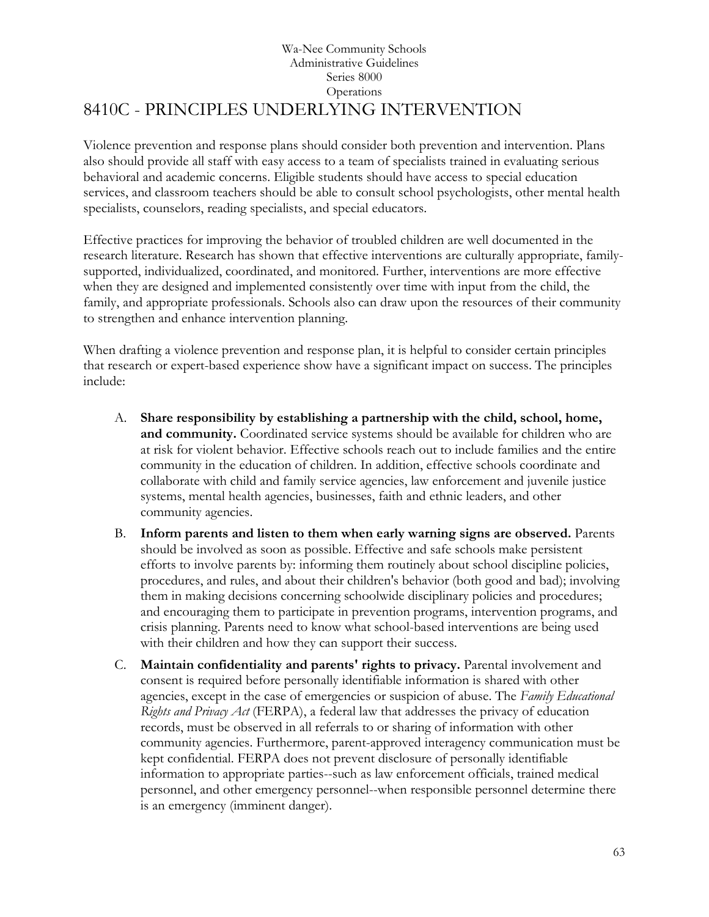Wa-Nee Community Schools
Administrative Guidelines
Series 8000
Operations

# 8410C - PRINCIPLES UNDERLYING INTERVENTION

Violence prevention and response plans should consider both prevention and intervention. Plans also should provide all staff with easy access to a team of specialists trained in evaluating serious behavioral and academic concerns. Eligible students should have access to special education services, and classroom teachers should be able to consult school psychologists, other mental health specialists, counselors, reading specialists, and special educators.

Effective practices for improving the behavior of troubled children are well documented in the research literature. Research has shown that effective interventions are culturally appropriate, family-supported, individualized, coordinated, and monitored. Further, interventions are more effective when they are designed and implemented consistently over time with input from the child, the family, and appropriate professionals. Schools also can draw upon the resources of their community to strengthen and enhance intervention planning.

When drafting a violence prevention and response plan, it is helpful to consider certain principles that research or expert-based experience show have a significant impact on success. The principles include:

A. **Share responsibility by establishing a partnership with the child, school, home, and community.** Coordinated service systems should be available for children who are at risk for violent behavior. Effective schools reach out to include families and the entire community in the education of children. In addition, effective schools coordinate and collaborate with child and family service agencies, law enforcement and juvenile justice systems, mental health agencies, businesses, faith and ethnic leaders, and other community agencies.

B. **Inform parents and listen to them when early warning signs are observed.** Parents should be involved as soon as possible. Effective and safe schools make persistent efforts to involve parents by: informing them routinely about school discipline policies, procedures, and rules, and about their children's behavior (both good and bad); involving them in making decisions concerning schoolwide disciplinary policies and procedures; and encouraging them to participate in prevention programs, intervention programs, and crisis planning. Parents need to know what school-based interventions are being used with their children and how they can support their success.

C. **Maintain confidentiality and parents' rights to privacy.** Parental involvement and consent is required before personally identifiable information is shared with other agencies, except in the case of emergencies or suspicion of abuse. The *Family Educational Rights and Privacy Act* (FERPA), a federal law that addresses the privacy of education records, must be observed in all referrals to or sharing of information with other community agencies. Furthermore, parent-approved interagency communication must be kept confidential. FERPA does not prevent disclosure of personally identifiable information to appropriate parties--such as law enforcement officials, trained medical personnel, and other emergency personnel--when responsible personnel determine there is an emergency (imminent danger).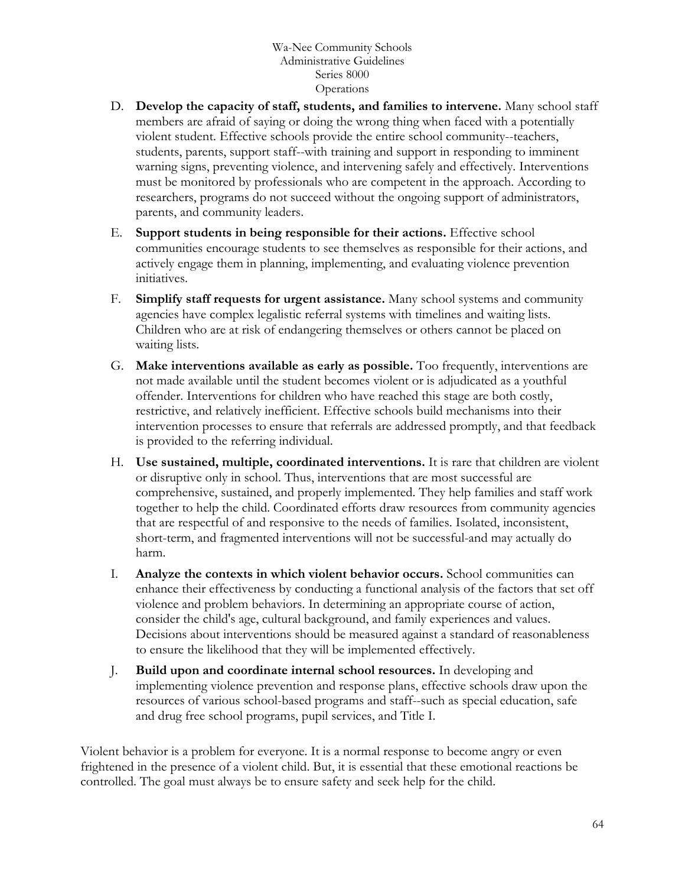D. **Develop the capacity of staff, students, and families to intervene.** Many school staff members are afraid of saying or doing the wrong thing when faced with a potentially violent student. Effective schools provide the entire school community--teachers, students, parents, support staff--with training and support in responding to imminent warning signs, preventing violence, and intervening safely and effectively. Interventions must be monitored by professionals who are competent in the approach. According to researchers, programs do not succeed without the ongoing support of administrators, parents, and community leaders.

E. **Support students in being responsible for their actions.** Effective school communities encourage students to see themselves as responsible for their actions, and actively engage them in planning, implementing, and evaluating violence prevention initiatives.

F. **Simplify staff requests for urgent assistance.** Many school systems and community agencies have complex legalistic referral systems with timelines and waiting lists. Children who are at risk of endangering themselves or others cannot be placed on waiting lists.

G. **Make interventions available as early as possible.** Too frequently, interventions are not made available until the student becomes violent or is adjudicated as a youthful offender. Interventions for children who have reached this stage are both costly, restrictive, and relatively inefficient. Effective schools build mechanisms into their intervention processes to ensure that referrals are addressed promptly, and that feedback is provided to the referring individual.

H. **Use sustained, multiple, coordinated interventions.** It is rare that children are violent or disruptive only in school. Thus, interventions that are most successful are comprehensive, sustained, and properly implemented. They help families and staff work together to help the child. Coordinated efforts draw resources from community agencies that are respectful of and responsive to the needs of families. Isolated, inconsistent, short-term, and fragmented interventions will not be successful-and may actually do harm.

I. **Analyze the contexts in which violent behavior occurs.** School communities can enhance their effectiveness by conducting a functional analysis of the factors that set off violence and problem behaviors. In determining an appropriate course of action, consider the child's age, cultural background, and family experiences and values. Decisions about interventions should be measured against a standard of reasonableness to ensure the likelihood that they will be implemented effectively.

J. **Build upon and coordinate internal school resources.** In developing and implementing violence prevention and response plans, effective schools draw upon the resources of various school-based programs and staff--such as special education, safe and drug free school programs, pupil services, and Title I.

Violent behavior is a problem for everyone. It is a normal response to become angry or even frightened in the presence of a violent child. But, it is essential that these emotional reactions be controlled. The goal must always be to ensure safety and seek help for the child.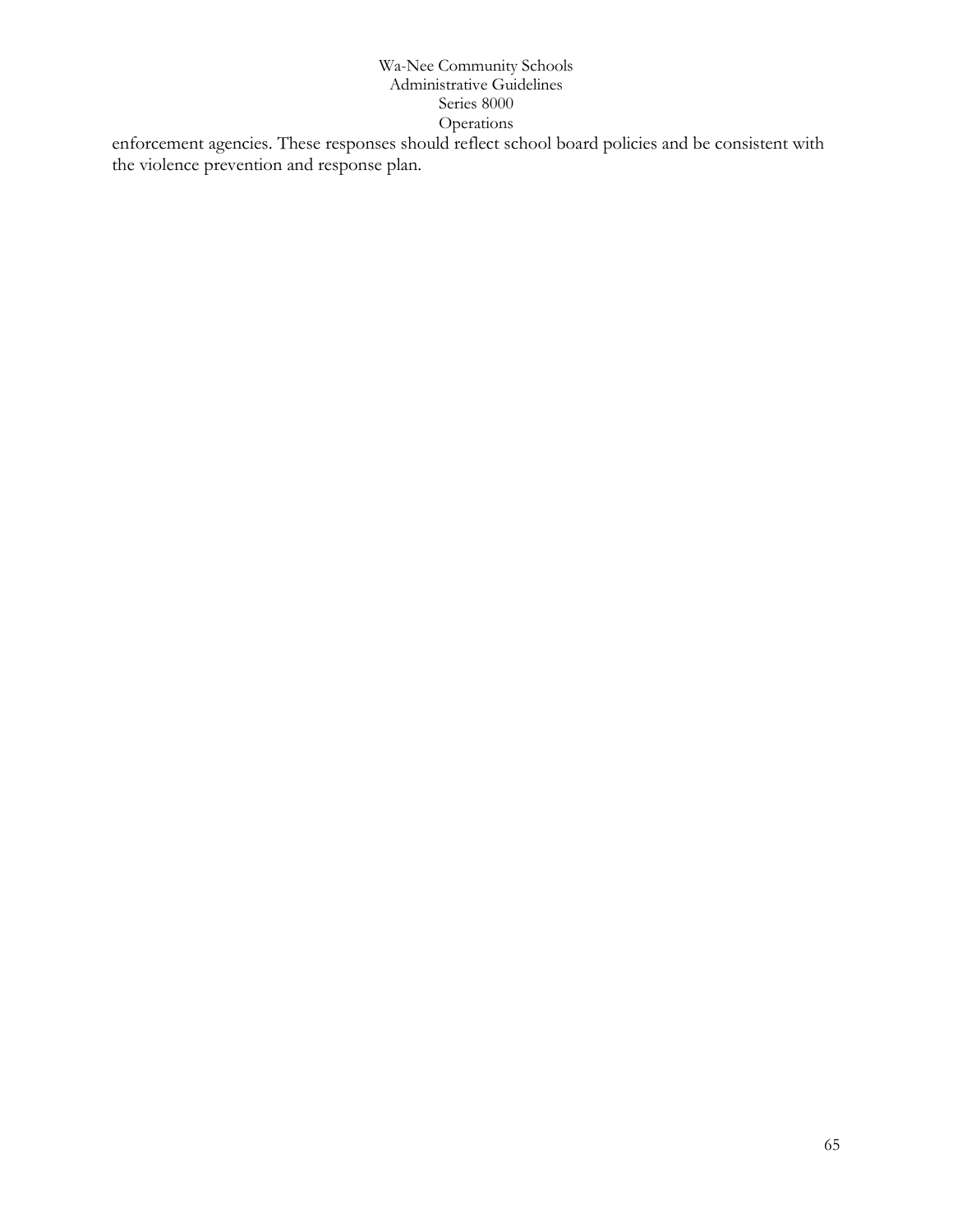enforcement agencies. These responses should reflect school board policies and be consistent with the violence prevention and response plan.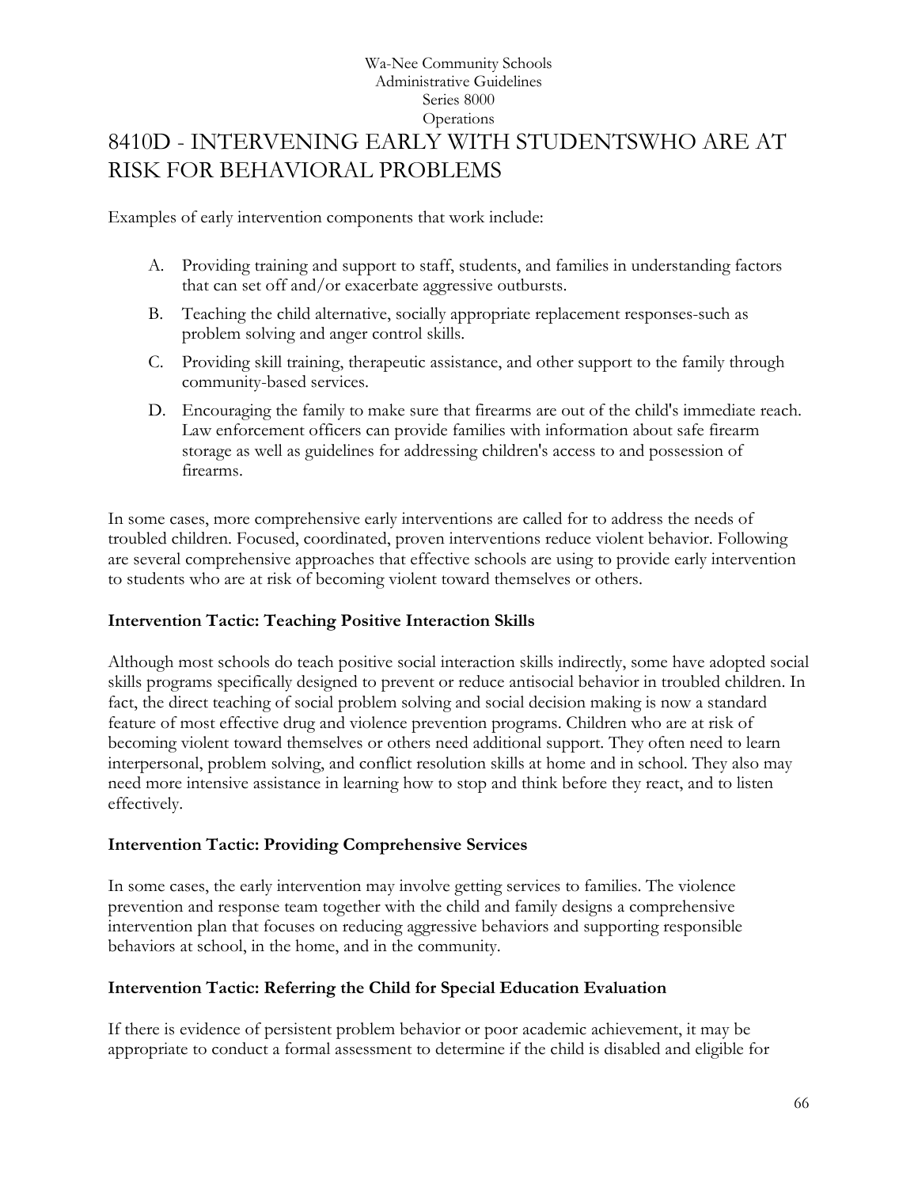Wa-Nee Community Schools
Administrative Guidelines
Series 8000
Operations

# 8410D - INTERVENING EARLY WITH STUDENTSWHO ARE AT RISK FOR BEHAVIORAL PROBLEMS

Examples of early intervention components that work include:

A. Providing training and support to staff, students, and families in understanding factors that can set off and/or exacerbate aggressive outbursts.

B. Teaching the child alternative, socially appropriate replacement responses-such as problem solving and anger control skills.

C. Providing skill training, therapeutic assistance, and other support to the family through community-based services.

D. Encouraging the family to make sure that firearms are out of the child's immediate reach. Law enforcement officers can provide families with information about safe firearm storage as well as guidelines for addressing children's access to and possession of firearms.

In some cases, more comprehensive early interventions are called for to address the needs of troubled children. Focused, coordinated, proven interventions reduce violent behavior. Following are several comprehensive approaches that effective schools are using to provide early intervention to students who are at risk of becoming violent toward themselves or others.

**Intervention Tactic: Teaching Positive Interaction Skills**

Although most schools do teach positive social interaction skills indirectly, some have adopted social skills programs specifically designed to prevent or reduce antisocial behavior in troubled children. In fact, the direct teaching of social problem solving and social decision making is now a standard feature of most effective drug and violence prevention programs. Children who are at risk of becoming violent toward themselves or others need additional support. They often need to learn interpersonal, problem solving, and conflict resolution skills at home and in school. They also may need more intensive assistance in learning how to stop and think before they react, and to listen effectively.

**Intervention Tactic: Providing Comprehensive Services**

In some cases, the early intervention may involve getting services to families. The violence prevention and response team together with the child and family designs a comprehensive intervention plan that focuses on reducing aggressive behaviors and supporting responsible behaviors at school, in the home, and in the community.

**Intervention Tactic: Referring the Child for Special Education Evaluation**

If there is evidence of persistent problem behavior or poor academic achievement, it may be appropriate to conduct a formal assessment to determine if the child is disabled and eligible for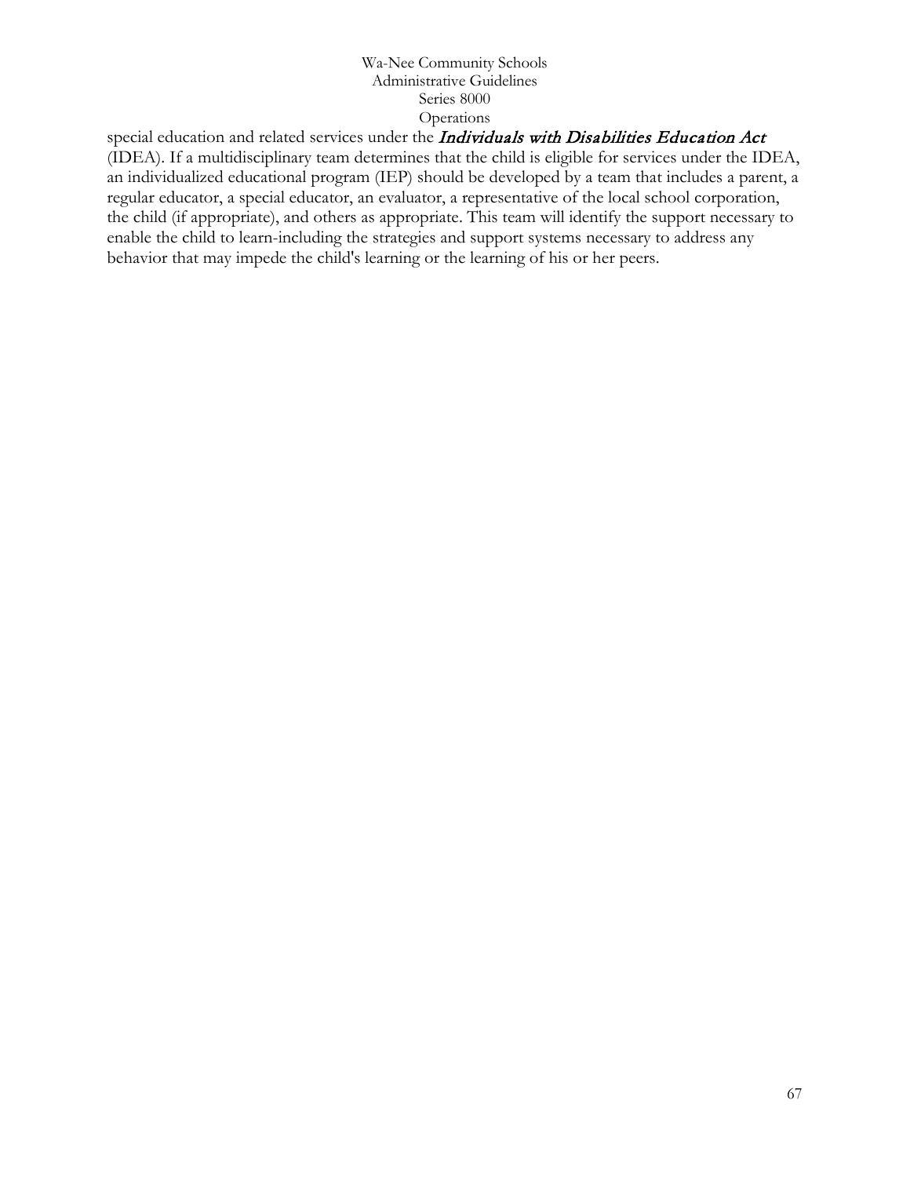special education and related services under the *Individuals with Disabilities Education Act* (IDEA). If a multidisciplinary team determines that the child is eligible for services under the IDEA, an individualized educational program (IEP) should be developed by a team that includes a parent, a regular educator, a special educator, an evaluator, a representative of the local school corporation, the child (if appropriate), and others as appropriate. This team will identify the support necessary to enable the child to learn-including the strategies and support systems necessary to address any behavior that may impede the child's learning or the learning of his or her peers.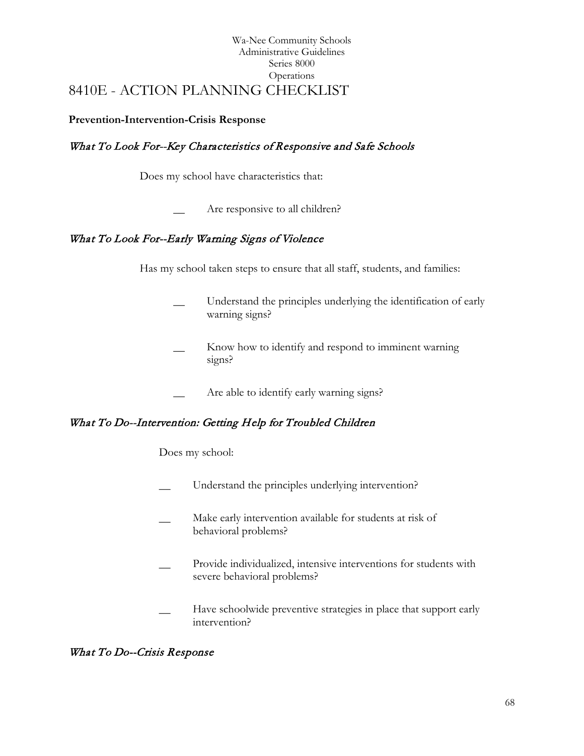Wa-Nee Community Schools
Administrative Guidelines
Series 8000
Operations

# 8410E - ACTION PLANNING CHECKLIST

**Prevention-Intervention-Crisis Response**

### *What To Look For--Key Characteristics of Responsive and Safe Schools*

Does my school have characteristics that:

__ Are responsive to all children?

### *What To Look For--Early Warning Signs of Violence*

Has my school taken steps to ensure that all staff, students, and families:

__ Understand the principles underlying the identification of early warning signs?

__ Know how to identify and respond to imminent warning signs?

__ Are able to identify early warning signs?

### *What To Do--Intervention: Getting Help for Troubled Children*

Does my school:

__ Understand the principles underlying intervention?

__ Make early intervention available for students at risk of behavioral problems?

__ Provide individualized, intensive interventions for students with severe behavioral problems?

__ Have schoolwide preventive strategies in place that support early intervention?

### *What To Do--Crisis Response*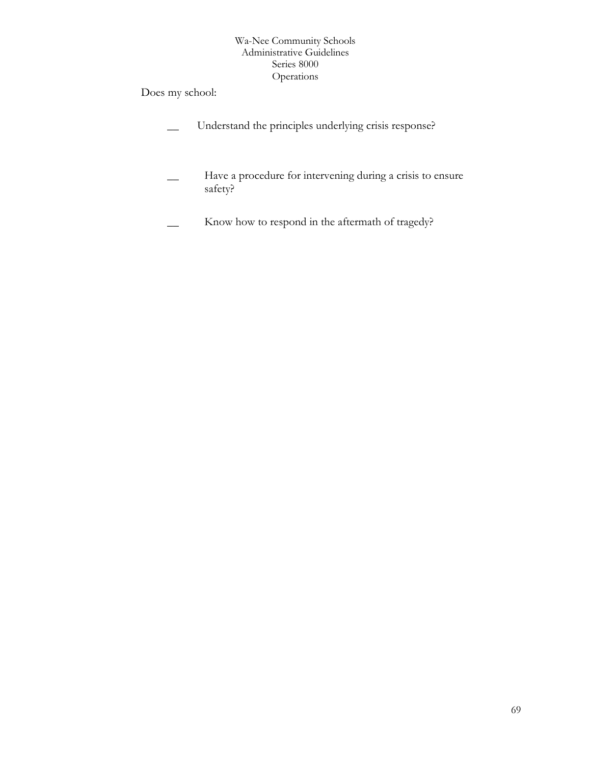Does my school:

__ Understand the principles underlying crisis response?

__ Have a procedure for intervening during a crisis to ensure safety?

__ Know how to respond in the aftermath of tragedy?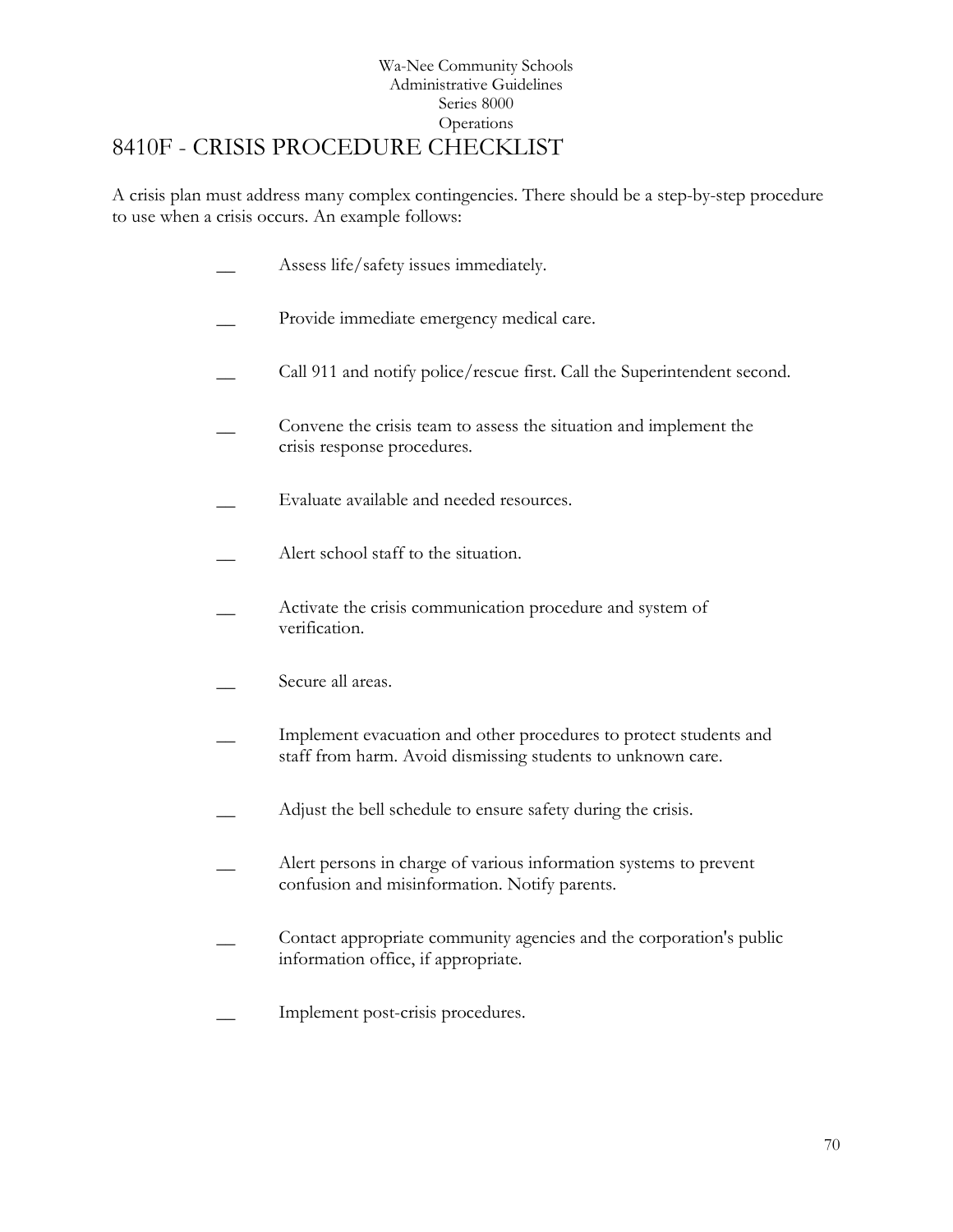Wa-Nee Community Schools
Administrative Guidelines
Series 8000
Operations

# 8410F - CRISIS PROCEDURE CHECKLIST

A crisis plan must address many complex contingencies. There should be a step-by-step procedure to use when a crisis occurs. An example follows:

- __ Assess life/safety issues immediately.
- __ Provide immediate emergency medical care.
- __ Call 911 and notify police/rescue first. Call the Superintendent second.
- __ Convene the crisis team to assess the situation and implement the crisis response procedures.
- __ Evaluate available and needed resources.
- __ Alert school staff to the situation.
- __ Activate the crisis communication procedure and system of verification.
- __ Secure all areas.
- __ Implement evacuation and other procedures to protect students and staff from harm. Avoid dismissing students to unknown care.
- __ Adjust the bell schedule to ensure safety during the crisis.
- __ Alert persons in charge of various information systems to prevent confusion and misinformation. Notify parents.
- __ Contact appropriate community agencies and the corporation's public information office, if appropriate.
- __ Implement post-crisis procedures.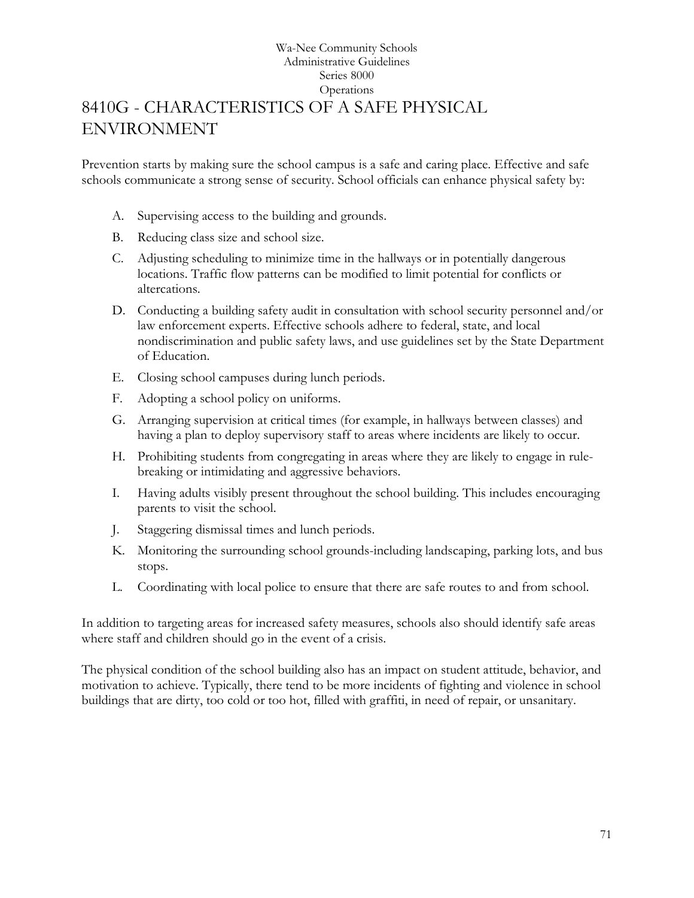# 8410G - CHARACTERISTICS OF A SAFE PHYSICAL ENVIRONMENT

Prevention starts by making sure the school campus is a safe and caring place. Effective and safe schools communicate a strong sense of security. School officials can enhance physical safety by:

A. Supervising access to the building and grounds.

B. Reducing class size and school size.

C. Adjusting scheduling to minimize time in the hallways or in potentially dangerous locations. Traffic flow patterns can be modified to limit potential for conflicts or altercations.

D. Conducting a building safety audit in consultation with school security personnel and/or law enforcement experts. Effective schools adhere to federal, state, and local nondiscrimination and public safety laws, and use guidelines set by the State Department of Education.

E. Closing school campuses during lunch periods.

F. Adopting a school policy on uniforms.

G. Arranging supervision at critical times (for example, in hallways between classes) and having a plan to deploy supervisory staff to areas where incidents are likely to occur.

H. Prohibiting students from congregating in areas where they are likely to engage in rule-breaking or intimidating and aggressive behaviors.

I. Having adults visibly present throughout the school building. This includes encouraging parents to visit the school.

J. Staggering dismissal times and lunch periods.

K. Monitoring the surrounding school grounds-including landscaping, parking lots, and bus stops.

L. Coordinating with local police to ensure that there are safe routes to and from school.

In addition to targeting areas for increased safety measures, schools also should identify safe areas where staff and children should go in the event of a crisis.

The physical condition of the school building also has an impact on student attitude, behavior, and motivation to achieve. Typically, there tend to be more incidents of fighting and violence in school buildings that are dirty, too cold or too hot, filled with graffiti, in need of repair, or unsanitary.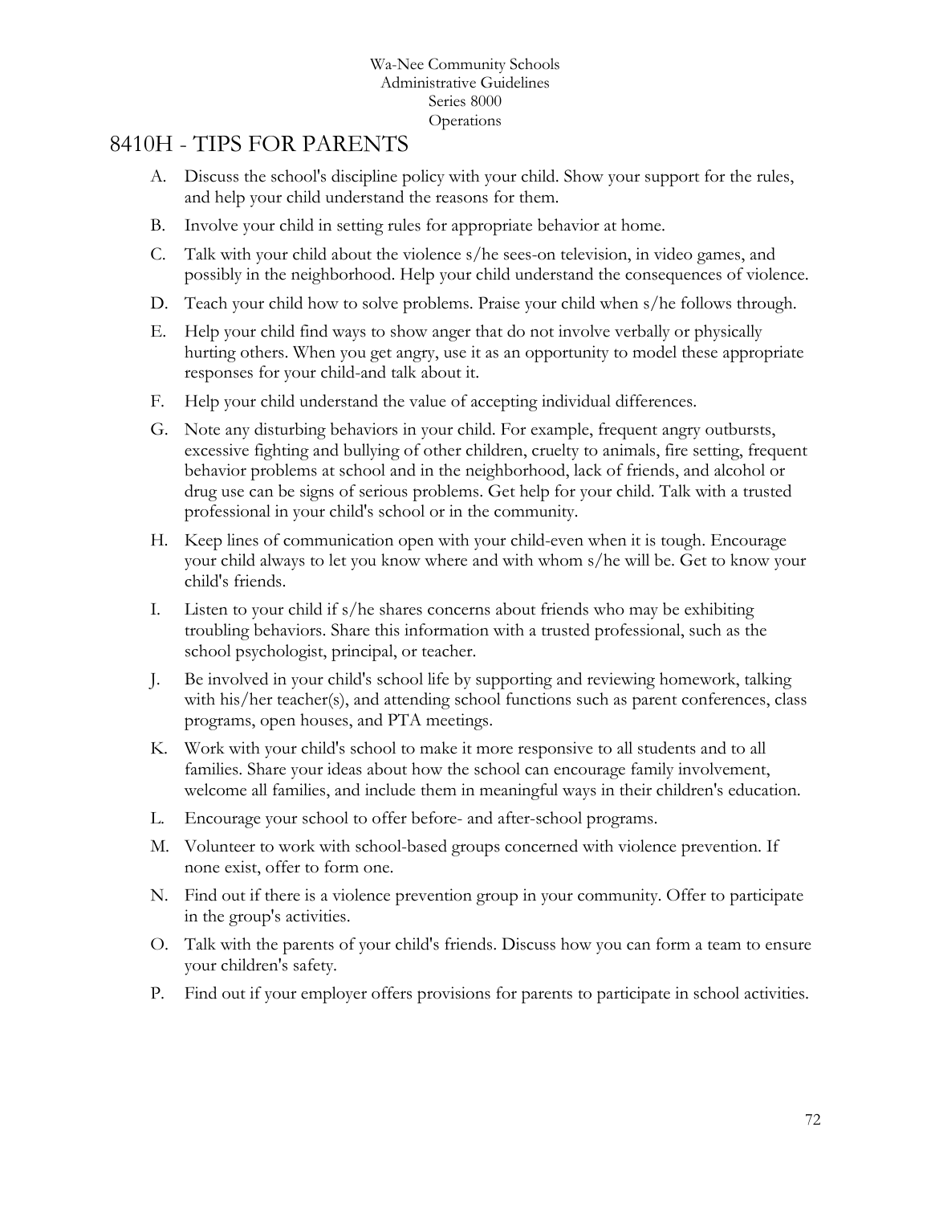# 8410H - TIPS FOR PARENTS

A. Discuss the school's discipline policy with your child. Show your support for the rules, and help your child understand the reasons for them.

B. Involve your child in setting rules for appropriate behavior at home.

C. Talk with your child about the violence s/he sees-on television, in video games, and possibly in the neighborhood. Help your child understand the consequences of violence.

D. Teach your child how to solve problems. Praise your child when s/he follows through.

E. Help your child find ways to show anger that do not involve verbally or physically hurting others. When you get angry, use it as an opportunity to model these appropriate responses for your child-and talk about it.

F. Help your child understand the value of accepting individual differences.

G. Note any disturbing behaviors in your child. For example, frequent angry outbursts, excessive fighting and bullying of other children, cruelty to animals, fire setting, frequent behavior problems at school and in the neighborhood, lack of friends, and alcohol or drug use can be signs of serious problems. Get help for your child. Talk with a trusted professional in your child's school or in the community.

H. Keep lines of communication open with your child-even when it is tough. Encourage your child always to let you know where and with whom s/he will be. Get to know your child's friends.

I. Listen to your child if s/he shares concerns about friends who may be exhibiting troubling behaviors. Share this information with a trusted professional, such as the school psychologist, principal, or teacher.

J. Be involved in your child's school life by supporting and reviewing homework, talking with his/her teacher(s), and attending school functions such as parent conferences, class programs, open houses, and PTA meetings.

K. Work with your child's school to make it more responsive to all students and to all families. Share your ideas about how the school can encourage family involvement, welcome all families, and include them in meaningful ways in their children's education.

L. Encourage your school to offer before- and after-school programs.

M. Volunteer to work with school-based groups concerned with violence prevention. If none exist, offer to form one.

N. Find out if there is a violence prevention group in your community. Offer to participate in the group's activities.

O. Talk with the parents of your child's friends. Discuss how you can form a team to ensure your children's safety.

P. Find out if your employer offers provisions for parents to participate in school activities.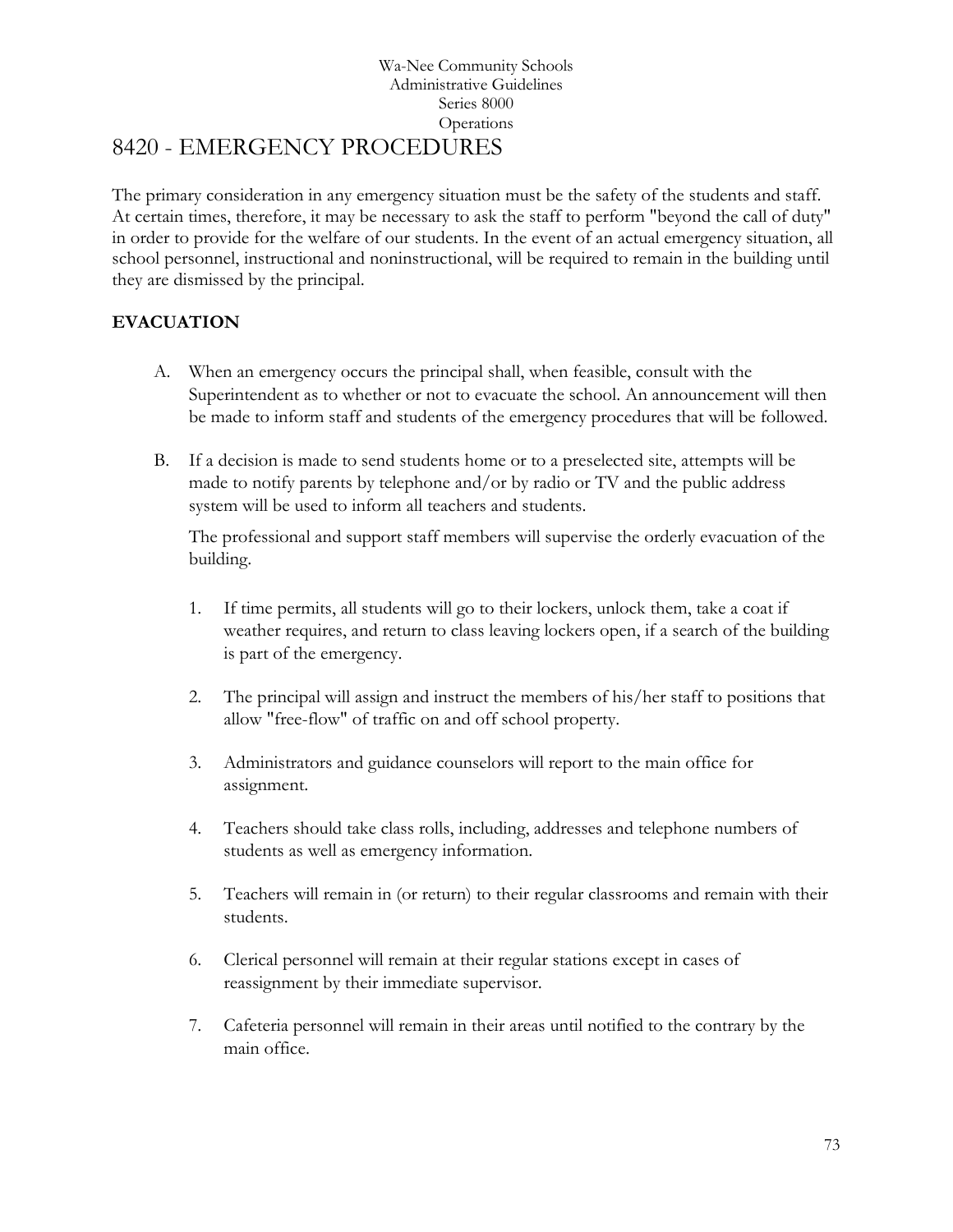Wa-Nee Community Schools
Administrative Guidelines
Series 8000
Operations

# 8420 - EMERGENCY PROCEDURES

The primary consideration in any emergency situation must be the safety of the students and staff. At certain times, therefore, it may be necessary to ask the staff to perform "beyond the call of duty" in order to provide for the welfare of our students. In the event of an actual emergency situation, all school personnel, instructional and noninstructional, will be required to remain in the building until they are dismissed by the principal.

## EVACUATION

A. When an emergency occurs the principal shall, when feasible, consult with the Superintendent as to whether or not to evacuate the school. An announcement will then be made to inform staff and students of the emergency procedures that will be followed.

B. If a decision is made to send students home or to a preselected site, attempts will be made to notify parents by telephone and/or by radio or TV and the public address system will be used to inform all teachers and students.

   The professional and support staff members will supervise the orderly evacuation of the building.

   1. If time permits, all students will go to their lockers, unlock them, take a coat if weather requires, and return to class leaving lockers open, if a search of the building is part of the emergency.

   2. The principal will assign and instruct the members of his/her staff to positions that allow "free-flow" of traffic on and off school property.

   3. Administrators and guidance counselors will report to the main office for assignment.

   4. Teachers should take class rolls, including, addresses and telephone numbers of students as well as emergency information.

   5. Teachers will remain in (or return) to their regular classrooms and remain with their students.

   6. Clerical personnel will remain at their regular stations except in cases of reassignment by their immediate supervisor.

   7. Cafeteria personnel will remain in their areas until notified to the contrary by the main office.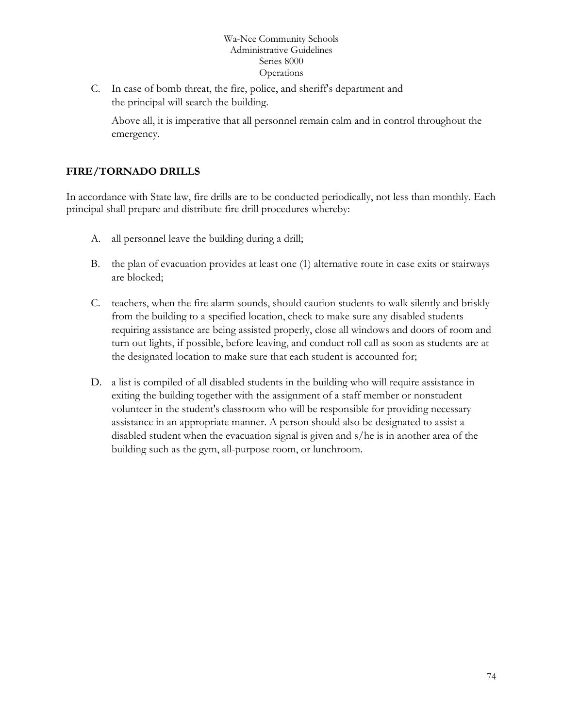C. In case of bomb threat, the fire, police, and sheriff's department and the principal will search the building.

   Above all, it is imperative that all personnel remain calm and in control throughout the emergency.

## FIRE/TORNADO DRILLS

In accordance with State law, fire drills are to be conducted periodically, not less than monthly. Each principal shall prepare and distribute fire drill procedures whereby:

A. all personnel leave the building during a drill;

B. the plan of evacuation provides at least one (1) alternative route in case exits or stairways are blocked;

C. teachers, when the fire alarm sounds, should caution students to walk silently and briskly from the building to a specified location, check to make sure any disabled students requiring assistance are being assisted properly, close all windows and doors of room and turn out lights, if possible, before leaving, and conduct roll call as soon as students are at the designated location to make sure that each student is accounted for;

D. a list is compiled of all disabled students in the building who will require assistance in exiting the building together with the assignment of a staff member or nonstudent volunteer in the student's classroom who will be responsible for providing necessary assistance in an appropriate manner. A person should also be designated to assist a disabled student when the evacuation signal is given and s/he is in another area of the building such as the gym, all-purpose room, or lunchroom.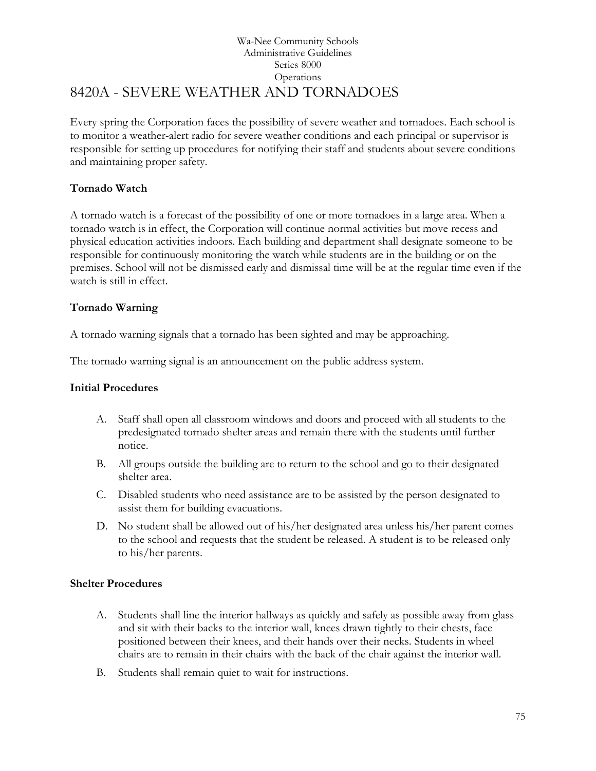Wa-Nee Community Schools
Administrative Guidelines
Series 8000
Operations

# 8420A - SEVERE WEATHER AND TORNADOES

Every spring the Corporation faces the possibility of severe weather and tornadoes. Each school is to monitor a weather-alert radio for severe weather conditions and each principal or supervisor is responsible for setting up procedures for notifying their staff and students about severe conditions and maintaining proper safety.

**Tornado Watch**

A tornado watch is a forecast of the possibility of one or more tornadoes in a large area. When a tornado watch is in effect, the Corporation will continue normal activities but move recess and physical education activities indoors. Each building and department shall designate someone to be responsible for continuously monitoring the watch while students are in the building or on the premises. School will not be dismissed early and dismissal time will be at the regular time even if the watch is still in effect.

**Tornado Warning**

A tornado warning signals that a tornado has been sighted and may be approaching.

The tornado warning signal is an announcement on the public address system.

**Initial Procedures**

A. Staff shall open all classroom windows and doors and proceed with all students to the predesignated tornado shelter areas and remain there with the students until further notice.

B. All groups outside the building are to return to the school and go to their designated shelter area.

C. Disabled students who need assistance are to be assisted by the person designated to assist them for building evacuations.

D. No student shall be allowed out of his/her designated area unless his/her parent comes to the school and requests that the student be released. A student is to be released only to his/her parents.

**Shelter Procedures**

A. Students shall line the interior hallways as quickly and safely as possible away from glass and sit with their backs to the interior wall, knees drawn tightly to their chests, face positioned between their knees, and their hands over their necks. Students in wheel chairs are to remain in their chairs with the back of the chair against the interior wall.

B. Students shall remain quiet to wait for instructions.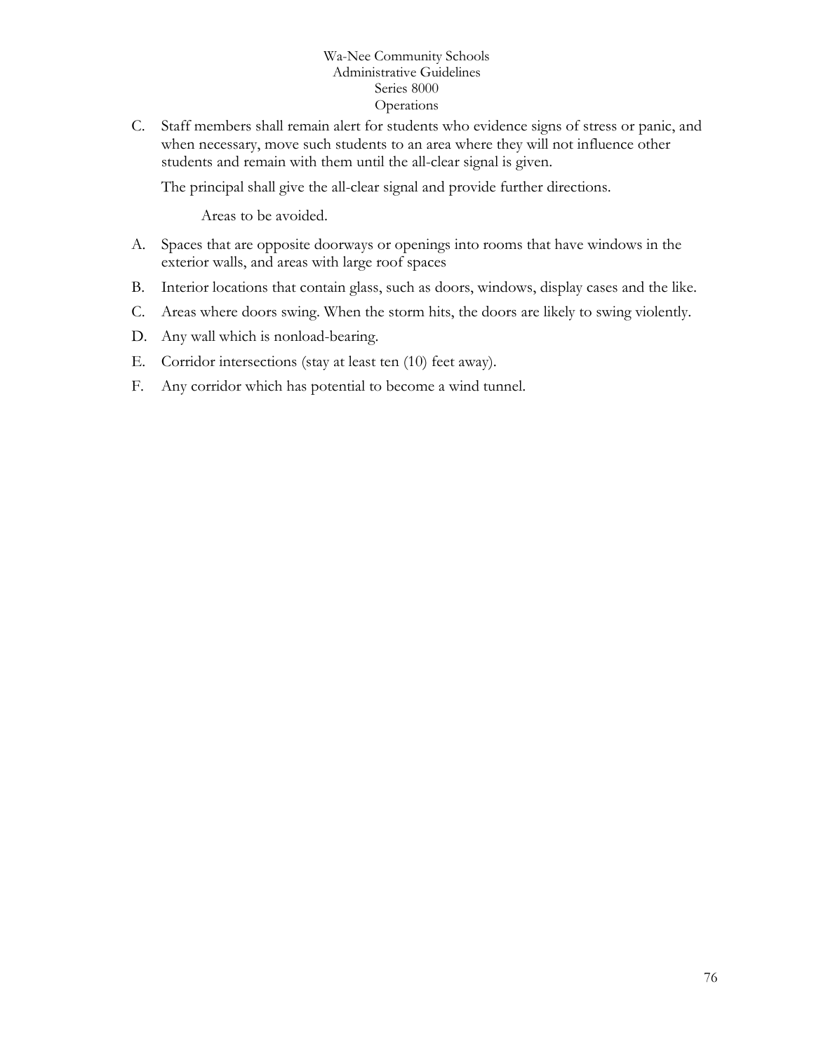C. Staff members shall remain alert for students who evidence signs of stress or panic, and when necessary, move such students to an area where they will not influence other students and remain with them until the all-clear signal is given.

The principal shall give the all-clear signal and provide further directions.

Areas to be avoided.

A. Spaces that are opposite doorways or openings into rooms that have windows in the exterior walls, and areas with large roof spaces

B. Interior locations that contain glass, such as doors, windows, display cases and the like.

C. Areas where doors swing. When the storm hits, the doors are likely to swing violently.

D. Any wall which is nonload-bearing.

E. Corridor intersections (stay at least ten (10) feet away).

F. Any corridor which has potential to become a wind tunnel.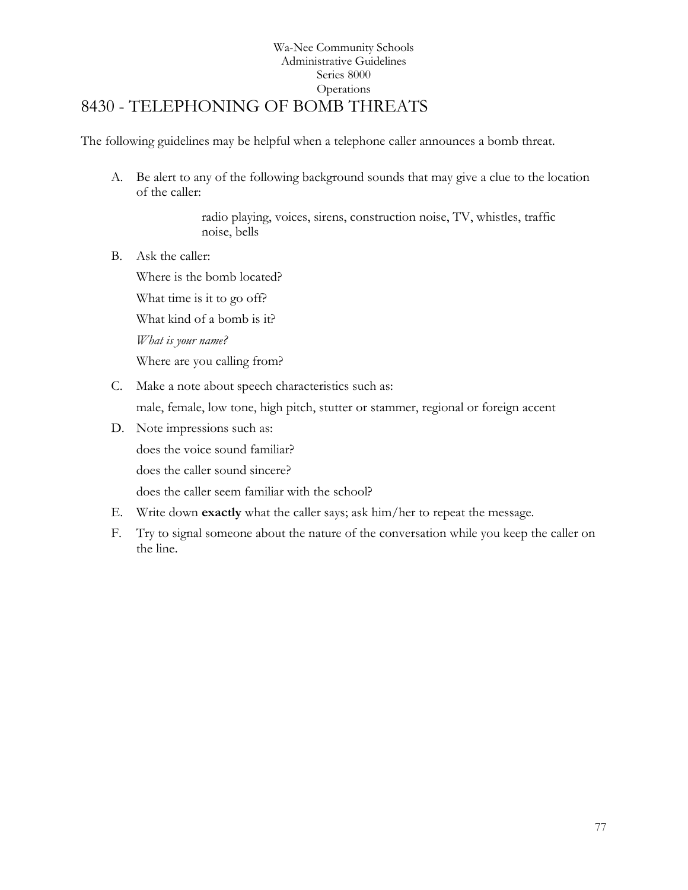Wa-Nee Community Schools
Administrative Guidelines
Series 8000
Operations

# 8430 - TELEPHONING OF BOMB THREATS

The following guidelines may be helpful when a telephone caller announces a bomb threat.

A. Be alert to any of the following background sounds that may give a clue to the location of the caller:

   radio playing, voices, sirens, construction noise, TV, whistles, traffic noise, bells

B. Ask the caller:

   Where is the bomb located?

   What time is it to go off?

   What kind of a bomb is it?

   *What is your name?*

   Where are you calling from?

C. Make a note about speech characteristics such as:

   male, female, low tone, high pitch, stutter or stammer, regional or foreign accent

D. Note impressions such as:

   does the voice sound familiar?

   does the caller sound sincere?

   does the caller seem familiar with the school?

E. Write down **exactly** what the caller says; ask him/her to repeat the message.

F. Try to signal someone about the nature of the conversation while you keep the caller on the line.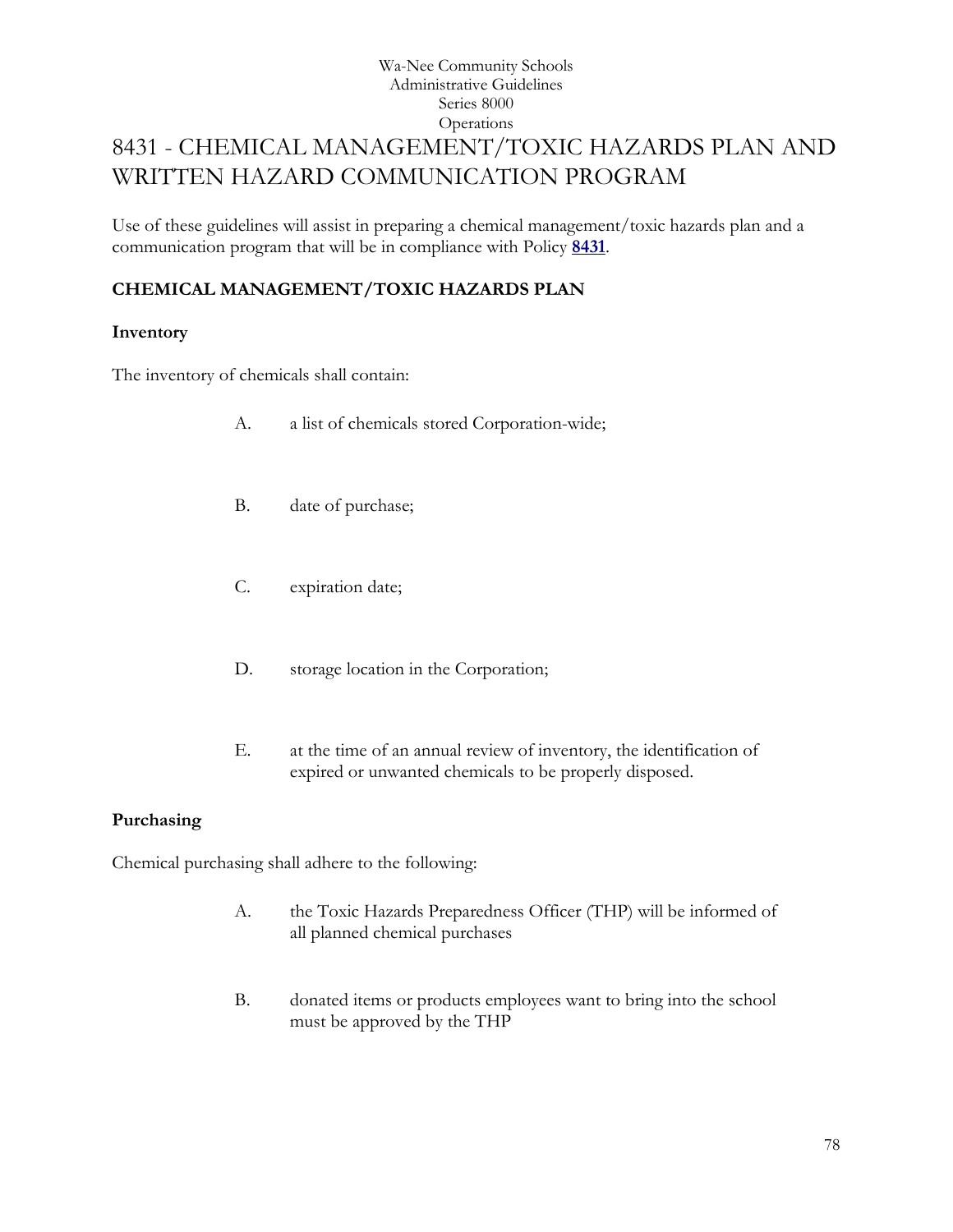Wa-Nee Community Schools
Administrative Guidelines
Series 8000
Operations

# 8431 - CHEMICAL MANAGEMENT/TOXIC HAZARDS PLAN AND WRITTEN HAZARD COMMUNICATION PROGRAM

Use of these guidelines will assist in preparing a chemical management/toxic hazards plan and a communication program that will be in compliance with Policy **8431**.

## CHEMICAL MANAGEMENT/TOXIC HAZARDS PLAN

### Inventory

The inventory of chemicals shall contain:

A. a list of chemicals stored Corporation-wide;

B. date of purchase;

C. expiration date;

D. storage location in the Corporation;

E. at the time of an annual review of inventory, the identification of expired or unwanted chemicals to be properly disposed.

### Purchasing

Chemical purchasing shall adhere to the following:

A. the Toxic Hazards Preparedness Officer (THP) will be informed of all planned chemical purchases

B. donated items or products employees want to bring into the school must be approved by the THP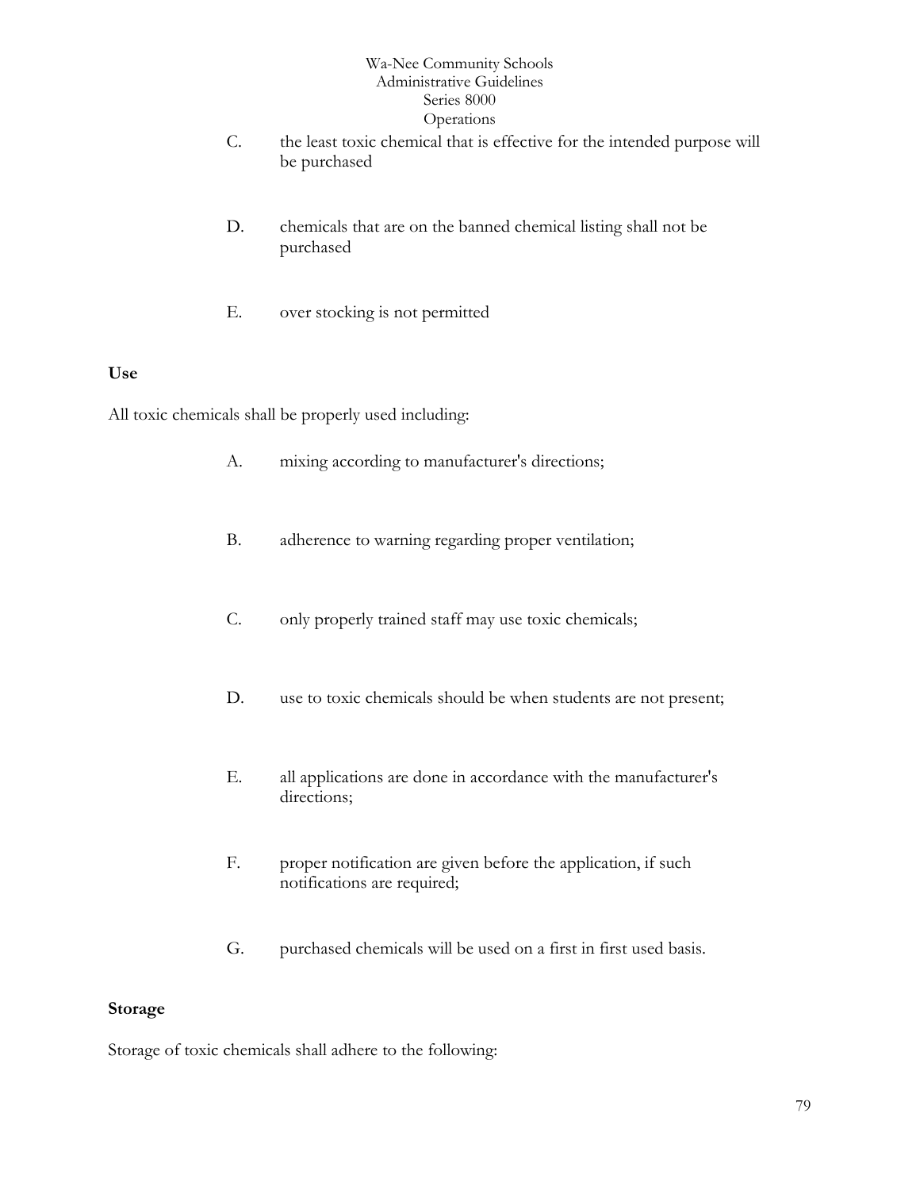C. the least toxic chemical that is effective for the intended purpose will be purchased

D. chemicals that are on the banned chemical listing shall not be purchased

E. over stocking is not permitted

**Use**

All toxic chemicals shall be properly used including:

A. mixing according to manufacturer's directions;

B. adherence to warning regarding proper ventilation;

C. only properly trained staff may use toxic chemicals;

D. use to toxic chemicals should be when students are not present;

E. all applications are done in accordance with the manufacturer's directions;

F. proper notification are given before the application, if such notifications are required;

G. purchased chemicals will be used on a first in first used basis.

**Storage**

Storage of toxic chemicals shall adhere to the following: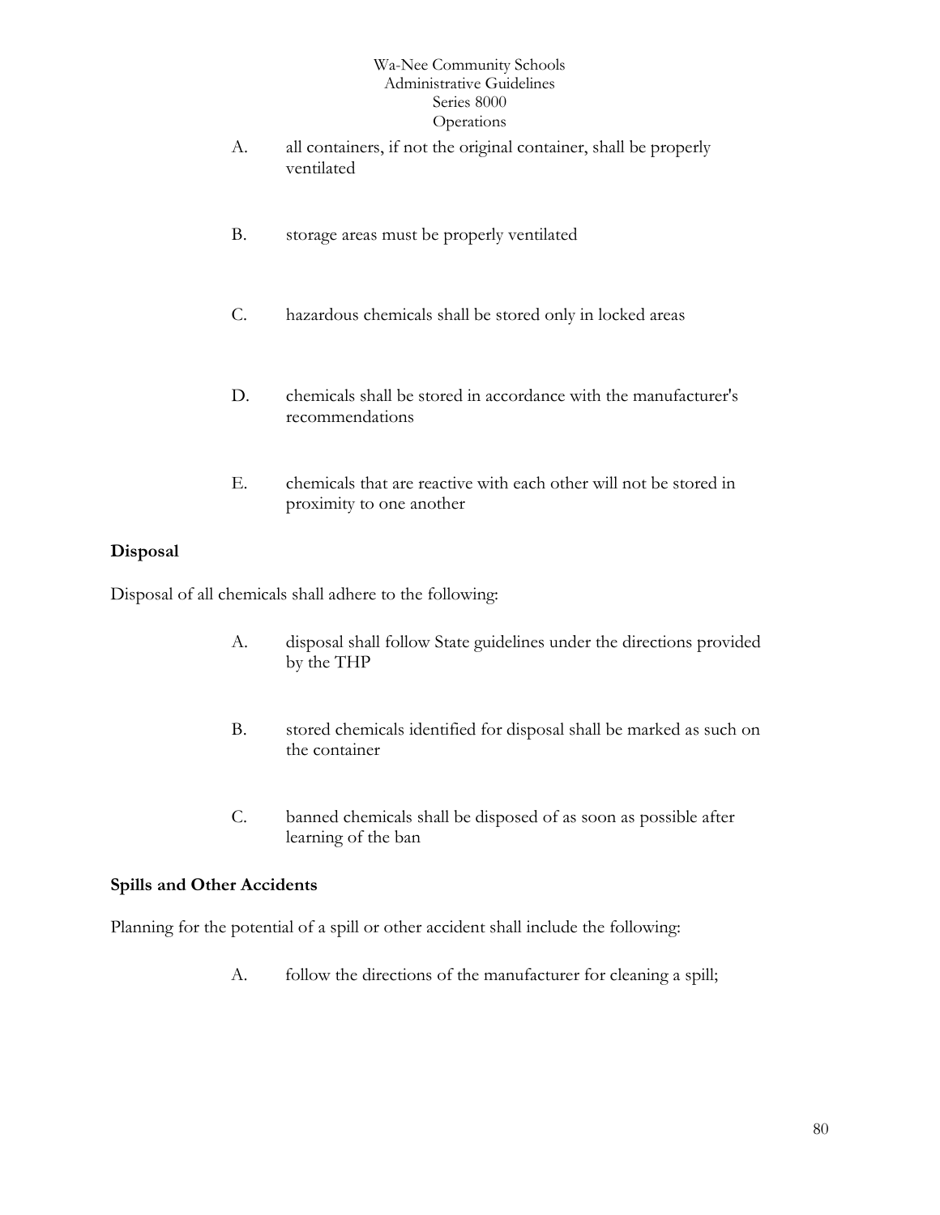A. all containers, if not the original container, shall be properly ventilated

B. storage areas must be properly ventilated

C. hazardous chemicals shall be stored only in locked areas

D. chemicals shall be stored in accordance with the manufacturer's recommendations

E. chemicals that are reactive with each other will not be stored in proximity to one another

**Disposal**

Disposal of all chemicals shall adhere to the following:

A. disposal shall follow State guidelines under the directions provided by the THP

B. stored chemicals identified for disposal shall be marked as such on the container

C. banned chemicals shall be disposed of as soon as possible after learning of the ban

**Spills and Other Accidents**

Planning for the potential of a spill or other accident shall include the following:

A. follow the directions of the manufacturer for cleaning a spill;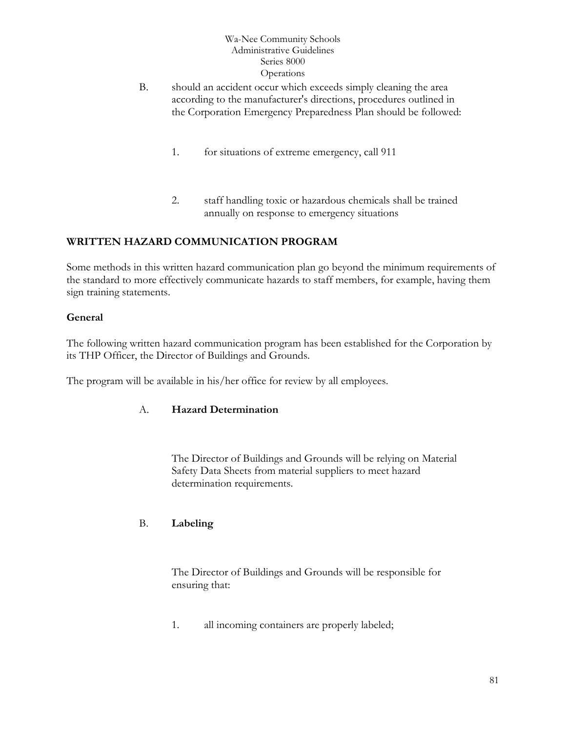B. should an accident occur which exceeds simply cleaning the area according to the manufacturer's directions, procedures outlined in the Corporation Emergency Preparedness Plan should be followed:

   1. for situations of extreme emergency, call 911

   2. staff handling toxic or hazardous chemicals shall be trained annually on response to emergency situations

## WRITTEN HAZARD COMMUNICATION PROGRAM

Some methods in this written hazard communication plan go beyond the minimum requirements of the standard to more effectively communicate hazards to staff members, for example, having them sign training statements.

### General

The following written hazard communication program has been established for the Corporation by its THP Officer, the Director of Buildings and Grounds.

The program will be available in his/her office for review by all employees.

A. **Hazard Determination**

   The Director of Buildings and Grounds will be relying on Material Safety Data Sheets from material suppliers to meet hazard determination requirements.

B. **Labeling**

   The Director of Buildings and Grounds will be responsible for ensuring that:

   1. all incoming containers are properly labeled;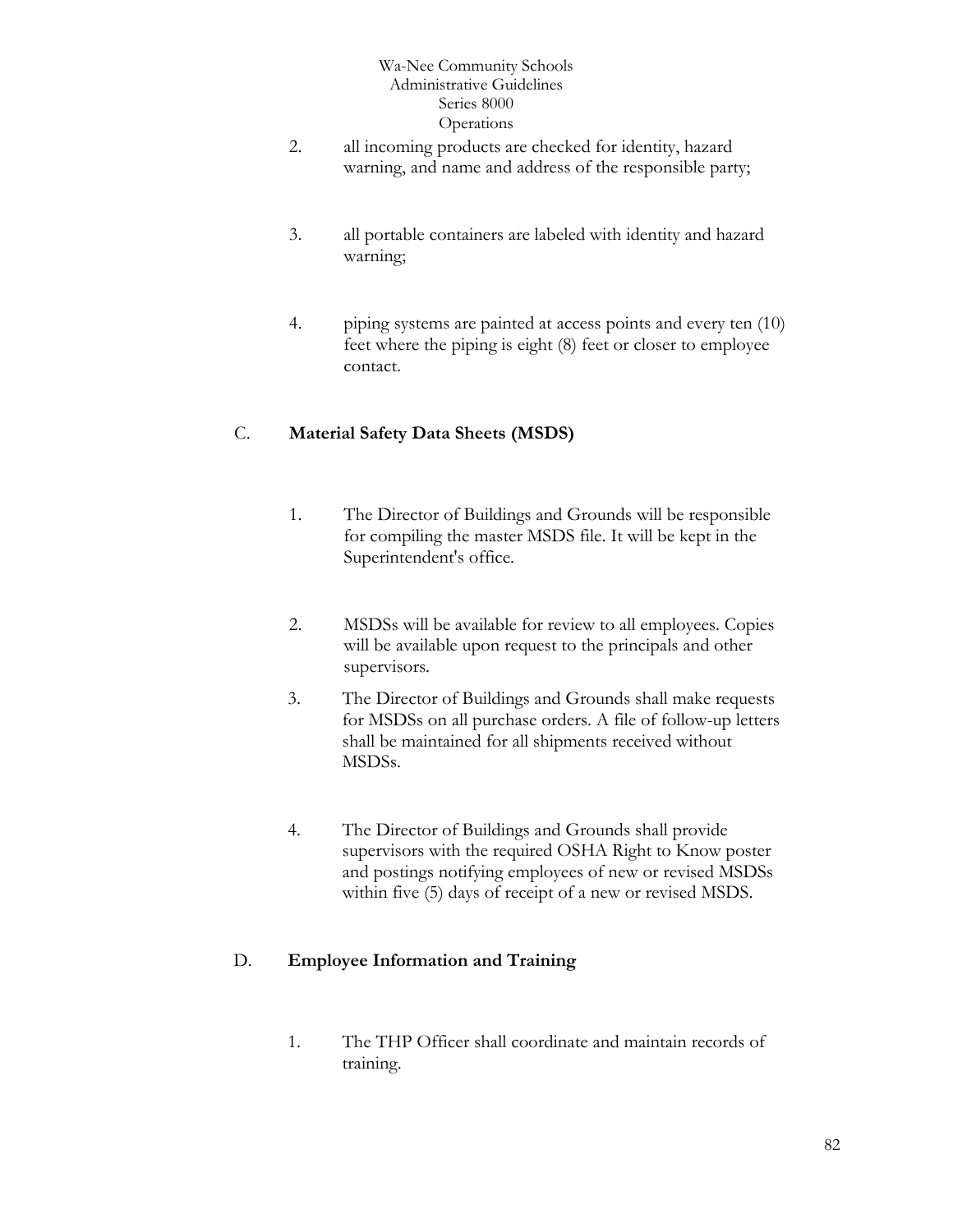2. all incoming products are checked for identity, hazard warning, and name and address of the responsible party;

3. all portable containers are labeled with identity and hazard warning;

4. piping systems are painted at access points and every ten (10) feet where the piping is eight (8) feet or closer to employee contact.

C. **Material Safety Data Sheets (MSDS)**

1. The Director of Buildings and Grounds will be responsible for compiling the master MSDS file. It will be kept in the Superintendent's office.

2. MSDSs will be available for review to all employees. Copies will be available upon request to the principals and other supervisors.

3. The Director of Buildings and Grounds shall make requests for MSDSs on all purchase orders. A file of follow-up letters shall be maintained for all shipments received without MSDSs.

4. The Director of Buildings and Grounds shall provide supervisors with the required OSHA Right to Know poster and postings notifying employees of new or revised MSDSs within five (5) days of receipt of a new or revised MSDS.

D. **Employee Information and Training**

1. The THP Officer shall coordinate and maintain records of training.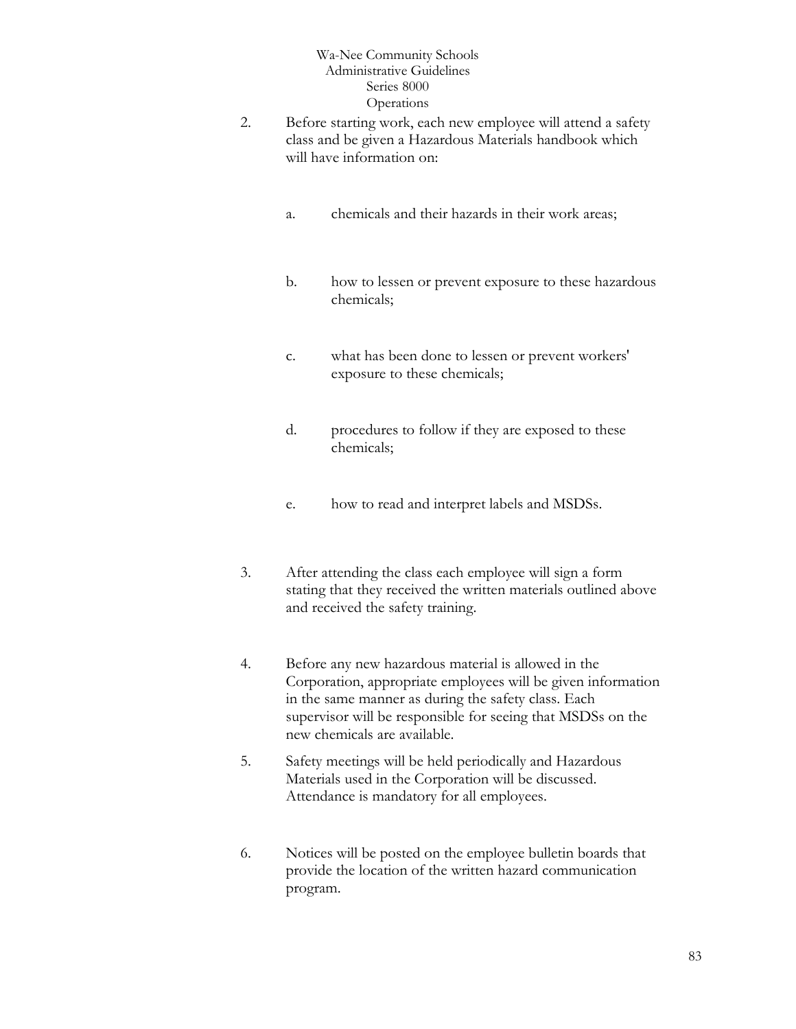2. Before starting work, each new employee will attend a safety class and be given a Hazardous Materials handbook which will have information on:

   a. chemicals and their hazards in their work areas;

   b. how to lessen or prevent exposure to these hazardous chemicals;

   c. what has been done to lessen or prevent workers' exposure to these chemicals;

   d. procedures to follow if they are exposed to these chemicals;

   e. how to read and interpret labels and MSDSs.

3. After attending the class each employee will sign a form stating that they received the written materials outlined above and received the safety training.

4. Before any new hazardous material is allowed in the Corporation, appropriate employees will be given information in the same manner as during the safety class. Each supervisor will be responsible for seeing that MSDSs on the new chemicals are available.

5. Safety meetings will be held periodically and Hazardous Materials used in the Corporation will be discussed. Attendance is mandatory for all employees.

6. Notices will be posted on the employee bulletin boards that provide the location of the written hazard communication program.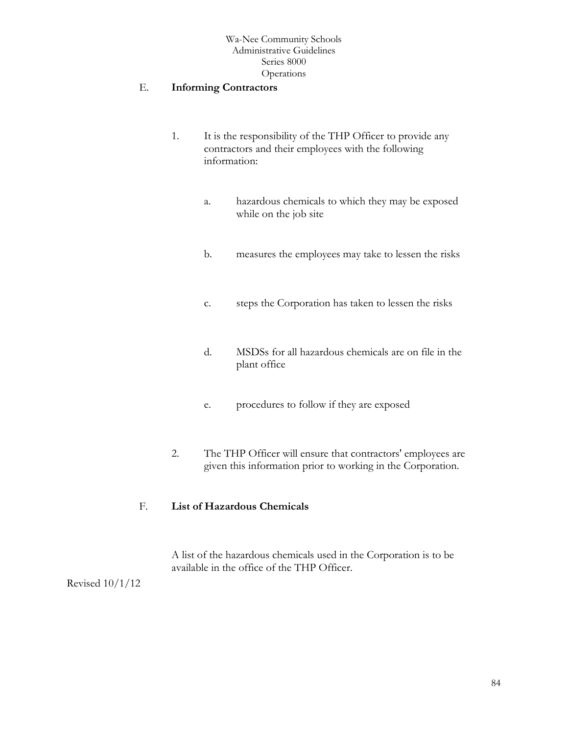## E. Informing Contractors

1. It is the responsibility of the THP Officer to provide any contractors and their employees with the following information:

   a. hazardous chemicals to which they may be exposed while on the job site

   b. measures the employees may take to lessen the risks

   c. steps the Corporation has taken to lessen the risks

   d. MSDSs for all hazardous chemicals are on file in the plant office

   e. procedures to follow if they are exposed

2. The THP Officer will ensure that contractors' employees are given this information prior to working in the Corporation.

## F. List of Hazardous Chemicals

A list of the hazardous chemicals used in the Corporation is to be available in the office of the THP Officer.

Revised 10/1/12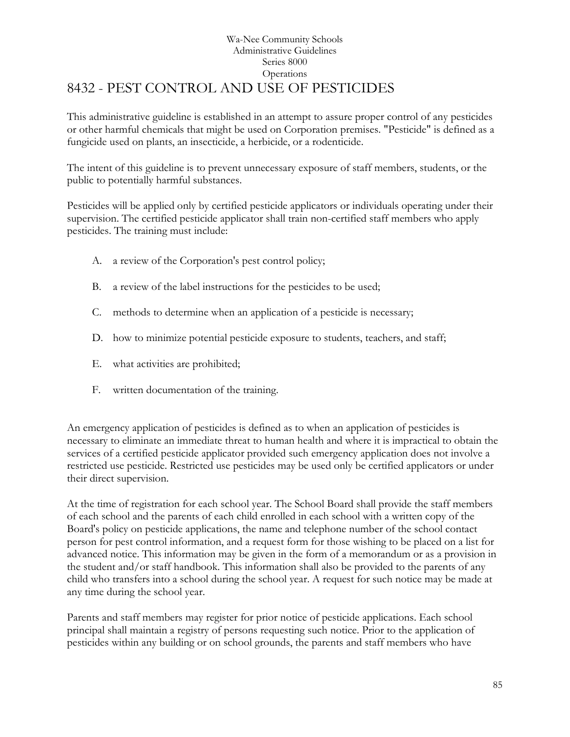Wa-Nee Community Schools
Administrative Guidelines
Series 8000
Operations

# 8432 - PEST CONTROL AND USE OF PESTICIDES

This administrative guideline is established in an attempt to assure proper control of any pesticides or other harmful chemicals that might be used on Corporation premises. "Pesticide" is defined as a fungicide used on plants, an insecticide, a herbicide, or a rodenticide.

The intent of this guideline is to prevent unnecessary exposure of staff members, students, or the public to potentially harmful substances.

Pesticides will be applied only by certified pesticide applicators or individuals operating under their supervision. The certified pesticide applicator shall train non-certified staff members who apply pesticides. The training must include:

A. a review of the Corporation's pest control policy;

B. a review of the label instructions for the pesticides to be used;

C. methods to determine when an application of a pesticide is necessary;

D. how to minimize potential pesticide exposure to students, teachers, and staff;

E. what activities are prohibited;

F. written documentation of the training.

An emergency application of pesticides is defined as to when an application of pesticides is necessary to eliminate an immediate threat to human health and where it is impractical to obtain the services of a certified pesticide applicator provided such emergency application does not involve a restricted use pesticide. Restricted use pesticides may be used only be certified applicators or under their direct supervision.

At the time of registration for each school year. The School Board shall provide the staff members of each school and the parents of each child enrolled in each school with a written copy of the Board's policy on pesticide applications, the name and telephone number of the school contact person for pest control information, and a request form for those wishing to be placed on a list for advanced notice. This information may be given in the form of a memorandum or as a provision in the student and/or staff handbook. This information shall also be provided to the parents of any child who transfers into a school during the school year. A request for such notice may be made at any time during the school year.

Parents and staff members may register for prior notice of pesticide applications. Each school principal shall maintain a registry of persons requesting such notice. Prior to the application of pesticides within any building or on school grounds, the parents and staff members who have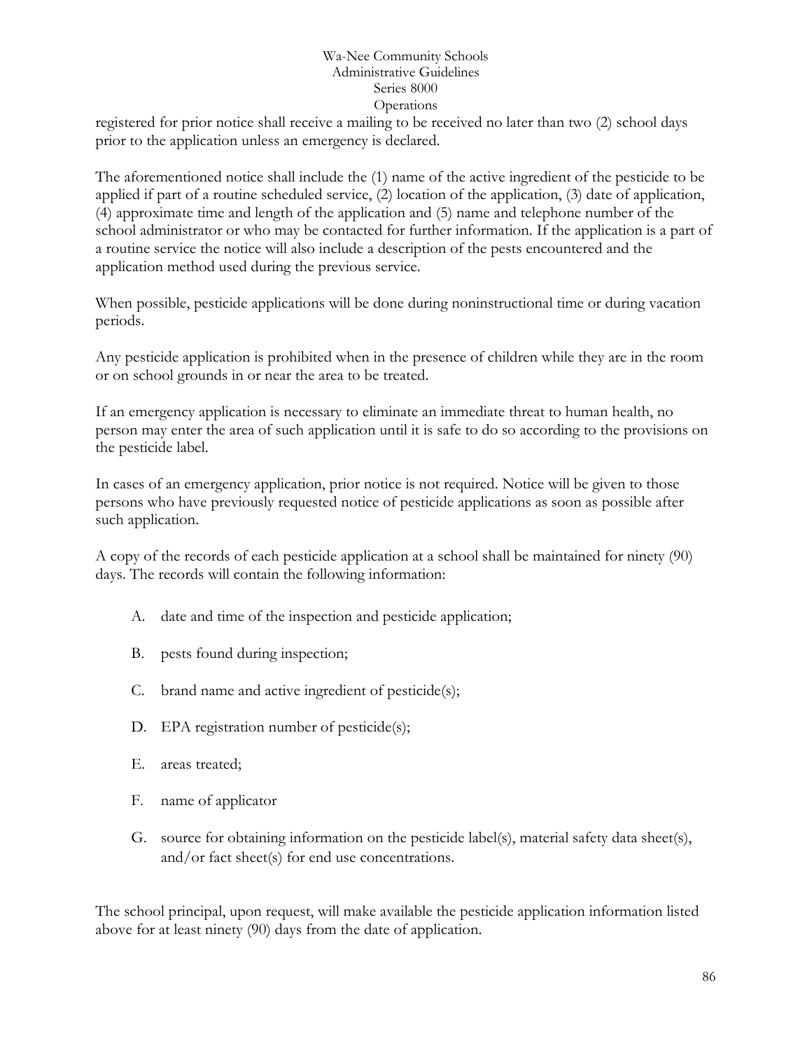registered for prior notice shall receive a mailing to be received no later than two (2) school days prior to the application unless an emergency is declared.

The aforementioned notice shall include the (1) name of the active ingredient of the pesticide to be applied if part of a routine scheduled service, (2) location of the application, (3) date of application, (4) approximate time and length of the application and (5) name and telephone number of the school administrator or who may be contacted for further information. If the application is a part of a routine service the notice will also include a description of the pests encountered and the application method used during the previous service.

When possible, pesticide applications will be done during noninstructional time or during vacation periods.

Any pesticide application is prohibited when in the presence of children while they are in the room or on school grounds in or near the area to be treated.

If an emergency application is necessary to eliminate an immediate threat to human health, no person may enter the area of such application until it is safe to do so according to the provisions on the pesticide label.

In cases of an emergency application, prior notice is not required. Notice will be given to those persons who have previously requested notice of pesticide applications as soon as possible after such application.

A copy of the records of each pesticide application at a school shall be maintained for ninety (90) days. The records will contain the following information:

A. date and time of the inspection and pesticide application;

B. pests found during inspection;

C. brand name and active ingredient of pesticide(s);

D. EPA registration number of pesticide(s);

E. areas treated;

F. name of applicator

G. source for obtaining information on the pesticide label(s), material safety data sheet(s), and/or fact sheet(s) for end use concentrations.

The school principal, upon request, will make available the pesticide application information listed above for at least ninety (90) days from the date of application.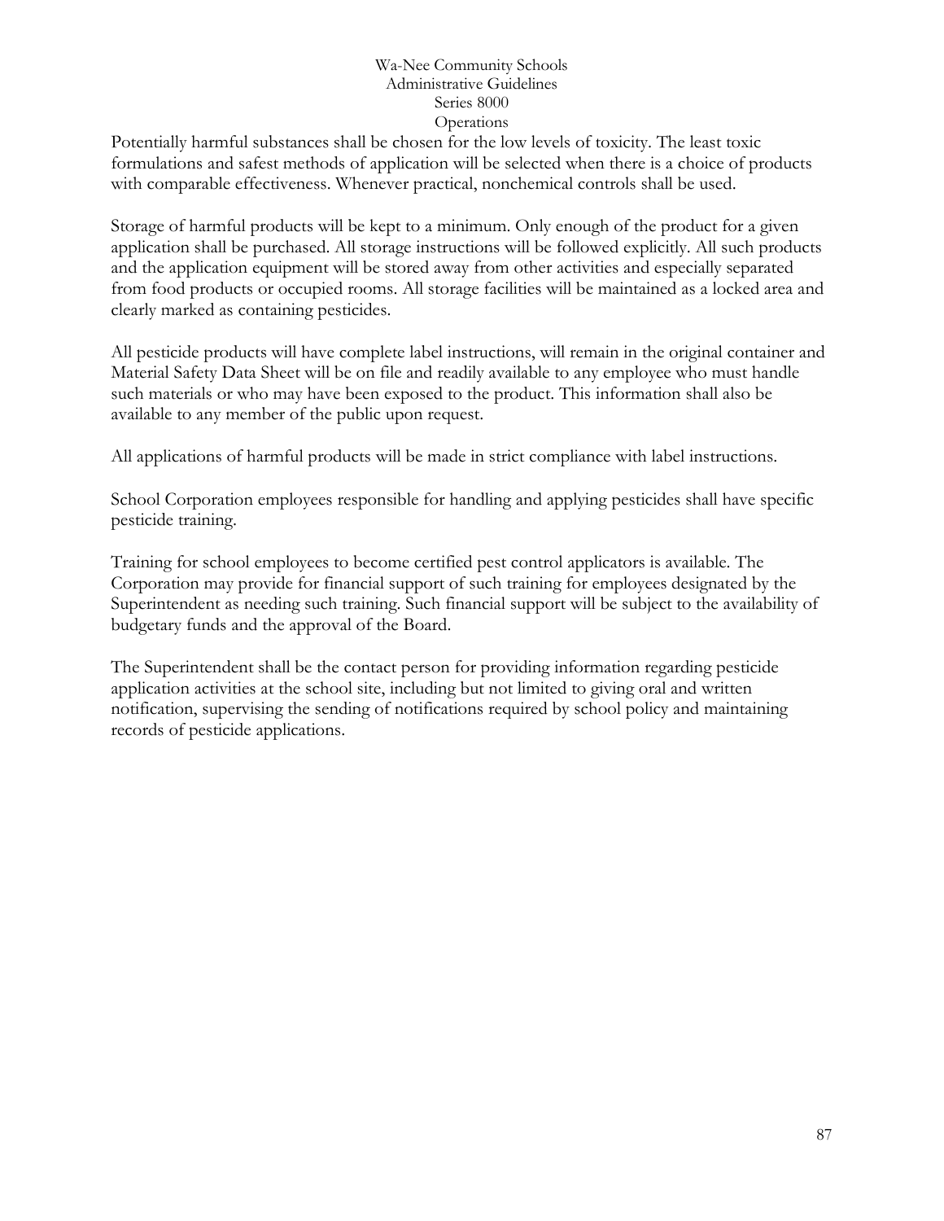Potentially harmful substances shall be chosen for the low levels of toxicity. The least toxic formulations and safest methods of application will be selected when there is a choice of products with comparable effectiveness. Whenever practical, nonchemical controls shall be used.

Storage of harmful products will be kept to a minimum. Only enough of the product for a given application shall be purchased. All storage instructions will be followed explicitly. All such products and the application equipment will be stored away from other activities and especially separated from food products or occupied rooms. All storage facilities will be maintained as a locked area and clearly marked as containing pesticides.

All pesticide products will have complete label instructions, will remain in the original container and Material Safety Data Sheet will be on file and readily available to any employee who must handle such materials or who may have been exposed to the product. This information shall also be available to any member of the public upon request.

All applications of harmful products will be made in strict compliance with label instructions.

School Corporation employees responsible for handling and applying pesticides shall have specific pesticide training.

Training for school employees to become certified pest control applicators is available. The Corporation may provide for financial support of such training for employees designated by the Superintendent as needing such training. Such financial support will be subject to the availability of budgetary funds and the approval of the Board.

The Superintendent shall be the contact person for providing information regarding pesticide application activities at the school site, including but not limited to giving oral and written notification, supervising the sending of notifications required by school policy and maintaining records of pesticide applications.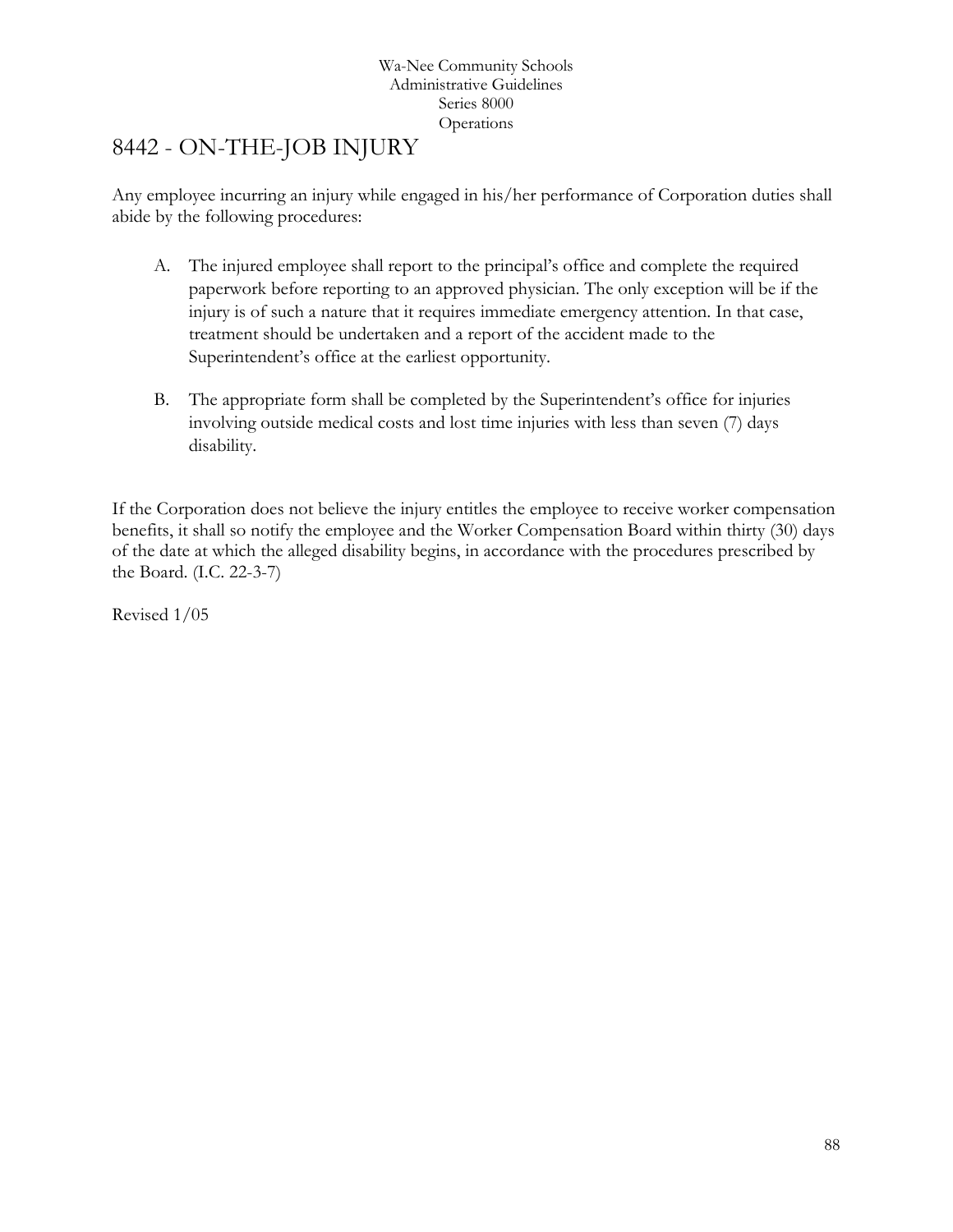# 8442 - ON-THE-JOB INJURY

Any employee incurring an injury while engaged in his/her performance of Corporation duties shall abide by the following procedures:

A. The injured employee shall report to the principal's office and complete the required paperwork before reporting to an approved physician. The only exception will be if the injury is of such a nature that it requires immediate emergency attention. In that case, treatment should be undertaken and a report of the accident made to the Superintendent's office at the earliest opportunity.

B. The appropriate form shall be completed by the Superintendent's office for injuries involving outside medical costs and lost time injuries with less than seven (7) days disability.

If the Corporation does not believe the injury entitles the employee to receive worker compensation benefits, it shall so notify the employee and the Worker Compensation Board within thirty (30) days of the date at which the alleged disability begins, in accordance with the procedures prescribed by the Board. (I.C. 22-3-7)

Revised 1/05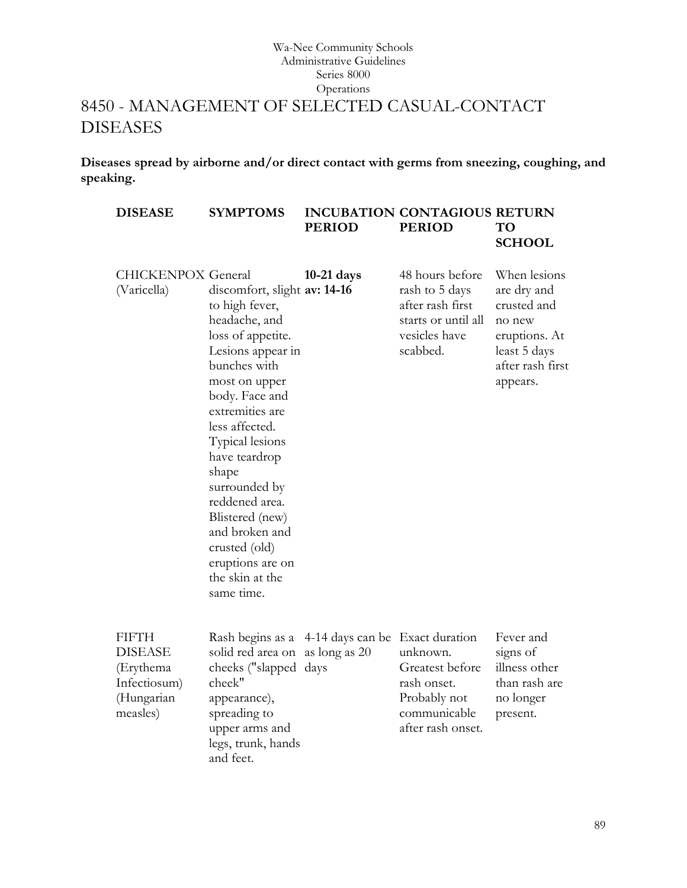Wa-Nee Community Schools
Administrative Guidelines
Series 8000
Operations

# 8450 - MANAGEMENT OF SELECTED CASUAL-CONTACT DISEASES

**Diseases spread by airborne and/or direct contact with germs from sneezing, coughing, and speaking.**

| DISEASE | SYMPTOMS | INCUBATION PERIOD | CONTAGIOUS PERIOD | RETURN TO SCHOOL |
|---|---|---|---|---|
| CHICKENPOX (Varicella) | General discomfort, slight to high fever, headache, and loss of appetite. Lesions appear in bunches with most on upper body. Face and extremities are less affected. Typical lesions have teardrop shape surrounded by reddened area. Blistered (new) and broken and crusted (old) eruptions are on the skin at the same time. | **10-21 days av: 14-16** | 48 hours before rash to 5 days after rash first starts or until all vesicles have scabbed. | When lesions are dry and crusted and no new eruptions. At least 5 days after rash first appears. |
| FIFTH DISEASE (Erythema Infectiosum) (Hungarian measles) | Rash begins as a solid red area on cheeks ("slapped cheek" appearance), spreading to upper arms and legs, trunk, hands and feet. | 4-14 days can be as long as 20 days | Exact duration unknown. Greatest before rash onset. Probably not communicable after rash onset. | Fever and signs of illness other than rash are no longer present. |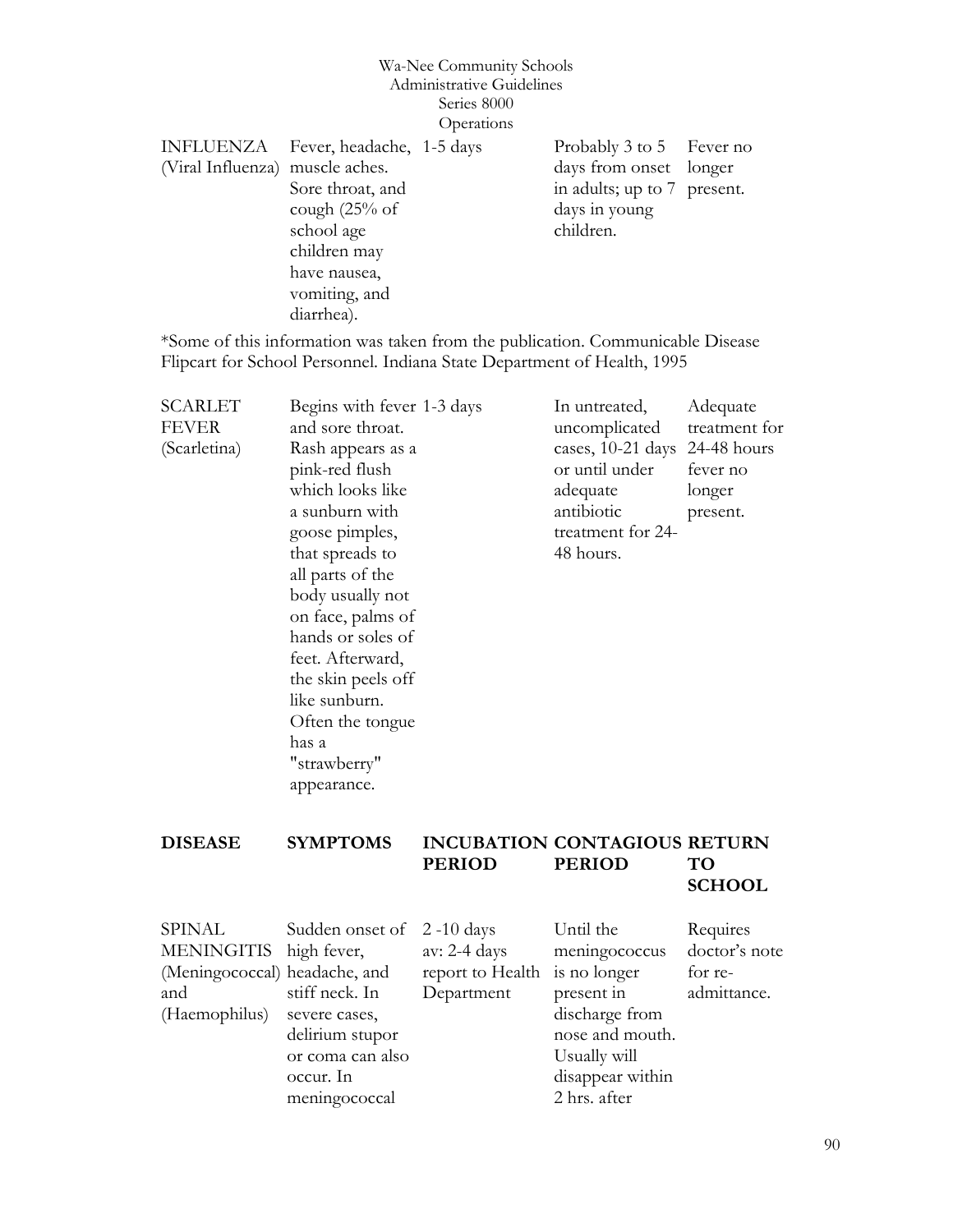| INFLUENZA (Viral Influenza) | Fever, headache, muscle aches. Sore throat, and cough (25% of school age children may have nausea, vomiting, and diarrhea). | 1-5 days | Probably 3 to 5 days from onset in adults; up to 7 days in young children. | Fever no longer present. |
|---|---|---|---|---|

*Some of this information was taken from the publication. Communicable Disease Flipcart for School Personnel. Indiana State Department of Health, 1995

| SCARLET FEVER (Scarletina) | Begins with fever and sore throat. Rash appears as a pink-red flush which looks like a sunburn with goose pimples, that spreads to all parts of the body usually not on face, palms of hands or soles of feet. Afterward, the skin peels off like sunburn. Often the tongue has a "strawberry" appearance. | 1-3 days | In untreated, uncomplicated cases, 10-21 days or until under adequate antibiotic treatment for 24-48 hours. | Adequate treatment for 24-48 hours fever no longer present. |
|---|---|---|---|---|

| DISEASE | SYMPTOMS | INCUBATION PERIOD | CONTAGIOUS PERIOD | RETURN TO SCHOOL |
|---|---|---|---|---|
| SPINAL MENINGITIS (Meningococcal) and (Haemophilus) | Sudden onset of high fever, headache, and stiff neck. In severe cases, delirium stupor or coma can also occur. In meningococcal | 2 -10 days av: 2-4 days report to Health Department | Until the meningococcus is no longer present in discharge from nose and mouth. Usually will disappear within 2 hrs. after | Requires doctor's note for re-admittance. |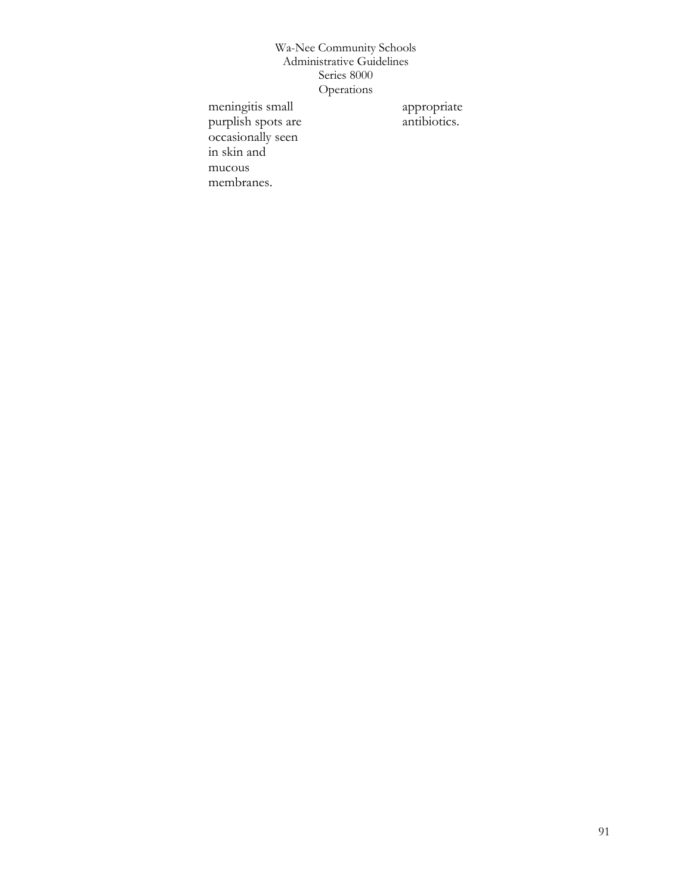| | |
|---|---|
| meningitis small purplish spots are occasionally seen in skin and mucous membranes. | appropriate antibiotics. |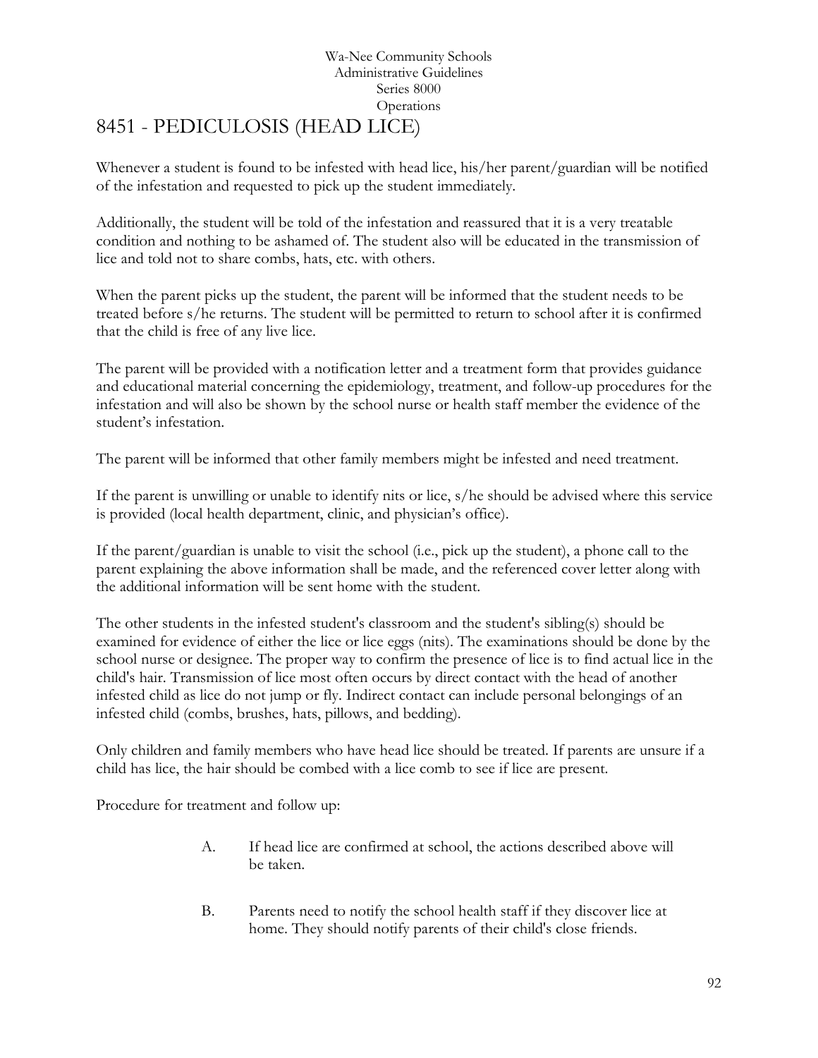Wa-Nee Community Schools
Administrative Guidelines
Series 8000
Operations

# 8451 - PEDICULOSIS (HEAD LICE)

Whenever a student is found to be infested with head lice, his/her parent/guardian will be notified of the infestation and requested to pick up the student immediately.

Additionally, the student will be told of the infestation and reassured that it is a very treatable condition and nothing to be ashamed of. The student also will be educated in the transmission of lice and told not to share combs, hats, etc. with others.

When the parent picks up the student, the parent will be informed that the student needs to be treated before s/he returns. The student will be permitted to return to school after it is confirmed that the child is free of any live lice.

The parent will be provided with a notification letter and a treatment form that provides guidance and educational material concerning the epidemiology, treatment, and follow-up procedures for the infestation and will also be shown by the school nurse or health staff member the evidence of the student's infestation.

The parent will be informed that other family members might be infested and need treatment.

If the parent is unwilling or unable to identify nits or lice, s/he should be advised where this service is provided (local health department, clinic, and physician's office).

If the parent/guardian is unable to visit the school (i.e., pick up the student), a phone call to the parent explaining the above information shall be made, and the referenced cover letter along with the additional information will be sent home with the student.

The other students in the infested student's classroom and the student's sibling(s) should be examined for evidence of either the lice or lice eggs (nits). The examinations should be done by the school nurse or designee. The proper way to confirm the presence of lice is to find actual lice in the child's hair. Transmission of lice most often occurs by direct contact with the head of another infested child as lice do not jump or fly. Indirect contact can include personal belongings of an infested child (combs, brushes, hats, pillows, and bedding).

Only children and family members who have head lice should be treated. If parents are unsure if a child has lice, the hair should be combed with a lice comb to see if lice are present.

Procedure for treatment and follow up:

A. If head lice are confirmed at school, the actions described above will be taken.

B. Parents need to notify the school health staff if they discover lice at home. They should notify parents of their child's close friends.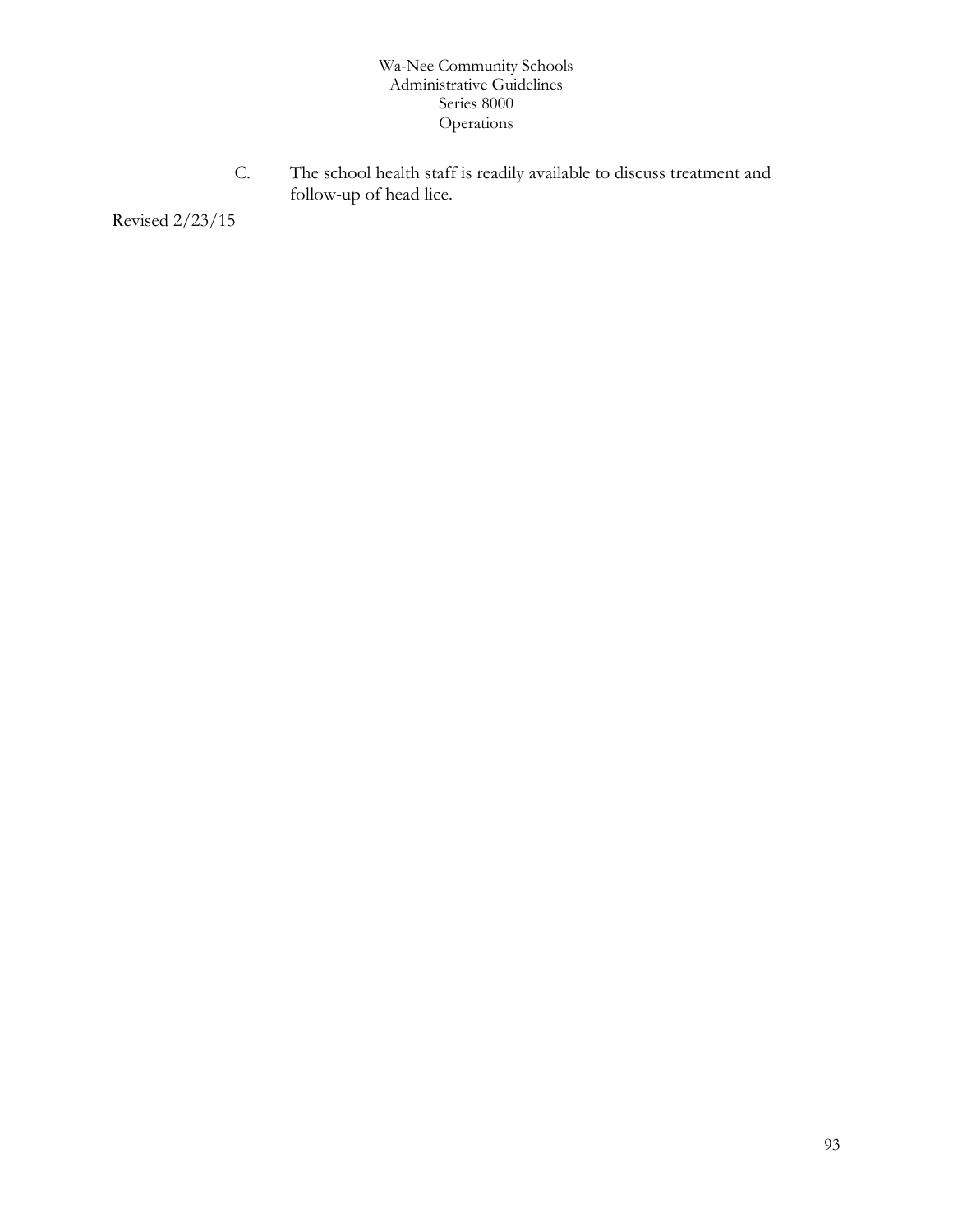C. The school health staff is readily available to discuss treatment and follow-up of head lice.

Revised 2/23/15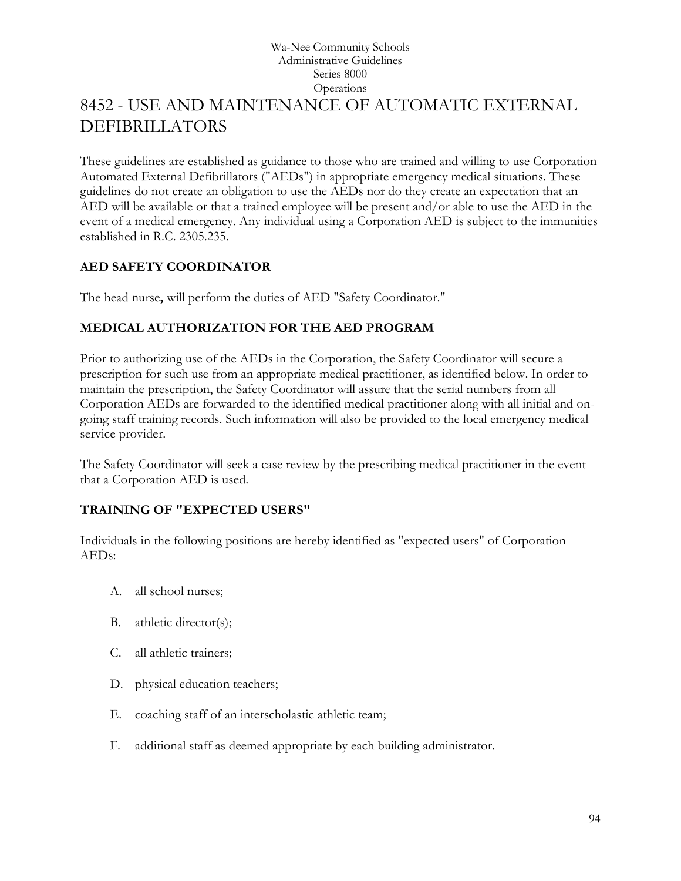Wa-Nee Community Schools
Administrative Guidelines
Series 8000
Operations

# 8452 - USE AND MAINTENANCE OF AUTOMATIC EXTERNAL DEFIBRILLATORS

These guidelines are established as guidance to those who are trained and willing to use Corporation Automated External Defibrillators ("AEDs") in appropriate emergency medical situations. These guidelines do not create an obligation to use the AEDs nor do they create an expectation that an AED will be available or that a trained employee will be present and/or able to use the AED in the event of a medical emergency. Any individual using a Corporation AED is subject to the immunities established in R.C. 2305.235.

## AED SAFETY COORDINATOR

The head nurse**,** will perform the duties of AED "Safety Coordinator."

## MEDICAL AUTHORIZATION FOR THE AED PROGRAM

Prior to authorizing use of the AEDs in the Corporation, the Safety Coordinator will secure a prescription for such use from an appropriate medical practitioner, as identified below. In order to maintain the prescription, the Safety Coordinator will assure that the serial numbers from all Corporation AEDs are forwarded to the identified medical practitioner along with all initial and on-going staff training records. Such information will also be provided to the local emergency medical service provider.

The Safety Coordinator will seek a case review by the prescribing medical practitioner in the event that a Corporation AED is used.

## TRAINING OF "EXPECTED USERS"

Individuals in the following positions are hereby identified as "expected users" of Corporation AEDs:

A. all school nurses;

B. athletic director(s);

C. all athletic trainers;

D. physical education teachers;

E. coaching staff of an interscholastic athletic team;

F. additional staff as deemed appropriate by each building administrator.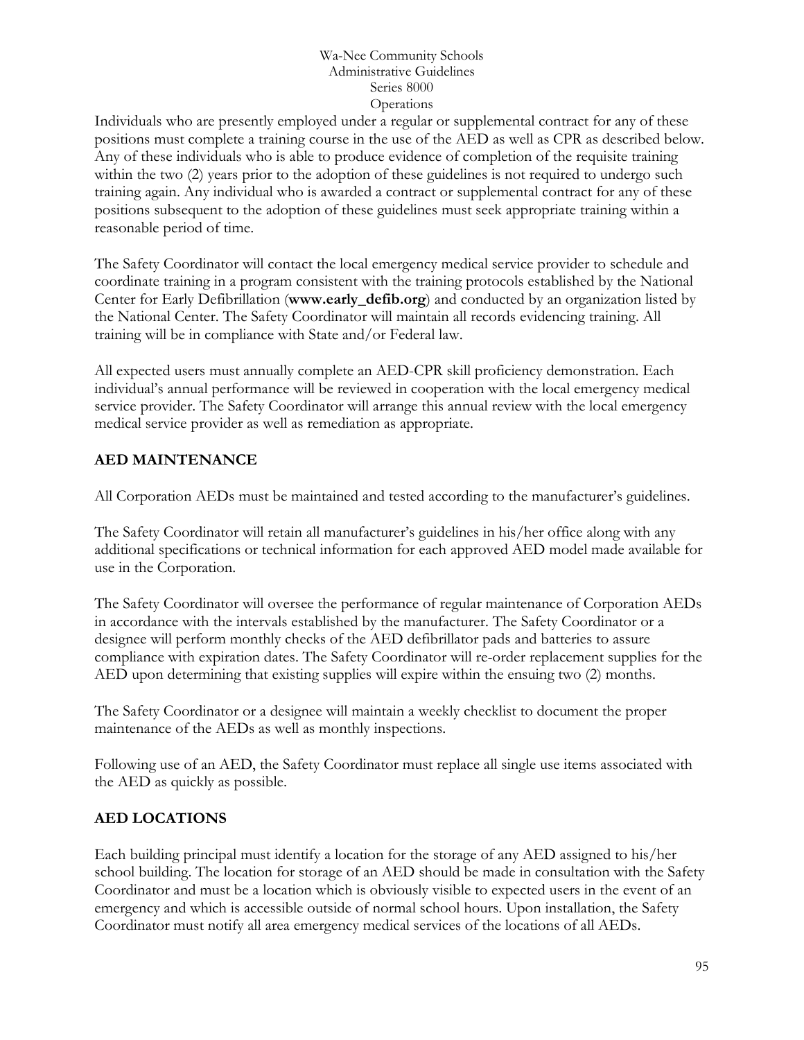Individuals who are presently employed under a regular or supplemental contract for any of these positions must complete a training course in the use of the AED as well as CPR as described below. Any of these individuals who is able to produce evidence of completion of the requisite training within the two (2) years prior to the adoption of these guidelines is not required to undergo such training again. Any individual who is awarded a contract or supplemental contract for any of these positions subsequent to the adoption of these guidelines must seek appropriate training within a reasonable period of time.

The Safety Coordinator will contact the local emergency medical service provider to schedule and coordinate training in a program consistent with the training protocols established by the National Center for Early Defibrillation (**www.early_defib.org**) and conducted by an organization listed by the National Center. The Safety Coordinator will maintain all records evidencing training. All training will be in compliance with State and/or Federal law.

All expected users must annually complete an AED-CPR skill proficiency demonstration. Each individual's annual performance will be reviewed in cooperation with the local emergency medical service provider. The Safety Coordinator will arrange this annual review with the local emergency medical service provider as well as remediation as appropriate.

## AED MAINTENANCE

All Corporation AEDs must be maintained and tested according to the manufacturer's guidelines.

The Safety Coordinator will retain all manufacturer's guidelines in his/her office along with any additional specifications or technical information for each approved AED model made available for use in the Corporation.

The Safety Coordinator will oversee the performance of regular maintenance of Corporation AEDs in accordance with the intervals established by the manufacturer. The Safety Coordinator or a designee will perform monthly checks of the AED defibrillator pads and batteries to assure compliance with expiration dates. The Safety Coordinator will re-order replacement supplies for the AED upon determining that existing supplies will expire within the ensuing two (2) months.

The Safety Coordinator or a designee will maintain a weekly checklist to document the proper maintenance of the AEDs as well as monthly inspections.

Following use of an AED, the Safety Coordinator must replace all single use items associated with the AED as quickly as possible.

## AED LOCATIONS

Each building principal must identify a location for the storage of any AED assigned to his/her school building. The location for storage of an AED should be made in consultation with the Safety Coordinator and must be a location which is obviously visible to expected users in the event of an emergency and which is accessible outside of normal school hours. Upon installation, the Safety Coordinator must notify all area emergency medical services of the locations of all AEDs.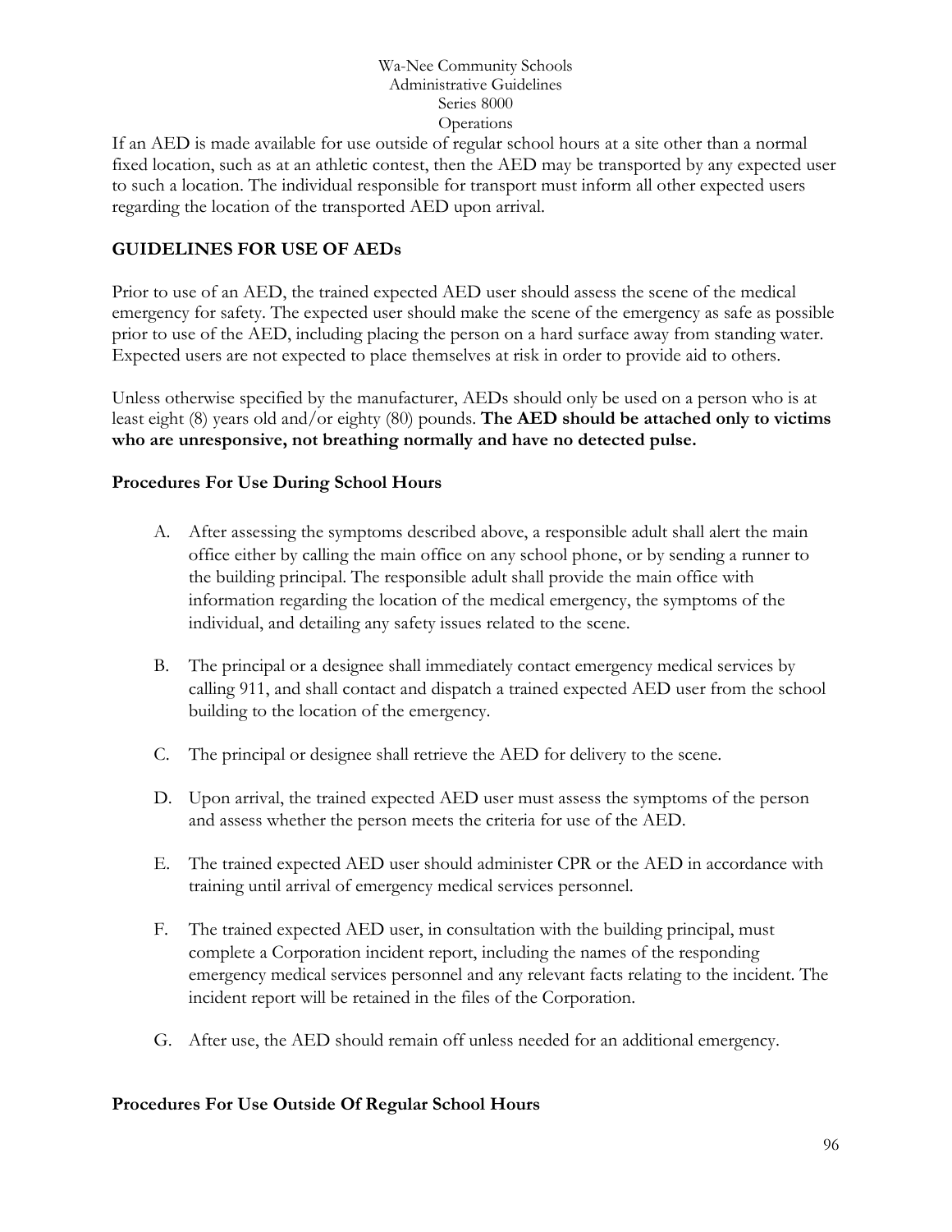If an AED is made available for use outside of regular school hours at a site other than a normal fixed location, such as at an athletic contest, then the AED may be transported by any expected user to such a location. The individual responsible for transport must inform all other expected users regarding the location of the transported AED upon arrival.

## GUIDELINES FOR USE OF AEDs

Prior to use of an AED, the trained expected AED user should assess the scene of the medical emergency for safety. The expected user should make the scene of the emergency as safe as possible prior to use of the AED, including placing the person on a hard surface away from standing water. Expected users are not expected to place themselves at risk in order to provide aid to others.

Unless otherwise specified by the manufacturer, AEDs should only be used on a person who is at least eight (8) years old and/or eighty (80) pounds. **The AED should be attached only to victims who are unresponsive, not breathing normally and have no detected pulse.**

### Procedures For Use During School Hours

A. After assessing the symptoms described above, a responsible adult shall alert the main office either by calling the main office on any school phone, or by sending a runner to the building principal. The responsible adult shall provide the main office with information regarding the location of the medical emergency, the symptoms of the individual, and detailing any safety issues related to the scene.

B. The principal or a designee shall immediately contact emergency medical services by calling 911, and shall contact and dispatch a trained expected AED user from the school building to the location of the emergency.

C. The principal or designee shall retrieve the AED for delivery to the scene.

D. Upon arrival, the trained expected AED user must assess the symptoms of the person and assess whether the person meets the criteria for use of the AED.

E. The trained expected AED user should administer CPR or the AED in accordance with training until arrival of emergency medical services personnel.

F. The trained expected AED user, in consultation with the building principal, must complete a Corporation incident report, including the names of the responding emergency medical services personnel and any relevant facts relating to the incident. The incident report will be retained in the files of the Corporation.

G. After use, the AED should remain off unless needed for an additional emergency.

### Procedures For Use Outside Of Regular School Hours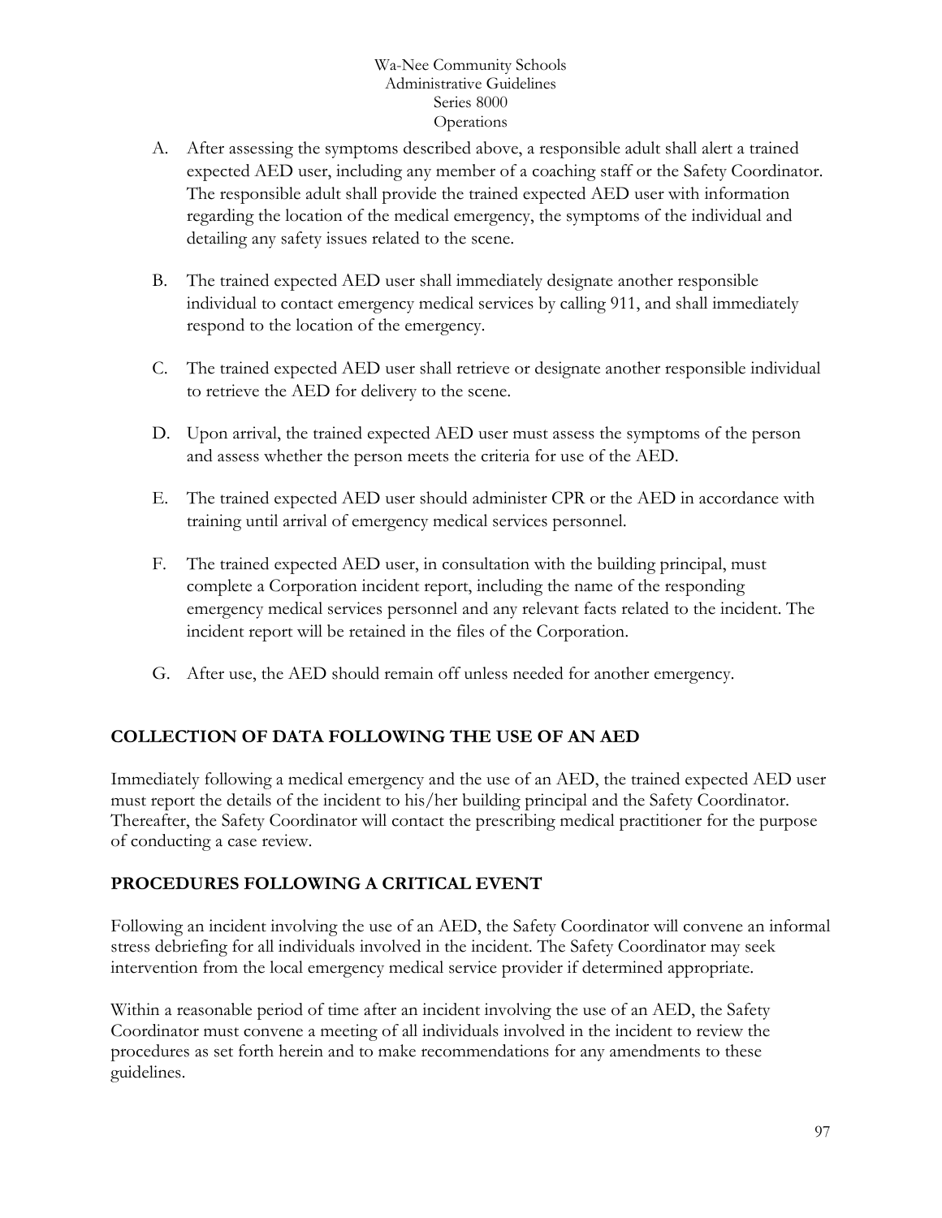A. After assessing the symptoms described above, a responsible adult shall alert a trained expected AED user, including any member of a coaching staff or the Safety Coordinator. The responsible adult shall provide the trained expected AED user with information regarding the location of the medical emergency, the symptoms of the individual and detailing any safety issues related to the scene.

B. The trained expected AED user shall immediately designate another responsible individual to contact emergency medical services by calling 911, and shall immediately respond to the location of the emergency.

C. The trained expected AED user shall retrieve or designate another responsible individual to retrieve the AED for delivery to the scene.

D. Upon arrival, the trained expected AED user must assess the symptoms of the person and assess whether the person meets the criteria for use of the AED.

E. The trained expected AED user should administer CPR or the AED in accordance with training until arrival of emergency medical services personnel.

F. The trained expected AED user, in consultation with the building principal, must complete a Corporation incident report, including the name of the responding emergency medical services personnel and any relevant facts related to the incident. The incident report will be retained in the files of the Corporation.

G. After use, the AED should remain off unless needed for another emergency.

## COLLECTION OF DATA FOLLOWING THE USE OF AN AED

Immediately following a medical emergency and the use of an AED, the trained expected AED user must report the details of the incident to his/her building principal and the Safety Coordinator. Thereafter, the Safety Coordinator will contact the prescribing medical practitioner for the purpose of conducting a case review.

## PROCEDURES FOLLOWING A CRITICAL EVENT

Following an incident involving the use of an AED, the Safety Coordinator will convene an informal stress debriefing for all individuals involved in the incident. The Safety Coordinator may seek intervention from the local emergency medical service provider if determined appropriate.

Within a reasonable period of time after an incident involving the use of an AED, the Safety Coordinator must convene a meeting of all individuals involved in the incident to review the procedures as set forth herein and to make recommendations for any amendments to these guidelines.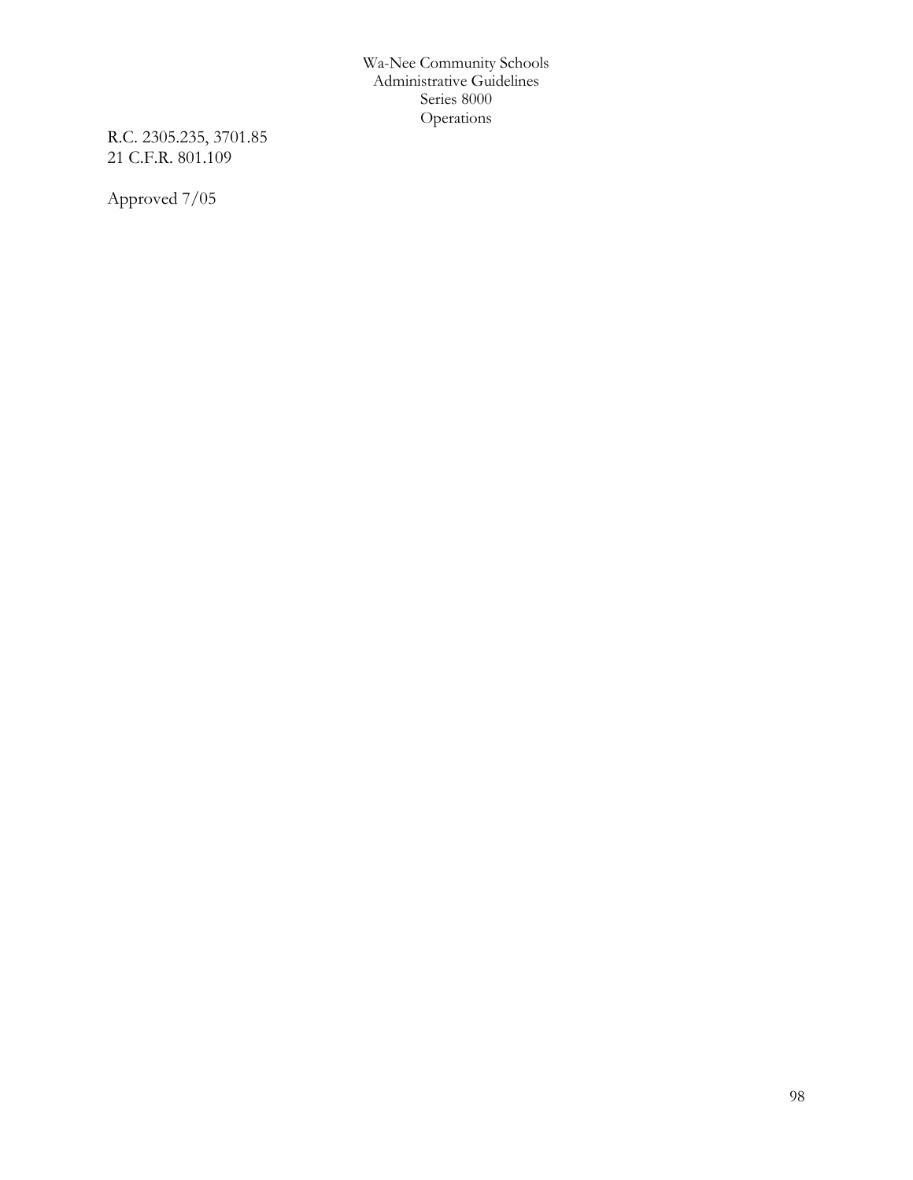R.C. 2305.235, 3701.85
21 C.F.R. 801.109

Approved 7/05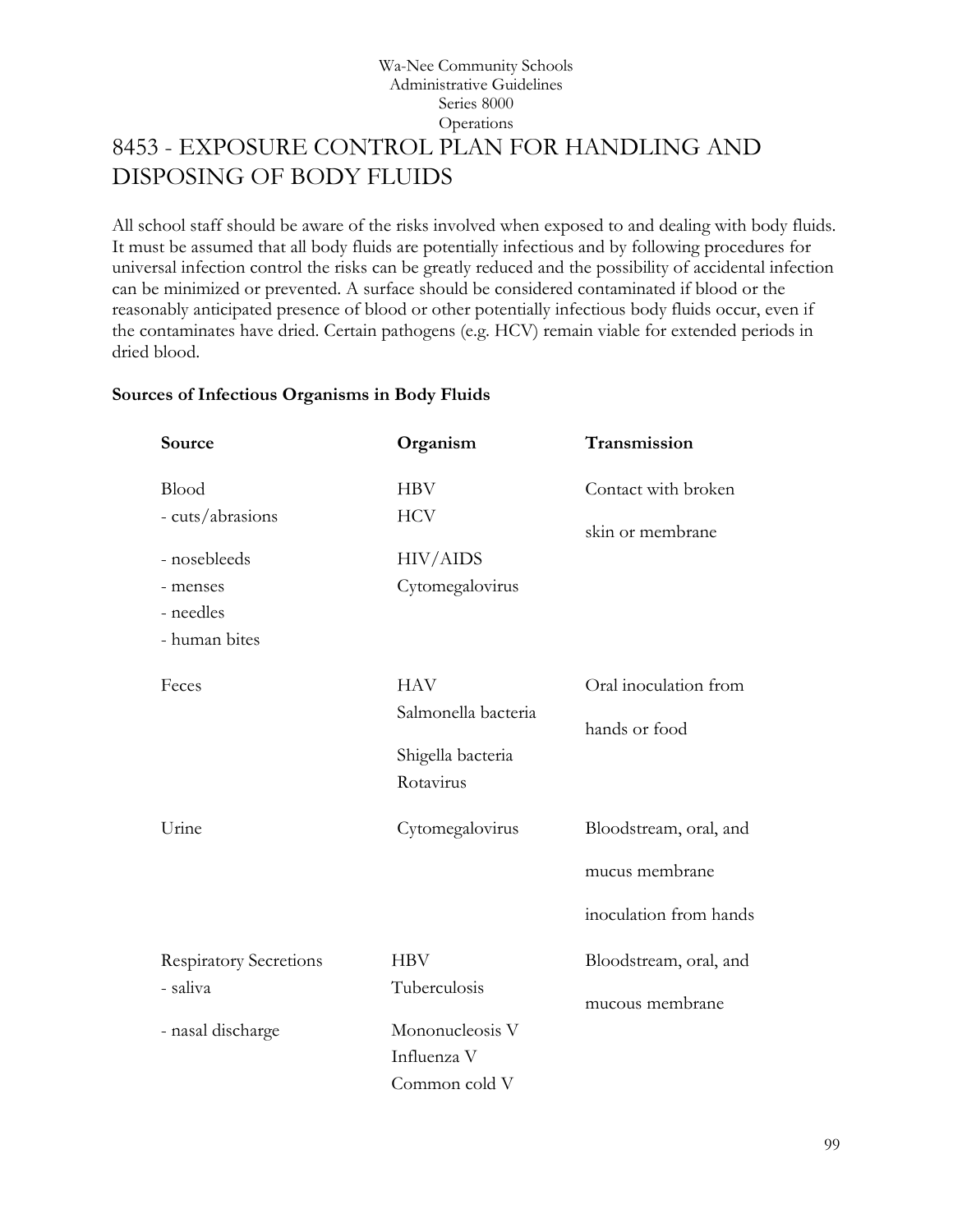Wa-Nee Community Schools
Administrative Guidelines
Series 8000
Operations

# 8453 - EXPOSURE CONTROL PLAN FOR HANDLING AND DISPOSING OF BODY FLUIDS

All school staff should be aware of the risks involved when exposed to and dealing with body fluids. It must be assumed that all body fluids are potentially infectious and by following procedures for universal infection control the risks can be greatly reduced and the possibility of accidental infection can be minimized or prevented. A surface should be considered contaminated if blood or the reasonably anticipated presence of blood or other potentially infectious body fluids occur, even if the contaminates have dried. Certain pathogens (e.g. HCV) remain viable for extended periods in dried blood.

**Sources of Infectious Organisms in Body Fluids**

| Source | Organism | Transmission |
|---|---|---|
| Blood<br>- cuts/abrasions<br>- nosebleeds<br>- menses<br>- needles<br>- human bites | HBV<br>HCV<br>HIV/AIDS<br>Cytomegalovirus | Contact with broken skin or membrane |
| Feces | HAV<br>Salmonella bacteria<br>Shigella bacteria<br>Rotavirus | Oral inoculation from hands or food |
| Urine | Cytomegalovirus | Bloodstream, oral, and mucus membrane inoculation from hands |
| Respiratory Secretions<br>- saliva<br>- nasal discharge | HBV<br>Tuberculosis<br>Mononucleosis V<br>Influenza V<br>Common cold V | Bloodstream, oral, and mucous membrane |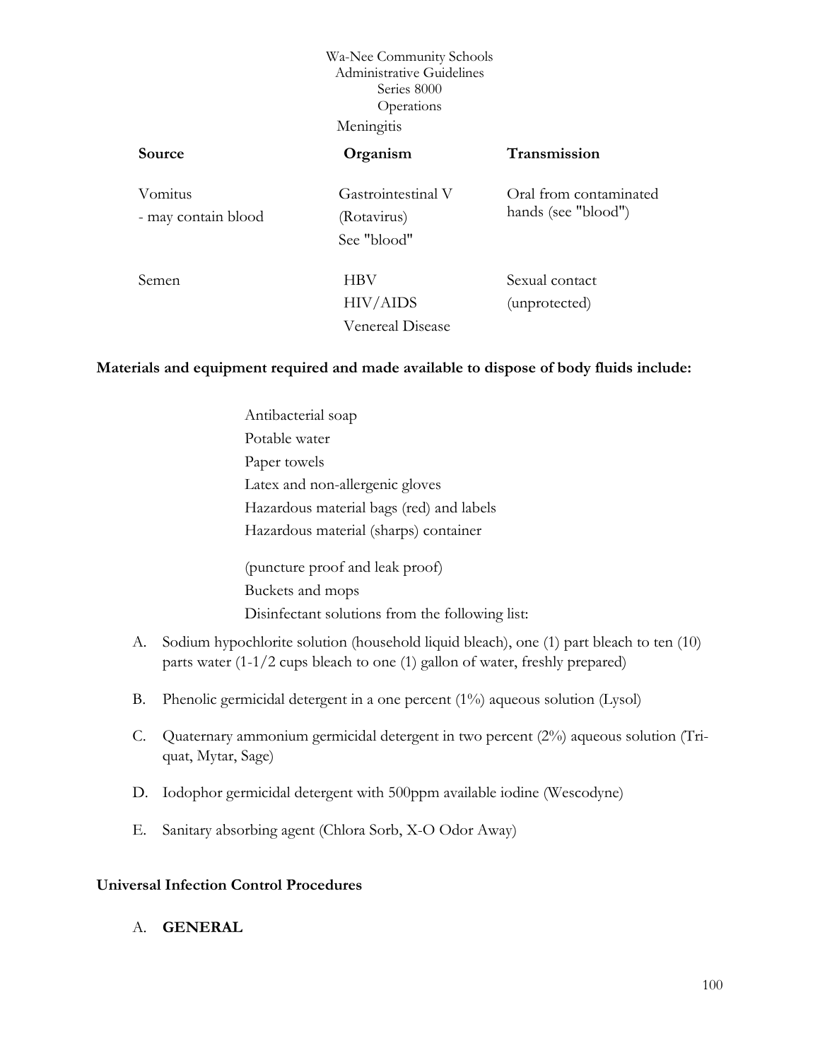Meningitis

| Source | Organism | Transmission |
|---|---|---|
| Vomitus<br>- may contain blood | Gastrointestinal V<br>(Rotavirus)<br>See "blood" | Oral from contaminated hands (see "blood") |
| Semen | HBV<br>HIV/AIDS<br>Venereal Disease | Sexual contact<br>(unprotected) |

**Materials and equipment required and made available to dispose of body fluids include:**

Antibacterial soap
Potable water
Paper towels
Latex and non-allergenic gloves
Hazardous material bags (red) and labels
Hazardous material (sharps) container

(puncture proof and leak proof)
Buckets and mops
Disinfectant solutions from the following list:

A. Sodium hypochlorite solution (household liquid bleach), one (1) part bleach to ten (10) parts water (1-1/2 cups bleach to one (1) gallon of water, freshly prepared)

B. Phenolic germicidal detergent in a one percent (1%) aqueous solution (Lysol)

C. Quaternary ammonium germicidal detergent in two percent (2%) aqueous solution (Tri-quat, Mytar, Sage)

D. Iodophor germicidal detergent with 500ppm available iodine (Wescodyne)

E. Sanitary absorbing agent (Chlora Sorb, X-O Odor Away)

**Universal Infection Control Procedures**

A. **GENERAL**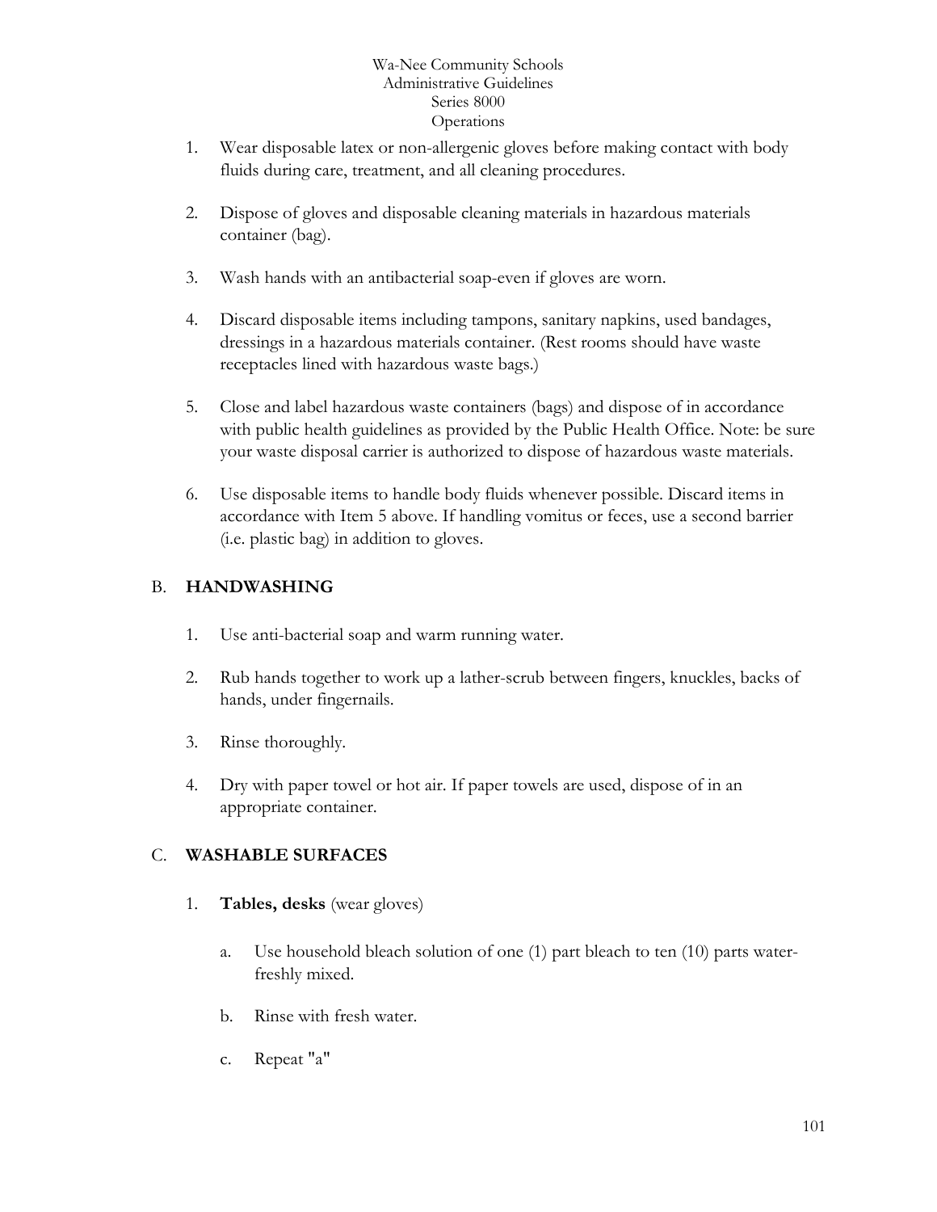1. Wear disposable latex or non-allergenic gloves before making contact with body fluids during care, treatment, and all cleaning procedures.

2. Dispose of gloves and disposable cleaning materials in hazardous materials container (bag).

3. Wash hands with an antibacterial soap-even if gloves are worn.

4. Discard disposable items including tampons, sanitary napkins, used bandages, dressings in a hazardous materials container. (Rest rooms should have waste receptacles lined with hazardous waste bags.)

5. Close and label hazardous waste containers (bags) and dispose of in accordance with public health guidelines as provided by the Public Health Office. Note: be sure your waste disposal carrier is authorized to dispose of hazardous waste materials.

6. Use disposable items to handle body fluids whenever possible. Discard items in accordance with Item 5 above. If handling vomitus or feces, use a second barrier (i.e. plastic bag) in addition to gloves.

## B. HANDWASHING

1. Use anti-bacterial soap and warm running water.

2. Rub hands together to work up a lather-scrub between fingers, knuckles, backs of hands, under fingernails.

3. Rinse thoroughly.

4. Dry with paper towel or hot air. If paper towels are used, dispose of in an appropriate container.

## C. WASHABLE SURFACES

1. **Tables, desks** (wear gloves)

   a. Use household bleach solution of one (1) part bleach to ten (10) parts water-freshly mixed.

   b. Rinse with fresh water.

   c. Repeat "a"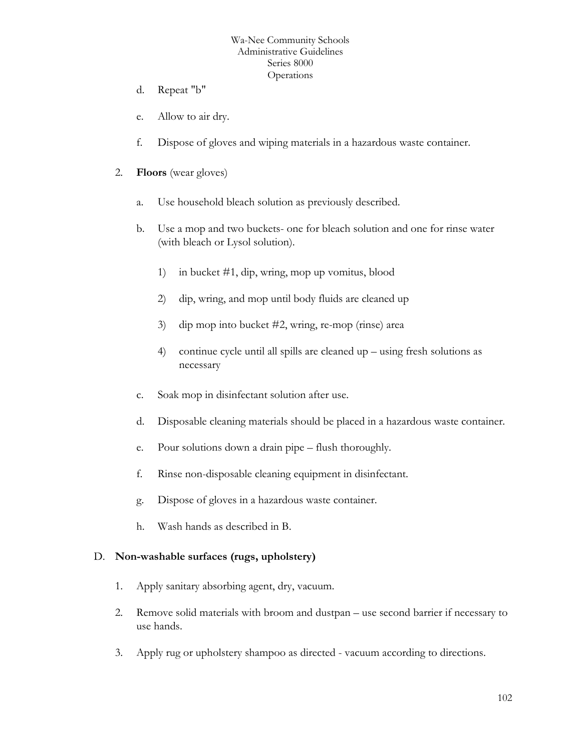d. Repeat "b"

e. Allow to air dry.

f. Dispose of gloves and wiping materials in a hazardous waste container.

2. **Floors** (wear gloves)

   a. Use household bleach solution as previously described.

   b. Use a mop and two buckets- one for bleach solution and one for rinse water (with bleach or Lysol solution).

      1) in bucket #1, dip, wring, mop up vomitus, blood

      2) dip, wring, and mop until body fluids are cleaned up

      3) dip mop into bucket #2, wring, re-mop (rinse) area

      4) continue cycle until all spills are cleaned up – using fresh solutions as necessary

   c. Soak mop in disinfectant solution after use.

   d. Disposable cleaning materials should be placed in a hazardous waste container.

   e. Pour solutions down a drain pipe – flush thoroughly.

   f. Rinse non-disposable cleaning equipment in disinfectant.

   g. Dispose of gloves in a hazardous waste container.

   h. Wash hands as described in B.

D. **Non-washable surfaces (rugs, upholstery)**

1. Apply sanitary absorbing agent, dry, vacuum.

2. Remove solid materials with broom and dustpan – use second barrier if necessary to use hands.

3. Apply rug or upholstery shampoo as directed - vacuum according to directions.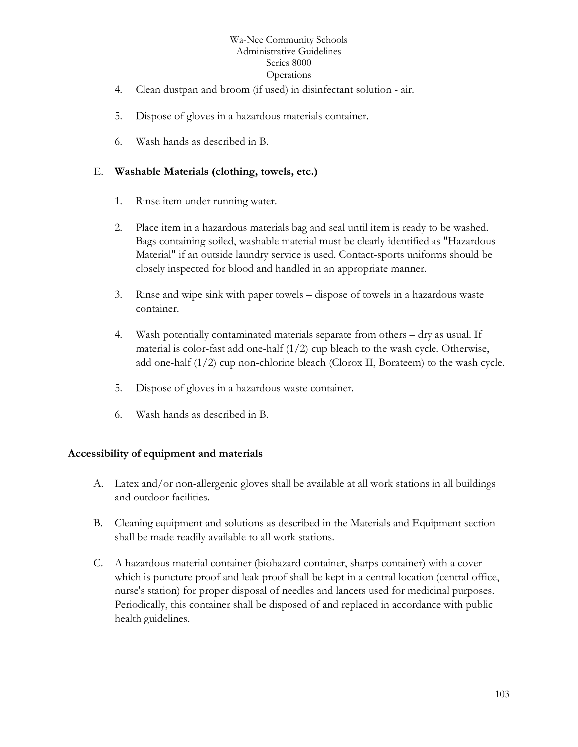4. Clean dustpan and broom (if used) in disinfectant solution - air.

5. Dispose of gloves in a hazardous materials container.

6. Wash hands as described in B.

E. **Washable Materials (clothing, towels, etc.)**

1. Rinse item under running water.

2. Place item in a hazardous materials bag and seal until item is ready to be washed. Bags containing soiled, washable material must be clearly identified as "Hazardous Material" if an outside laundry service is used. Contact-sports uniforms should be closely inspected for blood and handled in an appropriate manner.

3. Rinse and wipe sink with paper towels – dispose of towels in a hazardous waste container.

4. Wash potentially contaminated materials separate from others – dry as usual. If material is color-fast add one-half (1/2) cup bleach to the wash cycle. Otherwise, add one-half (1/2) cup non-chlorine bleach (Clorox II, Borateem) to the wash cycle.

5. Dispose of gloves in a hazardous waste container.

6. Wash hands as described in B.

**Accessibility of equipment and materials**

A. Latex and/or non-allergenic gloves shall be available at all work stations in all buildings and outdoor facilities.

B. Cleaning equipment and solutions as described in the Materials and Equipment section shall be made readily available to all work stations.

C. A hazardous material container (biohazard container, sharps container) with a cover which is puncture proof and leak proof shall be kept in a central location (central office, nurse's station) for proper disposal of needles and lancets used for medicinal purposes. Periodically, this container shall be disposed of and replaced in accordance with public health guidelines.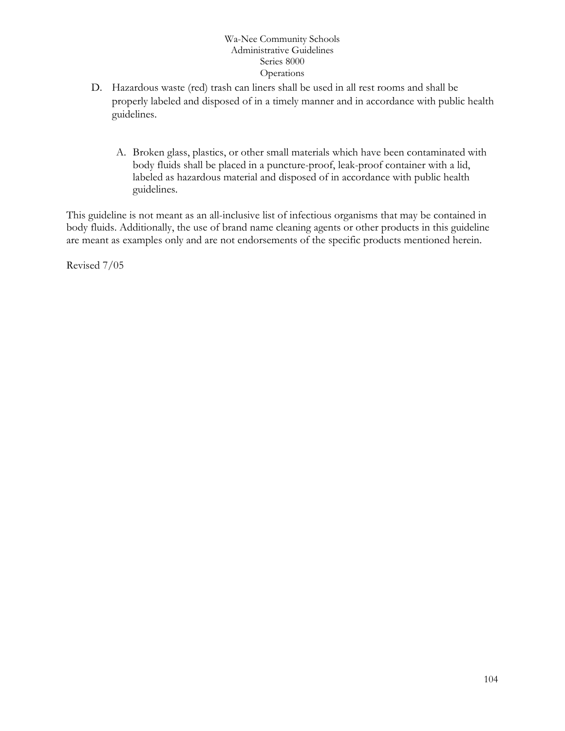D. Hazardous waste (red) trash can liners shall be used in all rest rooms and shall be properly labeled and disposed of in a timely manner and in accordance with public health guidelines.

   A. Broken glass, plastics, or other small materials which have been contaminated with body fluids shall be placed in a puncture-proof, leak-proof container with a lid, labeled as hazardous material and disposed of in accordance with public health guidelines.

This guideline is not meant as an all-inclusive list of infectious organisms that may be contained in body fluids. Additionally, the use of brand name cleaning agents or other products in this guideline are meant as examples only and are not endorsements of the specific products mentioned herein.

Revised 7/05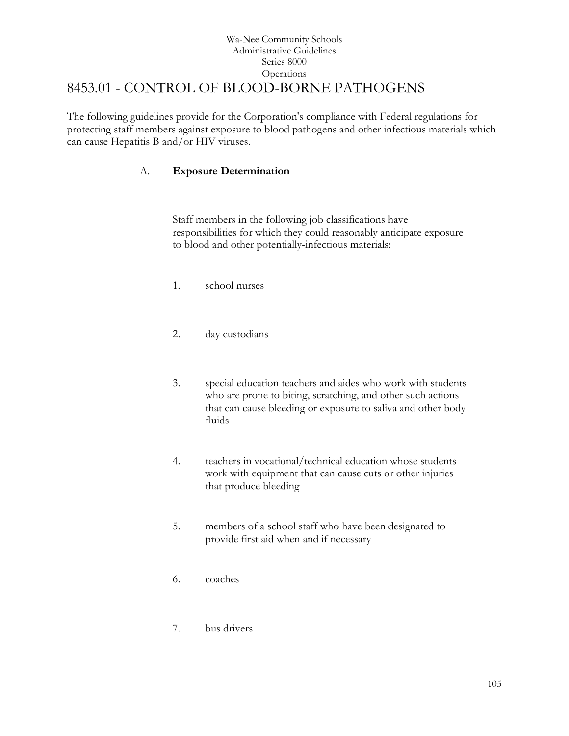Wa-Nee Community Schools
Administrative Guidelines
Series 8000
Operations

# 8453.01 - CONTROL OF BLOOD-BORNE PATHOGENS

The following guidelines provide for the Corporation's compliance with Federal regulations for protecting staff members against exposure to blood pathogens and other infectious materials which can cause Hepatitis B and/or HIV viruses.

A. **Exposure Determination**

Staff members in the following job classifications have responsibilities for which they could reasonably anticipate exposure to blood and other potentially-infectious materials:

1. school nurses

2. day custodians

3. special education teachers and aides who work with students who are prone to biting, scratching, and other such actions that can cause bleeding or exposure to saliva and other body fluids

4. teachers in vocational/technical education whose students work with equipment that can cause cuts or other injuries that produce bleeding

5. members of a school staff who have been designated to provide first aid when and if necessary

6. coaches

7. bus drivers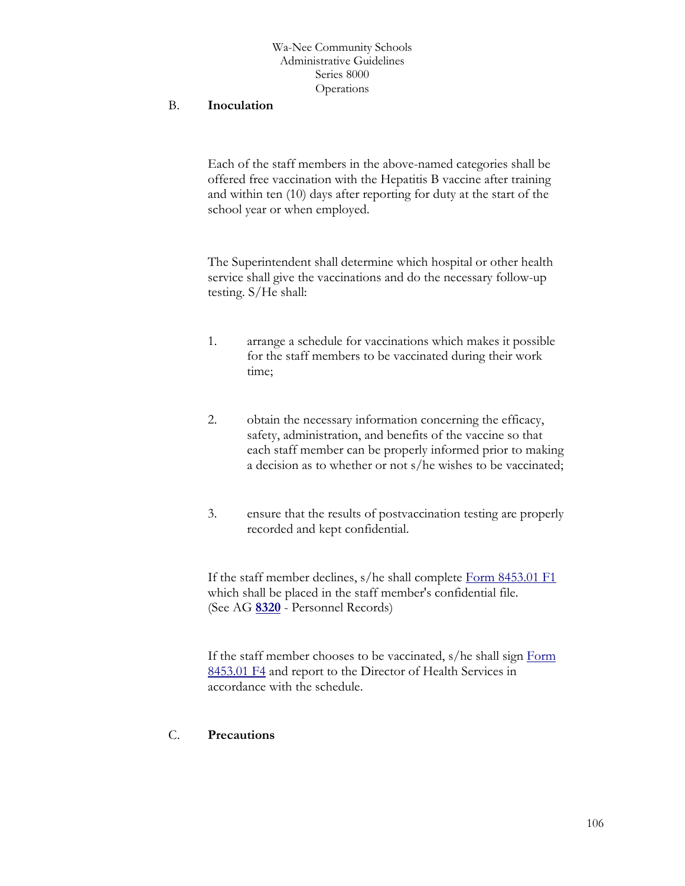B. **Inoculation**

Each of the staff members in the above-named categories shall be offered free vaccination with the Hepatitis B vaccine after training and within ten (10) days after reporting for duty at the start of the school year or when employed.

The Superintendent shall determine which hospital or other health service shall give the vaccinations and do the necessary follow-up testing. S/He shall:

1. arrange a schedule for vaccinations which makes it possible for the staff members to be vaccinated during their work time;

2. obtain the necessary information concerning the efficacy, safety, administration, and benefits of the vaccine so that each staff member can be properly informed prior to making a decision as to whether or not s/he wishes to be vaccinated;

3. ensure that the results of postvaccination testing are properly recorded and kept confidential.

If the staff member declines, s/he shall complete Form 8453.01 F1 which shall be placed in the staff member's confidential file. (See AG **8320** - Personnel Records)

If the staff member chooses to be vaccinated, s/he shall sign Form 8453.01 F4 and report to the Director of Health Services in accordance with the schedule.

C. **Precautions**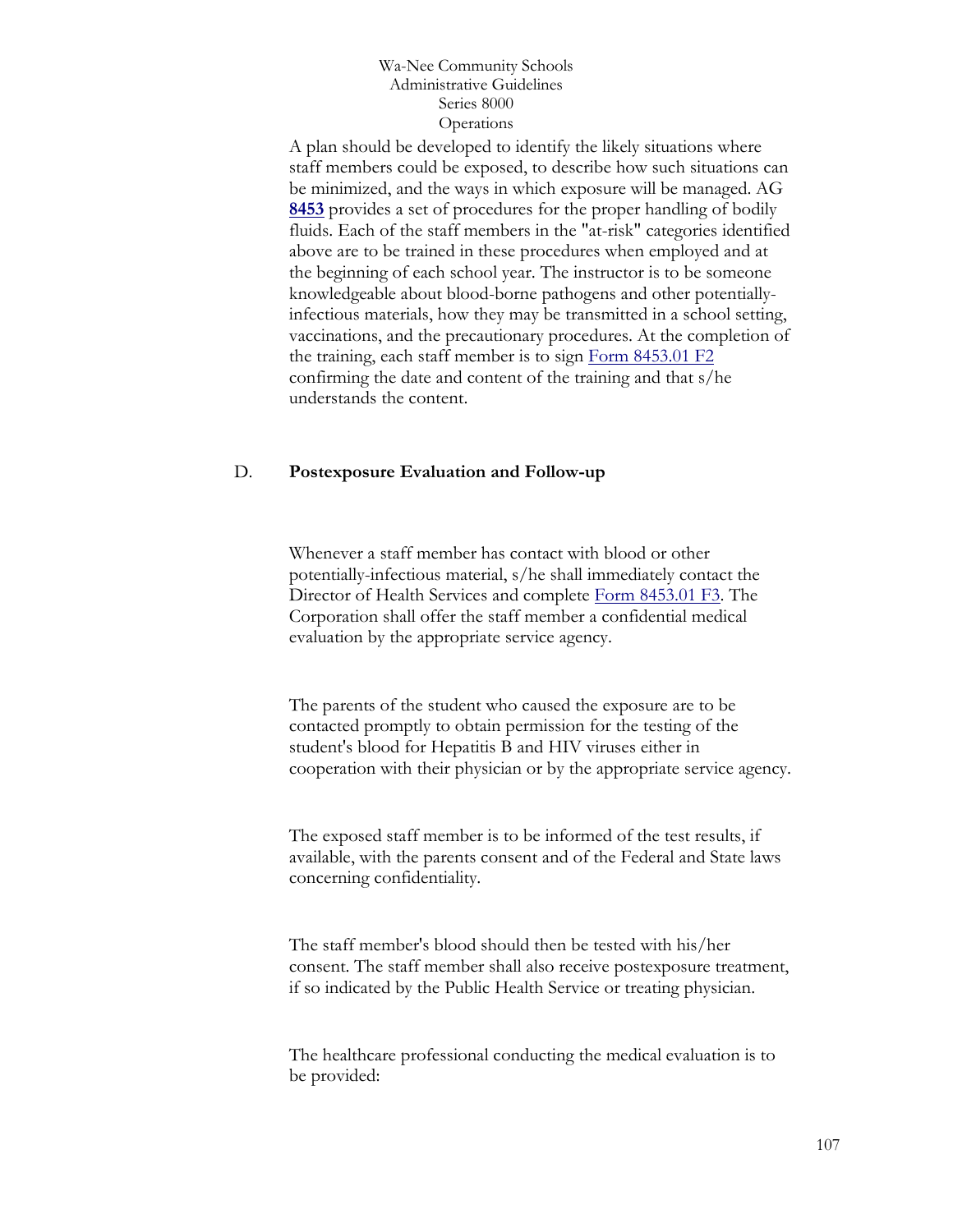A plan should be developed to identify the likely situations where staff members could be exposed, to describe how such situations can be minimized, and the ways in which exposure will be managed. AG **8453** provides a set of procedures for the proper handling of bodily fluids. Each of the staff members in the "at-risk" categories identified above are to be trained in these procedures when employed and at the beginning of each school year. The instructor is to be someone knowledgeable about blood-borne pathogens and other potentially-infectious materials, how they may be transmitted in a school setting, vaccinations, and the precautionary procedures. At the completion of the training, each staff member is to sign Form 8453.01 F2 confirming the date and content of the training and that s/he understands the content.

D. **Postexposure Evaluation and Follow-up**

Whenever a staff member has contact with blood or other potentially-infectious material, s/he shall immediately contact the Director of Health Services and complete Form 8453.01 F3. The Corporation shall offer the staff member a confidential medical evaluation by the appropriate service agency.

The parents of the student who caused the exposure are to be contacted promptly to obtain permission for the testing of the student's blood for Hepatitis B and HIV viruses either in cooperation with their physician or by the appropriate service agency.

The exposed staff member is to be informed of the test results, if available, with the parents consent and of the Federal and State laws concerning confidentiality.

The staff member's blood should then be tested with his/her consent. The staff member shall also receive postexposure treatment, if so indicated by the Public Health Service or treating physician.

The healthcare professional conducting the medical evaluation is to be provided: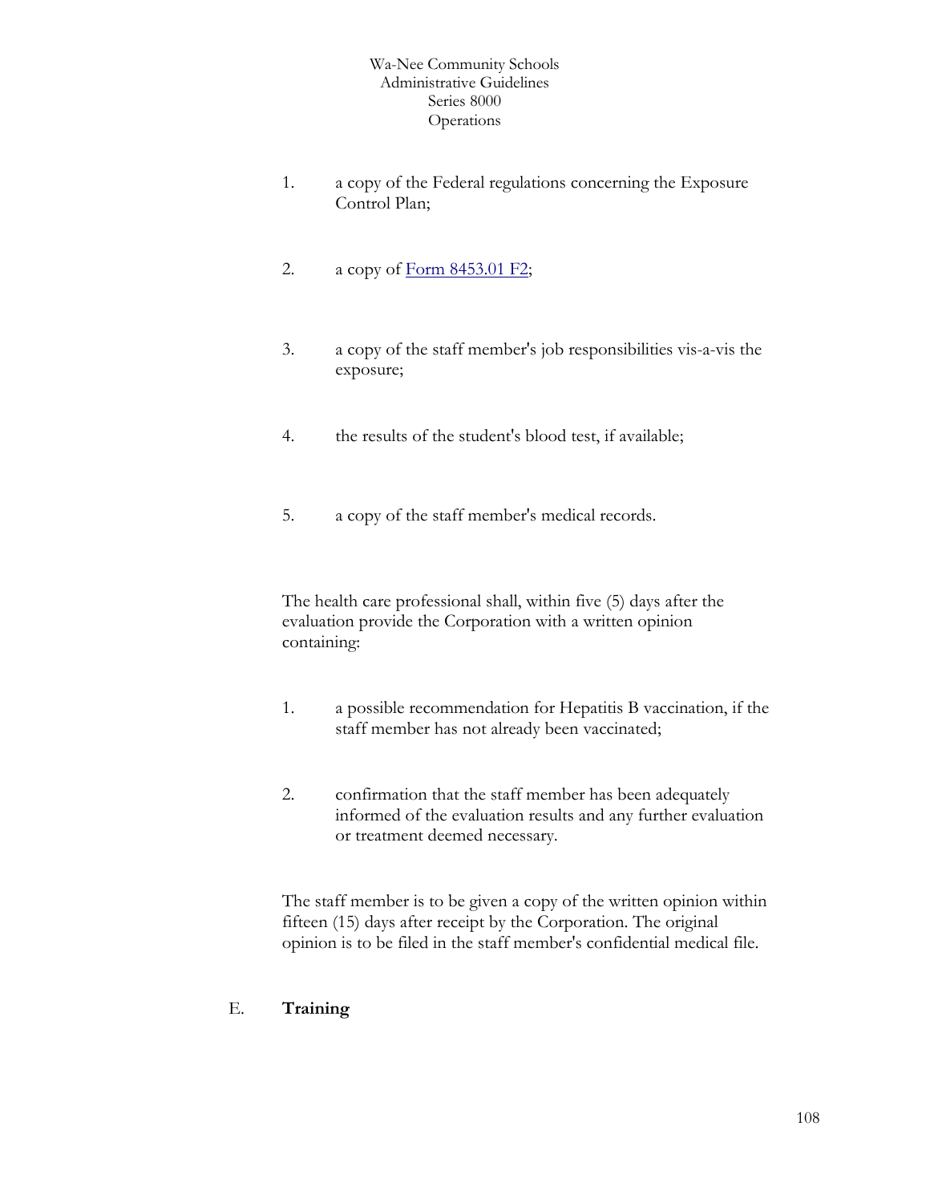1. a copy of the Federal regulations concerning the Exposure Control Plan;

2. a copy of [Form 8453.01 F2](Form 8453.01 F2);

3. a copy of the staff member's job responsibilities vis-a-vis the exposure;

4. the results of the student's blood test, if available;

5. a copy of the staff member's medical records.

The health care professional shall, within five (5) days after the evaluation provide the Corporation with a written opinion containing:

1. a possible recommendation for Hepatitis B vaccination, if the staff member has not already been vaccinated;

2. confirmation that the staff member has been adequately informed of the evaluation results and any further evaluation or treatment deemed necessary.

The staff member is to be given a copy of the written opinion within fifteen (15) days after receipt by the Corporation. The original opinion is to be filed in the staff member's confidential medical file.

E. **Training**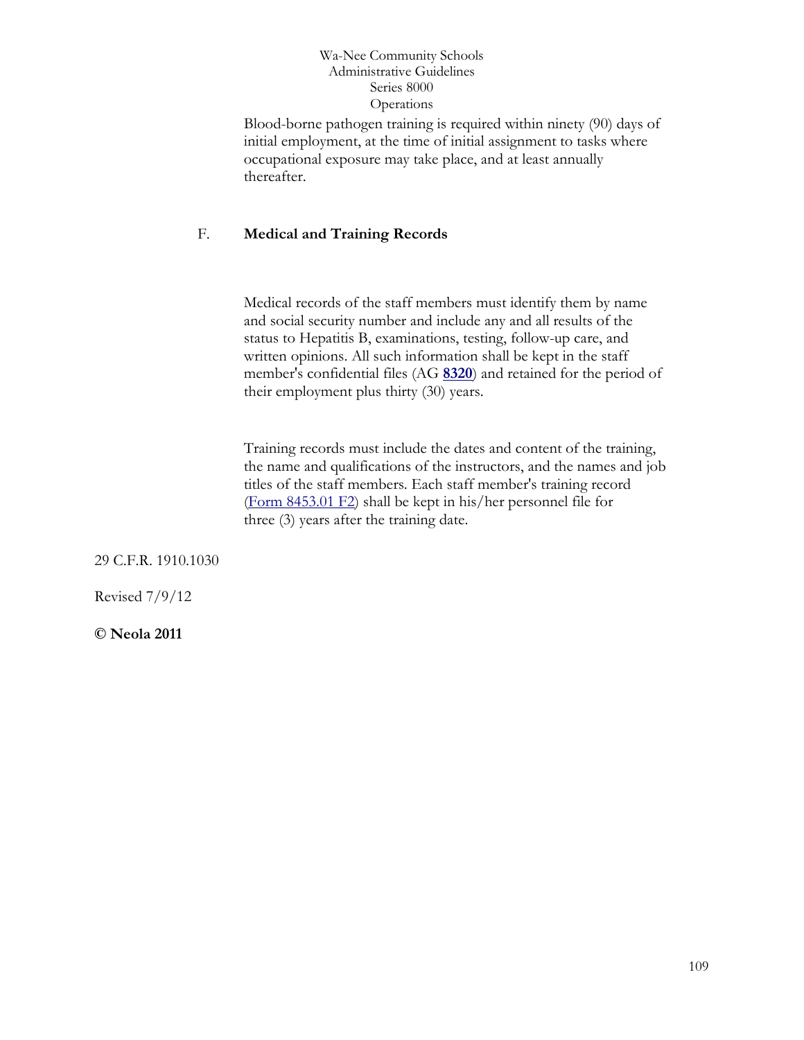Blood-borne pathogen training is required within ninety (90) days of initial employment, at the time of initial assignment to tasks where occupational exposure may take place, and at least annually thereafter.

F. **Medical and Training Records**

Medical records of the staff members must identify them by name and social security number and include any and all results of the status to Hepatitis B, examinations, testing, follow-up care, and written opinions. All such information shall be kept in the staff member's confidential files (AG **8320**) and retained for the period of their employment plus thirty (30) years.

Training records must include the dates and content of the training, the name and qualifications of the instructors, and the names and job titles of the staff members. Each staff member's training record (Form 8453.01 F2) shall be kept in his/her personnel file for three (3) years after the training date.

29 C.F.R. 1910.1030

Revised 7/9/12

**© Neola 2011**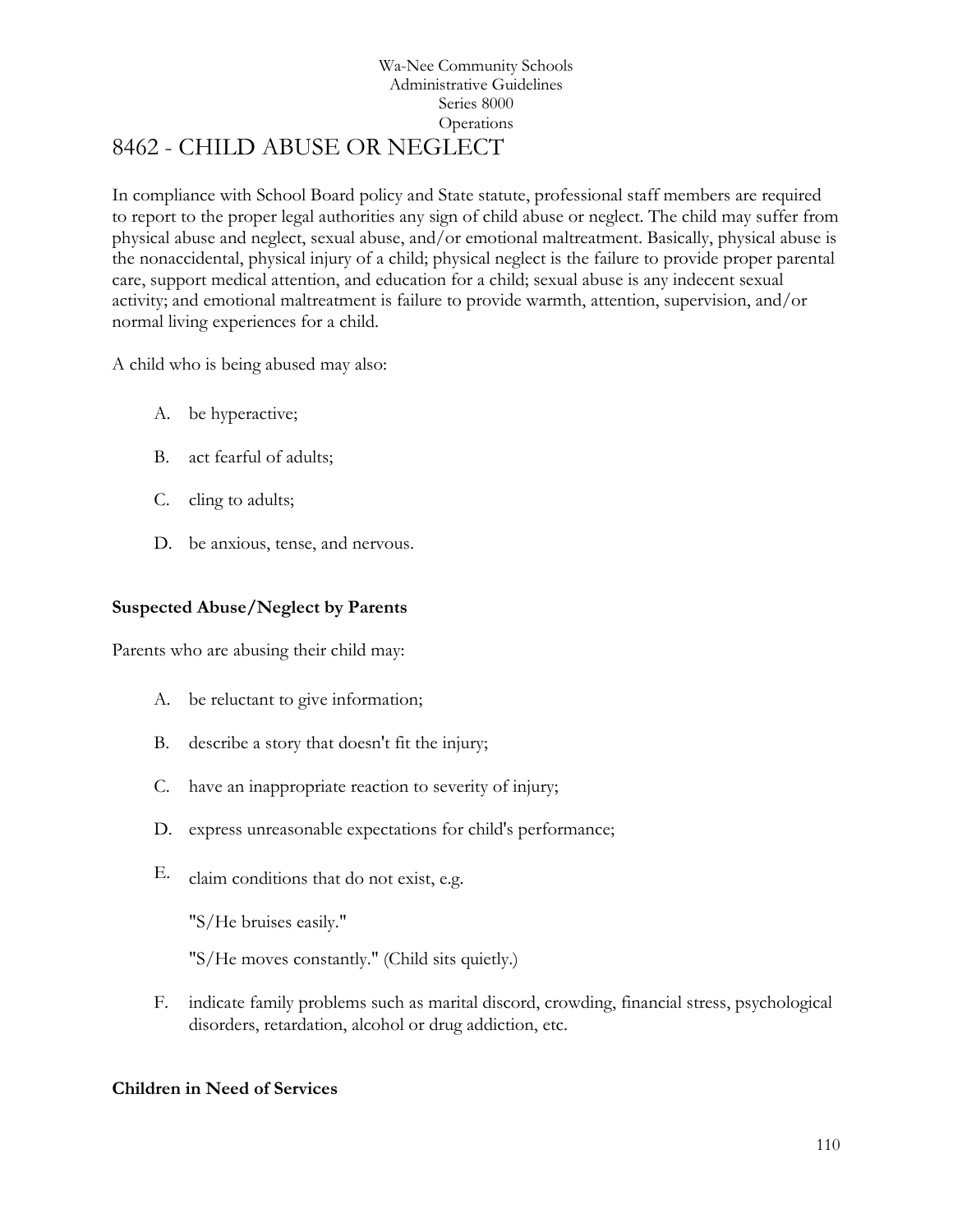Wa-Nee Community Schools
Administrative Guidelines
Series 8000
Operations

# 8462 - CHILD ABUSE OR NEGLECT

In compliance with School Board policy and State statute, professional staff members are required to report to the proper legal authorities any sign of child abuse or neglect. The child may suffer from physical abuse and neglect, sexual abuse, and/or emotional maltreatment. Basically, physical abuse is the nonaccidental, physical injury of a child; physical neglect is the failure to provide proper parental care, support medical attention, and education for a child; sexual abuse is any indecent sexual activity; and emotional maltreatment is failure to provide warmth, attention, supervision, and/or normal living experiences for a child.

A child who is being abused may also:

A. be hyperactive;

B. act fearful of adults;

C. cling to adults;

D. be anxious, tense, and nervous.

**Suspected Abuse/Neglect by Parents**

Parents who are abusing their child may:

A. be reluctant to give information;

B. describe a story that doesn't fit the injury;

C. have an inappropriate reaction to severity of injury;

D. express unreasonable expectations for child's performance;

E. claim conditions that do not exist, e.g.

   "S/He bruises easily."

   "S/He moves constantly." (Child sits quietly.)

F. indicate family problems such as marital discord, crowding, financial stress, psychological disorders, retardation, alcohol or drug addiction, etc.

**Children in Need of Services**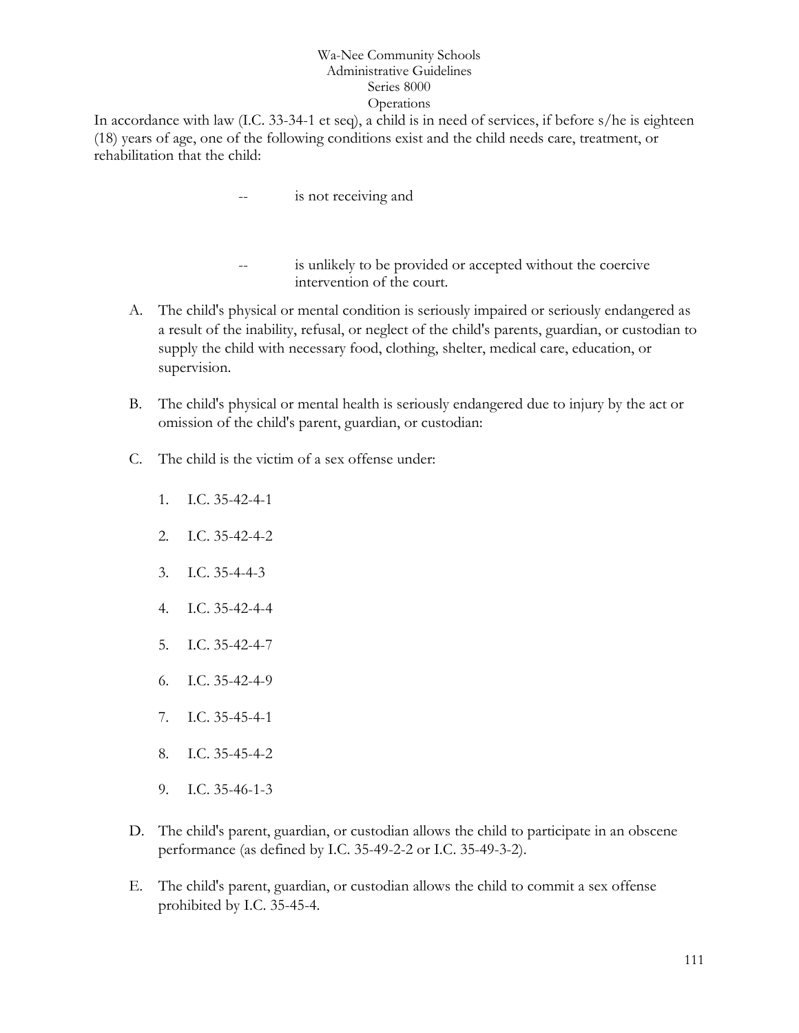In accordance with law (I.C. 33-34-1 et seq), a child is in need of services, if before s/he is eighteen (18) years of age, one of the following conditions exist and the child needs care, treatment, or rehabilitation that the child:

-- is not receiving and

-- is unlikely to be provided or accepted without the coercive intervention of the court.

A. The child's physical or mental condition is seriously impaired or seriously endangered as a result of the inability, refusal, or neglect of the child's parents, guardian, or custodian to supply the child with necessary food, clothing, shelter, medical care, education, or supervision.

B. The child's physical or mental health is seriously endangered due to injury by the act or omission of the child's parent, guardian, or custodian:

C. The child is the victim of a sex offense under:

   1. I.C. 35-42-4-1
   2. I.C. 35-42-4-2
   3. I.C. 35-4-4-3
   4. I.C. 35-42-4-4
   5. I.C. 35-42-4-7
   6. I.C. 35-42-4-9
   7. I.C. 35-45-4-1
   8. I.C. 35-45-4-2
   9. I.C. 35-46-1-3

D. The child's parent, guardian, or custodian allows the child to participate in an obscene performance (as defined by I.C. 35-49-2-2 or I.C. 35-49-3-2).

E. The child's parent, guardian, or custodian allows the child to commit a sex offense prohibited by I.C. 35-45-4.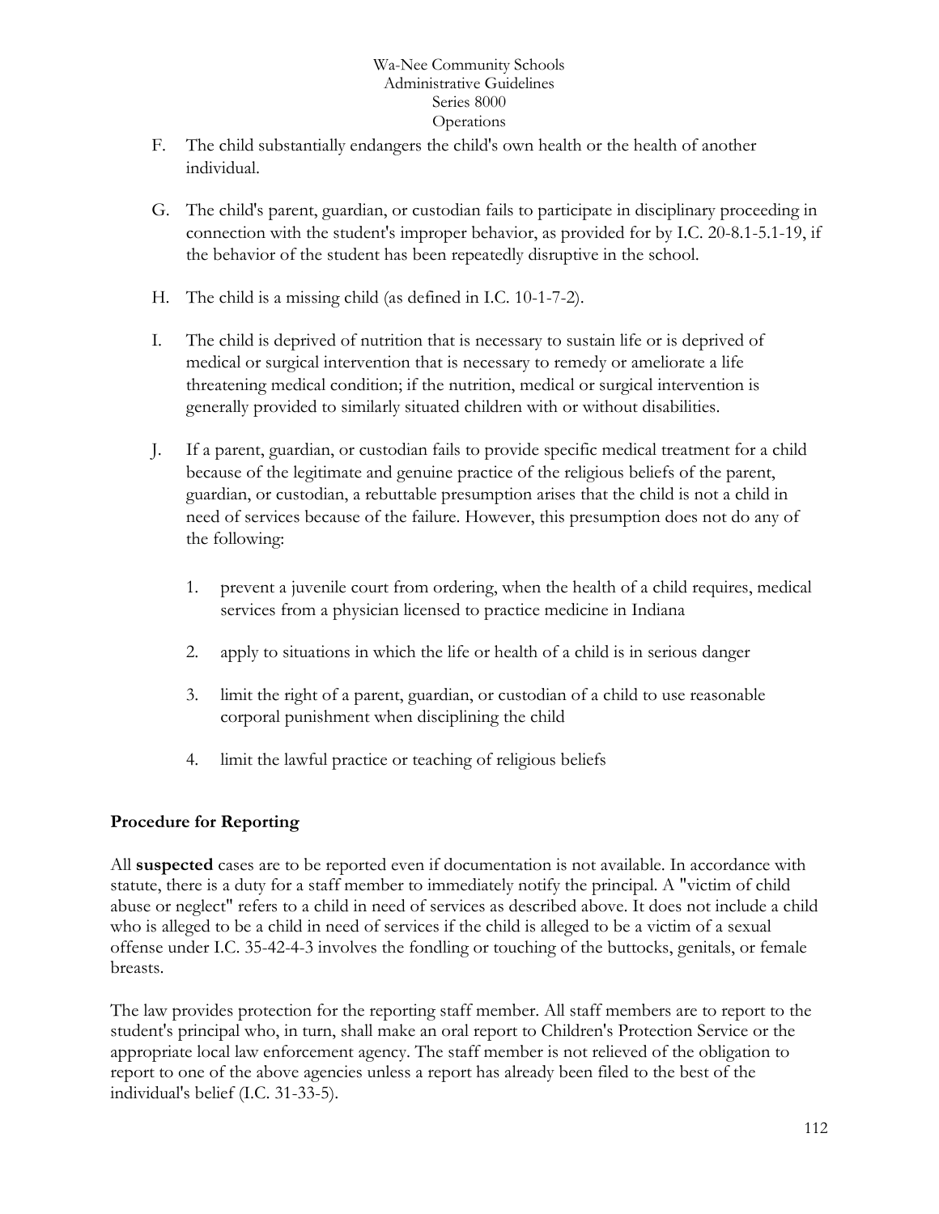F. The child substantially endangers the child's own health or the health of another individual.

G. The child's parent, guardian, or custodian fails to participate in disciplinary proceeding in connection with the student's improper behavior, as provided for by I.C. 20-8.1-5.1-19, if the behavior of the student has been repeatedly disruptive in the school.

H. The child is a missing child (as defined in I.C. 10-1-7-2).

I. The child is deprived of nutrition that is necessary to sustain life or is deprived of medical or surgical intervention that is necessary to remedy or ameliorate a life threatening medical condition; if the nutrition, medical or surgical intervention is generally provided to similarly situated children with or without disabilities.

J. If a parent, guardian, or custodian fails to provide specific medical treatment for a child because of the legitimate and genuine practice of the religious beliefs of the parent, guardian, or custodian, a rebuttable presumption arises that the child is not a child in need of services because of the failure. However, this presumption does not do any of the following:

   1. prevent a juvenile court from ordering, when the health of a child requires, medical services from a physician licensed to practice medicine in Indiana

   2. apply to situations in which the life or health of a child is in serious danger

   3. limit the right of a parent, guardian, or custodian of a child to use reasonable corporal punishment when disciplining the child

   4. limit the lawful practice or teaching of religious beliefs

## Procedure for Reporting

All **suspected** cases are to be reported even if documentation is not available. In accordance with statute, there is a duty for a staff member to immediately notify the principal. A "victim of child abuse or neglect" refers to a child in need of services as described above. It does not include a child who is alleged to be a child in need of services if the child is alleged to be a victim of a sexual offense under I.C. 35-42-4-3 involves the fondling or touching of the buttocks, genitals, or female breasts.

The law provides protection for the reporting staff member. All staff members are to report to the student's principal who, in turn, shall make an oral report to Children's Protection Service or the appropriate local law enforcement agency. The staff member is not relieved of the obligation to report to one of the above agencies unless a report has already been filed to the best of the individual's belief (I.C. 31-33-5).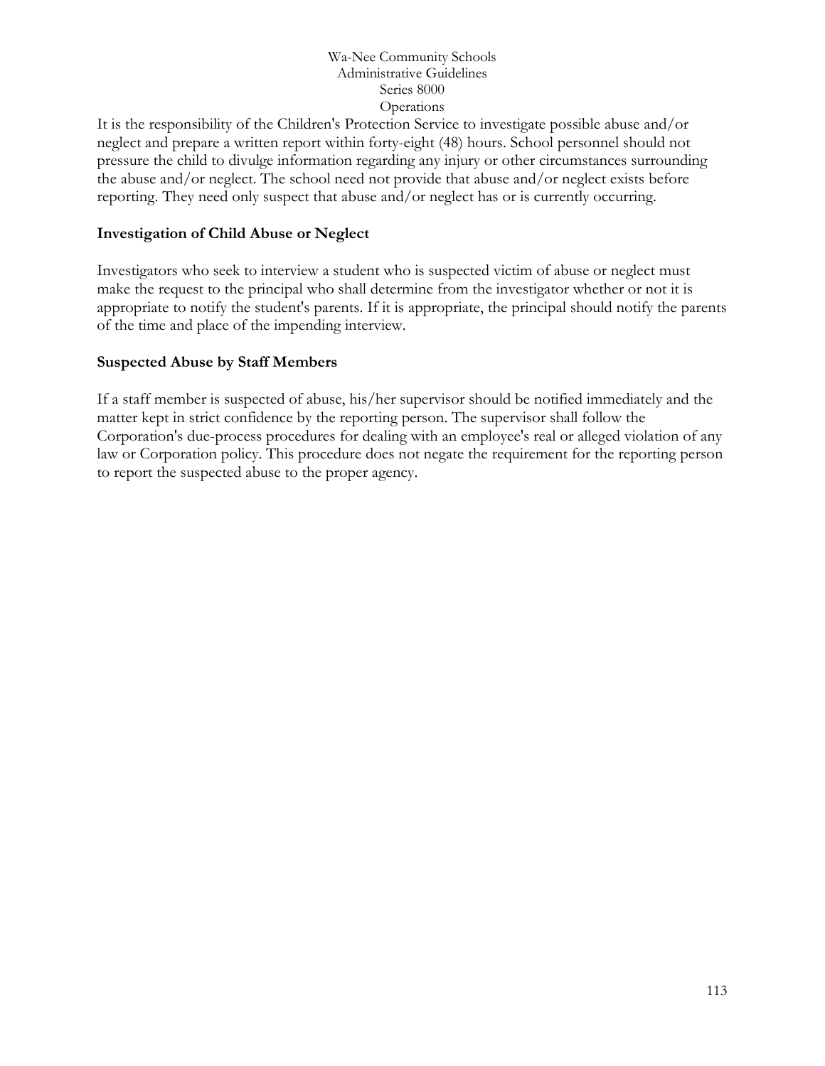It is the responsibility of the Children's Protection Service to investigate possible abuse and/or neglect and prepare a written report within forty-eight (48) hours. School personnel should not pressure the child to divulge information regarding any injury or other circumstances surrounding the abuse and/or neglect. The school need not provide that abuse and/or neglect exists before reporting. They need only suspect that abuse and/or neglect has or is currently occurring.

**Investigation of Child Abuse or Neglect**

Investigators who seek to interview a student who is suspected victim of abuse or neglect must make the request to the principal who shall determine from the investigator whether or not it is appropriate to notify the student's parents. If it is appropriate, the principal should notify the parents of the time and place of the impending interview.

**Suspected Abuse by Staff Members**

If a staff member is suspected of abuse, his/her supervisor should be notified immediately and the matter kept in strict confidence by the reporting person. The supervisor shall follow the Corporation's due-process procedures for dealing with an employee's real or alleged violation of any law or Corporation policy. This procedure does not negate the requirement for the reporting person to report the suspected abuse to the proper agency.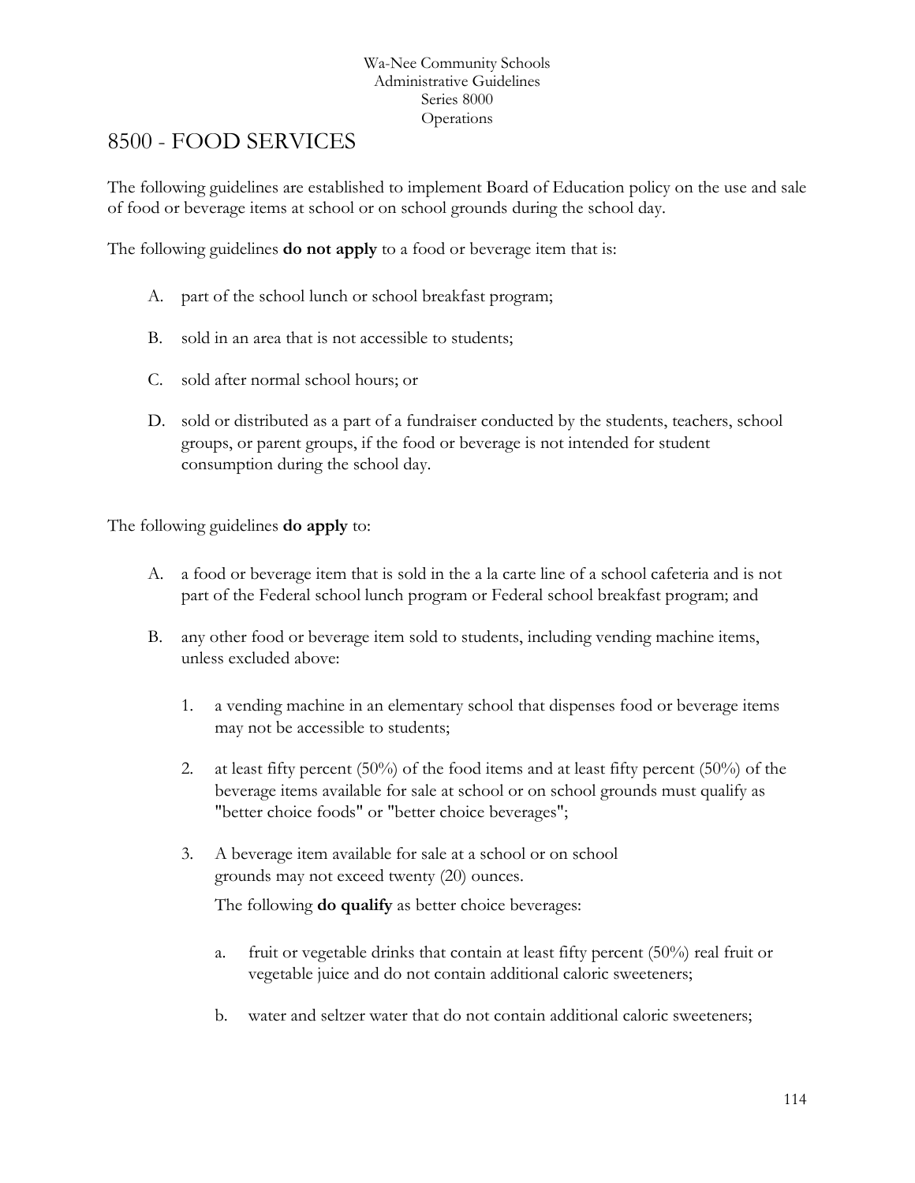Wa-Nee Community Schools
Administrative Guidelines
Series 8000
Operations

# 8500 - FOOD SERVICES

The following guidelines are established to implement Board of Education policy on the use and sale of food or beverage items at school or on school grounds during the school day.

The following guidelines **do not apply** to a food or beverage item that is:

A. part of the school lunch or school breakfast program;

B. sold in an area that is not accessible to students;

C. sold after normal school hours; or

D. sold or distributed as a part of a fundraiser conducted by the students, teachers, school groups, or parent groups, if the food or beverage is not intended for student consumption during the school day.

The following guidelines **do apply** to:

A. a food or beverage item that is sold in the a la carte line of a school cafeteria and is not part of the Federal school lunch program or Federal school breakfast program; and

B. any other food or beverage item sold to students, including vending machine items, unless excluded above:

   1. a vending machine in an elementary school that dispenses food or beverage items may not be accessible to students;

   2. at least fifty percent (50%) of the food items and at least fifty percent (50%) of the beverage items available for sale at school or on school grounds must qualify as "better choice foods" or "better choice beverages";

   3. A beverage item available for sale at a school or on school grounds may not exceed twenty (20) ounces.

      The following **do qualify** as better choice beverages:

      a. fruit or vegetable drinks that contain at least fifty percent (50%) real fruit or vegetable juice and do not contain additional caloric sweeteners;

      b. water and seltzer water that do not contain additional caloric sweeteners;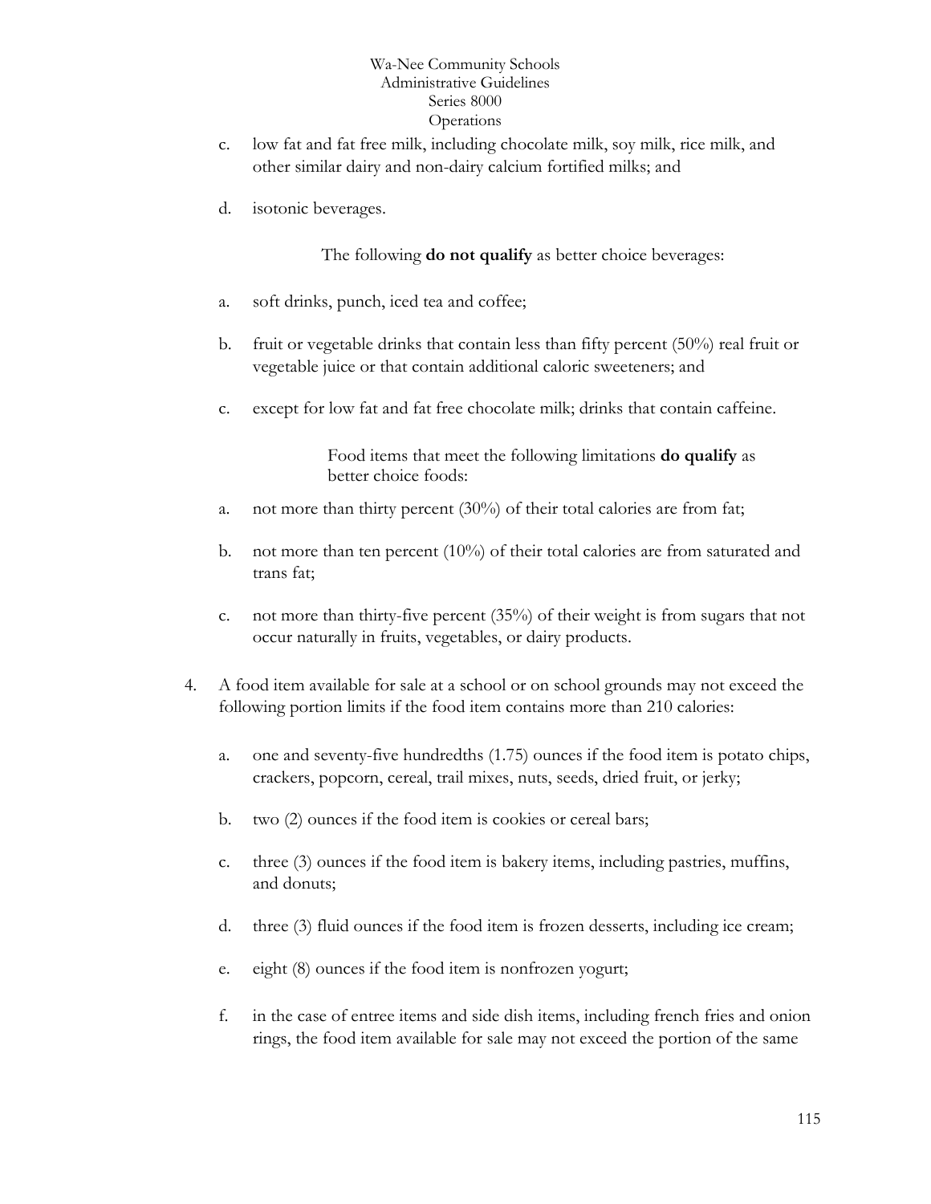c. low fat and fat free milk, including chocolate milk, soy milk, rice milk, and other similar dairy and non-dairy calcium fortified milks; and

d. isotonic beverages.

The following **do not qualify** as better choice beverages:

a. soft drinks, punch, iced tea and coffee;

b. fruit or vegetable drinks that contain less than fifty percent (50%) real fruit or vegetable juice or that contain additional caloric sweeteners; and

c. except for low fat and fat free chocolate milk; drinks that contain caffeine.

Food items that meet the following limitations **do qualify** as better choice foods:

a. not more than thirty percent (30%) of their total calories are from fat;

b. not more than ten percent (10%) of their total calories are from saturated and trans fat;

c. not more than thirty-five percent (35%) of their weight is from sugars that not occur naturally in fruits, vegetables, or dairy products.

4. A food item available for sale at a school or on school grounds may not exceed the following portion limits if the food item contains more than 210 calories:

   a. one and seventy-five hundredths (1.75) ounces if the food item is potato chips, crackers, popcorn, cereal, trail mixes, nuts, seeds, dried fruit, or jerky;

   b. two (2) ounces if the food item is cookies or cereal bars;

   c. three (3) ounces if the food item is bakery items, including pastries, muffins, and donuts;

   d. three (3) fluid ounces if the food item is frozen desserts, including ice cream;

   e. eight (8) ounces if the food item is nonfrozen yogurt;

   f. in the case of entree items and side dish items, including french fries and onion rings, the food item available for sale may not exceed the portion of the same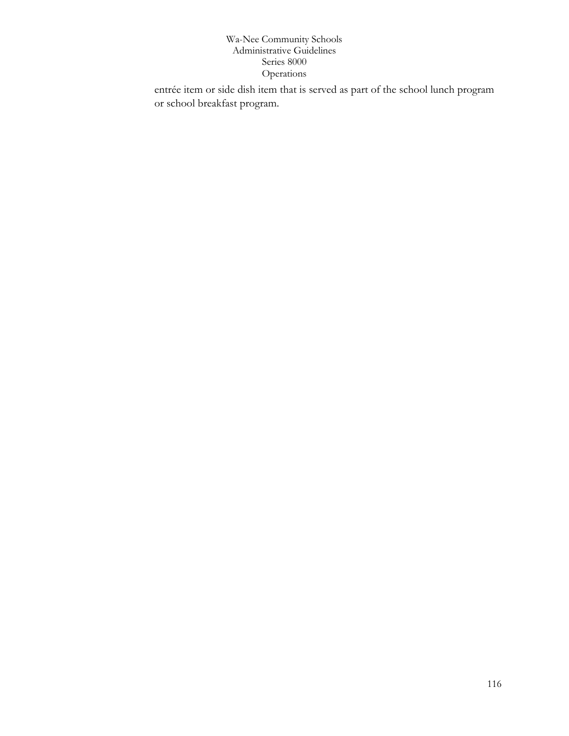entrée item or side dish item that is served as part of the school lunch program or school breakfast program.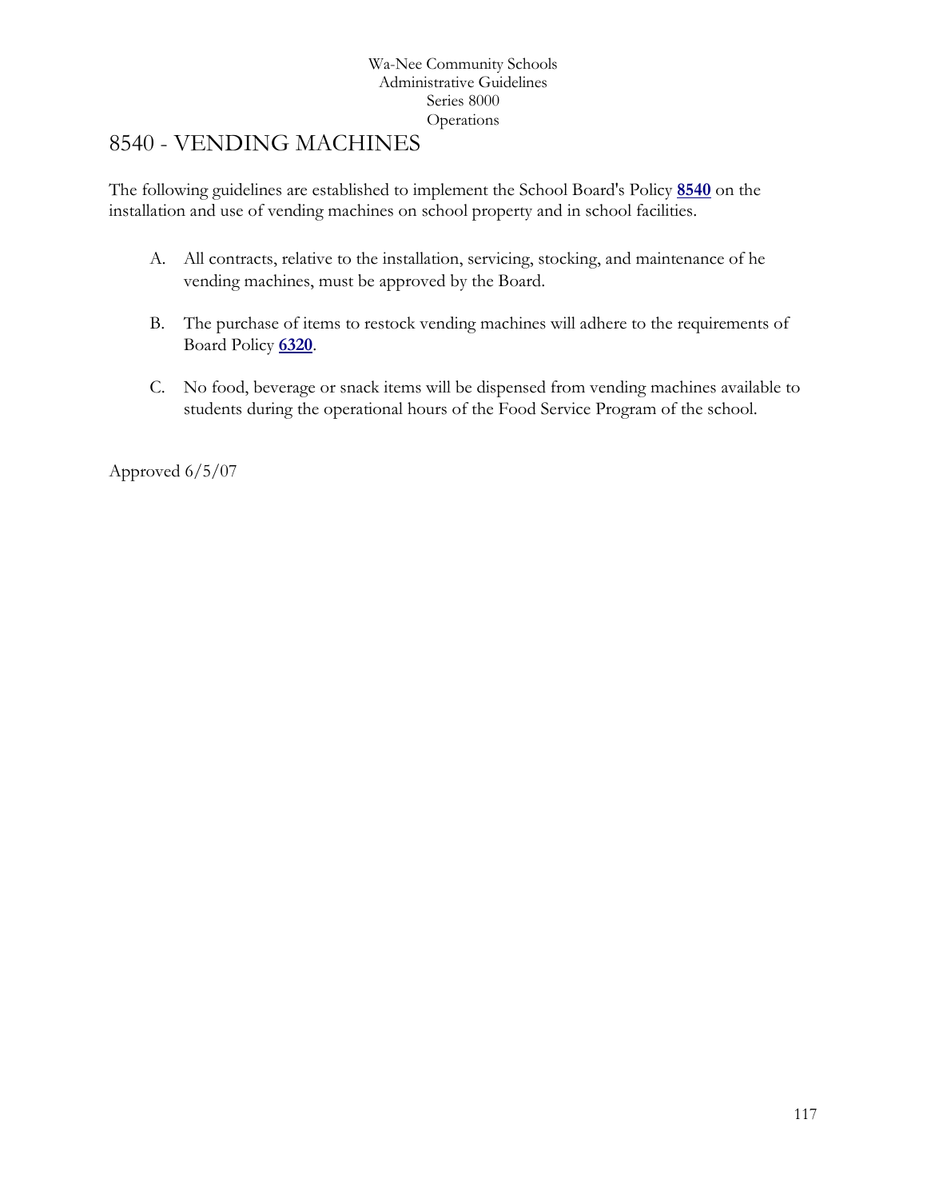Wa-Nee Community Schools
Administrative Guidelines
Series 8000
Operations

# 8540 - VENDING MACHINES

The following guidelines are established to implement the School Board's Policy **8540** on the installation and use of vending machines on school property and in school facilities.

A. All contracts, relative to the installation, servicing, stocking, and maintenance of he vending machines, must be approved by the Board.

B. The purchase of items to restock vending machines will adhere to the requirements of Board Policy **6320**.

C. No food, beverage or snack items will be dispensed from vending machines available to students during the operational hours of the Food Service Program of the school.

Approved 6/5/07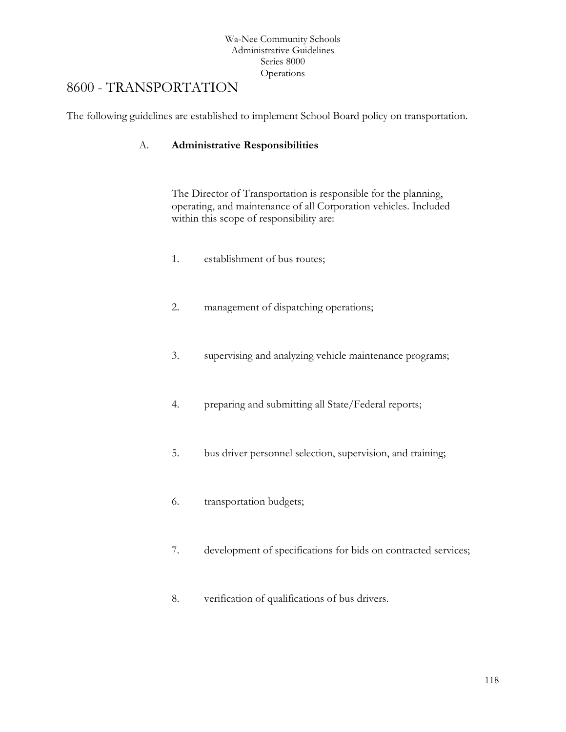# 8600 - TRANSPORTATION

The following guidelines are established to implement School Board policy on transportation.

## A. Administrative Responsibilities

The Director of Transportation is responsible for the planning, operating, and maintenance of all Corporation vehicles. Included within this scope of responsibility are:

1. establishment of bus routes;
2. management of dispatching operations;
3. supervising and analyzing vehicle maintenance programs;
4. preparing and submitting all State/Federal reports;
5. bus driver personnel selection, supervision, and training;
6. transportation budgets;
7. development of specifications for bids on contracted services;
8. verification of qualifications of bus drivers.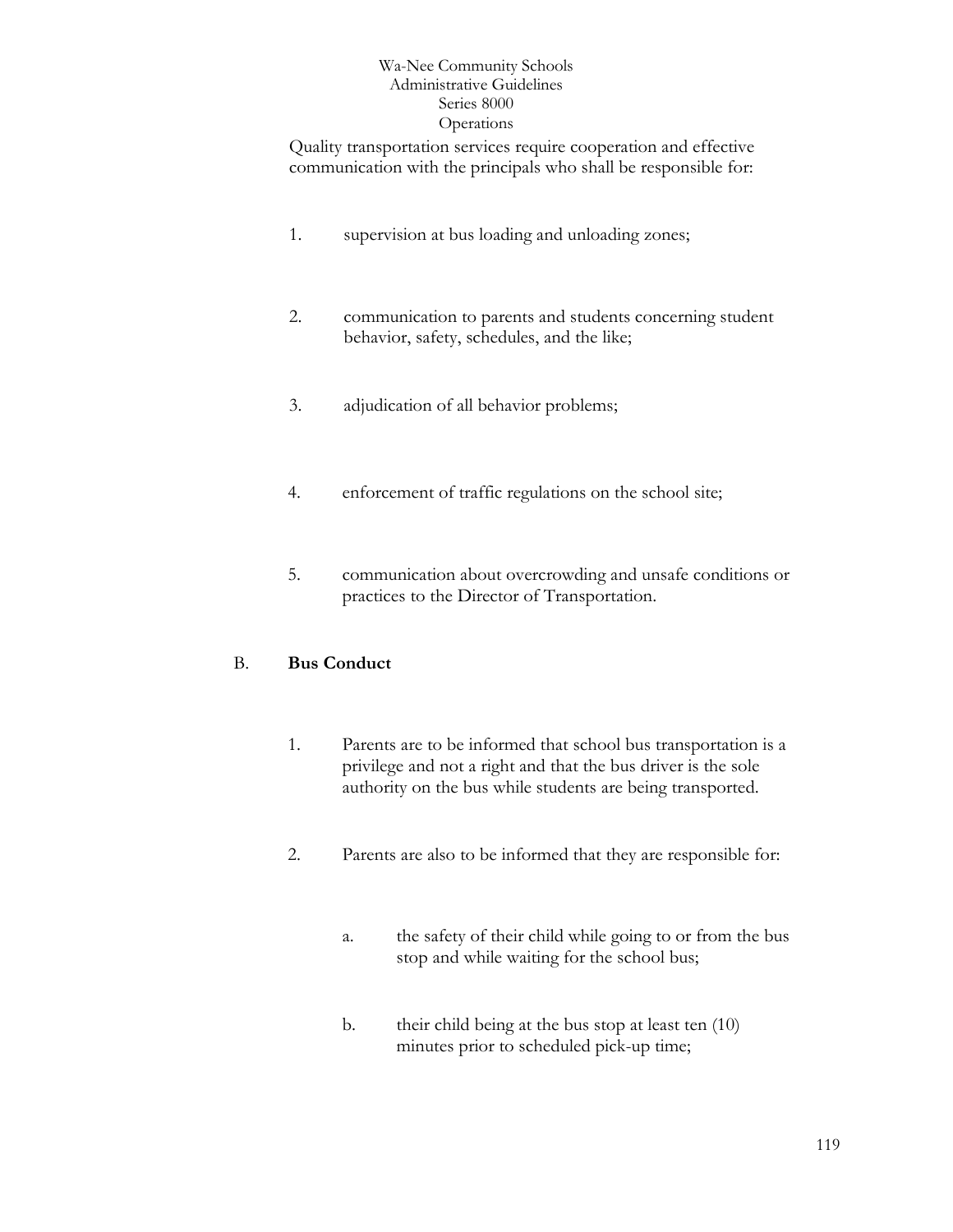Quality transportation services require cooperation and effective communication with the principals who shall be responsible for:

1. supervision at bus loading and unloading zones;

2. communication to parents and students concerning student behavior, safety, schedules, and the like;

3. adjudication of all behavior problems;

4. enforcement of traffic regulations on the school site;

5. communication about overcrowding and unsafe conditions or practices to the Director of Transportation.

B. **Bus Conduct**

1. Parents are to be informed that school bus transportation is a privilege and not a right and that the bus driver is the sole authority on the bus while students are being transported.

2. Parents are also to be informed that they are responsible for:

   a. the safety of their child while going to or from the bus stop and while waiting for the school bus;

   b. their child being at the bus stop at least ten (10) minutes prior to scheduled pick-up time;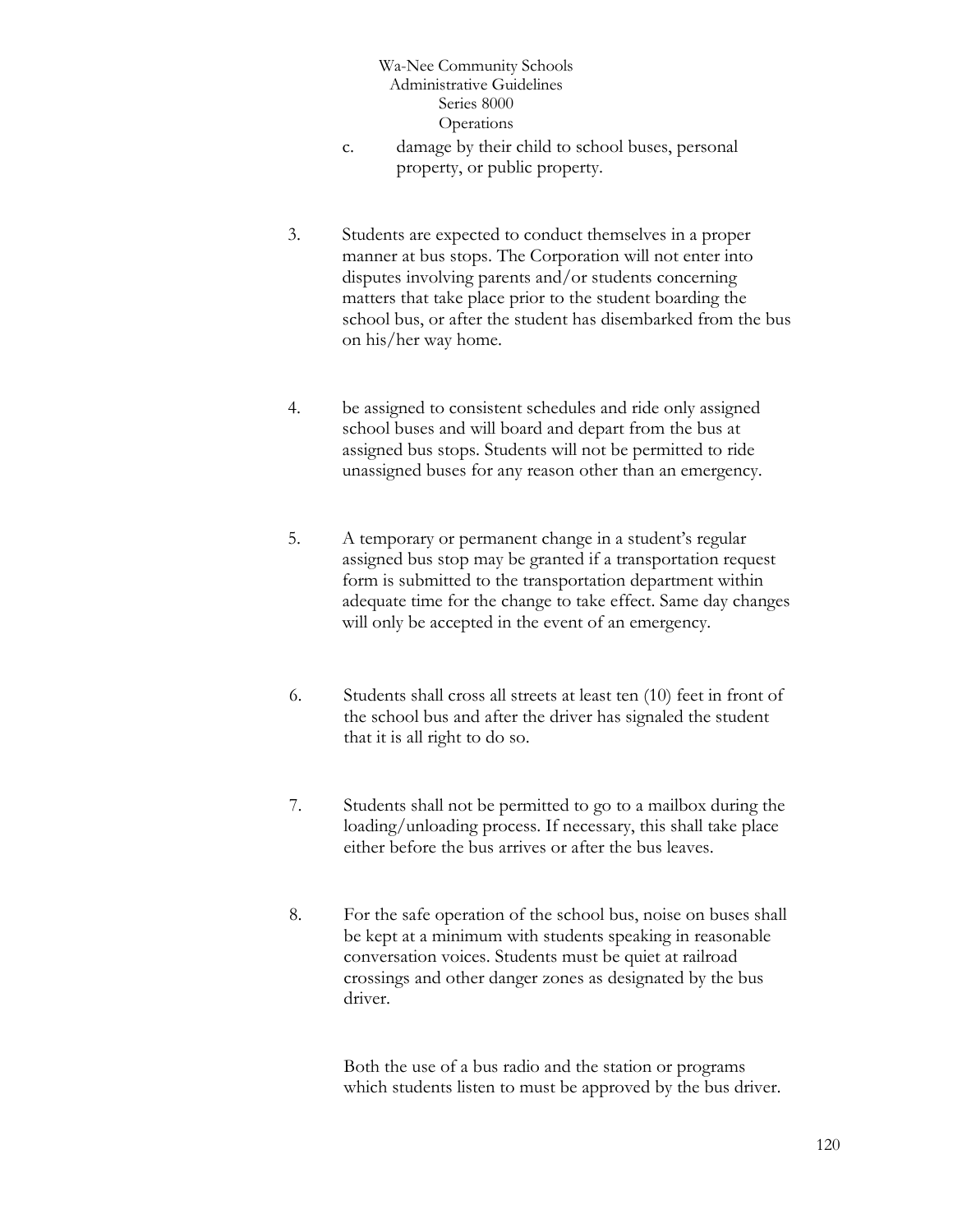c. damage by their child to school buses, personal property, or public property.

3. Students are expected to conduct themselves in a proper manner at bus stops. The Corporation will not enter into disputes involving parents and/or students concerning matters that take place prior to the student boarding the school bus, or after the student has disembarked from the bus on his/her way home.

4. be assigned to consistent schedules and ride only assigned school buses and will board and depart from the bus at assigned bus stops. Students will not be permitted to ride unassigned buses for any reason other than an emergency.

5. A temporary or permanent change in a student's regular assigned bus stop may be granted if a transportation request form is submitted to the transportation department within adequate time for the change to take effect. Same day changes will only be accepted in the event of an emergency.

6. Students shall cross all streets at least ten (10) feet in front of the school bus and after the driver has signaled the student that it is all right to do so.

7. Students shall not be permitted to go to a mailbox during the loading/unloading process. If necessary, this shall take place either before the bus arrives or after the bus leaves.

8. For the safe operation of the school bus, noise on buses shall be kept at a minimum with students speaking in reasonable conversation voices. Students must be quiet at railroad crossings and other danger zones as designated by the bus driver.

   Both the use of a bus radio and the station or programs which students listen to must be approved by the bus driver.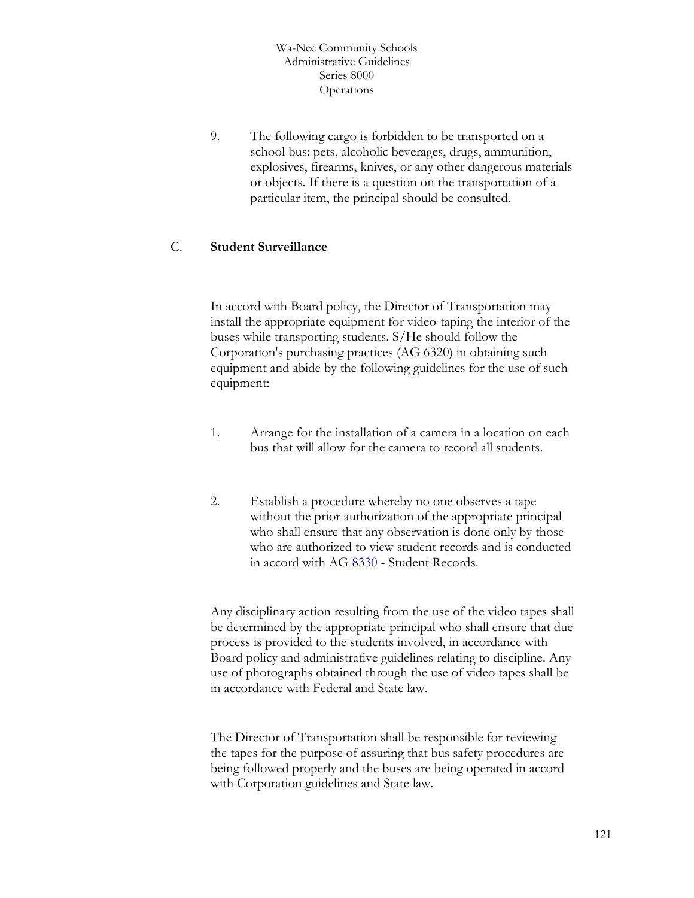9. The following cargo is forbidden to be transported on a school bus: pets, alcoholic beverages, drugs, ammunition, explosives, firearms, knives, or any other dangerous materials or objects. If there is a question on the transportation of a particular item, the principal should be consulted.

C. **Student Surveillance**

In accord with Board policy, the Director of Transportation may install the appropriate equipment for video-taping the interior of the buses while transporting students. S/He should follow the Corporation's purchasing practices (AG 6320) in obtaining such equipment and abide by the following guidelines for the use of such equipment:

1. Arrange for the installation of a camera in a location on each bus that will allow for the camera to record all students.

2. Establish a procedure whereby no one observes a tape without the prior authorization of the appropriate principal who shall ensure that any observation is done only by those who are authorized to view student records and is conducted in accord with AG 8330 - Student Records.

Any disciplinary action resulting from the use of the video tapes shall be determined by the appropriate principal who shall ensure that due process is provided to the students involved, in accordance with Board policy and administrative guidelines relating to discipline. Any use of photographs obtained through the use of video tapes shall be in accordance with Federal and State law.

The Director of Transportation shall be responsible for reviewing the tapes for the purpose of assuring that bus safety procedures are being followed properly and the buses are being operated in accord with Corporation guidelines and State law.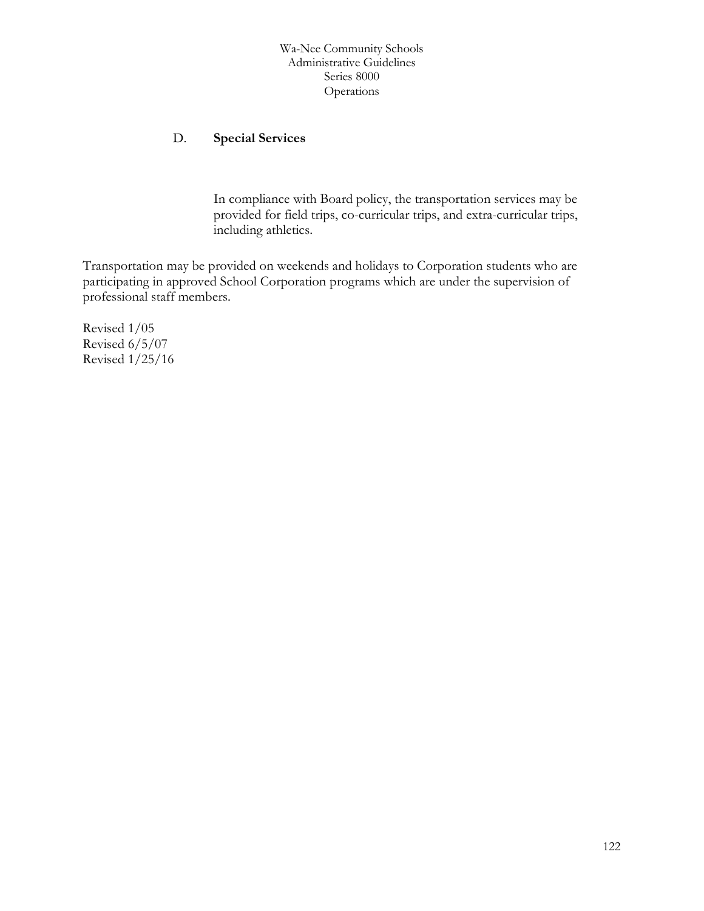D. **Special Services**

In compliance with Board policy, the transportation services may be provided for field trips, co-curricular trips, and extra-curricular trips, including athletics.

Transportation may be provided on weekends and holidays to Corporation students who are participating in approved School Corporation programs which are under the supervision of professional staff members.

Revised 1/05
Revised 6/5/07
Revised 1/25/16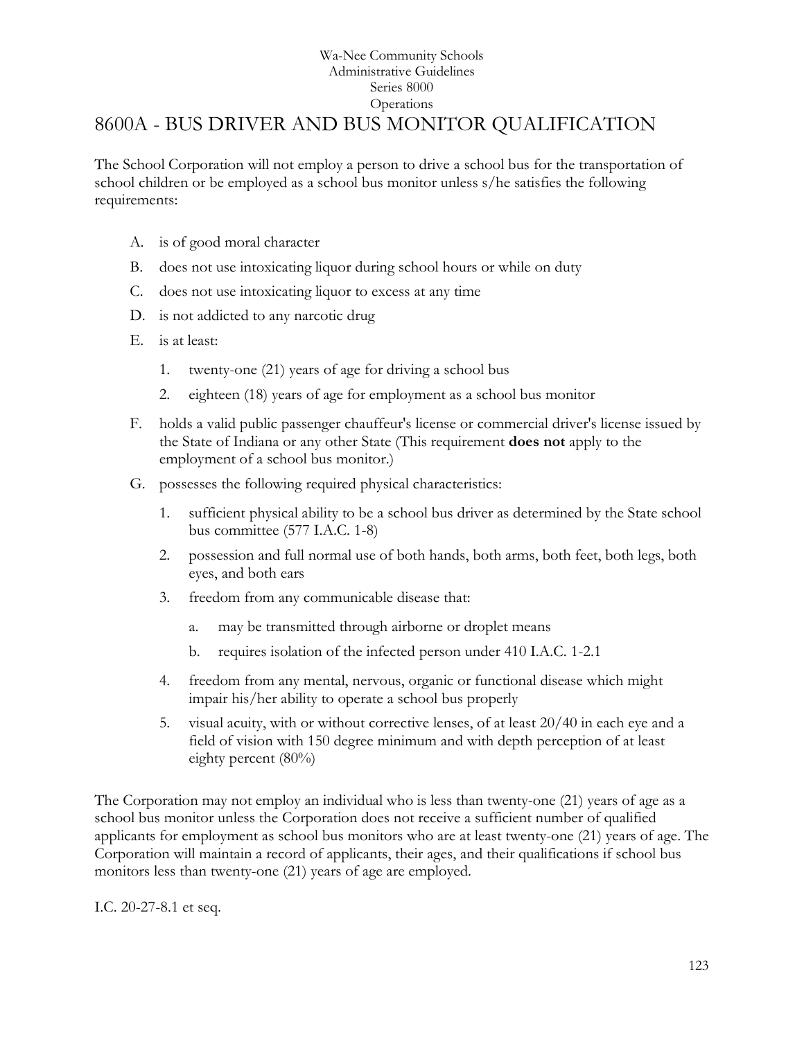Wa-Nee Community Schools
Administrative Guidelines
Series 8000
Operations

# 8600A - BUS DRIVER AND BUS MONITOR QUALIFICATION

The School Corporation will not employ a person to drive a school bus for the transportation of school children or be employed as a school bus monitor unless s/he satisfies the following requirements:

A. is of good moral character

B. does not use intoxicating liquor during school hours or while on duty

C. does not use intoxicating liquor to excess at any time

D. is not addicted to any narcotic drug

E. is at least:

   1. twenty-one (21) years of age for driving a school bus

   2. eighteen (18) years of age for employment as a school bus monitor

F. holds a valid public passenger chauffeur's license or commercial driver's license issued by the State of Indiana or any other State (This requirement **does not** apply to the employment of a school bus monitor.)

G. possesses the following required physical characteristics:

   1. sufficient physical ability to be a school bus driver as determined by the State school bus committee (577 I.A.C. 1-8)

   2. possession and full normal use of both hands, both arms, both feet, both legs, both eyes, and both ears

   3. freedom from any communicable disease that:

      a. may be transmitted through airborne or droplet means

      b. requires isolation of the infected person under 410 I.A.C. 1-2.1

   4. freedom from any mental, nervous, organic or functional disease which might impair his/her ability to operate a school bus properly

   5. visual acuity, with or without corrective lenses, of at least 20/40 in each eye and a field of vision with 150 degree minimum and with depth perception of at least eighty percent (80%)

The Corporation may not employ an individual who is less than twenty-one (21) years of age as a school bus monitor unless the Corporation does not receive a sufficient number of qualified applicants for employment as school bus monitors who are at least twenty-one (21) years of age. The Corporation will maintain a record of applicants, their ages, and their qualifications if school bus monitors less than twenty-one (21) years of age are employed.

I.C. 20-27-8.1 et seq.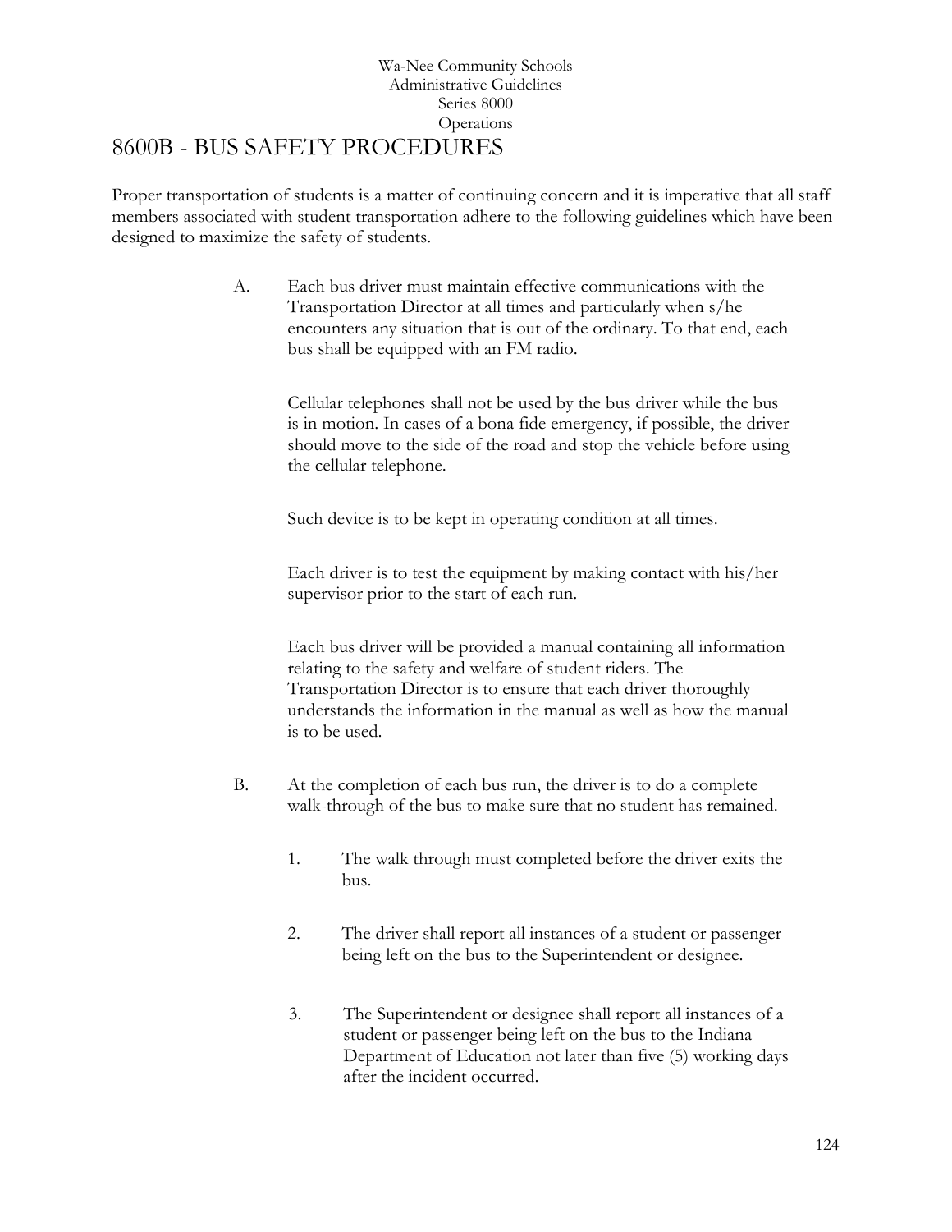Wa-Nee Community Schools
Administrative Guidelines
Series 8000
Operations

# 8600B - BUS SAFETY PROCEDURES

Proper transportation of students is a matter of continuing concern and it is imperative that all staff members associated with student transportation adhere to the following guidelines which have been designed to maximize the safety of students.

A. Each bus driver must maintain effective communications with the Transportation Director at all times and particularly when s/he encounters any situation that is out of the ordinary. To that end, each bus shall be equipped with an FM radio.

   Cellular telephones shall not be used by the bus driver while the bus is in motion. In cases of a bona fide emergency, if possible, the driver should move to the side of the road and stop the vehicle before using the cellular telephone.

   Such device is to be kept in operating condition at all times.

   Each driver is to test the equipment by making contact with his/her supervisor prior to the start of each run.

   Each bus driver will be provided a manual containing all information relating to the safety and welfare of student riders. The Transportation Director is to ensure that each driver thoroughly understands the information in the manual as well as how the manual is to be used.

B. At the completion of each bus run, the driver is to do a complete walk-through of the bus to make sure that no student has remained.

   1. The walk through must completed before the driver exits the bus.

   2. The driver shall report all instances of a student or passenger being left on the bus to the Superintendent or designee.

   3. The Superintendent or designee shall report all instances of a student or passenger being left on the bus to the Indiana Department of Education not later than five (5) working days after the incident occurred.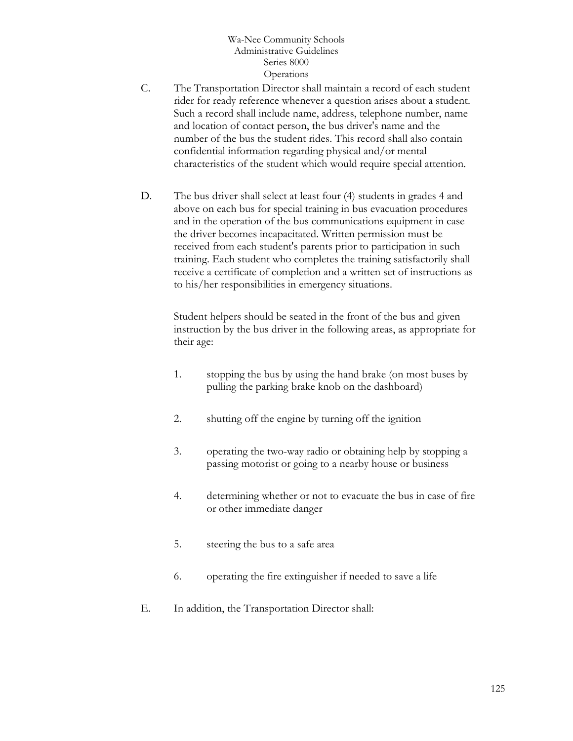C. The Transportation Director shall maintain a record of each student rider for ready reference whenever a question arises about a student. Such a record shall include name, address, telephone number, name and location of contact person, the bus driver's name and the number of the bus the student rides. This record shall also contain confidential information regarding physical and/or mental characteristics of the student which would require special attention.

D. The bus driver shall select at least four (4) students in grades 4 and above on each bus for special training in bus evacuation procedures and in the operation of the bus communications equipment in case the driver becomes incapacitated. Written permission must be received from each student's parents prior to participation in such training. Each student who completes the training satisfactorily shall receive a certificate of completion and a written set of instructions as to his/her responsibilities in emergency situations.

   Student helpers should be seated in the front of the bus and given instruction by the bus driver in the following areas, as appropriate for their age:

   1. stopping the bus by using the hand brake (on most buses by pulling the parking brake knob on the dashboard)

   2. shutting off the engine by turning off the ignition

   3. operating the two-way radio or obtaining help by stopping a passing motorist or going to a nearby house or business

   4. determining whether or not to evacuate the bus in case of fire or other immediate danger

   5. steering the bus to a safe area

   6. operating the fire extinguisher if needed to save a life

E. In addition, the Transportation Director shall: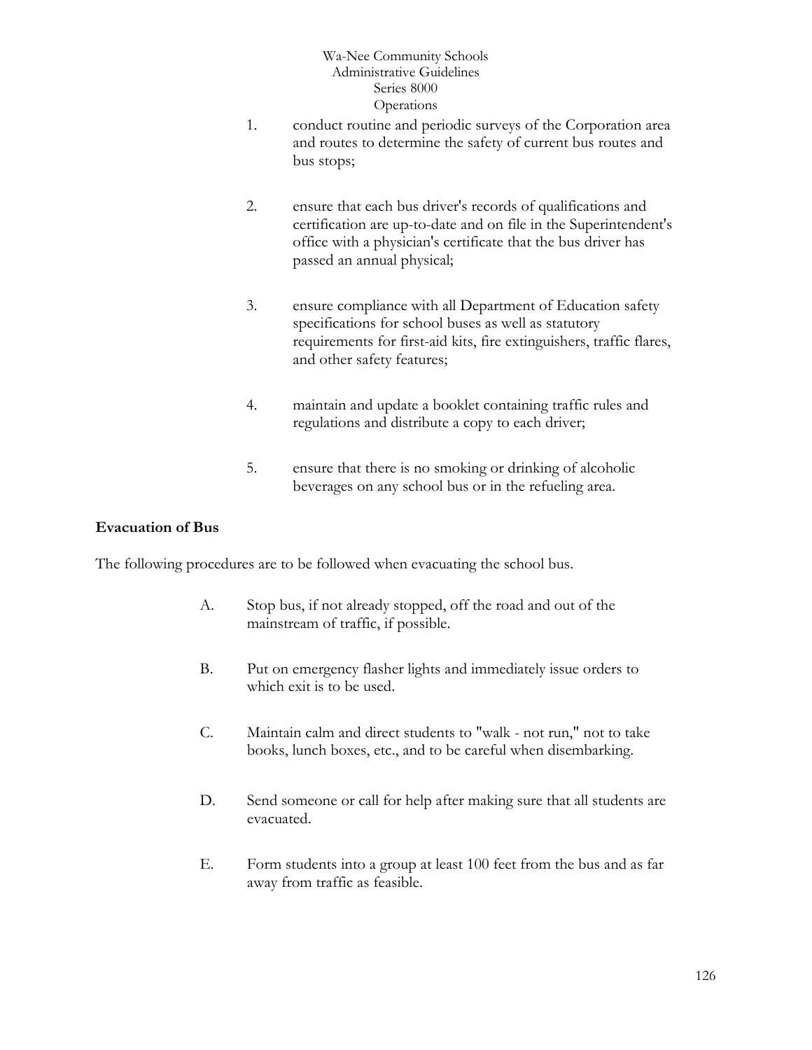1. conduct routine and periodic surveys of the Corporation area and routes to determine the safety of current bus routes and bus stops;

2. ensure that each bus driver's records of qualifications and certification are up-to-date and on file in the Superintendent's office with a physician's certificate that the bus driver has passed an annual physical;

3. ensure compliance with all Department of Education safety specifications for school buses as well as statutory requirements for first-aid kits, fire extinguishers, traffic flares, and other safety features;

4. maintain and update a booklet containing traffic rules and regulations and distribute a copy to each driver;

5. ensure that there is no smoking or drinking of alcoholic beverages on any school bus or in the refueling area.

**Evacuation of Bus**

The following procedures are to be followed when evacuating the school bus.

A. Stop bus, if not already stopped, off the road and out of the mainstream of traffic, if possible.

B. Put on emergency flasher lights and immediately issue orders to which exit is to be used.

C. Maintain calm and direct students to "walk - not run," not to take books, lunch boxes, etc., and to be careful when disembarking.

D. Send someone or call for help after making sure that all students are evacuated.

E. Form students into a group at least 100 feet from the bus and as far away from traffic as feasible.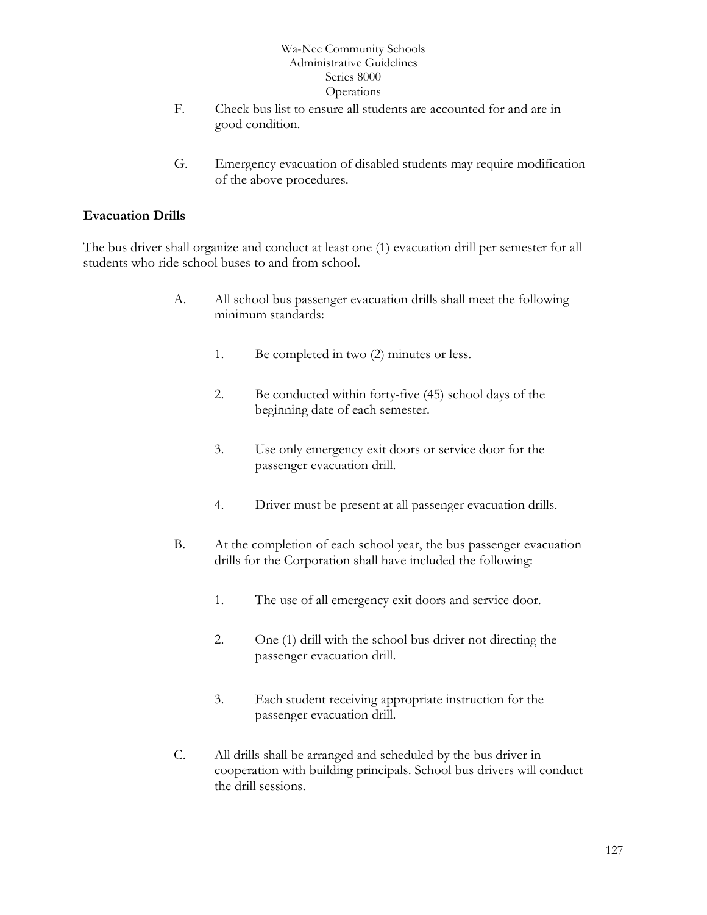F. Check bus list to ensure all students are accounted for and are in good condition.

G. Emergency evacuation of disabled students may require modification of the above procedures.

**Evacuation Drills**

The bus driver shall organize and conduct at least one (1) evacuation drill per semester for all students who ride school buses to and from school.

A. All school bus passenger evacuation drills shall meet the following minimum standards:

   1. Be completed in two (2) minutes or less.

   2. Be conducted within forty-five (45) school days of the beginning date of each semester.

   3. Use only emergency exit doors or service door for the passenger evacuation drill.

   4. Driver must be present at all passenger evacuation drills.

B. At the completion of each school year, the bus passenger evacuation drills for the Corporation shall have included the following:

   1. The use of all emergency exit doors and service door.

   2. One (1) drill with the school bus driver not directing the passenger evacuation drill.

   3. Each student receiving appropriate instruction for the passenger evacuation drill.

C. All drills shall be arranged and scheduled by the bus driver in cooperation with building principals. School bus drivers will conduct the drill sessions.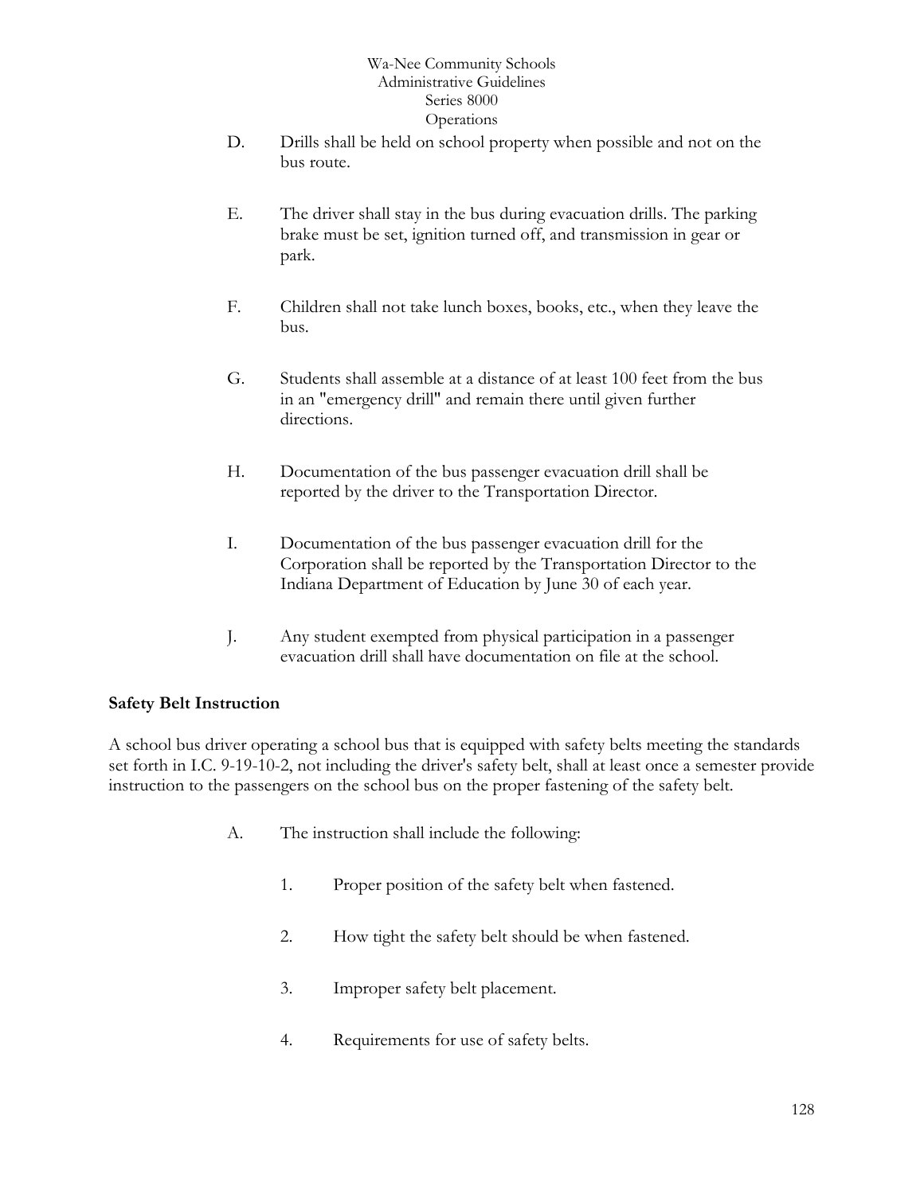D. Drills shall be held on school property when possible and not on the bus route.

E. The driver shall stay in the bus during evacuation drills. The parking brake must be set, ignition turned off, and transmission in gear or park.

F. Children shall not take lunch boxes, books, etc., when they leave the bus.

G. Students shall assemble at a distance of at least 100 feet from the bus in an "emergency drill" and remain there until given further directions.

H. Documentation of the bus passenger evacuation drill shall be reported by the driver to the Transportation Director.

I. Documentation of the bus passenger evacuation drill for the Corporation shall be reported by the Transportation Director to the Indiana Department of Education by June 30 of each year.

J. Any student exempted from physical participation in a passenger evacuation drill shall have documentation on file at the school.

**Safety Belt Instruction**

A school bus driver operating a school bus that is equipped with safety belts meeting the standards set forth in I.C. 9-19-10-2, not including the driver's safety belt, shall at least once a semester provide instruction to the passengers on the school bus on the proper fastening of the safety belt.

A. The instruction shall include the following:

   1. Proper position of the safety belt when fastened.

   2. How tight the safety belt should be when fastened.

   3. Improper safety belt placement.

   4. Requirements for use of safety belts.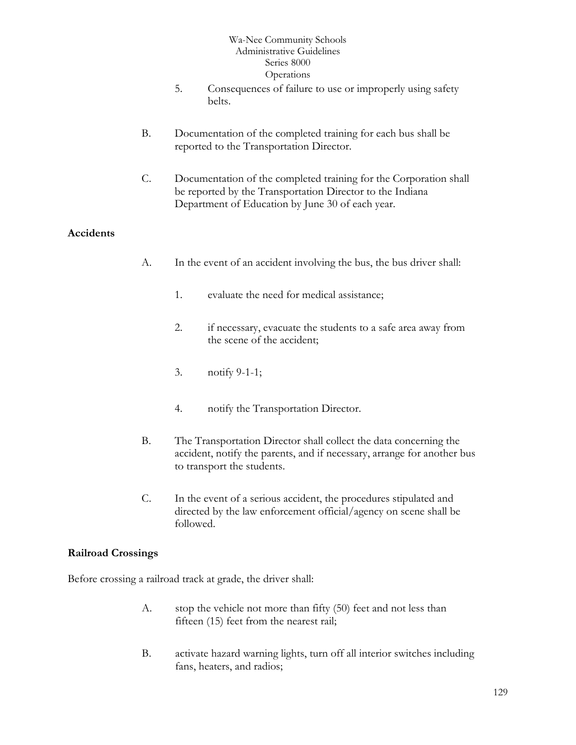5. Consequences of failure to use or improperly using safety belts.

B. Documentation of the completed training for each bus shall be reported to the Transportation Director.

C. Documentation of the completed training for the Corporation shall be reported by the Transportation Director to the Indiana Department of Education by June 30 of each year.

**Accidents**

A. In the event of an accident involving the bus, the bus driver shall:

1. evaluate the need for medical assistance;

2. if necessary, evacuate the students to a safe area away from the scene of the accident;

3. notify 9-1-1;

4. notify the Transportation Director.

B. The Transportation Director shall collect the data concerning the accident, notify the parents, and if necessary, arrange for another bus to transport the students.

C. In the event of a serious accident, the procedures stipulated and directed by the law enforcement official/agency on scene shall be followed.

**Railroad Crossings**

Before crossing a railroad track at grade, the driver shall:

A. stop the vehicle not more than fifty (50) feet and not less than fifteen (15) feet from the nearest rail;

B. activate hazard warning lights, turn off all interior switches including fans, heaters, and radios;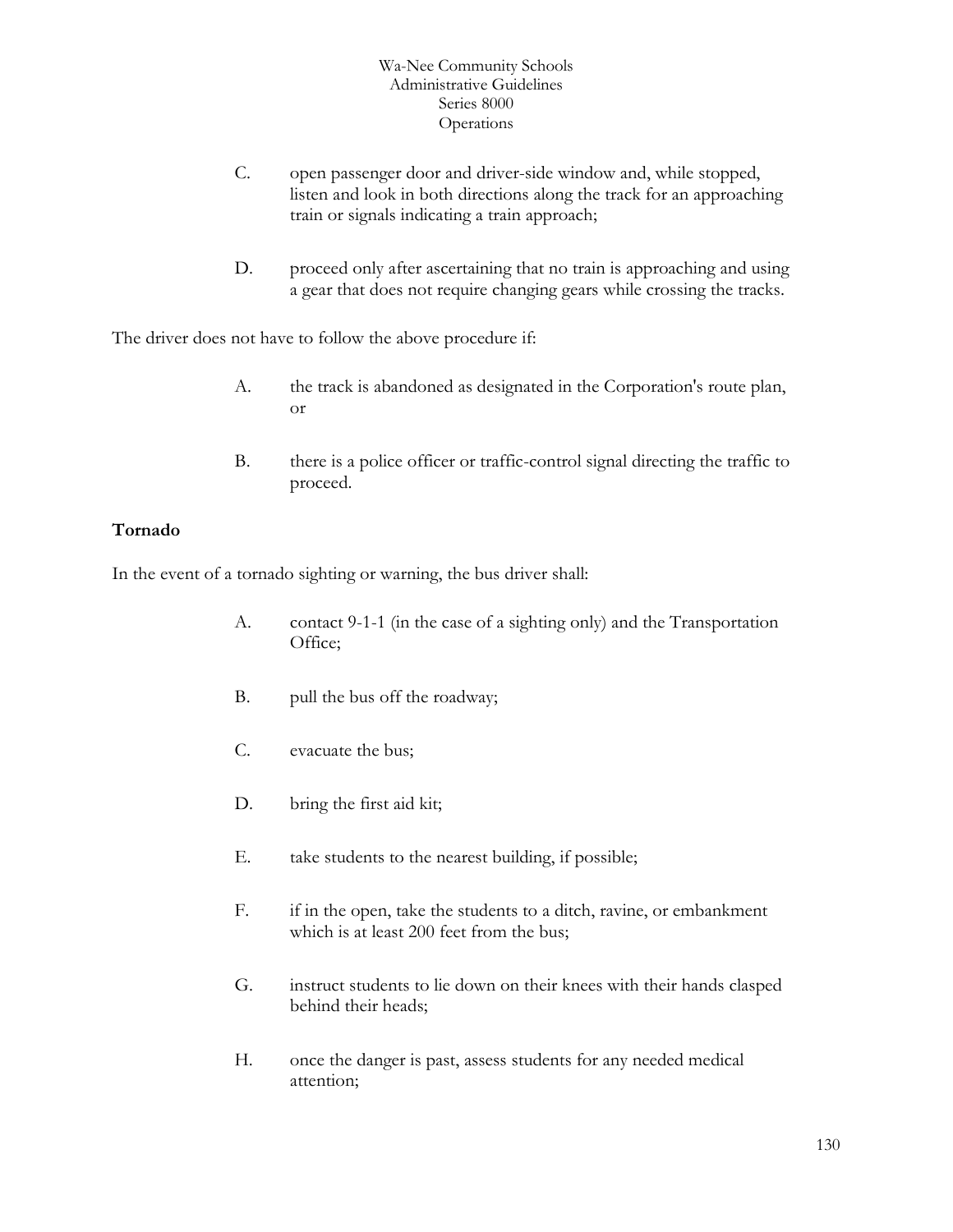C. open passenger door and driver-side window and, while stopped, listen and look in both directions along the track for an approaching train or signals indicating a train approach;

D. proceed only after ascertaining that no train is approaching and using a gear that does not require changing gears while crossing the tracks.

The driver does not have to follow the above procedure if:

A. the track is abandoned as designated in the Corporation's route plan, or

B. there is a police officer or traffic-control signal directing the traffic to proceed.

**Tornado**

In the event of a tornado sighting or warning, the bus driver shall:

A. contact 9-1-1 (in the case of a sighting only) and the Transportation Office;

B. pull the bus off the roadway;

C. evacuate the bus;

D. bring the first aid kit;

E. take students to the nearest building, if possible;

F. if in the open, take the students to a ditch, ravine, or embankment which is at least 200 feet from the bus;

G. instruct students to lie down on their knees with their hands clasped behind their heads;

H. once the danger is past, assess students for any needed medical attention;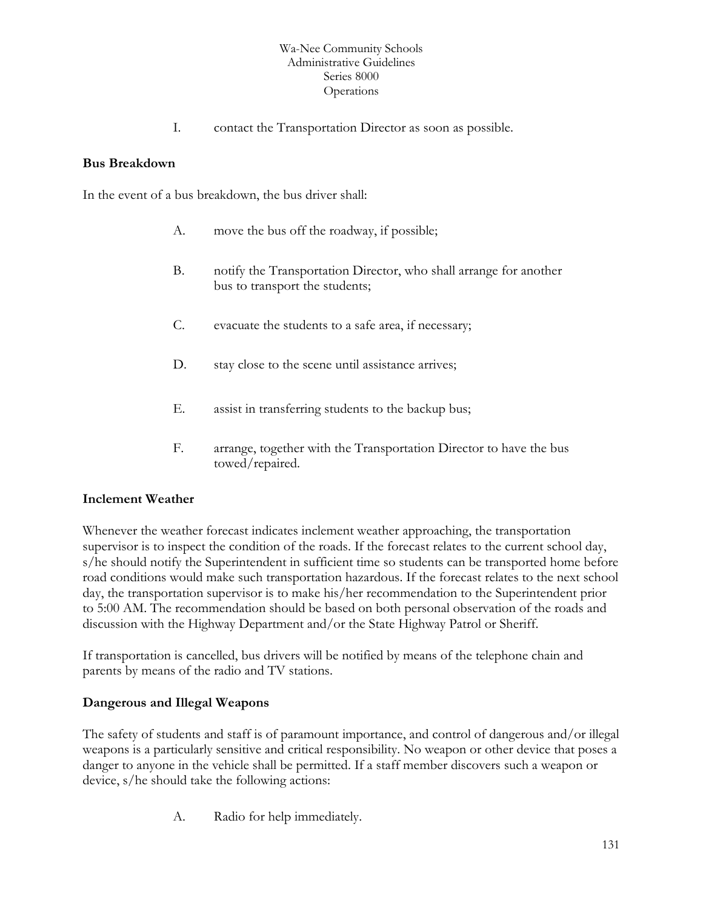I. contact the Transportation Director as soon as possible.

**Bus Breakdown**

In the event of a bus breakdown, the bus driver shall:

A. move the bus off the roadway, if possible;

B. notify the Transportation Director, who shall arrange for another bus to transport the students;

C. evacuate the students to a safe area, if necessary;

D. stay close to the scene until assistance arrives;

E. assist in transferring students to the backup bus;

F. arrange, together with the Transportation Director to have the bus towed/repaired.

**Inclement Weather**

Whenever the weather forecast indicates inclement weather approaching, the transportation supervisor is to inspect the condition of the roads. If the forecast relates to the current school day, s/he should notify the Superintendent in sufficient time so students can be transported home before road conditions would make such transportation hazardous. If the forecast relates to the next school day, the transportation supervisor is to make his/her recommendation to the Superintendent prior to 5:00 AM. The recommendation should be based on both personal observation of the roads and discussion with the Highway Department and/or the State Highway Patrol or Sheriff.

If transportation is cancelled, bus drivers will be notified by means of the telephone chain and parents by means of the radio and TV stations.

**Dangerous and Illegal Weapons**

The safety of students and staff is of paramount importance, and control of dangerous and/or illegal weapons is a particularly sensitive and critical responsibility. No weapon or other device that poses a danger to anyone in the vehicle shall be permitted. If a staff member discovers such a weapon or device, s/he should take the following actions:

A. Radio for help immediately.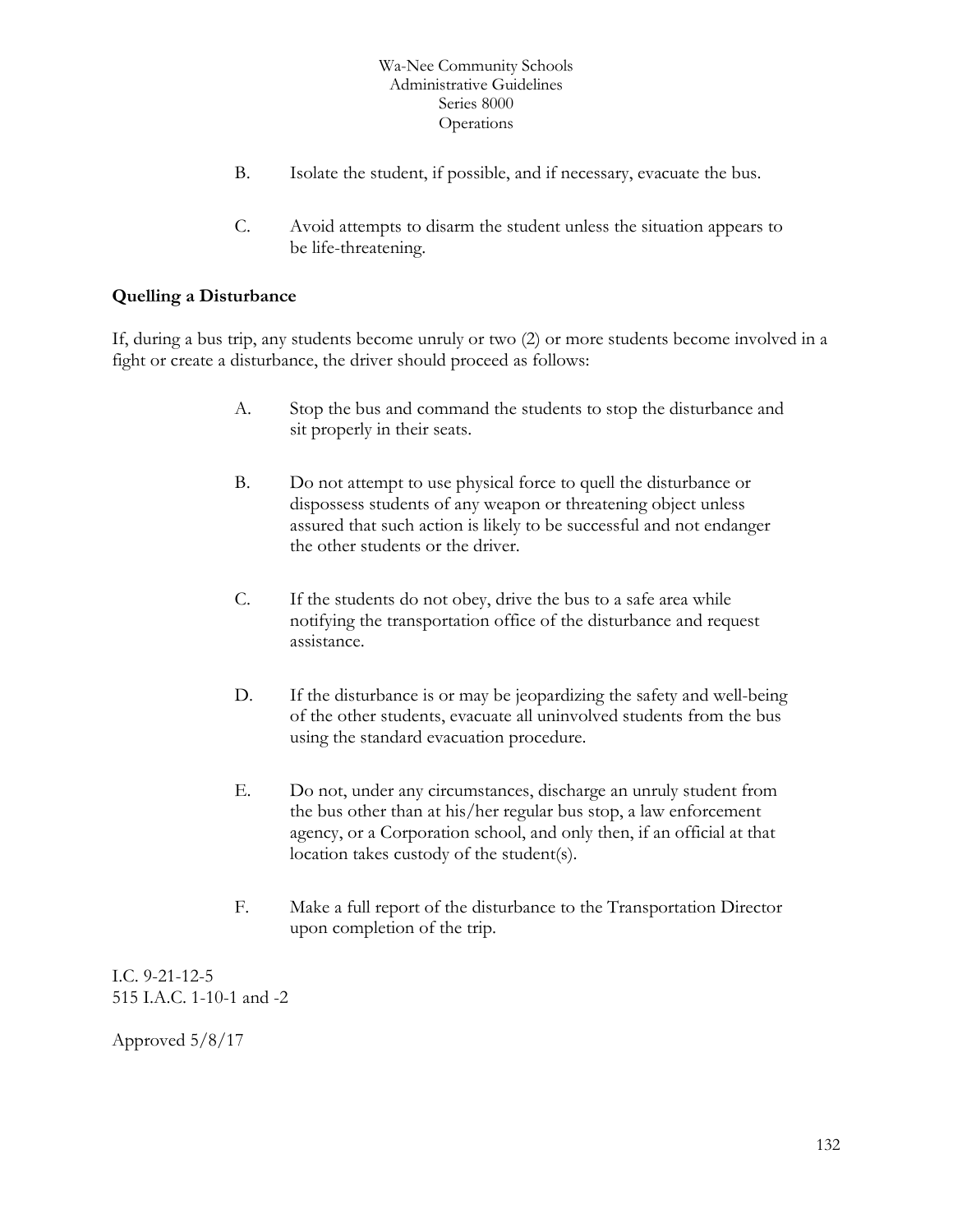B. Isolate the student, if possible, and if necessary, evacuate the bus.

C. Avoid attempts to disarm the student unless the situation appears to be life-threatening.

**Quelling a Disturbance**

If, during a bus trip, any students become unruly or two (2) or more students become involved in a fight or create a disturbance, the driver should proceed as follows:

A. Stop the bus and command the students to stop the disturbance and sit properly in their seats.

B. Do not attempt to use physical force to quell the disturbance or dispossess students of any weapon or threatening object unless assured that such action is likely to be successful and not endanger the other students or the driver.

C. If the students do not obey, drive the bus to a safe area while notifying the transportation office of the disturbance and request assistance.

D. If the disturbance is or may be jeopardizing the safety and well-being of the other students, evacuate all uninvolved students from the bus using the standard evacuation procedure.

E. Do not, under any circumstances, discharge an unruly student from the bus other than at his/her regular bus stop, a law enforcement agency, or a Corporation school, and only then, if an official at that location takes custody of the student(s).

F. Make a full report of the disturbance to the Transportation Director upon completion of the trip.

I.C. 9-21-12-5
515 I.A.C. 1-10-1 and -2

Approved 5/8/17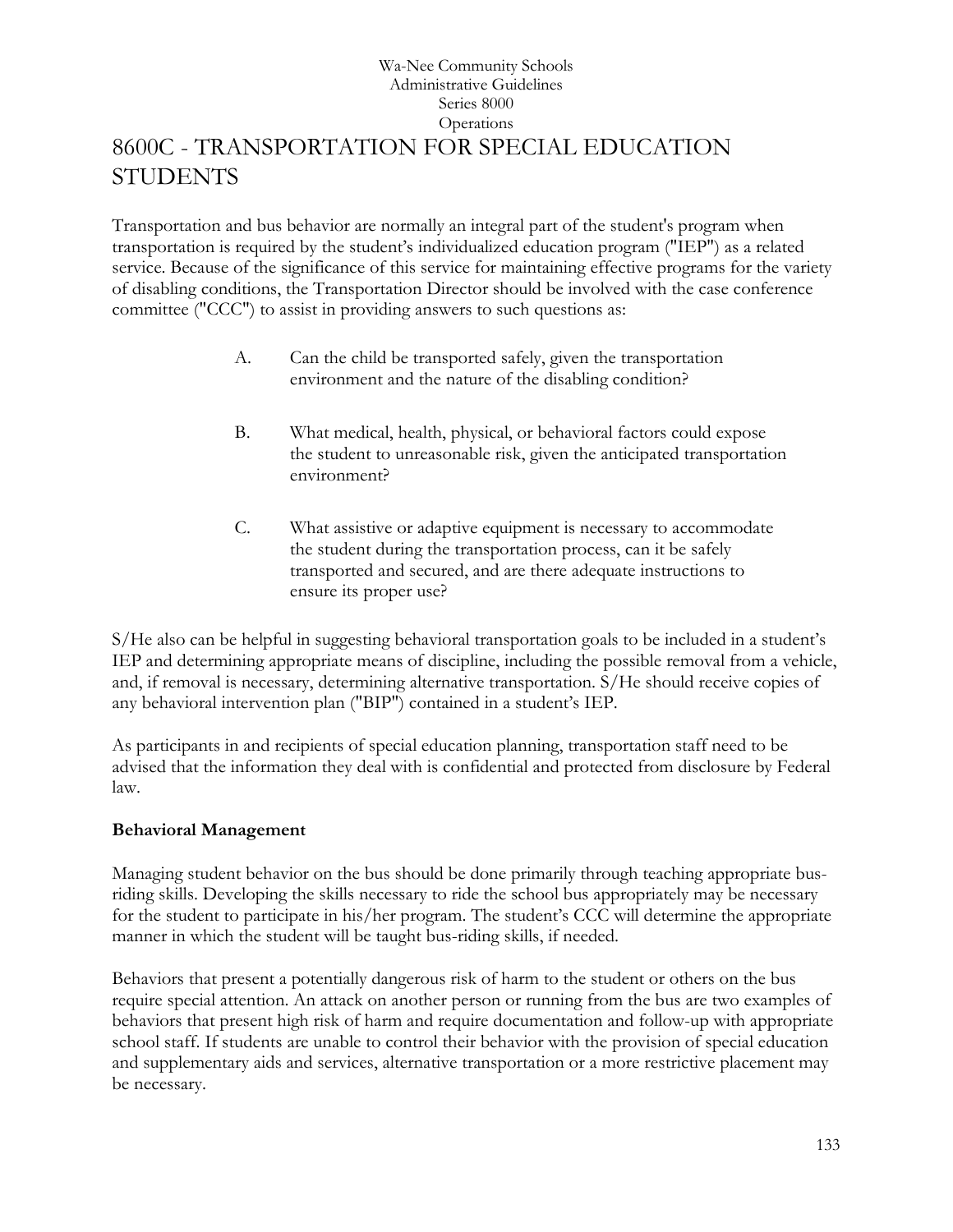# 8600C - TRANSPORTATION FOR SPECIAL EDUCATION STUDENTS

Transportation and bus behavior are normally an integral part of the student's program when transportation is required by the student's individualized education program ("IEP") as a related service. Because of the significance of this service for maintaining effective programs for the variety of disabling conditions, the Transportation Director should be involved with the case conference committee ("CCC") to assist in providing answers to such questions as:

A. Can the child be transported safely, given the transportation environment and the nature of the disabling condition?

B. What medical, health, physical, or behavioral factors could expose the student to unreasonable risk, given the anticipated transportation environment?

C. What assistive or adaptive equipment is necessary to accommodate the student during the transportation process, can it be safely transported and secured, and are there adequate instructions to ensure its proper use?

S/He also can be helpful in suggesting behavioral transportation goals to be included in a student's IEP and determining appropriate means of discipline, including the possible removal from a vehicle, and, if removal is necessary, determining alternative transportation. S/He should receive copies of any behavioral intervention plan ("BIP") contained in a student's IEP.

As participants in and recipients of special education planning, transportation staff need to be advised that the information they deal with is confidential and protected from disclosure by Federal law.

**Behavioral Management**

Managing student behavior on the bus should be done primarily through teaching appropriate bus-riding skills. Developing the skills necessary to ride the school bus appropriately may be necessary for the student to participate in his/her program. The student's CCC will determine the appropriate manner in which the student will be taught bus-riding skills, if needed.

Behaviors that present a potentially dangerous risk of harm to the student or others on the bus require special attention. An attack on another person or running from the bus are two examples of behaviors that present high risk of harm and require documentation and follow-up with appropriate school staff. If students are unable to control their behavior with the provision of special education and supplementary aids and services, alternative transportation or a more restrictive placement may be necessary.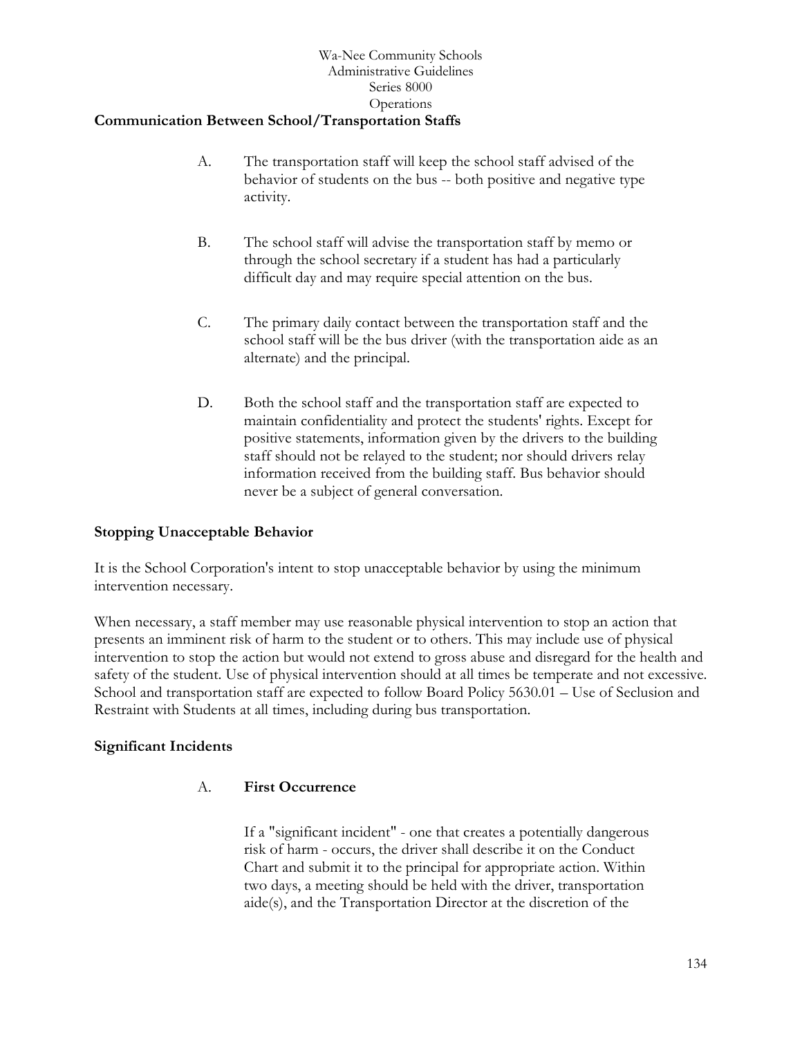**Communication Between School/Transportation Staffs**

A. The transportation staff will keep the school staff advised of the behavior of students on the bus -- both positive and negative type activity.

B. The school staff will advise the transportation staff by memo or through the school secretary if a student has had a particularly difficult day and may require special attention on the bus.

C. The primary daily contact between the transportation staff and the school staff will be the bus driver (with the transportation aide as an alternate) and the principal.

D. Both the school staff and the transportation staff are expected to maintain confidentiality and protect the students' rights. Except for positive statements, information given by the drivers to the building staff should not be relayed to the student; nor should drivers relay information received from the building staff. Bus behavior should never be a subject of general conversation.

**Stopping Unacceptable Behavior**

It is the School Corporation's intent to stop unacceptable behavior by using the minimum intervention necessary.

When necessary, a staff member may use reasonable physical intervention to stop an action that presents an imminent risk of harm to the student or to others. This may include use of physical intervention to stop the action but would not extend to gross abuse and disregard for the health and safety of the student. Use of physical intervention should at all times be temperate and not excessive. School and transportation staff are expected to follow Board Policy 5630.01 – Use of Seclusion and Restraint with Students at all times, including during bus transportation.

**Significant Incidents**

A. **First Occurrence**

If a "significant incident" - one that creates a potentially dangerous risk of harm - occurs, the driver shall describe it on the Conduct Chart and submit it to the principal for appropriate action. Within two days, a meeting should be held with the driver, transportation aide(s), and the Transportation Director at the discretion of the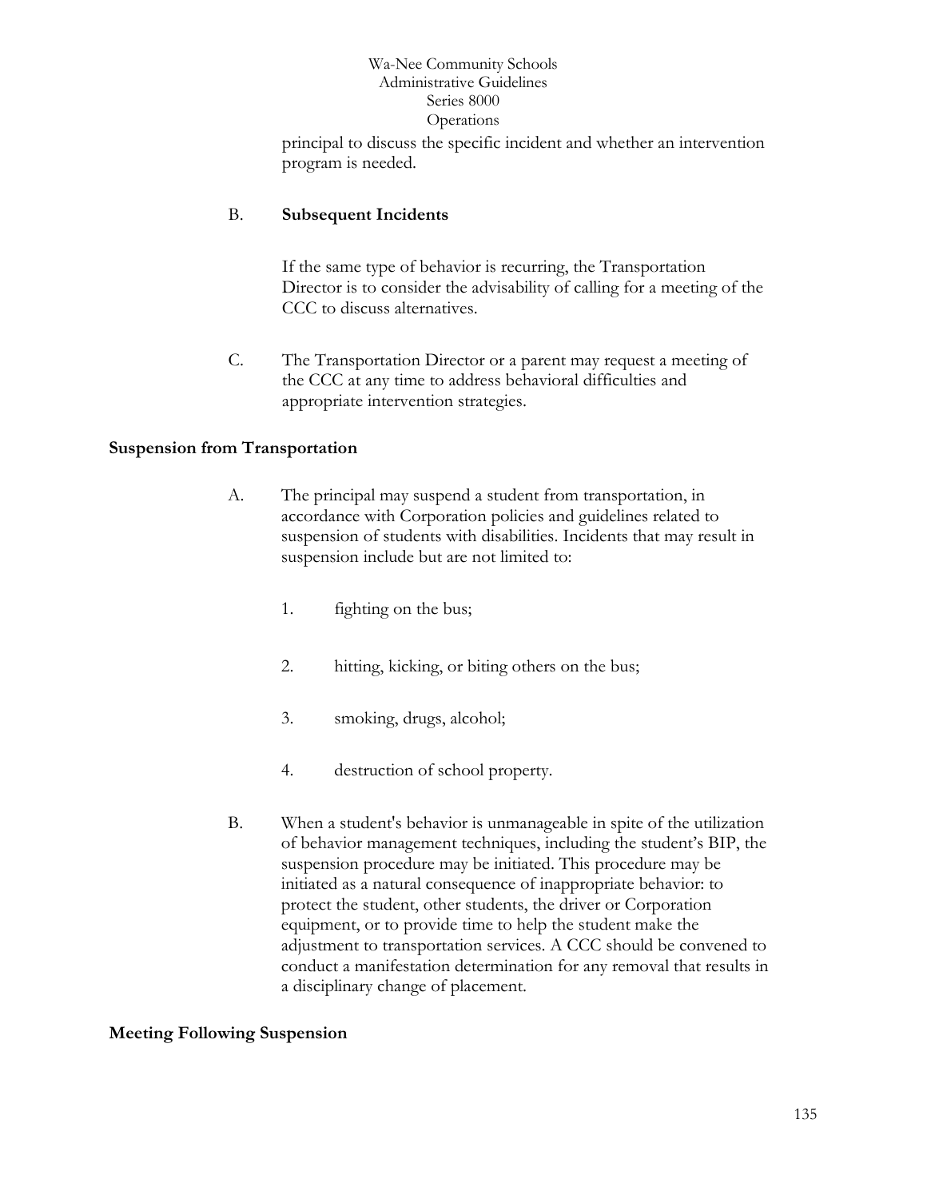principal to discuss the specific incident and whether an intervention program is needed.

B. **Subsequent Incidents**

If the same type of behavior is recurring, the Transportation Director is to consider the advisability of calling for a meeting of the CCC to discuss alternatives.

C. The Transportation Director or a parent may request a meeting of the CCC at any time to address behavioral difficulties and appropriate intervention strategies.

**Suspension from Transportation**

A. The principal may suspend a student from transportation, in accordance with Corporation policies and guidelines related to suspension of students with disabilities. Incidents that may result in suspension include but are not limited to:

1. fighting on the bus;

2. hitting, kicking, or biting others on the bus;

3. smoking, drugs, alcohol;

4. destruction of school property.

B. When a student's behavior is unmanageable in spite of the utilization of behavior management techniques, including the student's BIP, the suspension procedure may be initiated. This procedure may be initiated as a natural consequence of inappropriate behavior: to protect the student, other students, the driver or Corporation equipment, or to provide time to help the student make the adjustment to transportation services. A CCC should be convened to conduct a manifestation determination for any removal that results in a disciplinary change of placement.

**Meeting Following Suspension**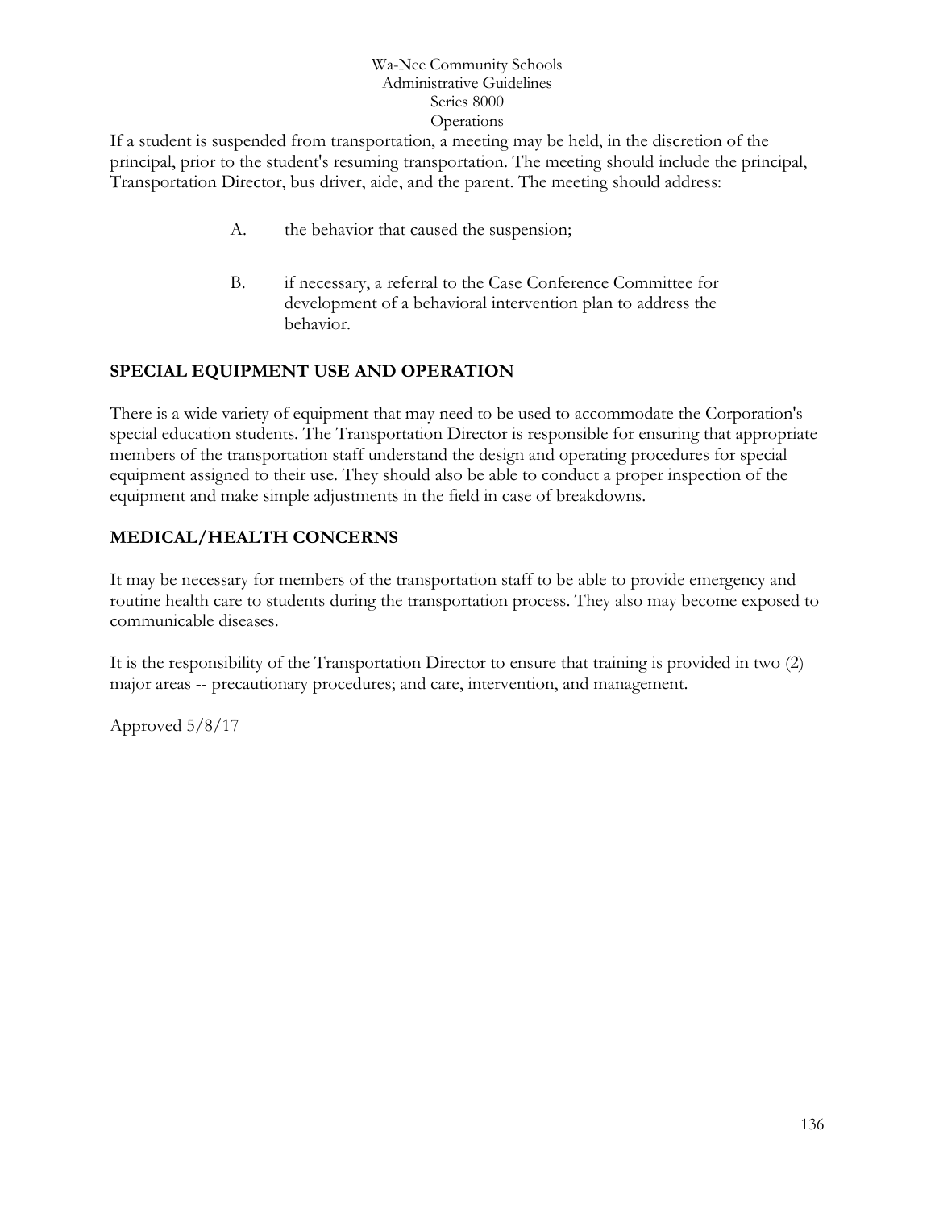If a student is suspended from transportation, a meeting may be held, in the discretion of the principal, prior to the student's resuming transportation. The meeting should include the principal, Transportation Director, bus driver, aide, and the parent. The meeting should address:

A. the behavior that caused the suspension;

B. if necessary, a referral to the Case Conference Committee for development of a behavioral intervention plan to address the behavior.

## SPECIAL EQUIPMENT USE AND OPERATION

There is a wide variety of equipment that may need to be used to accommodate the Corporation's special education students. The Transportation Director is responsible for ensuring that appropriate members of the transportation staff understand the design and operating procedures for special equipment assigned to their use. They should also be able to conduct a proper inspection of the equipment and make simple adjustments in the field in case of breakdowns.

## MEDICAL/HEALTH CONCERNS

It may be necessary for members of the transportation staff to be able to provide emergency and routine health care to students during the transportation process. They also may become exposed to communicable diseases.

It is the responsibility of the Transportation Director to ensure that training is provided in two (2) major areas -- precautionary procedures; and care, intervention, and management.

Approved 5/8/17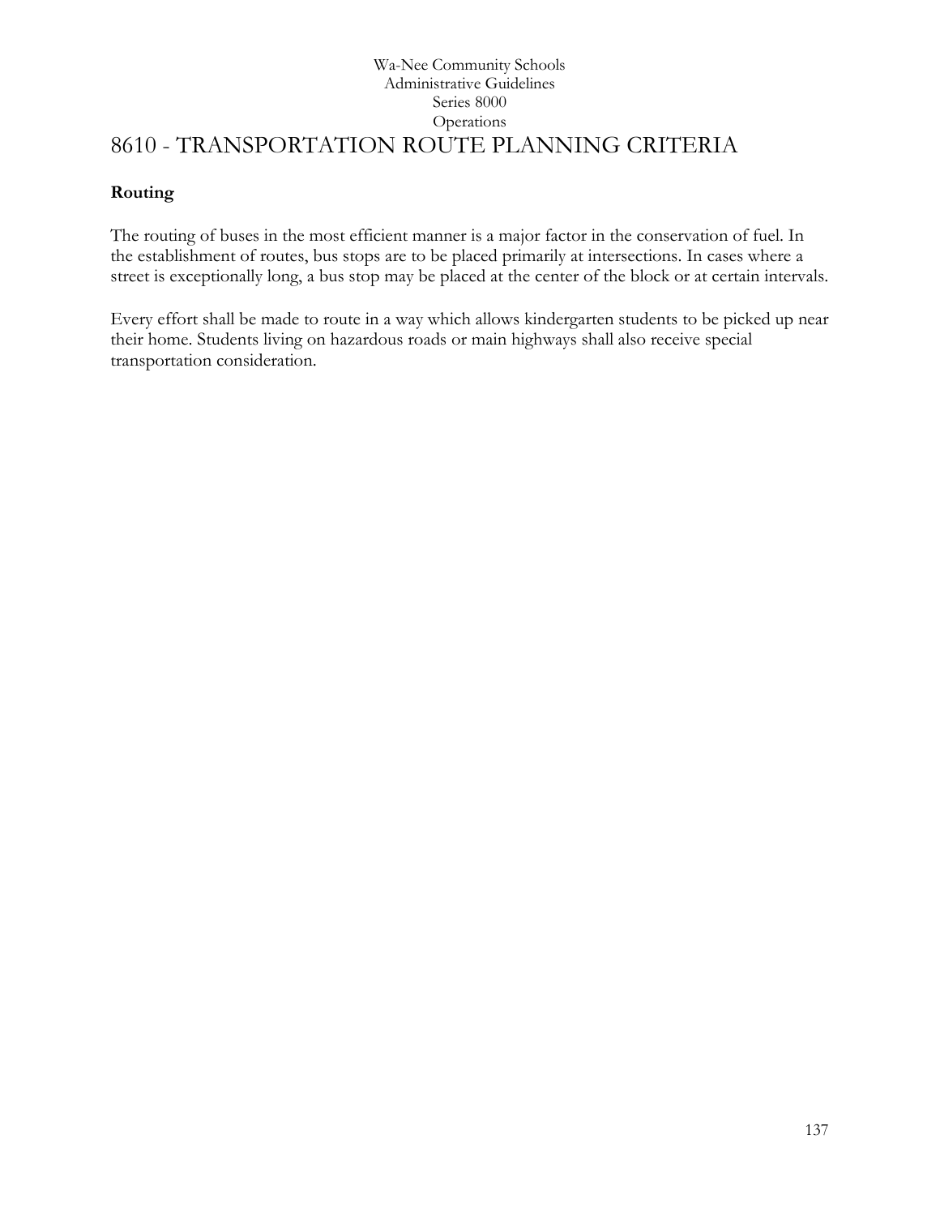Wa-Nee Community Schools
Administrative Guidelines
Series 8000
Operations

# 8610 - TRANSPORTATION ROUTE PLANNING CRITERIA

**Routing**

The routing of buses in the most efficient manner is a major factor in the conservation of fuel. In the establishment of routes, bus stops are to be placed primarily at intersections. In cases where a street is exceptionally long, a bus stop may be placed at the center of the block or at certain intervals.

Every effort shall be made to route in a way which allows kindergarten students to be picked up near their home. Students living on hazardous roads or main highways shall also receive special transportation consideration.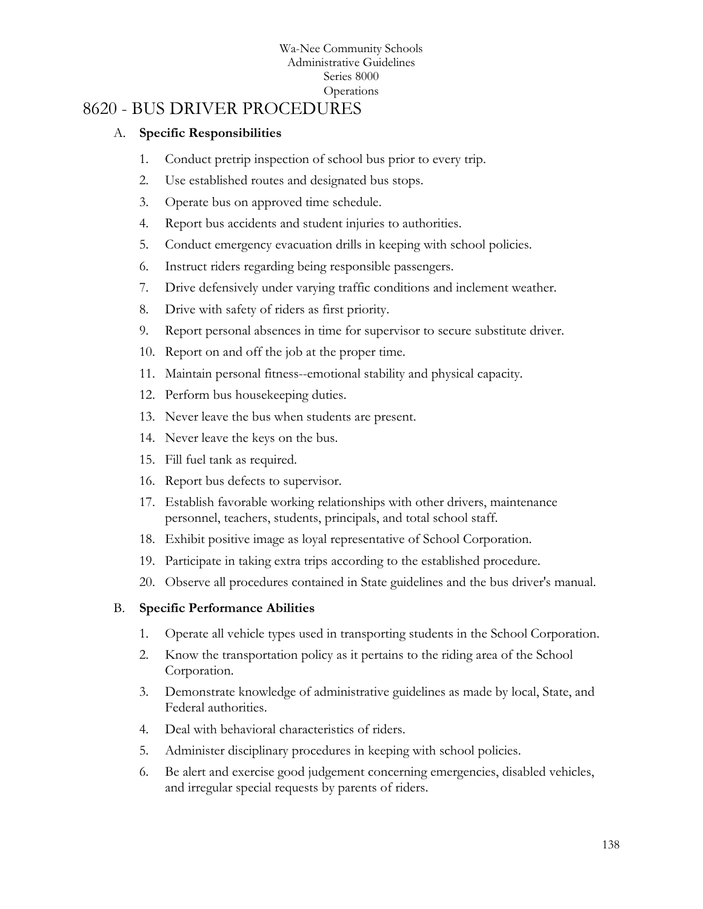Wa-Nee Community Schools
Administrative Guidelines
Series 8000
Operations

# 8620 - BUS DRIVER PROCEDURES

A. **Specific Responsibilities**

1. Conduct pretrip inspection of school bus prior to every trip.
2. Use established routes and designated bus stops.
3. Operate bus on approved time schedule.
4. Report bus accidents and student injuries to authorities.
5. Conduct emergency evacuation drills in keeping with school policies.
6. Instruct riders regarding being responsible passengers.
7. Drive defensively under varying traffic conditions and inclement weather.
8. Drive with safety of riders as first priority.
9. Report personal absences in time for supervisor to secure substitute driver.
10. Report on and off the job at the proper time.
11. Maintain personal fitness--emotional stability and physical capacity.
12. Perform bus housekeeping duties.
13. Never leave the bus when students are present.
14. Never leave the keys on the bus.
15. Fill fuel tank as required.
16. Report bus defects to supervisor.
17. Establish favorable working relationships with other drivers, maintenance personnel, teachers, students, principals, and total school staff.
18. Exhibit positive image as loyal representative of School Corporation.
19. Participate in taking extra trips according to the established procedure.
20. Observe all procedures contained in State guidelines and the bus driver's manual.

B. **Specific Performance Abilities**

1. Operate all vehicle types used in transporting students in the School Corporation.
2. Know the transportation policy as it pertains to the riding area of the School Corporation.
3. Demonstrate knowledge of administrative guidelines as made by local, State, and Federal authorities.
4. Deal with behavioral characteristics of riders.
5. Administer disciplinary procedures in keeping with school policies.
6. Be alert and exercise good judgement concerning emergencies, disabled vehicles, and irregular special requests by parents of riders.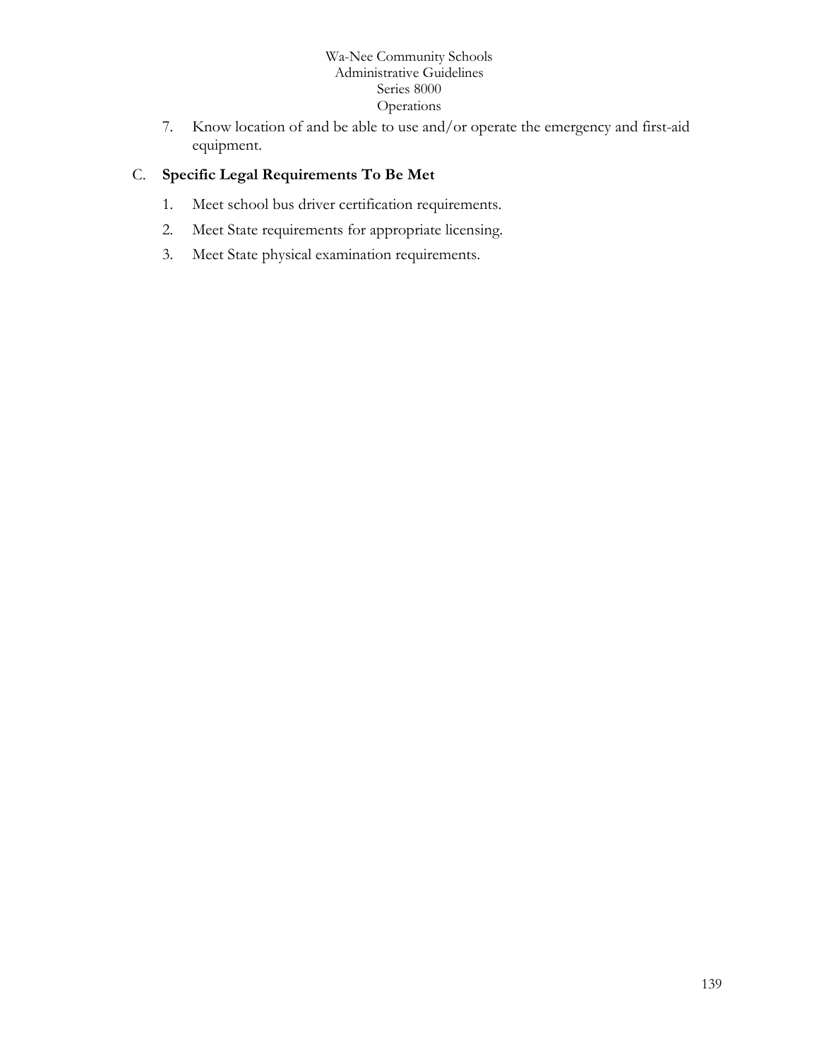7. Know location of and be able to use and/or operate the emergency and first-aid equipment.

C. **Specific Legal Requirements To Be Met**

   1. Meet school bus driver certification requirements.
   2. Meet State requirements for appropriate licensing.
   3. Meet State physical examination requirements.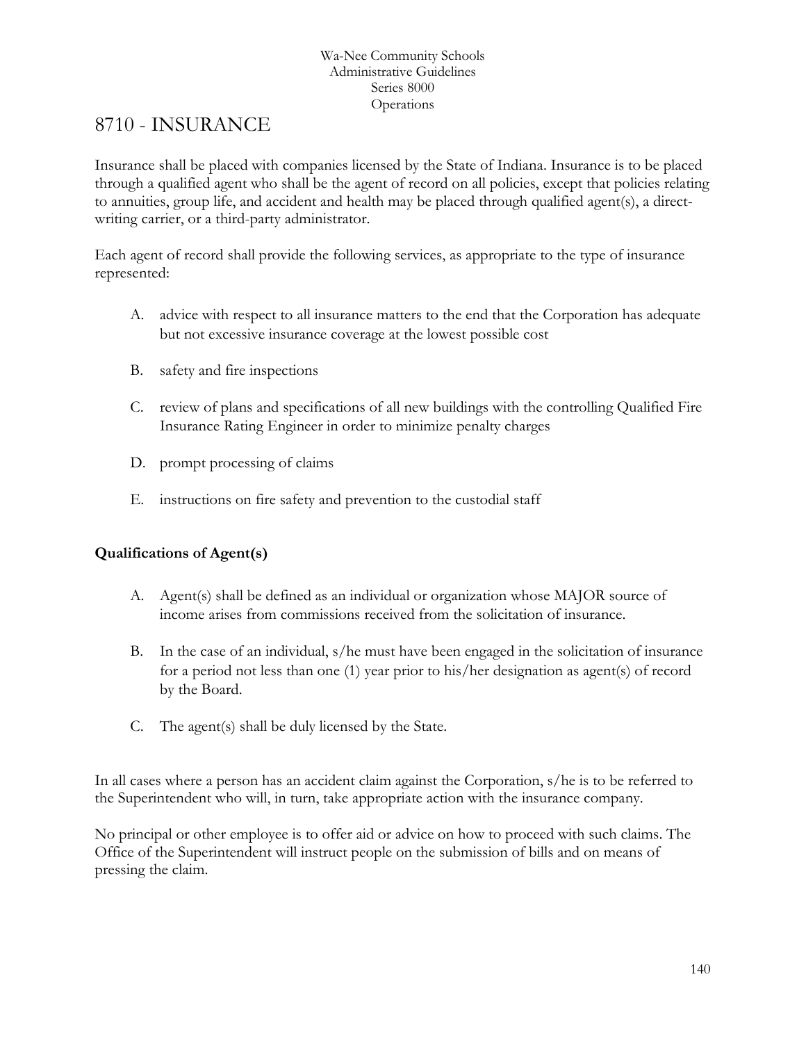Wa-Nee Community Schools
Administrative Guidelines
Series 8000
Operations

# 8710 - INSURANCE

Insurance shall be placed with companies licensed by the State of Indiana. Insurance is to be placed through a qualified agent who shall be the agent of record on all policies, except that policies relating to annuities, group life, and accident and health may be placed through qualified agent(s), a direct-writing carrier, or a third-party administrator.

Each agent of record shall provide the following services, as appropriate to the type of insurance represented:

A. advice with respect to all insurance matters to the end that the Corporation has adequate but not excessive insurance coverage at the lowest possible cost

B. safety and fire inspections

C. review of plans and specifications of all new buildings with the controlling Qualified Fire Insurance Rating Engineer in order to minimize penalty charges

D. prompt processing of claims

E. instructions on fire safety and prevention to the custodial staff

**Qualifications of Agent(s)**

A. Agent(s) shall be defined as an individual or organization whose MAJOR source of income arises from commissions received from the solicitation of insurance.

B. In the case of an individual, s/he must have been engaged in the solicitation of insurance for a period not less than one (1) year prior to his/her designation as agent(s) of record by the Board.

C. The agent(s) shall be duly licensed by the State.

In all cases where a person has an accident claim against the Corporation, s/he is to be referred to the Superintendent who will, in turn, take appropriate action with the insurance company.

No principal or other employee is to offer aid or advice on how to proceed with such claims. The Office of the Superintendent will instruct people on the submission of bills and on means of pressing the claim.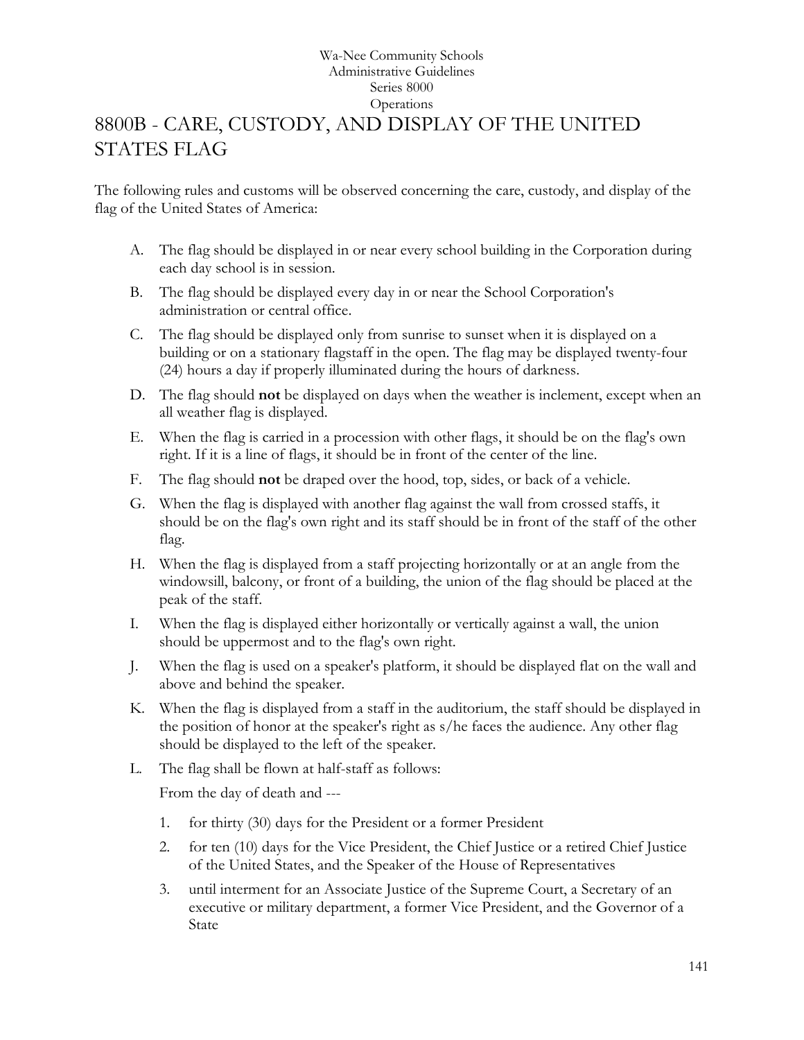Wa-Nee Community Schools
Administrative Guidelines
Series 8000
Operations

# 8800B - CARE, CUSTODY, AND DISPLAY OF THE UNITED STATES FLAG

The following rules and customs will be observed concerning the care, custody, and display of the flag of the United States of America:

A. The flag should be displayed in or near every school building in the Corporation during each day school is in session.

B. The flag should be displayed every day in or near the School Corporation's administration or central office.

C. The flag should be displayed only from sunrise to sunset when it is displayed on a building or on a stationary flagstaff in the open. The flag may be displayed twenty-four (24) hours a day if properly illuminated during the hours of darkness.

D. The flag should **not** be displayed on days when the weather is inclement, except when an all weather flag is displayed.

E. When the flag is carried in a procession with other flags, it should be on the flag's own right. If it is a line of flags, it should be in front of the center of the line.

F. The flag should **not** be draped over the hood, top, sides, or back of a vehicle.

G. When the flag is displayed with another flag against the wall from crossed staffs, it should be on the flag's own right and its staff should be in front of the staff of the other flag.

H. When the flag is displayed from a staff projecting horizontally or at an angle from the windowsill, balcony, or front of a building, the union of the flag should be placed at the peak of the staff.

I. When the flag is displayed either horizontally or vertically against a wall, the union should be uppermost and to the flag's own right.

J. When the flag is used on a speaker's platform, it should be displayed flat on the wall and above and behind the speaker.

K. When the flag is displayed from a staff in the auditorium, the staff should be displayed in the position of honor at the speaker's right as s/he faces the audience. Any other flag should be displayed to the left of the speaker.

L. The flag shall be flown at half-staff as follows:

   From the day of death and ---

   1. for thirty (30) days for the President or a former President
   2. for ten (10) days for the Vice President, the Chief Justice or a retired Chief Justice of the United States, and the Speaker of the House of Representatives
   3. until interment for an Associate Justice of the Supreme Court, a Secretary of an executive or military department, a former Vice President, and the Governor of a State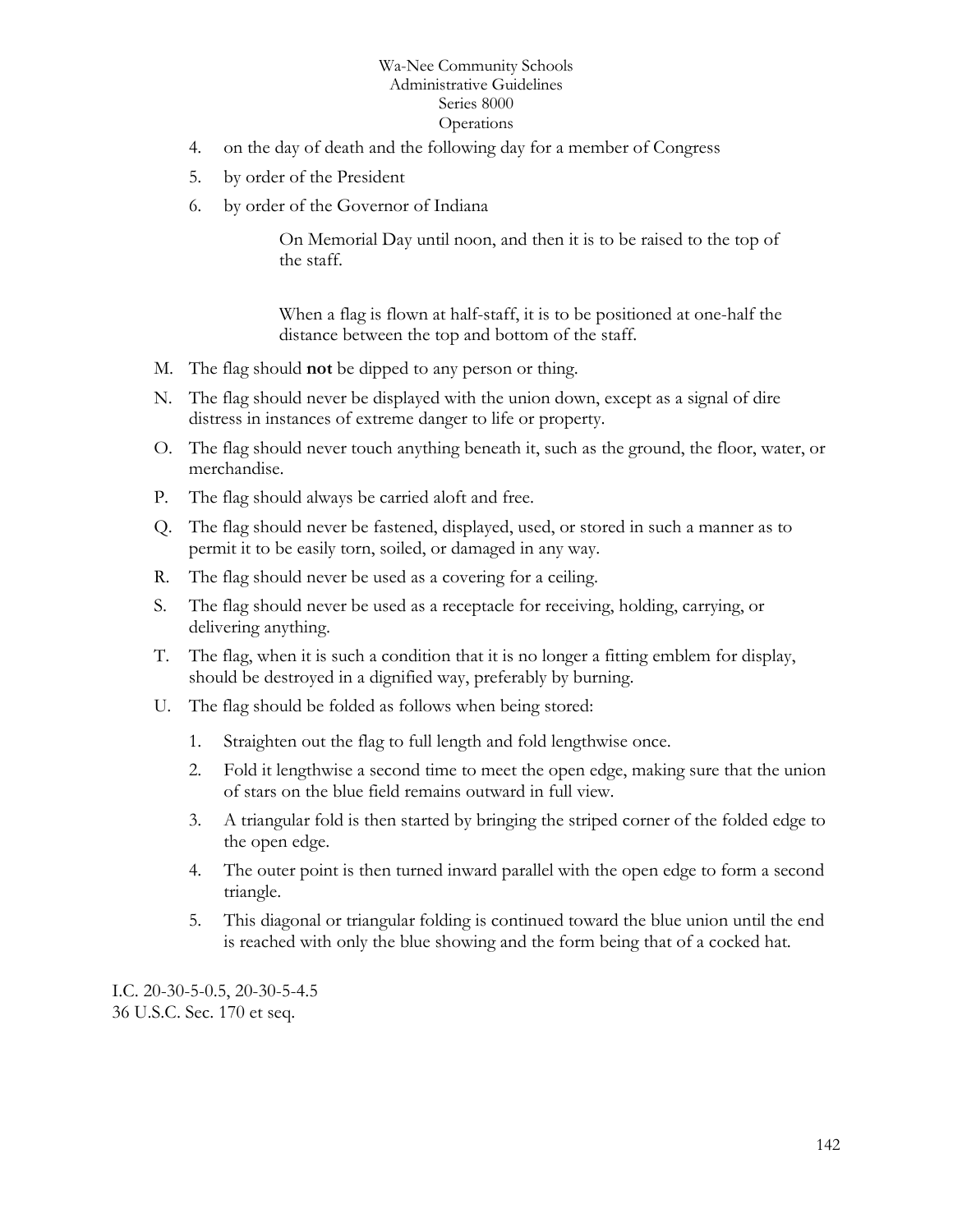4. on the day of death and the following day for a member of Congress
5. by order of the President
6. by order of the Governor of Indiana

    On Memorial Day until noon, and then it is to be raised to the top of the staff.

    When a flag is flown at half-staff, it is to be positioned at one-half the distance between the top and bottom of the staff.

M. The flag should **not** be dipped to any person or thing.

N. The flag should never be displayed with the union down, except as a signal of dire distress in instances of extreme danger to life or property.

O. The flag should never touch anything beneath it, such as the ground, the floor, water, or merchandise.

P. The flag should always be carried aloft and free.

Q. The flag should never be fastened, displayed, used, or stored in such a manner as to permit it to be easily torn, soiled, or damaged in any way.

R. The flag should never be used as a covering for a ceiling.

S. The flag should never be used as a receptacle for receiving, holding, carrying, or delivering anything.

T. The flag, when it is such a condition that it is no longer a fitting emblem for display, should be destroyed in a dignified way, preferably by burning.

U. The flag should be folded as follows when being stored:

    1. Straighten out the flag to full length and fold lengthwise once.
    2. Fold it lengthwise a second time to meet the open edge, making sure that the union of stars on the blue field remains outward in full view.
    3. A triangular fold is then started by bringing the striped corner of the folded edge to the open edge.
    4. The outer point is then turned inward parallel with the open edge to form a second triangle.
    5. This diagonal or triangular folding is continued toward the blue union until the end is reached with only the blue showing and the form being that of a cocked hat.

I.C. 20-30-5-0.5, 20-30-5-4.5
36 U.S.C. Sec. 170 et seq.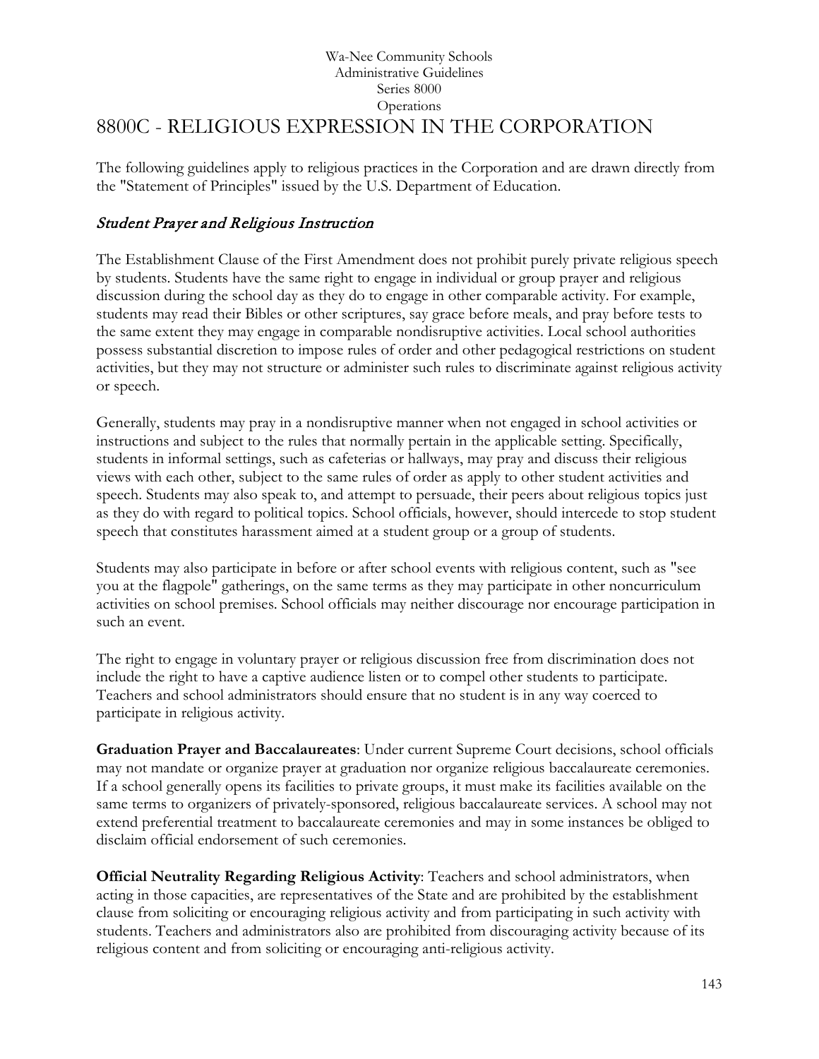Wa-Nee Community Schools
Administrative Guidelines
Series 8000
Operations

# 8800C - RELIGIOUS EXPRESSION IN THE CORPORATION

The following guidelines apply to religious practices in the Corporation and are drawn directly from the "Statement of Principles" issued by the U.S. Department of Education.

## *Student Prayer and Religious Instruction*

The Establishment Clause of the First Amendment does not prohibit purely private religious speech by students. Students have the same right to engage in individual or group prayer and religious discussion during the school day as they do to engage in other comparable activity. For example, students may read their Bibles or other scriptures, say grace before meals, and pray before tests to the same extent they may engage in comparable nondisruptive activities. Local school authorities possess substantial discretion to impose rules of order and other pedagogical restrictions on student activities, but they may not structure or administer such rules to discriminate against religious activity or speech.

Generally, students may pray in a nondisruptive manner when not engaged in school activities or instructions and subject to the rules that normally pertain in the applicable setting. Specifically, students in informal settings, such as cafeterias or hallways, may pray and discuss their religious views with each other, subject to the same rules of order as apply to other student activities and speech. Students may also speak to, and attempt to persuade, their peers about religious topics just as they do with regard to political topics. School officials, however, should intercede to stop student speech that constitutes harassment aimed at a student group or a group of students.

Students may also participate in before or after school events with religious content, such as "see you at the flagpole" gatherings, on the same terms as they may participate in other noncurriculum activities on school premises. School officials may neither discourage nor encourage participation in such an event.

The right to engage in voluntary prayer or religious discussion free from discrimination does not include the right to have a captive audience listen or to compel other students to participate. Teachers and school administrators should ensure that no student is in any way coerced to participate in religious activity.

**Graduation Prayer and Baccalaureates**: Under current Supreme Court decisions, school officials may not mandate or organize prayer at graduation nor organize religious baccalaureate ceremonies. If a school generally opens its facilities to private groups, it must make its facilities available on the same terms to organizers of privately-sponsored, religious baccalaureate services. A school may not extend preferential treatment to baccalaureate ceremonies and may in some instances be obliged to disclaim official endorsement of such ceremonies.

**Official Neutrality Regarding Religious Activity**: Teachers and school administrators, when acting in those capacities, are representatives of the State and are prohibited by the establishment clause from soliciting or encouraging religious activity and from participating in such activity with students. Teachers and administrators also are prohibited from discouraging activity because of its religious content and from soliciting or encouraging anti-religious activity.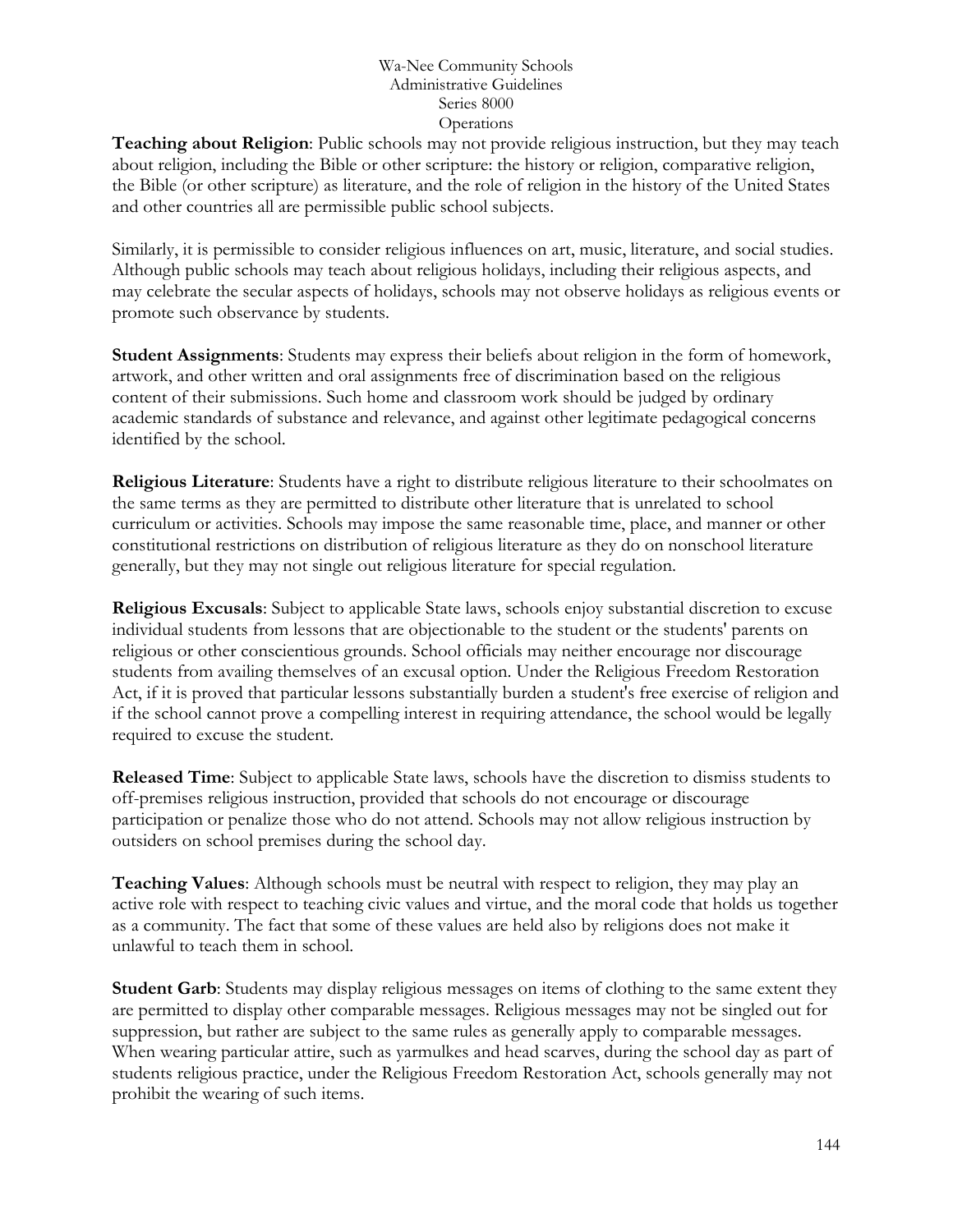**Teaching about Religion**: Public schools may not provide religious instruction, but they may teach about religion, including the Bible or other scripture: the history or religion, comparative religion, the Bible (or other scripture) as literature, and the role of religion in the history of the United States and other countries all are permissible public school subjects.

Similarly, it is permissible to consider religious influences on art, music, literature, and social studies. Although public schools may teach about religious holidays, including their religious aspects, and may celebrate the secular aspects of holidays, schools may not observe holidays as religious events or promote such observance by students.

**Student Assignments**: Students may express their beliefs about religion in the form of homework, artwork, and other written and oral assignments free of discrimination based on the religious content of their submissions. Such home and classroom work should be judged by ordinary academic standards of substance and relevance, and against other legitimate pedagogical concerns identified by the school.

**Religious Literature**: Students have a right to distribute religious literature to their schoolmates on the same terms as they are permitted to distribute other literature that is unrelated to school curriculum or activities. Schools may impose the same reasonable time, place, and manner or other constitutional restrictions on distribution of religious literature as they do on nonschool literature generally, but they may not single out religious literature for special regulation.

**Religious Excusals**: Subject to applicable State laws, schools enjoy substantial discretion to excuse individual students from lessons that are objectionable to the student or the students' parents on religious or other conscientious grounds. School officials may neither encourage nor discourage students from availing themselves of an excusal option. Under the Religious Freedom Restoration Act, if it is proved that particular lessons substantially burden a student's free exercise of religion and if the school cannot prove a compelling interest in requiring attendance, the school would be legally required to excuse the student.

**Released Time**: Subject to applicable State laws, schools have the discretion to dismiss students to off-premises religious instruction, provided that schools do not encourage or discourage participation or penalize those who do not attend. Schools may not allow religious instruction by outsiders on school premises during the school day.

**Teaching Values**: Although schools must be neutral with respect to religion, they may play an active role with respect to teaching civic values and virtue, and the moral code that holds us together as a community. The fact that some of these values are held also by religions does not make it unlawful to teach them in school.

**Student Garb**: Students may display religious messages on items of clothing to the same extent they are permitted to display other comparable messages. Religious messages may not be singled out for suppression, but rather are subject to the same rules as generally apply to comparable messages. When wearing particular attire, such as yarmulkes and head scarves, during the school day as part of students religious practice, under the Religious Freedom Restoration Act, schools generally may not prohibit the wearing of such items.